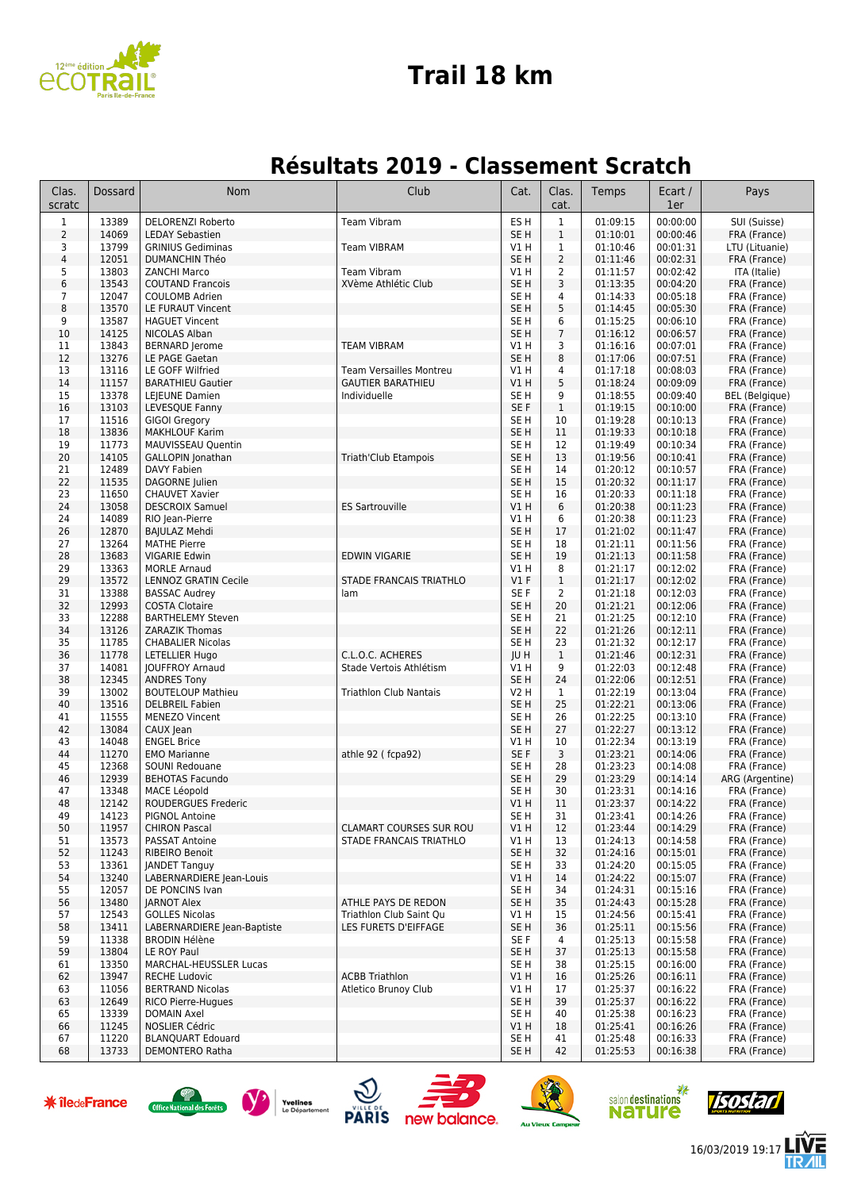# Trail 18 km

## Résultats 2019 - Classement Scratch

| Clas. scratc | Dossard | Nom | Club | Cat. | Clas. cat. | Temps | Ecart / 1er | Pays |
|---|---|---|---|---|---|---|---|---|
| 1 | 13389 | DELORENZI Roberto | Team Vibram | ES H | 1 | 01:09:15 | 00:00:00 | SUI (Suisse) |
| 2 | 14069 | LEDAY Sebastien | | SE H | 1 | 01:10:01 | 00:00:46 | FRA (France) |
| 3 | 13799 | GRINIUS Gediminas | Team VIBRAM | V1 H | 1 | 01:10:46 | 00:01:31 | LTU (Lituanie) |
| 4 | 12051 | DUMANCHIN Théo | | SE H | 2 | 01:11:46 | 00:02:31 | FRA (France) |
| 5 | 13803 | ZANCHI Marco | Team Vibram | V1 H | 2 | 01:11:57 | 00:02:42 | ITA (Italie) |
| 6 | 13543 | COUTAND Francois | XVème Athlétic Club | SE H | 3 | 01:13:35 | 00:04:20 | FRA (France) |
| 7 | 12047 | COULOMB Adrien | | SE H | 4 | 01:14:33 | 00:05:18 | FRA (France) |
| 8 | 13570 | LE FURAUT Vincent | | SE H | 5 | 01:14:45 | 00:05:30 | FRA (France) |
| 9 | 13587 | HAGUET Vincent | | SE H | 6 | 01:15:25 | 00:06:10 | FRA (France) |
| 10 | 14125 | NICOLAS Alban | | SE H | 7 | 01:16:12 | 00:06:57 | FRA (France) |
| 11 | 13843 | BERNARD Jerome | TEAM VIBRAM | V1 H | 3 | 01:16:16 | 00:07:01 | FRA (France) |
| 12 | 13276 | LE PAGE Gaetan | | SE H | 8 | 01:17:06 | 00:07:51 | FRA (France) |
| 13 | 13116 | LE GOFF Wilfried | Team Versailles Montreu | V1 H | 4 | 01:17:18 | 00:08:03 | FRA (France) |
| 14 | 11157 | BARATHIEU Gautier | GAUTIER BARATHIEU | V1 H | 5 | 01:18:24 | 00:09:09 | FRA (France) |
| 15 | 13378 | LEJEUNE Damien | Individuelle | SE H | 9 | 01:18:55 | 00:09:40 | BEL (Belgique) |
| 16 | 13103 | LEVESQUE Fanny | | SE F | 1 | 01:19:15 | 00:10:00 | FRA (France) |
| 17 | 11516 | GIGOI Gregory | | SE H | 10 | 01:19:28 | 00:10:13 | FRA (France) |
| 18 | 13836 | MAKHLOUF Karim | | SE H | 11 | 01:19:33 | 00:10:18 | FRA (France) |
| 19 | 11773 | MAUVISSEAU Quentin | | SE H | 12 | 01:19:49 | 00:10:34 | FRA (France) |
| 20 | 14105 | GALLOPIN Jonathan | Triath'Club Etampois | SE H | 13 | 01:19:56 | 00:10:41 | FRA (France) |
| 21 | 12489 | DAVY Fabien | | SE H | 14 | 01:20:12 | 00:10:57 | FRA (France) |
| 22 | 11535 | DAGORNE Julien | | SE H | 15 | 01:20:32 | 00:11:17 | FRA (France) |
| 23 | 11650 | CHAUVET Xavier | | SE H | 16 | 01:20:33 | 00:11:18 | FRA (France) |
| 24 | 13058 | DESCROIX Samuel | ES Sartrouville | V1 H | 6 | 01:20:38 | 00:11:23 | FRA (France) |
| 24 | 14089 | RIO Jean-Pierre | | V1 H | 6 | 01:20:38 | 00:11:23 | FRA (France) |
| 26 | 12870 | BAJULAZ Mehdi | | SE H | 17 | 01:21:02 | 00:11:47 | FRA (France) |
| 27 | 13264 | MATHE Pierre | | SE H | 18 | 01:21:11 | 00:11:56 | FRA (France) |
| 28 | 13683 | VIGARIE Edwin | EDWIN VIGARIE | SE H | 19 | 01:21:13 | 00:11:58 | FRA (France) |
| 29 | 13363 | MORLE Arnaud | | V1 H | 8 | 01:21:17 | 00:12:02 | FRA (France) |
| 29 | 13572 | LENNOZ GRATIN Cecile | STADE FRANCAIS TRIATHLO | V1 F | 1 | 01:21:17 | 00:12:02 | FRA (France) |
| 31 | 13388 | BASSAC Audrey | lam | SE F | 2 | 01:21:18 | 00:12:03 | FRA (France) |
| 32 | 12993 | COSTA Clotaire | | SE H | 20 | 01:21:21 | 00:12:06 | FRA (France) |
| 33 | 12288 | BARTHELEMY Steven | | SE H | 21 | 01:21:25 | 00:12:10 | FRA (France) |
| 34 | 13126 | ZARAZIK Thomas | | SE H | 22 | 01:21:26 | 00:12:11 | FRA (France) |
| 35 | 11785 | CHABALIER Nicolas | | SE H | 23 | 01:21:32 | 00:12:17 | FRA (France) |
| 36 | 11778 | LETELLIER Hugo | C.L.O.C. ACHERES | JU H | 1 | 01:21:46 | 00:12:31 | FRA (France) |
| 37 | 14081 | JOUFFROY Arnaud | Stade Vertois Athlétism | V1 H | 9 | 01:22:03 | 00:12:48 | FRA (France) |
| 38 | 12345 | ANDRES Tony | | SE H | 24 | 01:22:06 | 00:12:51 | FRA (France) |
| 39 | 13002 | BOUTELOUP Mathieu | Triathlon Club Nantais | V2 H | 1 | 01:22:19 | 00:13:04 | FRA (France) |
| 40 | 13516 | DELBREIL Fabien | | SE H | 25 | 01:22:21 | 00:13:06 | FRA (France) |
| 41 | 11555 | MENEZO Vincent | | SE H | 26 | 01:22:25 | 00:13:10 | FRA (France) |
| 42 | 13084 | CAUX Jean | | SE H | 27 | 01:22:27 | 00:13:12 | FRA (France) |
| 43 | 14048 | ENGEL Brice | | V1 H | 10 | 01:22:34 | 00:13:19 | FRA (France) |
| 44 | 11270 | EMO Marianne | athle 92 ( fcpa92) | SE F | 3 | 01:23:21 | 00:14:06 | FRA (France) |
| 45 | 12368 | SOUNI Redouane | | SE H | 28 | 01:23:23 | 00:14:08 | FRA (France) |
| 46 | 12939 | BEHOTAS Facundo | | SE H | 29 | 01:23:29 | 00:14:14 | ARG (Argentine) |
| 47 | 13348 | MACE Léopold | | SE H | 30 | 01:23:31 | 00:14:16 | FRA (France) |
| 48 | 12142 | ROUDERGUES Frederic | | V1 H | 11 | 01:23:37 | 00:14:22 | FRA (France) |
| 49 | 14123 | PIGNOL Antoine | | SE H | 31 | 01:23:41 | 00:14:26 | FRA (France) |
| 50 | 11957 | CHIRON Pascal | CLAMART COURSES SUR ROU | V1 H | 12 | 01:23:44 | 00:14:29 | FRA (France) |
| 51 | 13573 | PASSAT Antoine | STADE FRANCAIS TRIATHLO | V1 H | 13 | 01:24:13 | 00:14:58 | FRA (France) |
| 52 | 11243 | RIBEIRO Benoit | | SE H | 32 | 01:24:16 | 00:15:01 | FRA (France) |
| 53 | 13361 | JANDET Tanguy | | SE H | 33 | 01:24:20 | 00:15:05 | FRA (France) |
| 54 | 13240 | LABERNARDIERE Jean-Louis | | V1 H | 14 | 01:24:22 | 00:15:07 | FRA (France) |
| 55 | 12057 | DE PONCINS Ivan | | SE H | 34 | 01:24:31 | 00:15:16 | FRA (France) |
| 56 | 13480 | JARNOT Alex | ATHLE PAYS DE REDON | SE H | 35 | 01:24:43 | 00:15:28 | FRA (France) |
| 57 | 12543 | GOLLES Nicolas | Triathlon Club Saint Qu | V1 H | 15 | 01:24:56 | 00:15:41 | FRA (France) |
| 58 | 13411 | LABERNARDIERE Jean-Baptiste | LES FURETS D'EIFFAGE | SE H | 36 | 01:25:11 | 00:15:56 | FRA (France) |
| 59 | 11338 | BRODIN Hélène | | SE F | 4 | 01:25:13 | 00:15:58 | FRA (France) |
| 59 | 13804 | LE ROY Paul | | SE H | 37 | 01:25:13 | 00:15:58 | FRA (France) |
| 61 | 13350 | MARCHAL-HEUSSLER Lucas | | SE H | 38 | 01:25:15 | 00:16:00 | FRA (France) |
| 62 | 13947 | RECHE Ludovic | ACBB Triathlon | V1 H | 16 | 01:25:26 | 00:16:11 | FRA (France) |
| 63 | 11056 | BERTRAND Nicolas | Atletico Brunoy Club | V1 H | 17 | 01:25:37 | 00:16:22 | FRA (France) |
| 63 | 12649 | RICO Pierre-Hugues | | SE H | 39 | 01:25:37 | 00:16:22 | FRA (France) |
| 65 | 13339 | DOMAIN Axel | | SE H | 40 | 01:25:38 | 00:16:23 | FRA (France) |
| 66 | 11245 | NOSLIER Cédric | | V1 H | 18 | 01:25:41 | 00:16:26 | FRA (France) |
| 67 | 11220 | BLANQUART Edouard | | SE H | 41 | 01:25:48 | 00:16:33 | FRA (France) |
| 68 | 13733 | DEMONTERO Ratha | | SE H | 42 | 01:25:53 | 00:16:38 | FRA (France) |

16/03/2019 19:17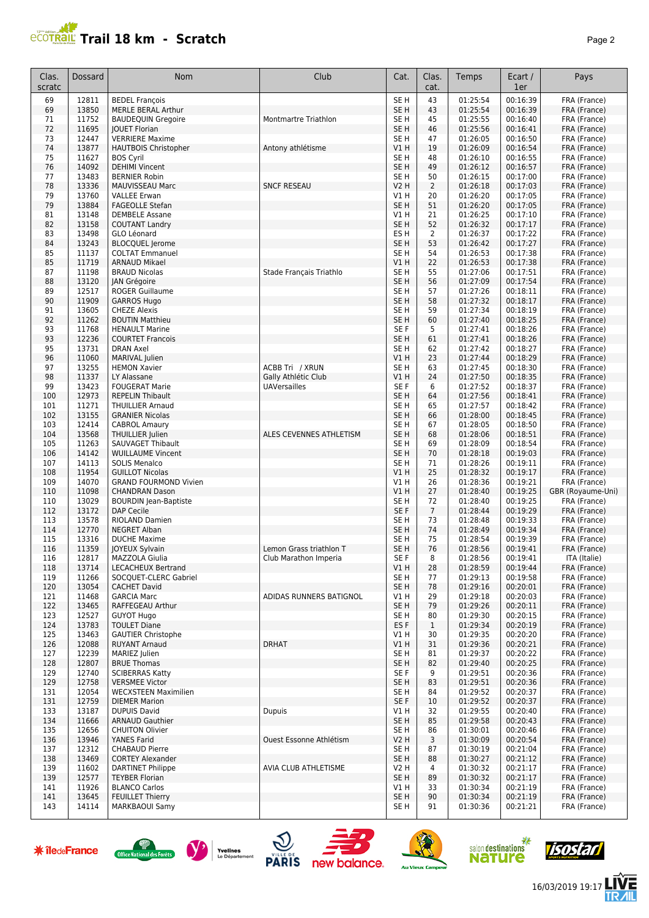# Trail 18 km - Scratch

| Clas. scratc | Dossard | Nom | Club | Cat. | Clas. cat. | Temps | Ecart / 1er | Pays |
|---|---|---|---|---|---|---|---|---|
| 69 | 12811 | BEDEL François | | SE H | 43 | 01:25:54 | 00:16:39 | FRA (France) |
| 69 | 13850 | MERLE BERAL Arthur | | SE H | 43 | 01:25:54 | 00:16:39 | FRA (France) |
| 71 | 11752 | BAUDEQUIN Gregoire | Montmartre Triathlon | SE H | 45 | 01:25:55 | 00:16:40 | FRA (France) |
| 72 | 11695 | JOUET Florian | | SE H | 46 | 01:25:56 | 00:16:41 | FRA (France) |
| 73 | 12447 | VERRIERE Maxime | | SE H | 47 | 01:26:05 | 00:16:50 | FRA (France) |
| 74 | 13877 | HAUTBOIS Christopher | Antony athlétisme | V1 H | 19 | 01:26:09 | 00:16:54 | FRA (France) |
| 75 | 11627 | BOS Cyril | | SE H | 48 | 01:26:10 | 00:16:55 | FRA (France) |
| 76 | 14092 | DEHIMI Vincent | | SE H | 49 | 01:26:12 | 00:16:57 | FRA (France) |
| 77 | 13483 | BERNIER Robin | | SE H | 50 | 01:26:15 | 00:17:00 | FRA (France) |
| 78 | 13336 | MAUVISSEAU Marc | SNCF RESEAU | V2 H | 2 | 01:26:18 | 00:17:03 | FRA (France) |
| 79 | 13760 | VALLEE Erwan | | V1 H | 20 | 01:26:20 | 00:17:05 | FRA (France) |
| 79 | 13884 | FAGEOLLE Stefan | | SE H | 51 | 01:26:20 | 00:17:05 | FRA (France) |
| 81 | 13148 | DEMBELE Assane | | V1 H | 21 | 01:26:25 | 00:17:10 | FRA (France) |
| 82 | 13158 | COUTANT Landry | | SE H | 52 | 01:26:32 | 00:17:17 | FRA (France) |
| 83 | 13498 | GLO Léonard | | ES H | 2 | 01:26:37 | 00:17:22 | FRA (France) |
| 84 | 13243 | BLOCQUEL Jerome | | SE H | 53 | 01:26:42 | 00:17:27 | FRA (France) |
| 85 | 11137 | COLTAT Emmanuel | | SE H | 54 | 01:26:53 | 00:17:38 | FRA (France) |
| 85 | 11719 | ARNAUD Mikael | | V1 H | 22 | 01:26:53 | 00:17:38 | FRA (France) |
| 87 | 11198 | BRAUD Nicolas | Stade Français Triathlo | SE H | 55 | 01:27:06 | 00:17:51 | FRA (France) |
| 88 | 13120 | JAN Grégoire | | SE H | 56 | 01:27:09 | 00:17:54 | FRA (France) |
| 89 | 12517 | ROGER Guillaume | | SE H | 57 | 01:27:26 | 00:18:11 | FRA (France) |
| 90 | 11909 | GARROS Hugo | | SE H | 58 | 01:27:32 | 00:18:17 | FRA (France) |
| 91 | 13605 | CHEZE Alexis | | SE H | 59 | 01:27:34 | 00:18:19 | FRA (France) |
| 92 | 11262 | BOUTIN Matthieu | | SE H | 60 | 01:27:40 | 00:18:25 | FRA (France) |
| 93 | 11768 | HENAULT Marine | | SE F | 5 | 01:27:41 | 00:18:26 | FRA (France) |
| 93 | 12236 | COURTET Francois | | SE H | 61 | 01:27:41 | 00:18:26 | FRA (France) |
| 95 | 13731 | DRAN Axel | | SE H | 62 | 01:27:42 | 00:18:27 | FRA (France) |
| 96 | 11060 | MARIVAL Julien | | V1 H | 23 | 01:27:44 | 00:18:29 | FRA (France) |
| 97 | 13255 | HEMON Xavier | ACBB Tri / XRUN | SE H | 63 | 01:27:45 | 00:18:30 | FRA (France) |
| 98 | 11337 | LY Alassane | Gally Athlétic Club | V1 H | 24 | 01:27:50 | 00:18:35 | FRA (France) |
| 99 | 13423 | FOUGERAT Marie | UAVersailles | SE F | 6 | 01:27:52 | 00:18:37 | FRA (France) |
| 100 | 12973 | REPELIN Thibault | | SE H | 64 | 01:27:56 | 00:18:41 | FRA (France) |
| 101 | 11271 | THUILLIER Arnaud | | SE H | 65 | 01:27:57 | 00:18:42 | FRA (France) |
| 102 | 13155 | GRANIER Nicolas | | SE H | 66 | 01:28:00 | 00:18:45 | FRA (France) |
| 103 | 12414 | CABROL Amaury | | SE H | 67 | 01:28:05 | 00:18:50 | FRA (France) |
| 104 | 13568 | THUILLIER Julien | ALES CEVENNES ATHLETISM | SE H | 68 | 01:28:06 | 00:18:51 | FRA (France) |
| 105 | 11263 | SAUVAGET Thibault | | SE H | 69 | 01:28:09 | 00:18:54 | FRA (France) |
| 106 | 14142 | WUILLAUME Vincent | | SE H | 70 | 01:28:18 | 00:19:03 | FRA (France) |
| 107 | 14113 | SOLIS Menalco | | SE H | 71 | 01:28:26 | 00:19:11 | FRA (France) |
| 108 | 11954 | GUILLOT Nicolas | | V1 H | 25 | 01:28:32 | 00:19:17 | FRA (France) |
| 109 | 14070 | GRAND FOURMOND Vivien | | V1 H | 26 | 01:28:36 | 00:19:21 | FRA (France) |
| 110 | 11098 | CHANDRAN Dason | | V1 H | 27 | 01:28:40 | 00:19:25 | GBR (Royaume-Uni) |
| 110 | 13029 | BOURDIN Jean-Baptiste | | SE H | 72 | 01:28:40 | 00:19:25 | FRA (France) |
| 112 | 13172 | DAP Cecile | | SE F | 7 | 01:28:44 | 00:19:29 | FRA (France) |
| 113 | 13578 | RIOLAND Damien | | SE H | 73 | 01:28:48 | 00:19:33 | FRA (France) |
| 114 | 12770 | NEGRET Alban | | SE H | 74 | 01:28:49 | 00:19:34 | FRA (France) |
| 115 | 13316 | DUCHE Maxime | | SE H | 75 | 01:28:54 | 00:19:39 | FRA (France) |
| 116 | 11359 | JOYEUX Sylvain | Lemon Grass triathlon T | SE H | 76 | 01:28:56 | 00:19:41 | FRA (France) |
| 116 | 12817 | MAZZOLA Giulia | Club Marathon Imperia | SE F | 8 | 01:28:56 | 00:19:41 | ITA (Italie) |
| 118 | 13714 | LECACHEUX Bertrand | | V1 H | 28 | 01:28:59 | 00:19:44 | FRA (France) |
| 119 | 11266 | SOCQUET-CLERC Gabriel | | SE H | 77 | 01:29:13 | 00:19:58 | FRA (France) |
| 120 | 13054 | CACHET David | | SE H | 78 | 01:29:16 | 00:20:01 | FRA (France) |
| 121 | 11468 | GARCIA Marc | ADIDAS RUNNERS BATIGNOL | V1 H | 29 | 01:29:18 | 00:20:03 | FRA (France) |
| 122 | 13465 | RAFFEGEAU Arthur | | SE H | 79 | 01:29:26 | 00:20:11 | FRA (France) |
| 123 | 12527 | GUYOT Hugo | | SE H | 80 | 01:29:30 | 00:20:15 | FRA (France) |
| 124 | 13783 | TOULET Diane | | ES F | 1 | 01:29:34 | 00:20:19 | FRA (France) |
| 125 | 13463 | GAUTIER Christophe | | V1 H | 30 | 01:29:35 | 00:20:20 | FRA (France) |
| 126 | 12088 | RUYANT Arnaud | DRHAT | V1 H | 31 | 01:29:36 | 00:20:21 | FRA (France) |
| 127 | 12239 | MARIEZ Julien | | SE H | 81 | 01:29:37 | 00:20:22 | FRA (France) |
| 128 | 12807 | BRUE Thomas | | SE H | 82 | 01:29:40 | 00:20:25 | FRA (France) |
| 129 | 12740 | SCIBERRAS Katty | | SE F | 9 | 01:29:51 | 00:20:36 | FRA (France) |
| 129 | 12758 | VERSMEE Victor | | SE H | 83 | 01:29:51 | 00:20:36 | FRA (France) |
| 131 | 12054 | WECXSTEEN Maximilien | | SE H | 84 | 01:29:52 | 00:20:37 | FRA (France) |
| 131 | 12759 | DIEMER Marion | | SE F | 10 | 01:29:52 | 00:20:37 | FRA (France) |
| 133 | 13187 | DUPUIS David | Dupuis | V1 H | 32 | 01:29:55 | 00:20:40 | FRA (France) |
| 134 | 11666 | ARNAUD Gauthier | | SE H | 85 | 01:29:58 | 00:20:43 | FRA (France) |
| 135 | 12656 | CHUITON Olivier | | SE H | 86 | 01:30:01 | 00:20:46 | FRA (France) |
| 136 | 13946 | YANES Farid | Ouest Essonne Athlétism | V2 H | 3 | 01:30:09 | 00:20:54 | FRA (France) |
| 137 | 12312 | CHABAUD Pierre | | SE H | 87 | 01:30:19 | 00:21:04 | FRA (France) |
| 138 | 13469 | CORTEY Alexander | | SE H | 88 | 01:30:27 | 00:21:12 | FRA (France) |
| 139 | 11602 | DARTINET Philippe | AVIA CLUB ATHLETISME | V2 H | 4 | 01:30:32 | 00:21:17 | FRA (France) |
| 139 | 12577 | TEYBER Florian | | SE H | 89 | 01:30:32 | 00:21:17 | FRA (France) |
| 141 | 11926 | BLANCO Carlos | | V1 H | 33 | 01:30:34 | 00:21:19 | FRA (France) |
| 141 | 13645 | FEUILLET Thierry | | SE H | 90 | 01:30:34 | 00:21:19 | FRA (France) |
| 143 | 14114 | MARKBAOUI Samy | | SE H | 91 | 01:30:36 | 00:21:21 | FRA (France) |

16/03/2019 19:17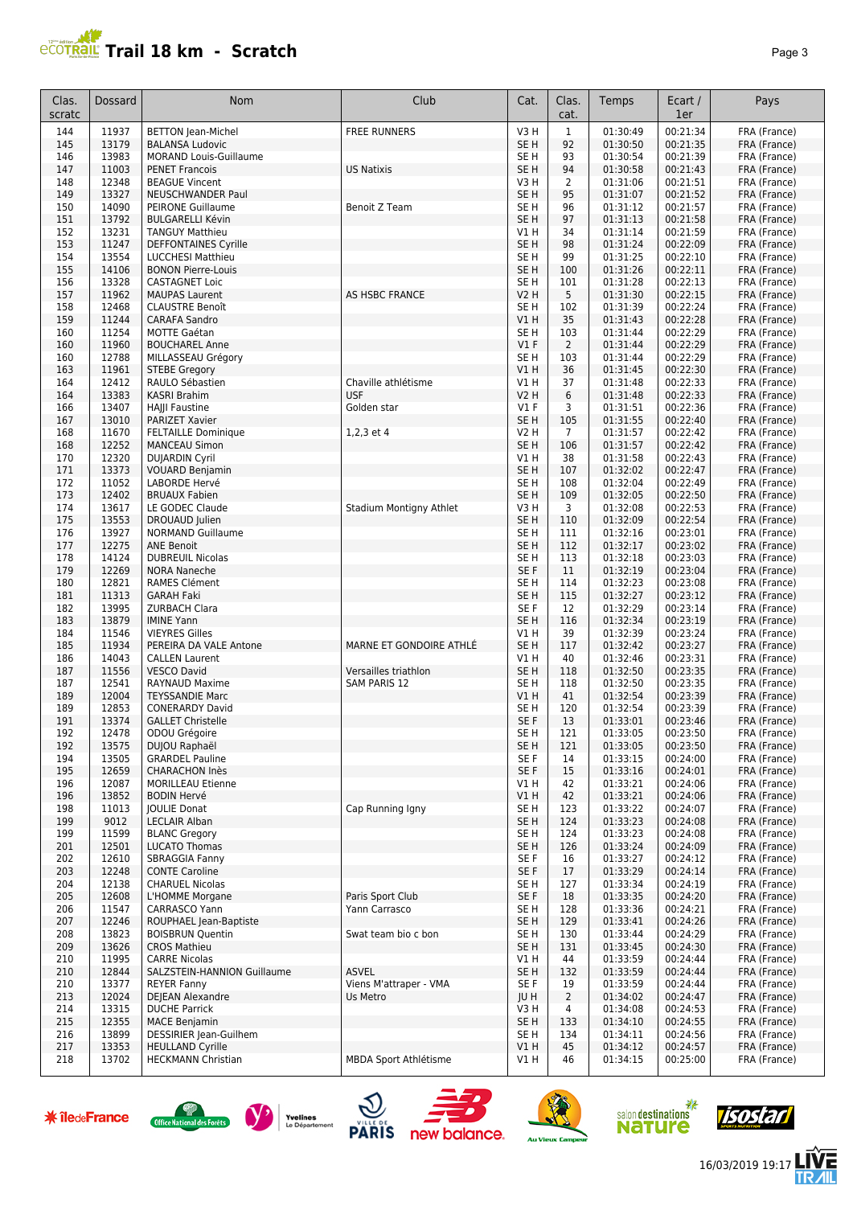# Trail 18 km - Scratch

| Clas. scratc | Dossard | Nom | Club | Cat. | Clas. cat. | Temps | Ecart / 1er | Pays |
|---|---|---|---|---|---|---|---|---|
| 144 | 11937 | BETTON Jean-Michel | FREE RUNNERS | V3 H | 1 | 01:30:49 | 00:21:34 | FRA (France) |
| 145 | 13179 | BALANSA Ludovic | | SE H | 92 | 01:30:50 | 00:21:35 | FRA (France) |
| 146 | 13983 | MORAND Louis-Guillaume | | SE H | 93 | 01:30:54 | 00:21:39 | FRA (France) |
| 147 | 11003 | PENET Francois | US Natixis | SE H | 94 | 01:30:58 | 00:21:43 | FRA (France) |
| 148 | 12348 | BEAGUE Vincent | | V3 H | 2 | 01:31:06 | 00:21:51 | FRA (France) |
| 149 | 13327 | NEUSCHWANDER Paul | | SE H | 95 | 01:31:07 | 00:21:52 | FRA (France) |
| 150 | 14090 | PEIRONE Guillaume | Benoit Z Team | SE H | 96 | 01:31:12 | 00:21:57 | FRA (France) |
| 151 | 13792 | BULGARELLI Kévin | | SE H | 97 | 01:31:13 | 00:21:58 | FRA (France) |
| 152 | 13231 | TANGUY Matthieu | | V1 H | 34 | 01:31:14 | 00:21:59 | FRA (France) |
| 153 | 11247 | DEFFONTAINES Cyrille | | SE H | 98 | 01:31:24 | 00:22:09 | FRA (France) |
| 154 | 13554 | LUCCHESI Matthieu | | SE H | 99 | 01:31:25 | 00:22:10 | FRA (France) |
| 155 | 14106 | BONON Pierre-Louis | | SE H | 100 | 01:31:26 | 00:22:11 | FRA (France) |
| 156 | 13328 | CASTAGNET Loic | | SE H | 101 | 01:31:28 | 00:22:13 | FRA (France) |
| 157 | 11962 | MAUPAS Laurent | AS HSBC FRANCE | V2 H | 5 | 01:31:30 | 00:22:15 | FRA (France) |
| 158 | 12468 | CLAUSTRE Benoît | | SE H | 102 | 01:31:39 | 00:22:24 | FRA (France) |
| 159 | 11244 | CARAFA Sandro | | V1 H | 35 | 01:31:43 | 00:22:28 | FRA (France) |
| 160 | 11254 | MOTTE Gaétan | | SE H | 103 | 01:31:44 | 00:22:29 | FRA (France) |
| 160 | 11960 | BOUCHAREL Anne | | V1 F | 2 | 01:31:44 | 00:22:29 | FRA (France) |
| 160 | 12788 | MILLASSEAU Grégory | | SE H | 103 | 01:31:44 | 00:22:29 | FRA (France) |
| 163 | 11961 | STEBE Gregory | | V1 H | 36 | 01:31:45 | 00:22:30 | FRA (France) |
| 164 | 12412 | RAULO Sébastien | Chaville athlétisme | V1 H | 37 | 01:31:48 | 00:22:33 | FRA (France) |
| 164 | 13383 | KASRI Brahim | USF | V2 H | 6 | 01:31:48 | 00:22:33 | FRA (France) |
| 166 | 13407 | HAJJI Faustine | Golden star | V1 F | 3 | 01:31:51 | 00:22:36 | FRA (France) |
| 167 | 13010 | PARIZET Xavier | | SE H | 105 | 01:31:55 | 00:22:40 | FRA (France) |
| 168 | 11670 | FELTAILLE Dominique | 1,2,3 et 4 | V2 H | 7 | 01:31:57 | 00:22:42 | FRA (France) |
| 168 | 12252 | MANCEAU Simon | | SE H | 106 | 01:31:57 | 00:22:42 | FRA (France) |
| 170 | 12320 | DUJARDIN Cyril | | V1 H | 38 | 01:31:58 | 00:22:43 | FRA (France) |
| 171 | 13373 | VOUARD Benjamin | | SE H | 107 | 01:32:02 | 00:22:47 | FRA (France) |
| 172 | 11052 | LABORDE Hervé | | SE H | 108 | 01:32:04 | 00:22:49 | FRA (France) |
| 173 | 12402 | BRUAUX Fabien | | SE H | 109 | 01:32:05 | 00:22:50 | FRA (France) |
| 174 | 13617 | LE GODEC Claude | Stadium Montigny Athlet | V3 H | 3 | 01:32:08 | 00:22:53 | FRA (France) |
| 175 | 13553 | DROUAUD Julien | | SE H | 110 | 01:32:09 | 00:22:54 | FRA (France) |
| 176 | 13927 | NORMAND Guillaume | | SE H | 111 | 01:32:16 | 00:23:01 | FRA (France) |
| 177 | 12275 | ANE Benoit | | SE H | 112 | 01:32:17 | 00:23:02 | FRA (France) |
| 178 | 14124 | DUBREUIL Nicolas | | SE H | 113 | 01:32:18 | 00:23:03 | FRA (France) |
| 179 | 12269 | NORA Naneche | | SE F | 11 | 01:32:19 | 00:23:04 | FRA (France) |
| 180 | 12821 | RAMES Clément | | SE H | 114 | 01:32:23 | 00:23:08 | FRA (France) |
| 181 | 11313 | GARAH Faki | | SE H | 115 | 01:32:27 | 00:23:12 | FRA (France) |
| 182 | 13995 | ZURBACH Clara | | SE F | 12 | 01:32:29 | 00:23:14 | FRA (France) |
| 183 | 13879 | IMINE Yann | | SE H | 116 | 01:32:34 | 00:23:19 | FRA (France) |
| 184 | 11546 | VIEYRES Gilles | | V1 H | 39 | 01:32:39 | 00:23:24 | FRA (France) |
| 185 | 11934 | PEREIRA DA VALE Antone | MARNE ET GONDOIRE ATHLÉ | SE H | 117 | 01:32:42 | 00:23:27 | FRA (France) |
| 186 | 14043 | CALLEN Laurent | | V1 H | 40 | 01:32:46 | 00:23:31 | FRA (France) |
| 187 | 11556 | VESCO David | Versailles triathlon | SE H | 118 | 01:32:50 | 00:23:35 | FRA (France) |
| 187 | 12541 | RAYNAUD Maxime | SAM PARIS 12 | SE H | 118 | 01:32:50 | 00:23:35 | FRA (France) |
| 189 | 12004 | TEYSSANDIE Marc | | V1 H | 41 | 01:32:54 | 00:23:39 | FRA (France) |
| 189 | 12853 | CONERARDY David | | SE H | 120 | 01:32:54 | 00:23:39 | FRA (France) |
| 191 | 13374 | GALLET Christelle | | SE F | 13 | 01:33:01 | 00:23:46 | FRA (France) |
| 192 | 12478 | ODOU Grégoire | | SE H | 121 | 01:33:05 | 00:23:50 | FRA (France) |
| 192 | 13575 | DUJOU Raphaël | | SE H | 121 | 01:33:05 | 00:23:50 | FRA (France) |
| 194 | 13505 | GRARDEL Pauline | | SE F | 14 | 01:33:15 | 00:24:00 | FRA (France) |
| 195 | 12659 | CHARACHON Inès | | SE F | 15 | 01:33:16 | 00:24:01 | FRA (France) |
| 196 | 12087 | MORILLEAU Etienne | | V1 H | 42 | 01:33:21 | 00:24:06 | FRA (France) |
| 196 | 13852 | BODIN Hervé | | V1 H | 42 | 01:33:21 | 00:24:06 | FRA (France) |
| 198 | 11013 | JOULIE Donat | Cap Running Igny | SE H | 123 | 01:33:22 | 00:24:07 | FRA (France) |
| 199 | 9012 | LECLAIR Alban | | SE H | 124 | 01:33:23 | 00:24:08 | FRA (France) |
| 199 | 11599 | BLANC Gregory | | SE H | 124 | 01:33:23 | 00:24:08 | FRA (France) |
| 201 | 12501 | LUCATO Thomas | | SE H | 126 | 01:33:24 | 00:24:09 | FRA (France) |
| 202 | 12610 | SBRAGGIA Fanny | | SE F | 16 | 01:33:27 | 00:24:12 | FRA (France) |
| 203 | 12248 | CONTE Caroline | | SE F | 17 | 01:33:29 | 00:24:14 | FRA (France) |
| 204 | 12138 | CHARUEL Nicolas | | SE H | 127 | 01:33:34 | 00:24:19 | FRA (France) |
| 205 | 12608 | L'HOMME Morgane | Paris Sport Club | SE F | 18 | 01:33:35 | 00:24:20 | FRA (France) |
| 206 | 11547 | CARRASCO Yann | Yann Carrasco | SE H | 128 | 01:33:36 | 00:24:21 | FRA (France) |
| 207 | 12246 | ROUPHAEL Jean-Baptiste | | SE H | 129 | 01:33:41 | 00:24:26 | FRA (France) |
| 208 | 13823 | BOISBRUN Quentin | Swat team bio c bon | SE H | 130 | 01:33:44 | 00:24:29 | FRA (France) |
| 209 | 13626 | CROS Mathieu | | SE H | 131 | 01:33:45 | 00:24:30 | FRA (France) |
| 210 | 11995 | CARRE Nicolas | | V1 H | 44 | 01:33:59 | 00:24:44 | FRA (France) |
| 210 | 12844 | SALZSTEIN-HANNION Guillaume | ASVEL | SE H | 132 | 01:33:59 | 00:24:44 | FRA (France) |
| 210 | 13377 | REYER Fanny | Viens M'attraper - VMA | SE F | 19 | 01:33:59 | 00:24:44 | FRA (France) |
| 213 | 12024 | DEJEAN Alexandre | Us Metro | JU H | 2 | 01:34:02 | 00:24:47 | FRA (France) |
| 214 | 13315 | DUCHE Parrick | | V3 H | 4 | 01:34:08 | 00:24:53 | FRA (France) |
| 215 | 12355 | MACE Benjamin | | SE H | 133 | 01:34:10 | 00:24:55 | FRA (France) |
| 216 | 13899 | DESSIRIER Jean-Guilhem | | SE H | 134 | 01:34:11 | 00:24:56 | FRA (France) |
| 217 | 13353 | HEULLAND Cyrille | | V1 H | 45 | 01:34:12 | 00:24:57 | FRA (France) |
| 218 | 13702 | HECKMANN Christian | MBDA Sport Athlétisme | V1 H | 46 | 01:34:15 | 00:25:00 | FRA (France) |

16/03/2019 19:17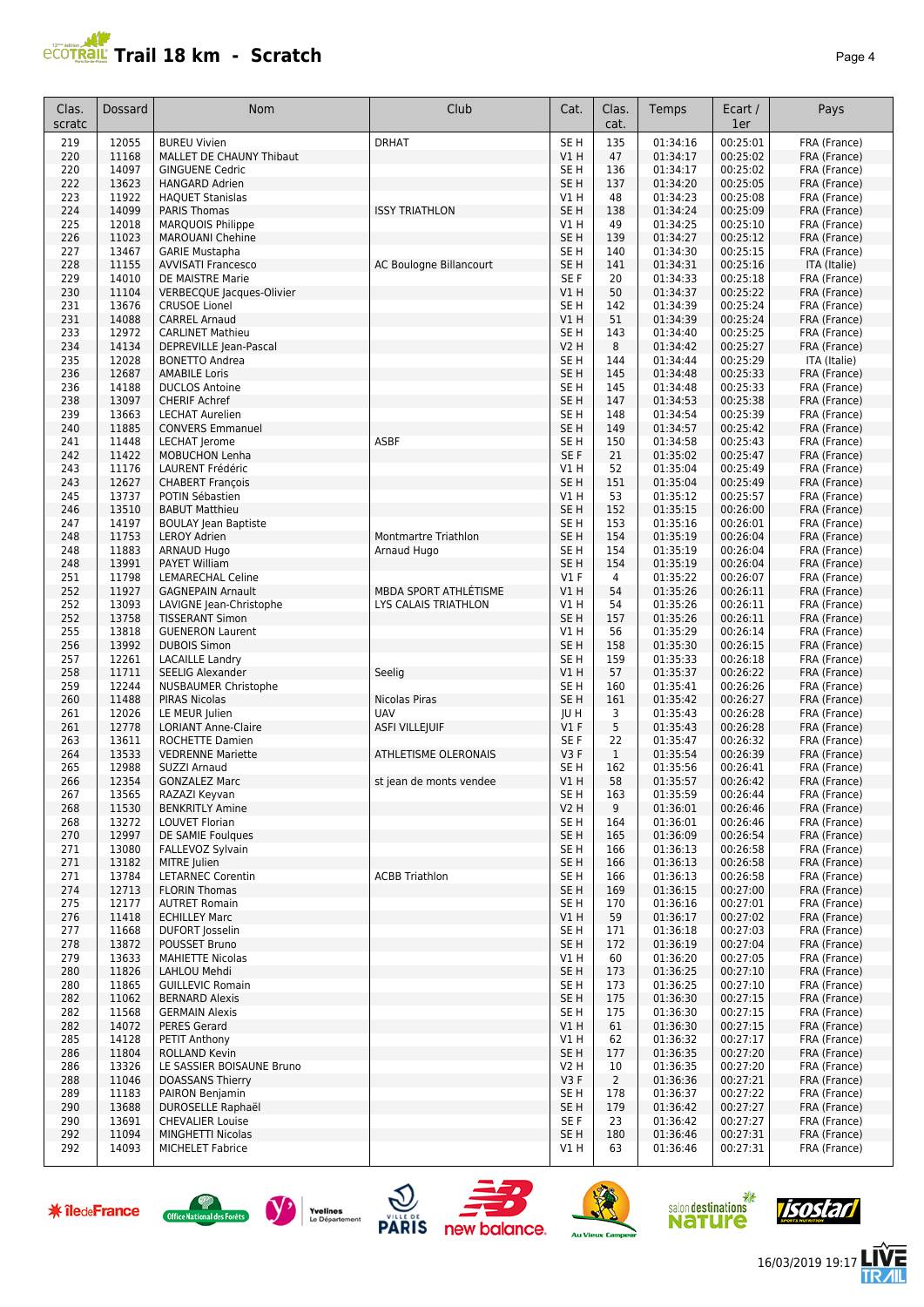# Trail 18 km - Scratch

| Clas. scratc | Dossard | Nom | Club | Cat. | Clas. cat. | Temps | Ecart / 1er | Pays |
|---|---|---|---|---|---|---|---|---|
| 219 | 12055 | BUREU Vivien | DRHAT | SE H | 135 | 01:34:16 | 00:25:01 | FRA (France) |
| 220 | 11168 | MALLET DE CHAUNY Thibaut | | V1 H | 47 | 01:34:17 | 00:25:02 | FRA (France) |
| 220 | 14097 | GINGUENE Cedric | | SE H | 136 | 01:34:17 | 00:25:02 | FRA (France) |
| 222 | 13623 | HANGARD Adrien | | SE H | 137 | 01:34:20 | 00:25:05 | FRA (France) |
| 223 | 11922 | HAQUET Stanislas | | V1 H | 48 | 01:34:23 | 00:25:08 | FRA (France) |
| 224 | 14099 | PARIS Thomas | ISSY TRIATHLON | SE H | 138 | 01:34:24 | 00:25:09 | FRA (France) |
| 225 | 12018 | MARQUOIS Philippe | | V1 H | 49 | 01:34:25 | 00:25:10 | FRA (France) |
| 226 | 11023 | MAROUANI Chehine | | SE H | 139 | 01:34:27 | 00:25:12 | FRA (France) |
| 227 | 13467 | GARIE Mustapha | | SE H | 140 | 01:34:30 | 00:25:15 | FRA (France) |
| 228 | 11155 | AVVISATI Francesco | AC Boulogne Billancourt | SE H | 141 | 01:34:31 | 00:25:16 | ITA (Italie) |
| 229 | 14010 | DE MAISTRE Marie | | SE F | 20 | 01:34:33 | 00:25:18 | FRA (France) |
| 230 | 11104 | VERBECQUE Jacques-Olivier | | V1 H | 50 | 01:34:37 | 00:25:22 | FRA (France) |
| 231 | 13676 | CRUSOE Lionel | | SE H | 142 | 01:34:39 | 00:25:24 | FRA (France) |
| 231 | 14088 | CARREL Arnaud | | V1 H | 51 | 01:34:39 | 00:25:24 | FRA (France) |
| 233 | 12972 | CARLINET Mathieu | | SE H | 143 | 01:34:40 | 00:25:25 | FRA (France) |
| 234 | 14134 | DEPREVILLE Jean-Pascal | | V2 H | 8 | 01:34:42 | 00:25:27 | FRA (France) |
| 235 | 12028 | BONETTO Andrea | | SE H | 144 | 01:34:44 | 00:25:29 | ITA (Italie) |
| 236 | 12687 | AMABILE Loris | | SE H | 145 | 01:34:48 | 00:25:33 | FRA (France) |
| 236 | 14188 | DUCLOS Antoine | | SE H | 145 | 01:34:48 | 00:25:33 | FRA (France) |
| 238 | 13097 | CHERIF Achref | | SE H | 147 | 01:34:53 | 00:25:38 | FRA (France) |
| 239 | 13663 | LECHAT Aurelien | | SE H | 148 | 01:34:54 | 00:25:39 | FRA (France) |
| 240 | 11885 | CONVERS Emmanuel | | SE H | 149 | 01:34:57 | 00:25:42 | FRA (France) |
| 241 | 11448 | LECHAT Jerome | ASBF | SE H | 150 | 01:34:58 | 00:25:43 | FRA (France) |
| 242 | 11422 | MOBUCHON Lenha | | SE F | 21 | 01:35:02 | 00:25:47 | FRA (France) |
| 243 | 11176 | LAURENT Frédéric | | V1 H | 52 | 01:35:04 | 00:25:49 | FRA (France) |
| 243 | 12627 | CHABERT François | | SE H | 151 | 01:35:04 | 00:25:49 | FRA (France) |
| 245 | 13737 | POTIN Sébastien | | V1 H | 53 | 01:35:12 | 00:25:57 | FRA (France) |
| 246 | 13510 | BABUT Matthieu | | SE H | 152 | 01:35:15 | 00:26:00 | FRA (France) |
| 247 | 14197 | BOULAY Jean Baptiste | | SE H | 153 | 01:35:16 | 00:26:01 | FRA (France) |
| 248 | 11753 | LEROY Adrien | Montmartre Triathlon | SE H | 154 | 01:35:19 | 00:26:04 | FRA (France) |
| 248 | 11883 | ARNAUD Hugo | Arnaud Hugo | SE H | 154 | 01:35:19 | 00:26:04 | FRA (France) |
| 248 | 13991 | PAYET William | | SE H | 154 | 01:35:19 | 00:26:04 | FRA (France) |
| 251 | 11798 | LEMARECHAL Celine | | V1 F | 4 | 01:35:22 | 00:26:07 | FRA (France) |
| 252 | 11927 | GAGNEPAIN Arnault | MBDA SPORT ATHLÉTISME | V1 H | 54 | 01:35:26 | 00:26:11 | FRA (France) |
| 252 | 13093 | LAVIGNE Jean-Christophe | LYS CALAIS TRIATHLON | V1 H | 54 | 01:35:26 | 00:26:11 | FRA (France) |
| 252 | 13758 | TISSERANT Simon | | SE H | 157 | 01:35:26 | 00:26:11 | FRA (France) |
| 255 | 13818 | GUENERON Laurent | | V1 H | 56 | 01:35:29 | 00:26:14 | FRA (France) |
| 256 | 13992 | DUBOIS Simon | | SE H | 158 | 01:35:30 | 00:26:15 | FRA (France) |
| 257 | 12261 | LACAILLE Landry | | SE H | 159 | 01:35:33 | 00:26:18 | FRA (France) |
| 258 | 11711 | SEELIG Alexander | Seelig | V1 H | 57 | 01:35:37 | 00:26:22 | FRA (France) |
| 259 | 12244 | NUSBAUMER Christophe | | SE H | 160 | 01:35:41 | 00:26:26 | FRA (France) |
| 260 | 11488 | PIRAS Nicolas | Nicolas Piras | SE H | 161 | 01:35:42 | 00:26:27 | FRA (France) |
| 261 | 12026 | LE MEUR Julien | UAV | JU H | 3 | 01:35:43 | 00:26:28 | FRA (France) |
| 261 | 12778 | LORIANT Anne-Claire | ASFI VILLEJUIF | V1 F | 5 | 01:35:43 | 00:26:28 | FRA (France) |
| 263 | 13611 | ROCHETTE Damien | | SE F | 22 | 01:35:47 | 00:26:32 | FRA (France) |
| 264 | 13533 | VEDRENNE Mariette | ATHLETISME OLERONAIS | V3 F | 1 | 01:35:54 | 00:26:39 | FRA (France) |
| 265 | 12988 | SUZZI Arnaud | | SE H | 162 | 01:35:56 | 00:26:41 | FRA (France) |
| 266 | 12354 | GONZALEZ Marc | st jean de monts vendee | V1 H | 58 | 01:35:57 | 00:26:42 | FRA (France) |
| 267 | 13565 | RAZAZI Keyvan | | SE H | 163 | 01:35:59 | 00:26:44 | FRA (France) |
| 268 | 11530 | BENKRITLY Amine | | V2 H | 9 | 01:36:01 | 00:26:46 | FRA (France) |
| 268 | 13272 | LOUVET Florian | | SE H | 164 | 01:36:01 | 00:26:46 | FRA (France) |
| 270 | 12997 | DE SAMIE Foulques | | SE H | 165 | 01:36:09 | 00:26:54 | FRA (France) |
| 271 | 13080 | FALLEVOZ Sylvain | | SE H | 166 | 01:36:13 | 00:26:58 | FRA (France) |
| 271 | 13182 | MITRE Julien | | SE H | 166 | 01:36:13 | 00:26:58 | FRA (France) |
| 271 | 13784 | LETARNEC Corentin | ACBB Triathlon | SE H | 166 | 01:36:13 | 00:26:58 | FRA (France) |
| 274 | 12713 | FLORIN Thomas | | SE H | 169 | 01:36:15 | 00:27:00 | FRA (France) |
| 275 | 12177 | AUTRET Romain | | SE H | 170 | 01:36:16 | 00:27:01 | FRA (France) |
| 276 | 11418 | ECHILLEY Marc | | V1 H | 59 | 01:36:17 | 00:27:02 | FRA (France) |
| 277 | 11668 | DUFORT Josselin | | SE H | 171 | 01:36:18 | 00:27:03 | FRA (France) |
| 278 | 13872 | POUSSET Bruno | | SE H | 172 | 01:36:19 | 00:27:04 | FRA (France) |
| 279 | 13633 | MAHIETTE Nicolas | | V1 H | 60 | 01:36:20 | 00:27:05 | FRA (France) |
| 280 | 11826 | LAHLOU Mehdi | | SE H | 173 | 01:36:25 | 00:27:10 | FRA (France) |
| 280 | 11865 | GUILLEVIC Romain | | SE H | 173 | 01:36:25 | 00:27:10 | FRA (France) |
| 282 | 11062 | BERNARD Alexis | | SE H | 175 | 01:36:30 | 00:27:15 | FRA (France) |
| 282 | 11568 | GERMAIN Alexis | | SE H | 175 | 01:36:30 | 00:27:15 | FRA (France) |
| 282 | 14072 | PERES Gerard | | V1 H | 61 | 01:36:30 | 00:27:15 | FRA (France) |
| 285 | 14128 | PETIT Anthony | | V1 H | 62 | 01:36:32 | 00:27:17 | FRA (France) |
| 286 | 11804 | ROLLAND Kevin | | SE H | 177 | 01:36:35 | 00:27:20 | FRA (France) |
| 286 | 13326 | LE SASSIER BOISAUNE Bruno | | V2 H | 10 | 01:36:35 | 00:27:20 | FRA (France) |
| 288 | 11046 | DOASSANS Thierry | | V3 F | 2 | 01:36:36 | 00:27:21 | FRA (France) |
| 289 | 11183 | PAIRON Benjamin | | SE H | 178 | 01:36:37 | 00:27:22 | FRA (France) |
| 290 | 13688 | DUROSELLE Raphaël | | SE H | 179 | 01:36:42 | 00:27:27 | FRA (France) |
| 290 | 13691 | CHEVALIER Louise | | SE F | 23 | 01:36:42 | 00:27:27 | FRA (France) |
| 292 | 11094 | MINGHETTI Nicolas | | SE H | 180 | 01:36:46 | 00:27:31 | FRA (France) |
| 292 | 14093 | MICHELET Fabrice | | V1 H | 63 | 01:36:46 | 00:27:31 | FRA (France) |

16/03/2019 19:17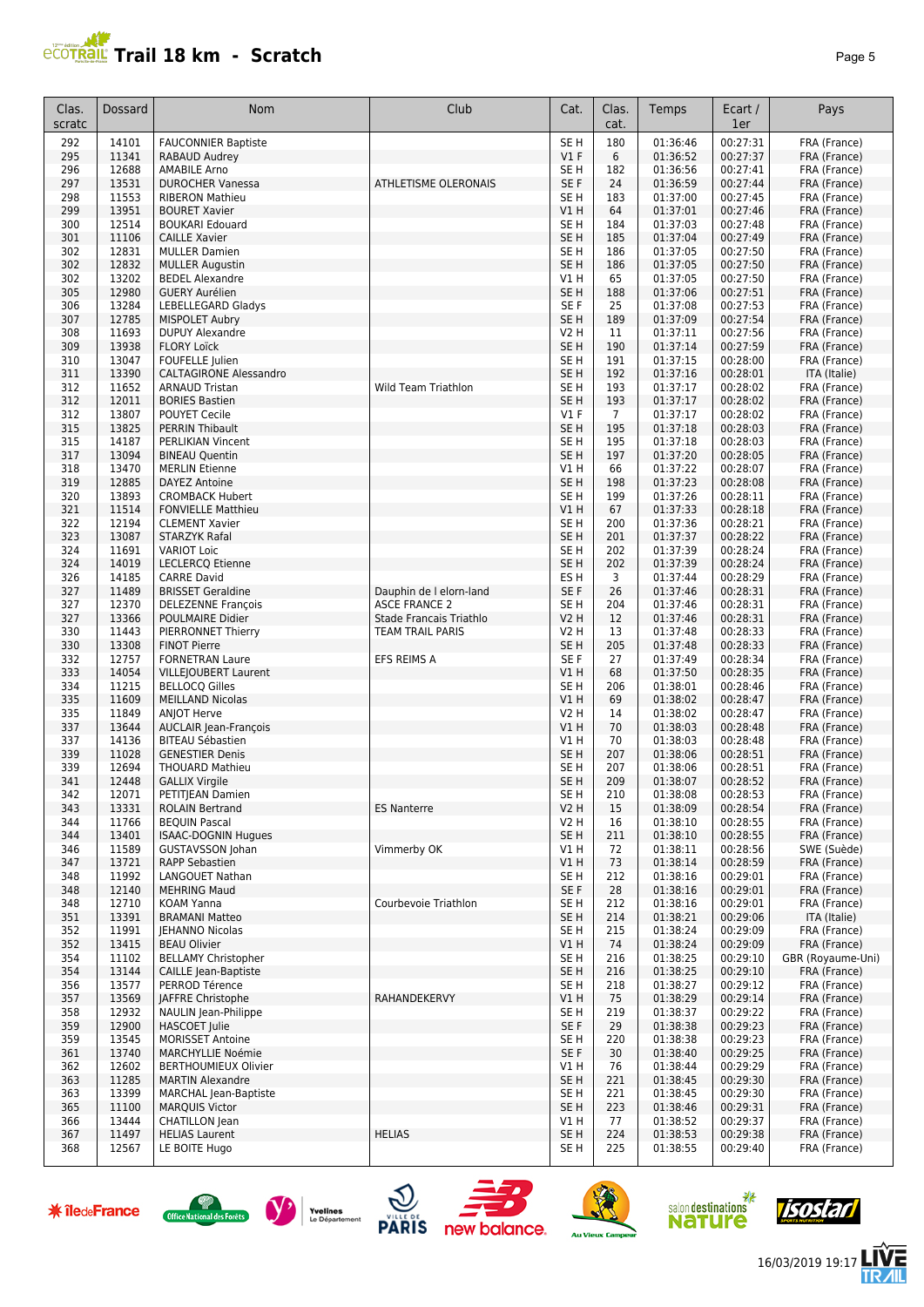# Trail 18 km - Scratch

| Clas. scratc | Dossard | Nom | Club | Cat. | Clas. cat. | Temps | Ecart / 1er | Pays |
|---|---|---|---|---|---|---|---|---|
| 292 | 14101 | FAUCONNIER Baptiste | | SE H | 180 | 01:36:46 | 00:27:31 | FRA (France) |
| 295 | 11341 | RABAUD Audrey | | V1 F | 6 | 01:36:52 | 00:27:37 | FRA (France) |
| 296 | 12688 | AMABILE Arno | | SE H | 182 | 01:36:56 | 00:27:41 | FRA (France) |
| 297 | 13531 | DUROCHER Vanessa | ATHLETISME OLERONAIS | SE F | 24 | 01:36:59 | 00:27:44 | FRA (France) |
| 298 | 11553 | RIBERON Mathieu | | SE H | 183 | 01:37:00 | 00:27:45 | FRA (France) |
| 299 | 13951 | BOURET Xavier | | V1 H | 64 | 01:37:01 | 00:27:46 | FRA (France) |
| 300 | 12514 | BOUKARI Edouard | | SE H | 184 | 01:37:03 | 00:27:48 | FRA (France) |
| 301 | 11106 | CAILLE Xavier | | SE H | 185 | 01:37:04 | 00:27:49 | FRA (France) |
| 302 | 12831 | MULLER Damien | | SE H | 186 | 01:37:05 | 00:27:50 | FRA (France) |
| 302 | 12832 | MULLER Augustin | | SE H | 186 | 01:37:05 | 00:27:50 | FRA (France) |
| 302 | 13202 | BEDEL Alexandre | | V1 H | 65 | 01:37:05 | 00:27:50 | FRA (France) |
| 305 | 12980 | GUERY Aurélien | | SE H | 188 | 01:37:06 | 00:27:51 | FRA (France) |
| 306 | 13284 | LEBELLEGARD Gladys | | SE F | 25 | 01:37:08 | 00:27:53 | FRA (France) |
| 307 | 12785 | MISPOLET Aubry | | SE H | 189 | 01:37:09 | 00:27:54 | FRA (France) |
| 308 | 11693 | DUPUY Alexandre | | V2 H | 11 | 01:37:11 | 00:27:56 | FRA (France) |
| 309 | 13938 | FLORY Loïck | | SE H | 190 | 01:37:14 | 00:27:59 | FRA (France) |
| 310 | 13047 | FOUFELLE Julien | | SE H | 191 | 01:37:15 | 00:28:00 | FRA (France) |
| 311 | 13390 | CALTAGIRONE Alessandro | | SE H | 192 | 01:37:16 | 00:28:01 | ITA (Italie) |
| 312 | 11652 | ARNAUD Tristan | Wild Team Triathlon | SE H | 193 | 01:37:17 | 00:28:02 | FRA (France) |
| 312 | 12011 | BORIES Bastien | | SE H | 193 | 01:37:17 | 00:28:02 | FRA (France) |
| 312 | 13807 | POUYET Cecile | | V1 F | 7 | 01:37:17 | 00:28:02 | FRA (France) |
| 315 | 13825 | PERRIN Thibault | | SE H | 195 | 01:37:18 | 00:28:03 | FRA (France) |
| 315 | 14187 | PERLIKIAN Vincent | | SE H | 195 | 01:37:18 | 00:28:03 | FRA (France) |
| 317 | 13094 | BINEAU Quentin | | SE H | 197 | 01:37:20 | 00:28:05 | FRA (France) |
| 318 | 13470 | MERLIN Etienne | | V1 H | 66 | 01:37:22 | 00:28:07 | FRA (France) |
| 319 | 12885 | DAYEZ Antoine | | SE H | 198 | 01:37:23 | 00:28:08 | FRA (France) |
| 320 | 13893 | CROMBACK Hubert | | SE H | 199 | 01:37:26 | 00:28:11 | FRA (France) |
| 321 | 11514 | FONVIELLE Matthieu | | V1 H | 67 | 01:37:33 | 00:28:18 | FRA (France) |
| 322 | 12194 | CLEMENT Xavier | | SE H | 200 | 01:37:36 | 00:28:21 | FRA (France) |
| 323 | 13087 | STARZYK Rafal | | SE H | 201 | 01:37:37 | 00:28:22 | FRA (France) |
| 324 | 11691 | VARIOT Loic | | SE H | 202 | 01:37:39 | 00:28:24 | FRA (France) |
| 324 | 14019 | LECLERCQ Etienne | | SE H | 202 | 01:37:39 | 00:28:24 | FRA (France) |
| 326 | 14185 | CARRE David | | ES H | 3 | 01:37:44 | 00:28:29 | FRA (France) |
| 327 | 11489 | BRISSET Geraldine | Dauphin de l elorn-land | SE F | 26 | 01:37:46 | 00:28:31 | FRA (France) |
| 327 | 12370 | DELEZENNE François | ASCE FRANCE 2 | SE H | 204 | 01:37:46 | 00:28:31 | FRA (France) |
| 327 | 13366 | POULMAIRE Didier | Stade Francais Triathlo | V2 H | 12 | 01:37:46 | 00:28:31 | FRA (France) |
| 330 | 11443 | PIERRONNET Thierry | TEAM TRAIL PARIS | V2 H | 13 | 01:37:48 | 00:28:33 | FRA (France) |
| 330 | 13308 | FINOT Pierre | | SE H | 205 | 01:37:48 | 00:28:33 | FRA (France) |
| 332 | 12757 | FORNETRAN Laure | EFS REIMS A | SE F | 27 | 01:37:49 | 00:28:34 | FRA (France) |
| 333 | 14054 | VILLEJOUBERT Laurent | | V1 H | 68 | 01:37:50 | 00:28:35 | FRA (France) |
| 334 | 11215 | BELLOCQ Gilles | | SE H | 206 | 01:38:01 | 00:28:46 | FRA (France) |
| 335 | 11609 | MEILLAND Nicolas | | V1 H | 69 | 01:38:02 | 00:28:47 | FRA (France) |
| 335 | 11849 | ANJOT Herve | | V2 H | 14 | 01:38:02 | 00:28:47 | FRA (France) |
| 337 | 13644 | AUCLAIR Jean-François | | V1 H | 70 | 01:38:03 | 00:28:48 | FRA (France) |
| 337 | 14136 | BITEAU Sébastien | | V1 H | 70 | 01:38:03 | 00:28:48 | FRA (France) |
| 339 | 11028 | GENESTIER Denis | | SE H | 207 | 01:38:06 | 00:28:51 | FRA (France) |
| 339 | 12694 | THOUARD Mathieu | | SE H | 207 | 01:38:06 | 00:28:51 | FRA (France) |
| 341 | 12448 | GALLIX Virgile | | SE H | 209 | 01:38:07 | 00:28:52 | FRA (France) |
| 342 | 12071 | PETITJEAN Damien | | SE H | 210 | 01:38:08 | 00:28:53 | FRA (France) |
| 343 | 13331 | ROLAIN Bertrand | ES Nanterre | V2 H | 15 | 01:38:09 | 00:28:54 | FRA (France) |
| 344 | 11766 | BEQUIN Pascal | | V2 H | 16 | 01:38:10 | 00:28:55 | FRA (France) |
| 344 | 13401 | ISAAC-DOGNIN Hugues | | SE H | 211 | 01:38:10 | 00:28:55 | FRA (France) |
| 346 | 11589 | GUSTAVSSON Johan | Vimmerby OK | V1 H | 72 | 01:38:11 | 00:28:56 | SWE (Suède) |
| 347 | 13721 | RAPP Sebastien | | V1 H | 73 | 01:38:14 | 00:28:59 | FRA (France) |
| 348 | 11992 | LANGOUET Nathan | | SE H | 212 | 01:38:16 | 00:29:01 | FRA (France) |
| 348 | 12140 | MEHRING Maud | | SE F | 28 | 01:38:16 | 00:29:01 | FRA (France) |
| 348 | 12710 | KOAM Yanna | Courbevoie Triathlon | SE H | 212 | 01:38:16 | 00:29:01 | FRA (France) |
| 351 | 13391 | BRAMANI Matteo | | SE H | 214 | 01:38:21 | 00:29:06 | ITA (Italie) |
| 352 | 11991 | JEHANNO Nicolas | | SE H | 215 | 01:38:24 | 00:29:09 | FRA (France) |
| 352 | 13415 | BEAU Olivier | | V1 H | 74 | 01:38:24 | 00:29:09 | FRA (France) |
| 354 | 11102 | BELLAMY Christopher | | SE H | 216 | 01:38:25 | 00:29:10 | GBR (Royaume-Uni) |
| 354 | 13144 | CAILLE Jean-Baptiste | | SE H | 216 | 01:38:25 | 00:29:10 | FRA (France) |
| 356 | 13577 | PERROD Térence | | SE H | 218 | 01:38:27 | 00:29:12 | FRA (France) |
| 357 | 13569 | JAFFRE Christophe | RAHANDEKERVY | V1 H | 75 | 01:38:29 | 00:29:14 | FRA (France) |
| 358 | 12932 | NAULIN Jean-Philippe | | SE H | 219 | 01:38:37 | 00:29:22 | FRA (France) |
| 359 | 12900 | HASCOET Julie | | SE F | 29 | 01:38:38 | 00:29:23 | FRA (France) |
| 359 | 13545 | MORISSET Antoine | | SE H | 220 | 01:38:38 | 00:29:23 | FRA (France) |
| 361 | 13740 | MARCHYLLIE Noémie | | SE F | 30 | 01:38:40 | 00:29:25 | FRA (France) |
| 362 | 12602 | BERTHOUMIEUX Olivier | | V1 H | 76 | 01:38:44 | 00:29:29 | FRA (France) |
| 363 | 11285 | MARTIN Alexandre | | SE H | 221 | 01:38:45 | 00:29:30 | FRA (France) |
| 363 | 13399 | MARCHAL Jean-Baptiste | | SE H | 221 | 01:38:45 | 00:29:30 | FRA (France) |
| 365 | 11100 | MARQUIS Victor | | SE H | 223 | 01:38:46 | 00:29:31 | FRA (France) |
| 366 | 13444 | CHATILLON Jean | | V1 H | 77 | 01:38:52 | 00:29:37 | FRA (France) |
| 367 | 11497 | HELIAS Laurent | HELIAS | SE H | 224 | 01:38:53 | 00:29:38 | FRA (France) |
| 368 | 12567 | LE BOITE Hugo | | SE H | 225 | 01:38:55 | 00:29:40 | FRA (France) |

16/03/2019 19:17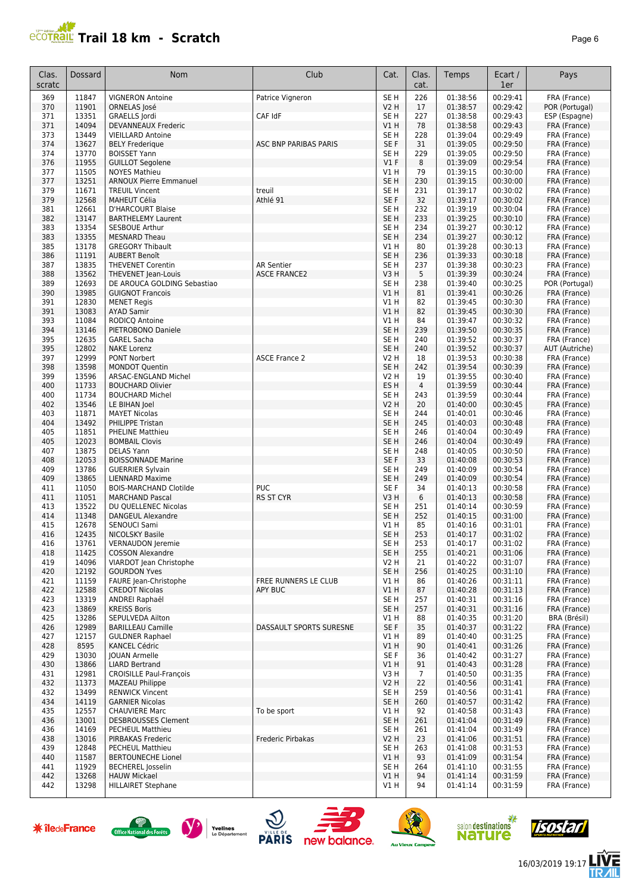# Trail 18 km - Scratch

| Clas. scratc | Dossard | Nom | Club | Cat. | Clas. cat. | Temps | Ecart / 1er | Pays |
|---|---|---|---|---|---|---|---|---|
| 369 | 11847 | VIGNERON Antoine | Patrice Vigneron | SE H | 226 | 01:38:56 | 00:29:41 | FRA (France) |
| 370 | 11901 | ORNELAS José | | V2 H | 17 | 01:38:57 | 00:29:42 | POR (Portugal) |
| 371 | 13351 | GRAELLS Jordi | CAF IdF | SE H | 227 | 01:38:58 | 00:29:43 | ESP (Espagne) |
| 371 | 14094 | DEVANNEAUX Frederic | | V1 H | 78 | 01:38:58 | 00:29:43 | FRA (France) |
| 373 | 13449 | VIEILLARD Antoine | | SE H | 228 | 01:39:04 | 00:29:49 | FRA (France) |
| 374 | 13627 | BELY Frederique | ASC BNP PARIBAS PARIS | SE F | 31 | 01:39:05 | 00:29:50 | FRA (France) |
| 374 | 13770 | BOISSET Yann | | SE H | 229 | 01:39:05 | 00:29:50 | FRA (France) |
| 376 | 11955 | GUILLOT Segolene | | V1 F | 8 | 01:39:09 | 00:29:54 | FRA (France) |
| 377 | 11505 | NOYES Mathieu | | V1 H | 79 | 01:39:15 | 00:30:00 | FRA (France) |
| 377 | 13251 | ARNOUX Pierre Emmanuel | | SE H | 230 | 01:39:15 | 00:30:00 | FRA (France) |
| 379 | 11671 | TREUIL Vincent | treuil | SE H | 231 | 01:39:17 | 00:30:02 | FRA (France) |
| 379 | 12568 | MAHEUT Célia | Athlé 91 | SE F | 32 | 01:39:17 | 00:30:02 | FRA (France) |
| 381 | 12661 | D'HARCOURT Blaise | | SE H | 232 | 01:39:19 | 00:30:04 | FRA (France) |
| 382 | 13147 | BARTHELEMY Laurent | | SE H | 233 | 01:39:25 | 00:30:10 | FRA (France) |
| 383 | 13354 | SESBOUE Arthur | | SE H | 234 | 01:39:27 | 00:30:12 | FRA (France) |
| 383 | 13355 | MESNARD Theau | | SE H | 234 | 01:39:27 | 00:30:12 | FRA (France) |
| 385 | 13178 | GREGORY Thibault | | V1 H | 80 | 01:39:28 | 00:30:13 | FRA (France) |
| 386 | 11191 | AUBERT Benoît | | SE H | 236 | 01:39:33 | 00:30:18 | FRA (France) |
| 387 | 13835 | THEVENET Corentin | AR Sentier | SE H | 237 | 01:39:38 | 00:30:23 | FRA (France) |
| 388 | 13562 | THEVENET Jean-Louis | ASCE FRANCE2 | V3 H | 5 | 01:39:39 | 00:30:24 | FRA (France) |
| 389 | 12693 | DE AROUCA GOLDING Sebastiao | | SE H | 238 | 01:39:40 | 00:30:25 | POR (Portugal) |
| 390 | 13985 | GUIGNOT Francois | | V1 H | 81 | 01:39:41 | 00:30:26 | FRA (France) |
| 391 | 12830 | MENET Regis | | V1 H | 82 | 01:39:45 | 00:30:30 | FRA (France) |
| 391 | 13083 | AYAD Samir | | V1 H | 82 | 01:39:45 | 00:30:30 | FRA (France) |
| 393 | 11084 | RODICQ Antoine | | V1 H | 84 | 01:39:47 | 00:30:32 | FRA (France) |
| 394 | 13146 | PIETROBONO Daniele | | SE H | 239 | 01:39:50 | 00:30:35 | FRA (France) |
| 395 | 12635 | GAREL Sacha | | SE H | 240 | 01:39:52 | 00:30:37 | FRA (France) |
| 395 | 12802 | NAKE Lorenz | | SE H | 240 | 01:39:52 | 00:30:37 | AUT (Autriche) |
| 397 | 12999 | PONT Norbert | ASCE France 2 | V2 H | 18 | 01:39:53 | 00:30:38 | FRA (France) |
| 398 | 13598 | MONDOT Quentin | | SE H | 242 | 01:39:54 | 00:30:39 | FRA (France) |
| 399 | 13596 | ARSAC-ENGLAND Michel | | V2 H | 19 | 01:39:55 | 00:30:40 | FRA (France) |
| 400 | 11733 | BOUCHARD Olivier | | ES H | 4 | 01:39:59 | 00:30:44 | FRA (France) |
| 400 | 11734 | BOUCHARD Michel | | SE H | 243 | 01:39:59 | 00:30:44 | FRA (France) |
| 402 | 13546 | LE BIHAN Joel | | V2 H | 20 | 01:40:00 | 00:30:45 | FRA (France) |
| 403 | 11871 | MAYET Nicolas | | SE H | 244 | 01:40:01 | 00:30:46 | FRA (France) |
| 404 | 13492 | PHILIPPE Tristan | | SE H | 245 | 01:40:03 | 00:30:48 | FRA (France) |
| 405 | 11851 | PHELINE Matthieu | | SE H | 246 | 01:40:04 | 00:30:49 | FRA (France) |
| 405 | 12023 | BOMBAIL Clovis | | SE H | 246 | 01:40:04 | 00:30:49 | FRA (France) |
| 407 | 13875 | DELAS Yann | | SE H | 248 | 01:40:05 | 00:30:50 | FRA (France) |
| 408 | 12053 | BOISSONNADE Marine | | SE F | 33 | 01:40:08 | 00:30:53 | FRA (France) |
| 409 | 13786 | GUERRIER Sylvain | | SE H | 249 | 01:40:09 | 00:30:54 | FRA (France) |
| 409 | 13865 | LIENNARD Maxime | | SE H | 249 | 01:40:09 | 00:30:54 | FRA (France) |
| 411 | 11050 | BOIS-MARCHAND Clotilde | PUC | SE F | 34 | 01:40:13 | 00:30:58 | FRA (France) |
| 411 | 11051 | MARCHAND Pascal | RS ST CYR | V3 H | 6 | 01:40:13 | 00:30:58 | FRA (France) |
| 413 | 13522 | DU QUELLENEC Nicolas | | SE H | 251 | 01:40:14 | 00:30:59 | FRA (France) |
| 414 | 11348 | DANGEUL Alexandre | | SE H | 252 | 01:40:15 | 00:31:00 | FRA (France) |
| 415 | 12678 | SENOUCI Sami | | V1 H | 85 | 01:40:16 | 00:31:01 | FRA (France) |
| 416 | 12435 | NICOLSKY Basile | | SE H | 253 | 01:40:17 | 00:31:02 | FRA (France) |
| 416 | 13761 | VERNAUDON Jeremie | | SE H | 253 | 01:40:17 | 00:31:02 | FRA (France) |
| 418 | 11425 | COSSON Alexandre | | SE H | 255 | 01:40:21 | 00:31:06 | FRA (France) |
| 419 | 14096 | VIARDOT Jean Christophe | | V2 H | 21 | 01:40:22 | 00:31:07 | FRA (France) |
| 420 | 12192 | GOURDON Yves | | SE H | 256 | 01:40:25 | 00:31:10 | FRA (France) |
| 421 | 11159 | FAURE Jean-Christophe | FREE RUNNERS LE CLUB | V1 H | 86 | 01:40:26 | 00:31:11 | FRA (France) |
| 422 | 12588 | CREDOT Nicolas | APY BUC | V1 H | 87 | 01:40:28 | 00:31:13 | FRA (France) |
| 423 | 13319 | ANDREI Raphaël | | SE H | 257 | 01:40:31 | 00:31:16 | FRA (France) |
| 423 | 13869 | KREISS Boris | | SE H | 257 | 01:40:31 | 00:31:16 | FRA (France) |
| 425 | 13286 | SEPULVEDA Ailton | | V1 H | 88 | 01:40:35 | 00:31:20 | BRA (Brésil) |
| 426 | 12989 | BARILLEAU Camille | DASSAULT SPORTS SURESNE | SE F | 35 | 01:40:37 | 00:31:22 | FRA (France) |
| 427 | 12157 | GULDNER Raphael | | V1 H | 89 | 01:40:40 | 00:31:25 | FRA (France) |
| 428 | 8595 | KANCEL Cédric | | V1 H | 90 | 01:40:41 | 00:31:26 | FRA (France) |
| 429 | 13030 | JOUAN Armelle | | SE F | 36 | 01:40:42 | 00:31:27 | FRA (France) |
| 430 | 13866 | LIARD Bertrand | | V1 H | 91 | 01:40:43 | 00:31:28 | FRA (France) |
| 431 | 12981 | CROISILLE Paul-François | | V3 H | 7 | 01:40:50 | 00:31:35 | FRA (France) |
| 432 | 11373 | MAZEAU Philippe | | V2 H | 22 | 01:40:56 | 00:31:41 | FRA (France) |
| 432 | 13499 | RENWICK Vincent | | SE H | 259 | 01:40:56 | 00:31:41 | FRA (France) |
| 434 | 14119 | GARNIER Nicolas | | SE H | 260 | 01:40:57 | 00:31:42 | FRA (France) |
| 435 | 12557 | CHAUVIERE Marc | To be sport | V1 H | 92 | 01:40:58 | 00:31:43 | FRA (France) |
| 436 | 13001 | DESBROUSSES Clement | | SE H | 261 | 01:41:04 | 00:31:49 | FRA (France) |
| 436 | 14169 | PECHEUL Matthieu | | SE H | 261 | 01:41:04 | 00:31:49 | FRA (France) |
| 438 | 13016 | PIRBAKAS Frederic | Frederic Pirbakas | V2 H | 23 | 01:41:06 | 00:31:51 | FRA (France) |
| 439 | 12848 | PECHEUL Matthieu | | SE H | 263 | 01:41:08 | 00:31:53 | FRA (France) |
| 440 | 11587 | BERTOUNECHE Lionel | | V1 H | 93 | 01:41:09 | 00:31:54 | FRA (France) |
| 441 | 11929 | BECHEREL Josselin | | SE H | 264 | 01:41:10 | 00:31:55 | FRA (France) |
| 442 | 13268 | HAUW Mickael | | V1 H | 94 | 01:41:14 | 00:31:59 | FRA (France) |
| 442 | 13298 | HILLAIRET Stephane | | V1 H | 94 | 01:41:14 | 00:31:59 | FRA (France) |

16/03/2019 19:17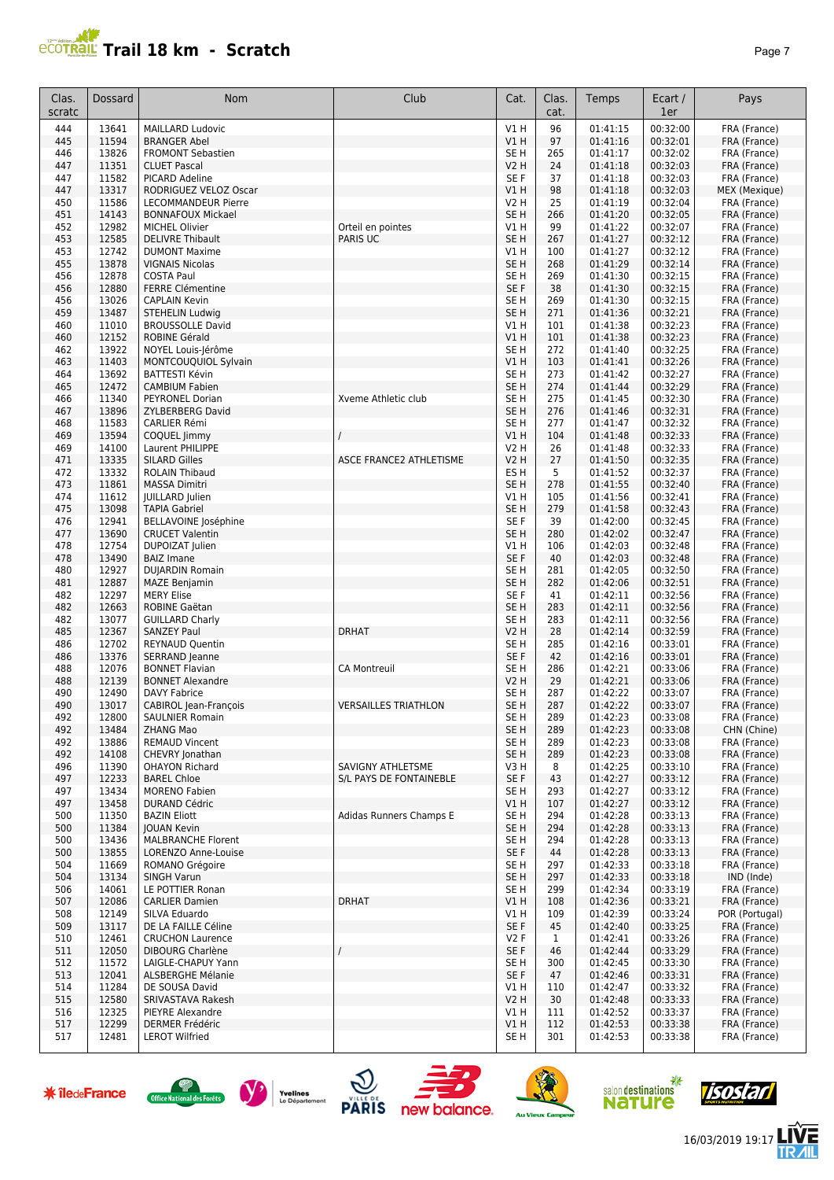# Trail 18 km - Scratch

| Clas. scratc | Dossard | Nom | Club | Cat. | Clas. cat. | Temps | Ecart / 1er | Pays |
|---|---|---|---|---|---|---|---|---|
| 444 | 13641 | MAILLARD Ludovic | | V1 H | 96 | 01:41:15 | 00:32:00 | FRA (France) |
| 445 | 11594 | BRANGER Abel | | V1 H | 97 | 01:41:16 | 00:32:01 | FRA (France) |
| 446 | 13826 | FROMONT Sebastien | | SE H | 265 | 01:41:17 | 00:32:02 | FRA (France) |
| 447 | 11351 | CLUET Pascal | | V2 H | 24 | 01:41:18 | 00:32:03 | FRA (France) |
| 447 | 11582 | PICARD Adeline | | SE F | 37 | 01:41:18 | 00:32:03 | FRA (France) |
| 447 | 13317 | RODRIGUEZ VELOZ Oscar | | V1 H | 98 | 01:41:18 | 00:32:03 | MEX (Mexique) |
| 450 | 11586 | LECOMMANDEUR Pierre | | V2 H | 25 | 01:41:19 | 00:32:04 | FRA (France) |
| 451 | 14143 | BONNAFOUX Mickael | | SE H | 266 | 01:41:20 | 00:32:05 | FRA (France) |
| 452 | 12982 | MICHEL Olivier | Orteil en pointes | V1 H | 99 | 01:41:22 | 00:32:07 | FRA (France) |
| 453 | 12585 | DELIVRE Thibault | PARIS UC | SE H | 267 | 01:41:27 | 00:32:12 | FRA (France) |
| 453 | 12742 | DUMONT Maxime | | V1 H | 100 | 01:41:27 | 00:32:12 | FRA (France) |
| 455 | 13878 | VIGNAIS Nicolas | | SE H | 268 | 01:41:29 | 00:32:14 | FRA (France) |
| 456 | 12878 | COSTA Paul | | SE H | 269 | 01:41:30 | 00:32:15 | FRA (France) |
| 456 | 12880 | FERRE Clémentine | | SE F | 38 | 01:41:30 | 00:32:15 | FRA (France) |
| 456 | 13026 | CAPLAIN Kevin | | SE H | 269 | 01:41:30 | 00:32:15 | FRA (France) |
| 459 | 13487 | STEHELIN Ludwig | | SE H | 271 | 01:41:36 | 00:32:21 | FRA (France) |
| 460 | 11010 | BROUSSOLLE David | | V1 H | 101 | 01:41:38 | 00:32:23 | FRA (France) |
| 460 | 12152 | ROBINE Gérald | | V1 H | 101 | 01:41:38 | 00:32:23 | FRA (France) |
| 462 | 13922 | NOYEL Louis-Jérôme | | SE H | 272 | 01:41:40 | 00:32:25 | FRA (France) |
| 463 | 11403 | MONTCOUQUIOL Sylvain | | V1 H | 103 | 01:41:41 | 00:32:26 | FRA (France) |
| 464 | 13692 | BATTESTI Kévin | | SE H | 273 | 01:41:42 | 00:32:27 | FRA (France) |
| 465 | 12472 | CAMBIUM Fabien | | SE H | 274 | 01:41:44 | 00:32:29 | FRA (France) |
| 466 | 11340 | PEYRONEL Dorian | Xveme Athletic club | SE H | 275 | 01:41:45 | 00:32:30 | FRA (France) |
| 467 | 13896 | ZYLBERBERG David | | SE H | 276 | 01:41:46 | 00:32:31 | FRA (France) |
| 468 | 11583 | CARLIER Rémi | | SE H | 277 | 01:41:47 | 00:32:32 | FRA (France) |
| 469 | 13594 | COQUEL Jimmy | / | V1 H | 104 | 01:41:48 | 00:32:33 | FRA (France) |
| 469 | 14100 | Laurent PHILIPPE | | V2 H | 26 | 01:41:48 | 00:32:33 | FRA (France) |
| 471 | 13335 | SILARD Gilles | ASCE FRANCE2 ATHLETISME | V2 H | 27 | 01:41:50 | 00:32:35 | FRA (France) |
| 472 | 13332 | ROLAIN Thibaud | | ES H | 5 | 01:41:52 | 00:32:37 | FRA (France) |
| 473 | 11861 | MASSA Dimitri | | SE H | 278 | 01:41:55 | 00:32:40 | FRA (France) |
| 474 | 11612 | JUILLARD Julien | | V1 H | 105 | 01:41:56 | 00:32:41 | FRA (France) |
| 475 | 13098 | TAPIA Gabriel | | SE H | 279 | 01:41:58 | 00:32:43 | FRA (France) |
| 476 | 12941 | BELLAVOINE Joséphine | | SE F | 39 | 01:42:00 | 00:32:45 | FRA (France) |
| 477 | 13690 | CRUCET Valentin | | SE H | 280 | 01:42:02 | 00:32:47 | FRA (France) |
| 478 | 12754 | DUPOIZAT Julien | | V1 H | 106 | 01:42:03 | 00:32:48 | FRA (France) |
| 478 | 13490 | BAIZ Imane | | SE F | 40 | 01:42:03 | 00:32:48 | FRA (France) |
| 480 | 12927 | DUJARDIN Romain | | SE H | 281 | 01:42:05 | 00:32:50 | FRA (France) |
| 481 | 12887 | MAZE Benjamin | | SE H | 282 | 01:42:06 | 00:32:51 | FRA (France) |
| 482 | 12297 | MERY Elise | | SE F | 41 | 01:42:11 | 00:32:56 | FRA (France) |
| 482 | 12663 | ROBINE Gaëtan | | SE H | 283 | 01:42:11 | 00:32:56 | FRA (France) |
| 482 | 13077 | GUILLARD Charly | | SE H | 283 | 01:42:11 | 00:32:56 | FRA (France) |
| 485 | 12367 | SANZEY Paul | DRHAT | V2 H | 28 | 01:42:14 | 00:32:59 | FRA (France) |
| 486 | 12702 | REYNAUD Quentin | | SE H | 285 | 01:42:16 | 00:33:01 | FRA (France) |
| 486 | 13376 | SERRAND Jeanne | | SE F | 42 | 01:42:16 | 00:33:01 | FRA (France) |
| 488 | 12076 | BONNET Flavian | CA Montreuil | SE H | 286 | 01:42:21 | 00:33:06 | FRA (France) |
| 488 | 12139 | BONNET Alexandre | | V2 H | 29 | 01:42:21 | 00:33:06 | FRA (France) |
| 490 | 12490 | DAVY Fabrice | | SE H | 287 | 01:42:22 | 00:33:07 | FRA (France) |
| 490 | 13017 | CABIROL Jean-François | VERSAILLES TRIATHLON | SE H | 287 | 01:42:22 | 00:33:07 | FRA (France) |
| 492 | 12800 | SAULNIER Romain | | SE H | 289 | 01:42:23 | 00:33:08 | FRA (France) |
| 492 | 13484 | ZHANG Mao | | SE H | 289 | 01:42:23 | 00:33:08 | CHN (Chine) |
| 492 | 13886 | REMAUD Vincent | | SE H | 289 | 01:42:23 | 00:33:08 | FRA (France) |
| 492 | 14108 | CHEVRY Jonathan | | SE H | 289 | 01:42:23 | 00:33:08 | FRA (France) |
| 496 | 11390 | OHAYON Richard | SAVIGNY ATHLETSME | V3 H | 8 | 01:42:25 | 00:33:10 | FRA (France) |
| 497 | 12233 | BAREL Chloe | S/L PAYS DE FONTAINEBLE | SE F | 43 | 01:42:27 | 00:33:12 | FRA (France) |
| 497 | 13434 | MORENO Fabien | | SE H | 293 | 01:42:27 | 00:33:12 | FRA (France) |
| 497 | 13458 | DURAND Cédric | | V1 H | 107 | 01:42:27 | 00:33:12 | FRA (France) |
| 500 | 11350 | BAZIN Eliott | Adidas Runners Champs E | SE H | 294 | 01:42:28 | 00:33:13 | FRA (France) |
| 500 | 11384 | JOUAN Kevin | | SE H | 294 | 01:42:28 | 00:33:13 | FRA (France) |
| 500 | 13436 | MALBRANCHE Florent | | SE H | 294 | 01:42:28 | 00:33:13 | FRA (France) |
| 500 | 13855 | LORENZO Anne-Louise | | SE F | 44 | 01:42:28 | 00:33:13 | FRA (France) |
| 504 | 11669 | ROMANO Grégoire | | SE H | 297 | 01:42:33 | 00:33:18 | FRA (France) |
| 504 | 13134 | SINGH Varun | | SE H | 297 | 01:42:33 | 00:33:18 | IND (Inde) |
| 506 | 14061 | LE POTTIER Ronan | | SE H | 299 | 01:42:34 | 00:33:19 | FRA (France) |
| 507 | 12086 | CARLIER Damien | DRHAT | V1 H | 108 | 01:42:36 | 00:33:21 | FRA (France) |
| 508 | 12149 | SILVA Eduardo | | V1 H | 109 | 01:42:39 | 00:33:24 | POR (Portugal) |
| 509 | 13117 | DE LA FAILLE Céline | | SE F | 45 | 01:42:40 | 00:33:25 | FRA (France) |
| 510 | 12461 | CRUCHON Laurence | | V2 F | 1 | 01:42:41 | 00:33:26 | FRA (France) |
| 511 | 12050 | DIBOURG Charlène | / | SE F | 46 | 01:42:44 | 00:33:29 | FRA (France) |
| 512 | 11572 | LAIGLE-CHAPUY Yann | | SE H | 300 | 01:42:45 | 00:33:30 | FRA (France) |
| 513 | 12041 | ALSBERGHE Mélanie | | SE F | 47 | 01:42:46 | 00:33:31 | FRA (France) |
| 514 | 11284 | DE SOUSA David | | V1 H | 110 | 01:42:47 | 00:33:32 | FRA (France) |
| 515 | 12580 | SRIVASTAVA Rakesh | | V2 H | 30 | 01:42:48 | 00:33:33 | FRA (France) |
| 516 | 12325 | PIEYRE Alexandre | | V1 H | 111 | 01:42:52 | 00:33:37 | FRA (France) |
| 517 | 12299 | DERMER Frédéric | | V1 H | 112 | 01:42:53 | 00:33:38 | FRA (France) |
| 517 | 12481 | LEROT Wilfried | | SE H | 301 | 01:42:53 | 00:33:38 | FRA (France) |

16/03/2019 19:17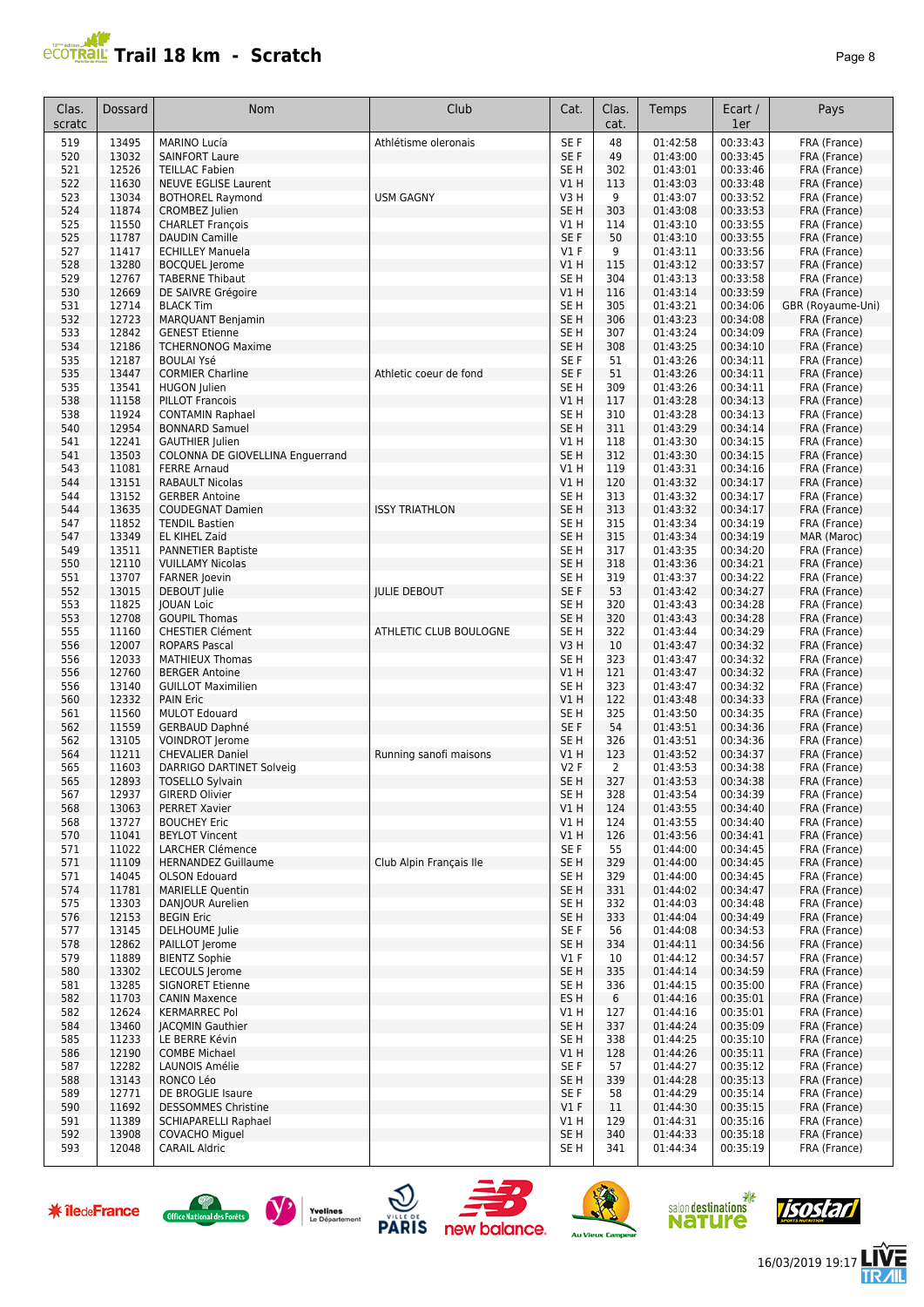# Trail 18 km - Scratch

| Clas. scratc | Dossard | Nom | Club | Cat. | Clas. cat. | Temps | Ecart / 1er | Pays |
|---|---|---|---|---|---|---|---|---|
| 519 | 13495 | MARINO Lucía | Athlétisme oleronais | SE F | 48 | 01:42:58 | 00:33:43 | FRA (France) |
| 520 | 13032 | SAINFORT Laure | | SE F | 49 | 01:43:00 | 00:33:45 | FRA (France) |
| 521 | 12526 | TEILLAC Fabien | | SE H | 302 | 01:43:01 | 00:33:46 | FRA (France) |
| 522 | 11630 | NEUVE EGLISE Laurent | | V1 H | 113 | 01:43:03 | 00:33:48 | FRA (France) |
| 523 | 13034 | BOTHOREL Raymond | USM GAGNY | V3 H | 9 | 01:43:07 | 00:33:52 | FRA (France) |
| 524 | 11874 | CROMBEZ Julien | | SE H | 303 | 01:43:08 | 00:33:53 | FRA (France) |
| 525 | 11550 | CHARLET François | | V1 H | 114 | 01:43:10 | 00:33:55 | FRA (France) |
| 525 | 11787 | DAUDIN Camille | | SE F | 50 | 01:43:10 | 00:33:55 | FRA (France) |
| 527 | 11417 | ECHILLEY Manuela | | V1 F | 9 | 01:43:11 | 00:33:56 | FRA (France) |
| 528 | 13280 | BOCQUEL Jerome | | V1 H | 115 | 01:43:12 | 00:33:57 | FRA (France) |
| 529 | 12767 | TABERNE Thibaut | | SE H | 304 | 01:43:13 | 00:33:58 | FRA (France) |
| 530 | 12669 | DE SAIVRE Grégoire | | V1 H | 116 | 01:43:14 | 00:33:59 | FRA (France) |
| 531 | 12714 | BLACK Tim | | SE H | 305 | 01:43:21 | 00:34:06 | GBR (Royaume-Uni) |
| 532 | 12723 | MARQUANT Benjamin | | SE H | 306 | 01:43:23 | 00:34:08 | FRA (France) |
| 533 | 12842 | GENEST Etienne | | SE H | 307 | 01:43:24 | 00:34:09 | FRA (France) |
| 534 | 12186 | TCHERNONOG Maxime | | SE H | 308 | 01:43:25 | 00:34:10 | FRA (France) |
| 535 | 12187 | BOULAI Ysé | | SE F | 51 | 01:43:26 | 00:34:11 | FRA (France) |
| 535 | 13447 | CORMIER Charline | Athletic coeur de fond | SE F | 51 | 01:43:26 | 00:34:11 | FRA (France) |
| 535 | 13541 | HUGON Julien | | SE H | 309 | 01:43:26 | 00:34:11 | FRA (France) |
| 538 | 11158 | PILLOT Francois | | V1 H | 117 | 01:43:28 | 00:34:13 | FRA (France) |
| 538 | 11924 | CONTAMIN Raphael | | SE H | 310 | 01:43:28 | 00:34:13 | FRA (France) |
| 540 | 12954 | BONNARD Samuel | | SE H | 311 | 01:43:29 | 00:34:14 | FRA (France) |
| 541 | 12241 | GAUTHIER Julien | | V1 H | 118 | 01:43:30 | 00:34:15 | FRA (France) |
| 541 | 13503 | COLONNA DE GIOVELLINA Enguerrand | | SE H | 312 | 01:43:30 | 00:34:15 | FRA (France) |
| 543 | 11081 | FERRE Arnaud | | V1 H | 119 | 01:43:31 | 00:34:16 | FRA (France) |
| 544 | 13151 | RABAULT Nicolas | | V1 H | 120 | 01:43:32 | 00:34:17 | FRA (France) |
| 544 | 13152 | GERBER Antoine | | SE H | 313 | 01:43:32 | 00:34:17 | FRA (France) |
| 544 | 13635 | COUDEGNAT Damien | ISSY TRIATHLON | SE H | 313 | 01:43:32 | 00:34:17 | FRA (France) |
| 547 | 11852 | TENDIL Bastien | | SE H | 315 | 01:43:34 | 00:34:19 | FRA (France) |
| 547 | 13349 | EL KIHEL Zaid | | SE H | 315 | 01:43:34 | 00:34:19 | MAR (Maroc) |
| 549 | 13511 | PANNETIER Baptiste | | SE H | 317 | 01:43:35 | 00:34:20 | FRA (France) |
| 550 | 12110 | VUILLAMY Nicolas | | SE H | 318 | 01:43:36 | 00:34:21 | FRA (France) |
| 551 | 13707 | FARNER Joevin | | SE H | 319 | 01:43:37 | 00:34:22 | FRA (France) |
| 552 | 13015 | DEBOUT Julie | JULIE DEBOUT | SE F | 53 | 01:43:42 | 00:34:27 | FRA (France) |
| 553 | 11825 | JOUAN Loic | | SE H | 320 | 01:43:43 | 00:34:28 | FRA (France) |
| 553 | 12708 | GOUPIL Thomas | | SE H | 320 | 01:43:43 | 00:34:28 | FRA (France) |
| 555 | 11160 | CHESTIER Clément | ATHLETIC CLUB BOULOGNE | SE H | 322 | 01:43:44 | 00:34:29 | FRA (France) |
| 556 | 12007 | ROPARS Pascal | | V3 H | 10 | 01:43:47 | 00:34:32 | FRA (France) |
| 556 | 12033 | MATHIEUX Thomas | | SE H | 323 | 01:43:47 | 00:34:32 | FRA (France) |
| 556 | 12760 | BERGER Antoine | | V1 H | 121 | 01:43:47 | 00:34:32 | FRA (France) |
| 556 | 13140 | GUILLOT Maximilien | | SE H | 323 | 01:43:47 | 00:34:32 | FRA (France) |
| 560 | 12332 | PAIN Eric | | V1 H | 122 | 01:43:48 | 00:34:33 | FRA (France) |
| 561 | 11560 | MULOT Edouard | | SE H | 325 | 01:43:50 | 00:34:35 | FRA (France) |
| 562 | 11559 | GERBAUD Daphné | | SE F | 54 | 01:43:51 | 00:34:36 | FRA (France) |
| 562 | 13105 | VOINDROT Jerome | | SE H | 326 | 01:43:51 | 00:34:36 | FRA (France) |
| 564 | 11211 | CHEVALIER Daniel | Running sanofi maisons | V1 H | 123 | 01:43:52 | 00:34:37 | FRA (France) |
| 565 | 11603 | DARRIGO DARTINET Solveig | | V2 F | 2 | 01:43:53 | 00:34:38 | FRA (France) |
| 565 | 12893 | TOSELLO Sylvain | | SE H | 327 | 01:43:53 | 00:34:38 | FRA (France) |
| 567 | 12937 | GIRERD Olivier | | SE H | 328 | 01:43:54 | 00:34:39 | FRA (France) |
| 568 | 13063 | PERRET Xavier | | V1 H | 124 | 01:43:55 | 00:34:40 | FRA (France) |
| 568 | 13727 | BOUCHEY Eric | | V1 H | 124 | 01:43:55 | 00:34:40 | FRA (France) |
| 570 | 11041 | BEYLOT Vincent | | V1 H | 126 | 01:43:56 | 00:34:41 | FRA (France) |
| 571 | 11022 | LARCHER Clémence | | SE F | 55 | 01:44:00 | 00:34:45 | FRA (France) |
| 571 | 11109 | HERNANDEZ Guillaume | Club Alpin Français Ile | SE H | 329 | 01:44:00 | 00:34:45 | FRA (France) |
| 571 | 14045 | OLSON Edouard | | SE H | 329 | 01:44:00 | 00:34:45 | FRA (France) |
| 574 | 11781 | MARIELLE Quentin | | SE H | 331 | 01:44:02 | 00:34:47 | FRA (France) |
| 575 | 13303 | DANJOUR Aurelien | | SE H | 332 | 01:44:03 | 00:34:48 | FRA (France) |
| 576 | 12153 | BEGIN Eric | | SE H | 333 | 01:44:04 | 00:34:49 | FRA (France) |
| 577 | 13145 | DELHOUME Julie | | SE F | 56 | 01:44:08 | 00:34:53 | FRA (France) |
| 578 | 12862 | PAILLOT Jerome | | SE H | 334 | 01:44:11 | 00:34:56 | FRA (France) |
| 579 | 11889 | BIENTZ Sophie | | V1 F | 10 | 01:44:12 | 00:34:57 | FRA (France) |
| 580 | 13302 | LECOULS Jerome | | SE H | 335 | 01:44:14 | 00:34:59 | FRA (France) |
| 581 | 13285 | SIGNORET Etienne | | SE H | 336 | 01:44:15 | 00:35:00 | FRA (France) |
| 582 | 11703 | CANIN Maxence | | ES H | 6 | 01:44:16 | 00:35:01 | FRA (France) |
| 582 | 12624 | KERMARREC Pol | | V1 H | 127 | 01:44:16 | 00:35:01 | FRA (France) |
| 584 | 13460 | JACQMIN Gauthier | | SE H | 337 | 01:44:24 | 00:35:09 | FRA (France) |
| 585 | 11233 | LE BERRE Kévin | | SE H | 338 | 01:44:25 | 00:35:10 | FRA (France) |
| 586 | 12190 | COMBE Michael | | V1 H | 128 | 01:44:26 | 00:35:11 | FRA (France) |
| 587 | 12282 | LAUNOIS Amélie | | SE F | 57 | 01:44:27 | 00:35:12 | FRA (France) |
| 588 | 13143 | RONCO Léo | | SE H | 339 | 01:44:28 | 00:35:13 | FRA (France) |
| 589 | 12771 | DE BROGLIE Isaure | | SE F | 58 | 01:44:29 | 00:35:14 | FRA (France) |
| 590 | 11692 | DESSOMMES Christine | | V1 F | 11 | 01:44:30 | 00:35:15 | FRA (France) |
| 591 | 11389 | SCHIAPARELLI Raphael | | V1 H | 129 | 01:44:31 | 00:35:16 | FRA (France) |
| 592 | 13908 | COVACHO Miguel | | SE H | 340 | 01:44:33 | 00:35:18 | FRA (France) |
| 593 | 12048 | CARAIL Aldric | | SE H | 341 | 01:44:34 | 00:35:19 | FRA (France) |

16/03/2019 19:17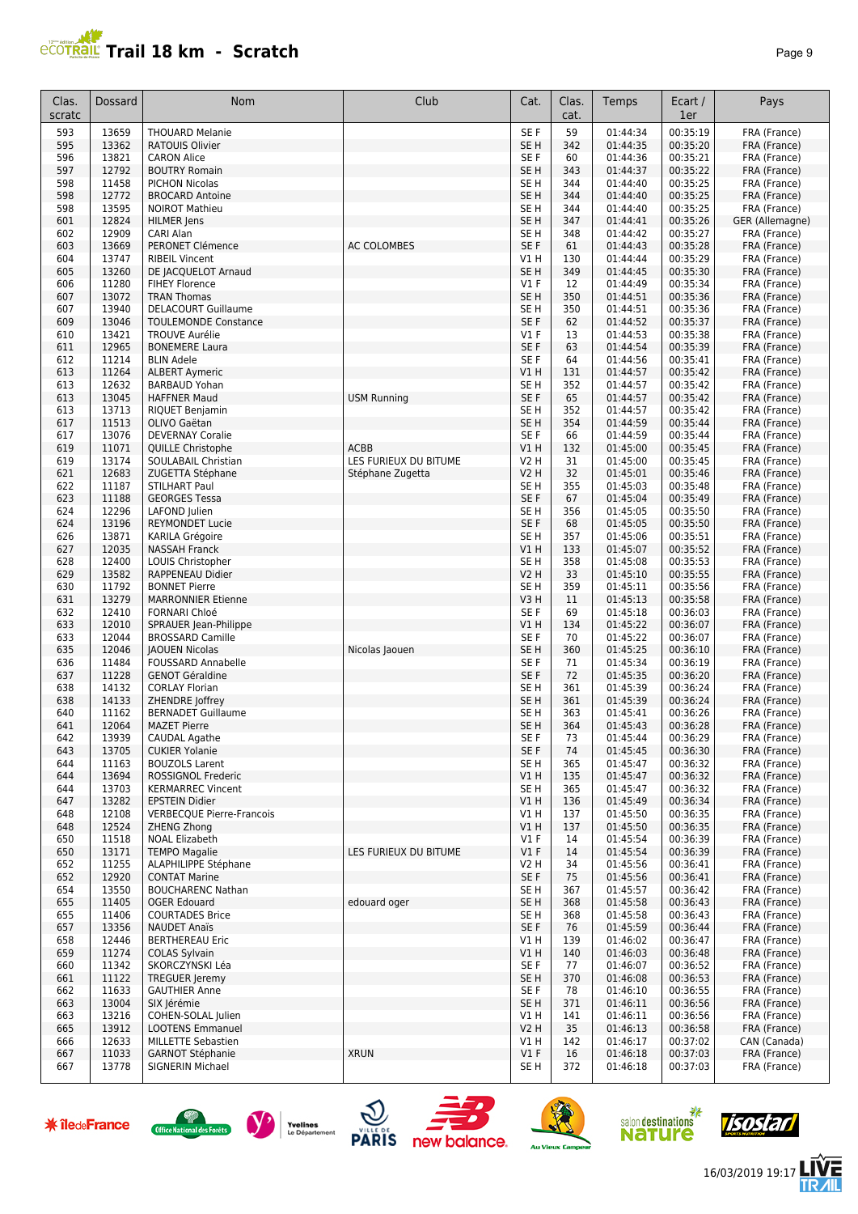# Trail 18 km - Scratch

| Clas. scratc | Dossard | Nom | Club | Cat. | Clas. cat. | Temps | Ecart / 1er | Pays |
|---|---|---|---|---|---|---|---|---|
| 593 | 13659 | THOUARD Melanie | | SE F | 59 | 01:44:34 | 00:35:19 | FRA (France) |
| 595 | 13362 | RATOUIS Olivier | | SE H | 342 | 01:44:35 | 00:35:20 | FRA (France) |
| 596 | 13821 | CARON Alice | | SE F | 60 | 01:44:36 | 00:35:21 | FRA (France) |
| 597 | 12792 | BOUTRY Romain | | SE H | 343 | 01:44:37 | 00:35:22 | FRA (France) |
| 598 | 11458 | PICHON Nicolas | | SE H | 344 | 01:44:40 | 00:35:25 | FRA (France) |
| 598 | 12772 | BROCARD Antoine | | SE H | 344 | 01:44:40 | 00:35:25 | FRA (France) |
| 598 | 13595 | NOIROT Mathieu | | SE H | 344 | 01:44:40 | 00:35:25 | FRA (France) |
| 601 | 12824 | HILMER Jens | | SE H | 347 | 01:44:41 | 00:35:26 | GER (Allemagne) |
| 602 | 12909 | CARI Alan | | SE H | 348 | 01:44:42 | 00:35:27 | FRA (France) |
| 603 | 13669 | PERONET Clémence | AC COLOMBES | SE F | 61 | 01:44:43 | 00:35:28 | FRA (France) |
| 604 | 13747 | RIBEIL Vincent | | V1 H | 130 | 01:44:44 | 00:35:29 | FRA (France) |
| 605 | 13260 | DE JACQUELOT Arnaud | | SE H | 349 | 01:44:45 | 00:35:30 | FRA (France) |
| 606 | 11280 | FIHEY Florence | | V1 F | 12 | 01:44:49 | 00:35:34 | FRA (France) |
| 607 | 13072 | TRAN Thomas | | SE H | 350 | 01:44:51 | 00:35:36 | FRA (France) |
| 607 | 13940 | DELACOURT Guillaume | | SE H | 350 | 01:44:51 | 00:35:36 | FRA (France) |
| 609 | 13046 | TOULEMONDE Constance | | SE F | 62 | 01:44:52 | 00:35:37 | FRA (France) |
| 610 | 13421 | TROUVE Aurélie | | V1 F | 13 | 01:44:53 | 00:35:38 | FRA (France) |
| 611 | 12965 | BONEMERE Laura | | SE F | 63 | 01:44:54 | 00:35:39 | FRA (France) |
| 612 | 11214 | BLIN Adele | | SE F | 64 | 01:44:56 | 00:35:41 | FRA (France) |
| 613 | 11264 | ALBERT Aymeric | | V1 H | 131 | 01:44:57 | 00:35:42 | FRA (France) |
| 613 | 12632 | BARBAUD Yohan | | SE H | 352 | 01:44:57 | 00:35:42 | FRA (France) |
| 613 | 13045 | HAFFNER Maud | USM Running | SE F | 65 | 01:44:57 | 00:35:42 | FRA (France) |
| 613 | 13713 | RIQUET Benjamin | | SE H | 352 | 01:44:57 | 00:35:42 | FRA (France) |
| 617 | 11513 | OLIVO Gaëtan | | SE H | 354 | 01:44:59 | 00:35:44 | FRA (France) |
| 617 | 13076 | DEVERNAY Coralie | | SE F | 66 | 01:44:59 | 00:35:44 | FRA (France) |
| 619 | 11071 | QUILLE Christophe | ACBB | V1 H | 132 | 01:45:00 | 00:35:45 | FRA (France) |
| 619 | 13174 | SOULABAIL Christian | LES FURIEUX DU BITUME | V2 H | 31 | 01:45:00 | 00:35:45 | FRA (France) |
| 621 | 12683 | ZUGETTA Stéphane | Stéphane Zugetta | V2 H | 32 | 01:45:01 | 00:35:46 | FRA (France) |
| 622 | 11187 | STILHART Paul | | SE H | 355 | 01:45:03 | 00:35:48 | FRA (France) |
| 623 | 11188 | GEORGES Tessa | | SE F | 67 | 01:45:04 | 00:35:49 | FRA (France) |
| 624 | 12296 | LAFOND Julien | | SE H | 356 | 01:45:05 | 00:35:50 | FRA (France) |
| 624 | 13196 | REYMONDET Lucie | | SE F | 68 | 01:45:05 | 00:35:50 | FRA (France) |
| 626 | 13871 | KARILA Grégoire | | SE H | 357 | 01:45:06 | 00:35:51 | FRA (France) |
| 627 | 12035 | NASSAH Franck | | V1 H | 133 | 01:45:07 | 00:35:52 | FRA (France) |
| 628 | 12400 | LOUIS Christopher | | SE H | 358 | 01:45:08 | 00:35:53 | FRA (France) |
| 629 | 13582 | RAPPENEAU Didier | | V2 H | 33 | 01:45:10 | 00:35:55 | FRA (France) |
| 630 | 11792 | BONNET Pierre | | SE H | 359 | 01:45:11 | 00:35:56 | FRA (France) |
| 631 | 13279 | MARRONNIER Etienne | | V3 H | 11 | 01:45:13 | 00:35:58 | FRA (France) |
| 632 | 12410 | FORNARI Chloé | | SE F | 69 | 01:45:18 | 00:36:03 | FRA (France) |
| 633 | 12010 | SPRAUER Jean-Philippe | | V1 H | 134 | 01:45:22 | 00:36:07 | FRA (France) |
| 633 | 12044 | BROSSARD Camille | | SE F | 70 | 01:45:22 | 00:36:07 | FRA (France) |
| 635 | 12046 | JAOUEN Nicolas | Nicolas Jaouen | SE H | 360 | 01:45:25 | 00:36:10 | FRA (France) |
| 636 | 11484 | FOUSSARD Annabelle | | SE F | 71 | 01:45:34 | 00:36:19 | FRA (France) |
| 637 | 11228 | GENOT Géraldine | | SE F | 72 | 01:45:35 | 00:36:20 | FRA (France) |
| 638 | 14132 | CORLAY Florian | | SE H | 361 | 01:45:39 | 00:36:24 | FRA (France) |
| 638 | 14133 | ZHENDRE Joffrey | | SE H | 361 | 01:45:39 | 00:36:24 | FRA (France) |
| 640 | 11162 | BERNADET Guillaume | | SE H | 363 | 01:45:41 | 00:36:26 | FRA (France) |
| 641 | 12064 | MAZET Pierre | | SE H | 364 | 01:45:43 | 00:36:28 | FRA (France) |
| 642 | 13939 | CAUDAL Agathe | | SE F | 73 | 01:45:44 | 00:36:29 | FRA (France) |
| 643 | 13705 | CUKIER Yolanie | | SE F | 74 | 01:45:45 | 00:36:30 | FRA (France) |
| 644 | 11163 | BOUZOLS Larent | | SE H | 365 | 01:45:47 | 00:36:32 | FRA (France) |
| 644 | 13694 | ROSSIGNOL Frederic | | V1 H | 135 | 01:45:47 | 00:36:32 | FRA (France) |
| 644 | 13703 | KERMARREC Vincent | | SE H | 365 | 01:45:47 | 00:36:32 | FRA (France) |
| 647 | 13282 | EPSTEIN Didier | | V1 H | 136 | 01:45:49 | 00:36:34 | FRA (France) |
| 648 | 12108 | VERBECQUE Pierre-Francois | | V1 H | 137 | 01:45:50 | 00:36:35 | FRA (France) |
| 648 | 12524 | ZHENG Zhong | | V1 H | 137 | 01:45:50 | 00:36:35 | FRA (France) |
| 650 | 11518 | NOAL Elizabeth | | V1 F | 14 | 01:45:54 | 00:36:39 | FRA (France) |
| 650 | 13171 | TEMPO Magalie | LES FURIEUX DU BITUME | V1 F | 14 | 01:45:54 | 00:36:39 | FRA (France) |
| 652 | 11255 | ALAPHILIPPE Stéphane | | V2 H | 34 | 01:45:56 | 00:36:41 | FRA (France) |
| 652 | 12920 | CONTAT Marine | | SE F | 75 | 01:45:56 | 00:36:41 | FRA (France) |
| 654 | 13550 | BOUCHARENC Nathan | | SE H | 367 | 01:45:57 | 00:36:42 | FRA (France) |
| 655 | 11405 | OGER Edouard | edouard oger | SE H | 368 | 01:45:58 | 00:36:43 | FRA (France) |
| 655 | 11406 | COURTADES Brice | | SE H | 368 | 01:45:58 | 00:36:43 | FRA (France) |
| 657 | 13356 | NAUDET Anaïs | | SE F | 76 | 01:45:59 | 00:36:44 | FRA (France) |
| 658 | 12446 | BERTHEREAU Eric | | V1 H | 139 | 01:46:02 | 00:36:47 | FRA (France) |
| 659 | 11274 | COLAS Sylvain | | V1 H | 140 | 01:46:03 | 00:36:48 | FRA (France) |
| 660 | 11342 | SKORCZYNSKI Léa | | SE F | 77 | 01:46:07 | 00:36:52 | FRA (France) |
| 661 | 11122 | TREGUER Jeremy | | SE H | 370 | 01:46:08 | 00:36:53 | FRA (France) |
| 662 | 11633 | GAUTHIER Anne | | SE F | 78 | 01:46:10 | 00:36:55 | FRA (France) |
| 663 | 13004 | SIX Jérémie | | SE H | 371 | 01:46:11 | 00:36:56 | FRA (France) |
| 663 | 13216 | COHEN-SOLAL Julien | | V1 H | 141 | 01:46:11 | 00:36:56 | FRA (France) |
| 665 | 13912 | LOOTENS Emmanuel | | V2 H | 35 | 01:46:13 | 00:36:58 | FRA (France) |
| 666 | 12633 | MILLETTE Sebastien | | V1 H | 142 | 01:46:17 | 00:37:02 | CAN (Canada) |
| 667 | 11033 | GARNOT Stéphanie | XRUN | V1 F | 16 | 01:46:18 | 00:37:03 | FRA (France) |
| 667 | 13778 | SIGNERIN Michael | | SE H | 372 | 01:46:18 | 00:37:03 | FRA (France) |

16/03/2019 19:17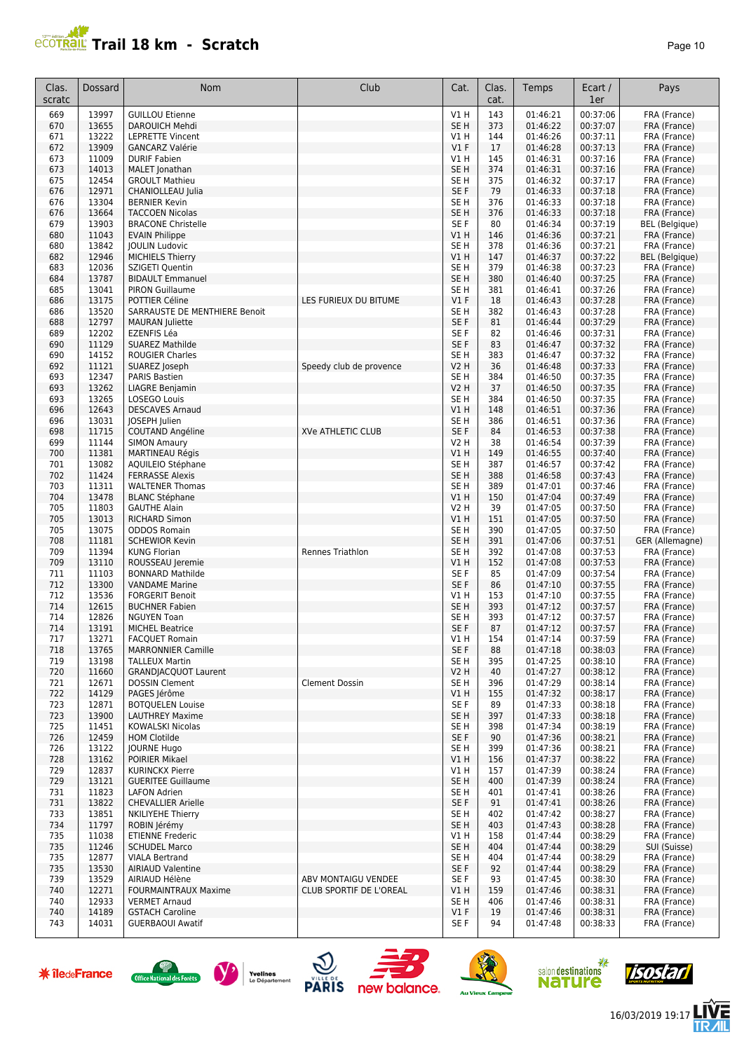# Trail 18 km - Scratch

| Clas. scratc | Dossard | Nom | Club | Cat. | Clas. cat. | Temps | Ecart / 1er | Pays |
|---|---|---|---|---|---|---|---|---|
| 669 | 13997 | GUILLOU Etienne | | V1 H | 143 | 01:46:21 | 00:37:06 | FRA (France) |
| 670 | 13655 | DAROUICH Mehdi | | SE H | 373 | 01:46:22 | 00:37:07 | FRA (France) |
| 671 | 13222 | LEPRETTE Vincent | | V1 H | 144 | 01:46:26 | 00:37:11 | FRA (France) |
| 672 | 13909 | GANCARZ Valérie | | V1 F | 17 | 01:46:28 | 00:37:13 | FRA (France) |
| 673 | 11009 | DURIF Fabien | | V1 H | 145 | 01:46:31 | 00:37:16 | FRA (France) |
| 673 | 14013 | MALET Jonathan | | SE H | 374 | 01:46:31 | 00:37:16 | FRA (France) |
| 675 | 12454 | GROULT Mathieu | | SE H | 375 | 01:46:32 | 00:37:17 | FRA (France) |
| 676 | 12971 | CHANIOLLEAU Julia | | SE F | 79 | 01:46:33 | 00:37:18 | FRA (France) |
| 676 | 13304 | BERNIER Kevin | | SE H | 376 | 01:46:33 | 00:37:18 | FRA (France) |
| 676 | 13664 | TACCOEN Nicolas | | SE H | 376 | 01:46:33 | 00:37:18 | FRA (France) |
| 679 | 13903 | BRACONE Christelle | | SE F | 80 | 01:46:34 | 00:37:19 | BEL (Belgique) |
| 680 | 11043 | EVAIN Philippe | | V1 H | 146 | 01:46:36 | 00:37:21 | FRA (France) |
| 680 | 13842 | JOULIN Ludovic | | SE H | 378 | 01:46:36 | 00:37:21 | FRA (France) |
| 682 | 12946 | MICHIELS Thierry | | V1 H | 147 | 01:46:37 | 00:37:22 | BEL (Belgique) |
| 683 | 12036 | SZIGETI Quentin | | SE H | 379 | 01:46:38 | 00:37:23 | FRA (France) |
| 684 | 13787 | BIDAULT Emmanuel | | SE H | 380 | 01:46:40 | 00:37:25 | FRA (France) |
| 685 | 13041 | PIRON Guillaume | | SE H | 381 | 01:46:41 | 00:37:26 | FRA (France) |
| 686 | 13175 | POTTIER Céline | LES FURIEUX DU BITUME | V1 F | 18 | 01:46:43 | 00:37:28 | FRA (France) |
| 686 | 13520 | SARRAUSTE DE MENTHIERE Benoit | | SE H | 382 | 01:46:43 | 00:37:28 | FRA (France) |
| 688 | 12797 | MAURAN Juliette | | SE F | 81 | 01:46:44 | 00:37:29 | FRA (France) |
| 689 | 12202 | EZENFIS Léa | | SE F | 82 | 01:46:46 | 00:37:31 | FRA (France) |
| 690 | 11129 | SUAREZ Mathilde | | SE F | 83 | 01:46:47 | 00:37:32 | FRA (France) |
| 690 | 14152 | ROUGIER Charles | | SE H | 383 | 01:46:47 | 00:37:32 | FRA (France) |
| 692 | 11121 | SUAREZ Joseph | Speedy club de provence | V2 H | 36 | 01:46:48 | 00:37:33 | FRA (France) |
| 693 | 12347 | PARIS Bastien | | SE H | 384 | 01:46:50 | 00:37:35 | FRA (France) |
| 693 | 13262 | LIAGRE Benjamin | | V2 H | 37 | 01:46:50 | 00:37:35 | FRA (France) |
| 693 | 13265 | LOSEGO Louis | | SE H | 384 | 01:46:50 | 00:37:35 | FRA (France) |
| 696 | 12643 | DESCAVES Arnaud | | V1 H | 148 | 01:46:51 | 00:37:36 | FRA (France) |
| 696 | 13031 | JOSEPH Julien | | SE H | 386 | 01:46:51 | 00:37:36 | FRA (France) |
| 698 | 11715 | COUTAND Angéline | XVe ATHLETIC CLUB | SE F | 84 | 01:46:53 | 00:37:38 | FRA (France) |
| 699 | 11144 | SIMON Amaury | | V2 H | 38 | 01:46:54 | 00:37:39 | FRA (France) |
| 700 | 11381 | MARTINEAU Régis | | V1 H | 149 | 01:46:55 | 00:37:40 | FRA (France) |
| 701 | 13082 | AQUILEIO Stéphane | | SE H | 387 | 01:46:57 | 00:37:42 | FRA (France) |
| 702 | 11424 | FERRASSE Alexis | | SE H | 388 | 01:46:58 | 00:37:43 | FRA (France) |
| 703 | 11311 | WALTENER Thomas | | SE H | 389 | 01:47:01 | 00:37:46 | FRA (France) |
| 704 | 13478 | BLANC Stéphane | | V1 H | 150 | 01:47:04 | 00:37:49 | FRA (France) |
| 705 | 11803 | GAUTHE Alain | | V2 H | 39 | 01:47:05 | 00:37:50 | FRA (France) |
| 705 | 13013 | RICHARD Simon | | V1 H | 151 | 01:47:05 | 00:37:50 | FRA (France) |
| 705 | 13075 | ODDOS Romain | | SE H | 390 | 01:47:05 | 00:37:50 | FRA (France) |
| 708 | 11181 | SCHEWIOR Kevin | | SE H | 391 | 01:47:06 | 00:37:51 | GER (Allemagne) |
| 709 | 11394 | KUNG Florian | Rennes Triathlon | SE H | 392 | 01:47:08 | 00:37:53 | FRA (France) |
| 709 | 13110 | ROUSSEAU Jeremie | | V1 H | 152 | 01:47:08 | 00:37:53 | FRA (France) |
| 711 | 11103 | BONNARD Mathilde | | SE F | 85 | 01:47:09 | 00:37:54 | FRA (France) |
| 712 | 13300 | VANDAME Marine | | SE F | 86 | 01:47:10 | 00:37:55 | FRA (France) |
| 712 | 13536 | FORGERIT Benoit | | V1 H | 153 | 01:47:10 | 00:37:55 | FRA (France) |
| 714 | 12615 | BUCHNER Fabien | | SE H | 393 | 01:47:12 | 00:37:57 | FRA (France) |
| 714 | 12826 | NGUYEN Toan | | SE H | 393 | 01:47:12 | 00:37:57 | FRA (France) |
| 714 | 13191 | MICHEL Beatrice | | SE F | 87 | 01:47:12 | 00:37:57 | FRA (France) |
| 717 | 13271 | FACQUET Romain | | V1 H | 154 | 01:47:14 | 00:37:59 | FRA (France) |
| 718 | 13765 | MARRONNIER Camille | | SE F | 88 | 01:47:18 | 00:38:03 | FRA (France) |
| 719 | 13198 | TALLEUX Martin | | SE H | 395 | 01:47:25 | 00:38:10 | FRA (France) |
| 720 | 11660 | GRANDJACQUOT Laurent | | V2 H | 40 | 01:47:27 | 00:38:12 | FRA (France) |
| 721 | 12671 | DOSSIN Clement | Clement Dossin | SE H | 396 | 01:47:29 | 00:38:14 | FRA (France) |
| 722 | 14129 | PAGES Jérôme | | V1 H | 155 | 01:47:32 | 00:38:17 | FRA (France) |
| 723 | 12871 | BOTQUELEN Louise | | SE F | 89 | 01:47:33 | 00:38:18 | FRA (France) |
| 723 | 13900 | LAUTHREY Maxime | | SE H | 397 | 01:47:33 | 00:38:18 | FRA (France) |
| 725 | 11451 | KOWALSKI Nicolas | | SE H | 398 | 01:47:34 | 00:38:19 | FRA (France) |
| 726 | 12459 | HOM Clotilde | | SE F | 90 | 01:47:36 | 00:38:21 | FRA (France) |
| 726 | 13122 | JOURNE Hugo | | SE H | 399 | 01:47:36 | 00:38:21 | FRA (France) |
| 728 | 13162 | POIRIER Mikael | | V1 H | 156 | 01:47:37 | 00:38:22 | FRA (France) |
| 729 | 12837 | KURINCKX Pierre | | V1 H | 157 | 01:47:39 | 00:38:24 | FRA (France) |
| 729 | 13121 | GUERITEE Guillaume | | SE H | 400 | 01:47:39 | 00:38:24 | FRA (France) |
| 731 | 11823 | LAFON Adrien | | SE H | 401 | 01:47:41 | 00:38:26 | FRA (France) |
| 731 | 13822 | CHEVALLIER Arielle | | SE F | 91 | 01:47:41 | 00:38:26 | FRA (France) |
| 733 | 13851 | NKILIYEHE Thierry | | SE H | 402 | 01:47:42 | 00:38:27 | FRA (France) |
| 734 | 11797 | ROBIN Jérémy | | SE H | 403 | 01:47:43 | 00:38:28 | FRA (France) |
| 735 | 11038 | ETIENNE Frederic | | V1 H | 158 | 01:47:44 | 00:38:29 | FRA (France) |
| 735 | 11246 | SCHUDEL Marco | | SE H | 404 | 01:47:44 | 00:38:29 | SUI (Suisse) |
| 735 | 12877 | VIALA Bertrand | | SE H | 404 | 01:47:44 | 00:38:29 | FRA (France) |
| 735 | 13530 | AIRIAUD Valentine | | SE F | 92 | 01:47:44 | 00:38:29 | FRA (France) |
| 739 | 13529 | AIRIAUD Hélène | ABV MONTAIGU VENDEE | SE F | 93 | 01:47:45 | 00:38:30 | FRA (France) |
| 740 | 12271 | FOURMAINTRAUX Maxime | CLUB SPORTIF DE L'OREAL | V1 H | 159 | 01:47:46 | 00:38:31 | FRA (France) |
| 740 | 12933 | VERMET Arnaud | | SE H | 406 | 01:47:46 | 00:38:31 | FRA (France) |
| 740 | 14189 | GSTACH Caroline | | V1 F | 19 | 01:47:46 | 00:38:31 | FRA (France) |
| 743 | 14031 | GUERBAOUI Awatif | | SE F | 94 | 01:47:48 | 00:38:33 | FRA (France) |

16/03/2019 19:17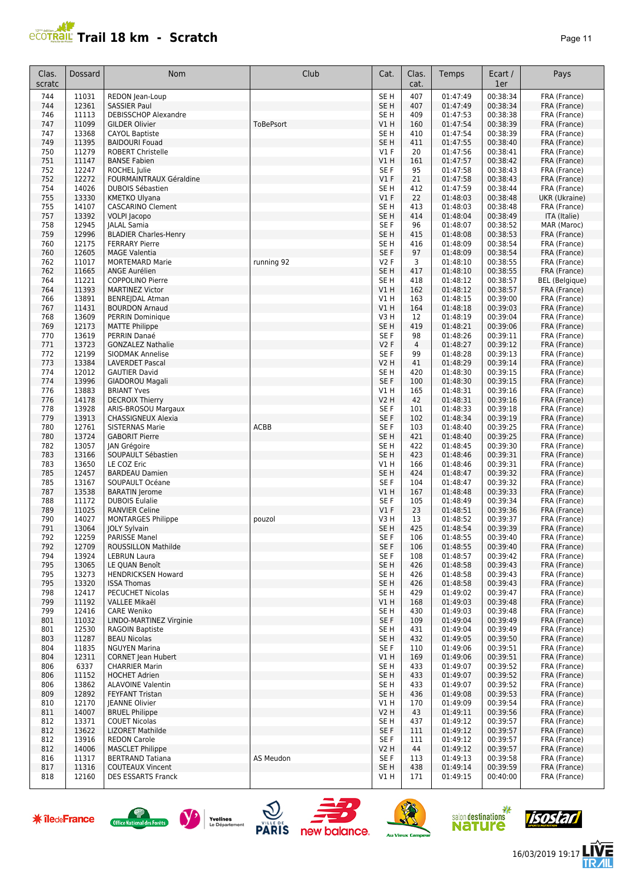# Trail 18 km - Scratch

| Clas. scratc | Dossard | Nom | Club | Cat. | Clas. cat. | Temps | Ecart / 1er | Pays |
|---|---|---|---|---|---|---|---|---|
| 744 | 11031 | REDON Jean-Loup | | SE H | 407 | 01:47:49 | 00:38:34 | FRA (France) |
| 744 | 12361 | SASSIER Paul | | SE H | 407 | 01:47:49 | 00:38:34 | FRA (France) |
| 746 | 11113 | DEBISSCHOP Alexandre | | SE H | 409 | 01:47:53 | 00:38:38 | FRA (France) |
| 747 | 11099 | GILDER Olivier | ToBePsort | V1 H | 160 | 01:47:54 | 00:38:39 | FRA (France) |
| 747 | 13368 | CAYOL Baptiste | | SE H | 410 | 01:47:54 | 00:38:39 | FRA (France) |
| 749 | 11395 | BAIDOURI Fouad | | SE H | 411 | 01:47:55 | 00:38:40 | FRA (France) |
| 750 | 11279 | ROBERT Christelle | | V1 F | 20 | 01:47:56 | 00:38:41 | FRA (France) |
| 751 | 11147 | BANSE Fabien | | V1 H | 161 | 01:47:57 | 00:38:42 | FRA (France) |
| 752 | 12247 | ROCHEL Julie | | SE F | 95 | 01:47:58 | 00:38:43 | FRA (France) |
| 752 | 12272 | FOURMAINTRAUX Géraldine | | V1 F | 21 | 01:47:58 | 00:38:43 | FRA (France) |
| 754 | 14026 | DUBOIS Sébastien | | SE H | 412 | 01:47:59 | 00:38:44 | FRA (France) |
| 755 | 13330 | KMETKO Ulyana | | V1 F | 22 | 01:48:03 | 00:38:48 | UKR (Ukraine) |
| 755 | 14107 | CASCARINO Clement | | SE H | 413 | 01:48:03 | 00:38:48 | FRA (France) |
| 757 | 13392 | VOLPI Jacopo | | SE H | 414 | 01:48:04 | 00:38:49 | ITA (Italie) |
| 758 | 12945 | JALAL Samia | | SE F | 96 | 01:48:07 | 00:38:52 | MAR (Maroc) |
| 759 | 12996 | BLADIER Charles-Henry | | SE H | 415 | 01:48:08 | 00:38:53 | FRA (France) |
| 760 | 12175 | FERRARY Pierre | | SE H | 416 | 01:48:09 | 00:38:54 | FRA (France) |
| 760 | 12605 | MAGE Valentia | | SE F | 97 | 01:48:09 | 00:38:54 | FRA (France) |
| 762 | 11017 | MORTEMARD Marie | running 92 | V2 F | 3 | 01:48:10 | 00:38:55 | FRA (France) |
| 762 | 11665 | ANGE Aurélien | | SE H | 417 | 01:48:10 | 00:38:55 | FRA (France) |
| 764 | 11221 | COPPOLINO Pierre | | SE H | 418 | 01:48:12 | 00:38:57 | BEL (Belgique) |
| 764 | 11393 | MARTINEZ Victor | | V1 H | 162 | 01:48:12 | 00:38:57 | FRA (France) |
| 766 | 13891 | BENREJDAL Atman | | V1 H | 163 | 01:48:15 | 00:39:00 | FRA (France) |
| 767 | 11431 | BOURDON Arnaud | | V1 H | 164 | 01:48:18 | 00:39:03 | FRA (France) |
| 768 | 13609 | PERRIN Dominique | | V3 H | 12 | 01:48:19 | 00:39:04 | FRA (France) |
| 769 | 12173 | MATTE Philippe | | SE H | 419 | 01:48:21 | 00:39:06 | FRA (France) |
| 770 | 13619 | PERRIN Danaé | | SE F | 98 | 01:48:26 | 00:39:11 | FRA (France) |
| 771 | 13723 | GONZALEZ Nathalie | | V2 F | 4 | 01:48:27 | 00:39:12 | FRA (France) |
| 772 | 12199 | SIODMAK Annelise | | SE F | 99 | 01:48:28 | 00:39:13 | FRA (France) |
| 773 | 13384 | LAVERDET Pascal | | V2 H | 41 | 01:48:29 | 00:39:14 | FRA (France) |
| 774 | 12012 | GAUTIER David | | SE H | 420 | 01:48:30 | 00:39:15 | FRA (France) |
| 774 | 13996 | GIADOROU Magali | | SE F | 100 | 01:48:30 | 00:39:15 | FRA (France) |
| 776 | 13883 | BRIANT Yves | | V1 H | 165 | 01:48:31 | 00:39:16 | FRA (France) |
| 776 | 14178 | DECROIX Thierry | | V2 H | 42 | 01:48:31 | 00:39:16 | FRA (France) |
| 778 | 13928 | ARIS-BROSOU Margaux | | SE F | 101 | 01:48:33 | 00:39:18 | FRA (France) |
| 779 | 13913 | CHASSIGNEUX Alexia | | SE F | 102 | 01:48:34 | 00:39:19 | FRA (France) |
| 780 | 12761 | SISTERNAS Marie | ACBB | SE F | 103 | 01:48:40 | 00:39:25 | FRA (France) |
| 780 | 13724 | GABORIT Pierre | | SE H | 421 | 01:48:40 | 00:39:25 | FRA (France) |
| 782 | 13057 | JAN Grégoire | | SE H | 422 | 01:48:45 | 00:39:30 | FRA (France) |
| 783 | 13166 | SOUPAULT Sébastien | | SE H | 423 | 01:48:46 | 00:39:31 | FRA (France) |
| 783 | 13650 | LE COZ Eric | | V1 H | 166 | 01:48:46 | 00:39:31 | FRA (France) |
| 785 | 12457 | BARDEAU Damien | | SE H | 424 | 01:48:47 | 00:39:32 | FRA (France) |
| 785 | 13167 | SOUPAULT Océane | | SE F | 104 | 01:48:47 | 00:39:32 | FRA (France) |
| 787 | 13538 | BARATIN Jerome | | V1 H | 167 | 01:48:48 | 00:39:33 | FRA (France) |
| 788 | 11172 | DUBOIS Eulalie | | SE F | 105 | 01:48:49 | 00:39:34 | FRA (France) |
| 789 | 11025 | RANVIER Celine | | V1 F | 23 | 01:48:51 | 00:39:36 | FRA (France) |
| 790 | 14027 | MONTARGES Philippe | pouzol | V3 H | 13 | 01:48:52 | 00:39:37 | FRA (France) |
| 791 | 13064 | JOLY Sylvain | | SE H | 425 | 01:48:54 | 00:39:39 | FRA (France) |
| 792 | 12259 | PARISSE Manel | | SE F | 106 | 01:48:55 | 00:39:40 | FRA (France) |
| 792 | 12709 | ROUSSILLON Mathilde | | SE F | 106 | 01:48:55 | 00:39:40 | FRA (France) |
| 794 | 13924 | LEBRUN Laura | | SE F | 108 | 01:48:57 | 00:39:42 | FRA (France) |
| 795 | 13065 | LE QUAN Benoît | | SE H | 426 | 01:48:58 | 00:39:43 | FRA (France) |
| 795 | 13273 | HENDRICKSEN Howard | | SE H | 426 | 01:48:58 | 00:39:43 | FRA (France) |
| 795 | 13320 | ISSA Thomas | | SE H | 426 | 01:48:58 | 00:39:43 | FRA (France) |
| 798 | 12417 | PECUCHET Nicolas | | SE H | 429 | 01:49:02 | 00:39:47 | FRA (France) |
| 799 | 11192 | VALLEE Mikaël | | V1 H | 168 | 01:49:03 | 00:39:48 | FRA (France) |
| 799 | 12416 | CARE Weniko | | SE H | 430 | 01:49:03 | 00:39:48 | FRA (France) |
| 801 | 11032 | LINDO-MARTINEZ Virginie | | SE F | 109 | 01:49:04 | 00:39:49 | FRA (France) |
| 801 | 12530 | RAGOIN Baptiste | | SE H | 431 | 01:49:04 | 00:39:49 | FRA (France) |
| 803 | 11287 | BEAU Nicolas | | SE H | 432 | 01:49:05 | 00:39:50 | FRA (France) |
| 804 | 11835 | NGUYEN Marina | | SE F | 110 | 01:49:06 | 00:39:51 | FRA (France) |
| 804 | 12311 | CORNET Jean Hubert | | V1 H | 169 | 01:49:06 | 00:39:51 | FRA (France) |
| 806 | 6337 | CHARRIER Marin | | SE H | 433 | 01:49:07 | 00:39:52 | FRA (France) |
| 806 | 11152 | HOCHET Adrien | | SE H | 433 | 01:49:07 | 00:39:52 | FRA (France) |
| 806 | 13862 | ALAVOINE Valentin | | SE H | 433 | 01:49:07 | 00:39:52 | FRA (France) |
| 809 | 12892 | FEYFANT Tristan | | SE H | 436 | 01:49:08 | 00:39:53 | FRA (France) |
| 810 | 12170 | JEANNE Olivier | | V1 H | 170 | 01:49:09 | 00:39:54 | FRA (France) |
| 811 | 14007 | BRUEL Philippe | | V2 H | 43 | 01:49:11 | 00:39:56 | FRA (France) |
| 812 | 13371 | COUET Nicolas | | SE H | 437 | 01:49:12 | 00:39:57 | FRA (France) |
| 812 | 13622 | LIZORET Mathilde | | SE F | 111 | 01:49:12 | 00:39:57 | FRA (France) |
| 812 | 13916 | REDON Carole | | SE F | 111 | 01:49:12 | 00:39:57 | FRA (France) |
| 812 | 14006 | MASCLET Philippe | | V2 H | 44 | 01:49:12 | 00:39:57 | FRA (France) |
| 816 | 11317 | BERTRAND Tatiana | AS Meudon | SE F | 113 | 01:49:13 | 00:39:58 | FRA (France) |
| 817 | 11316 | COUTEAUX Vincent | | SE H | 438 | 01:49:14 | 00:39:59 | FRA (France) |
| 818 | 12160 | DES ESSARTS Franck | | V1 H | 171 | 01:49:15 | 00:40:00 | FRA (France) |

16/03/2019 19:17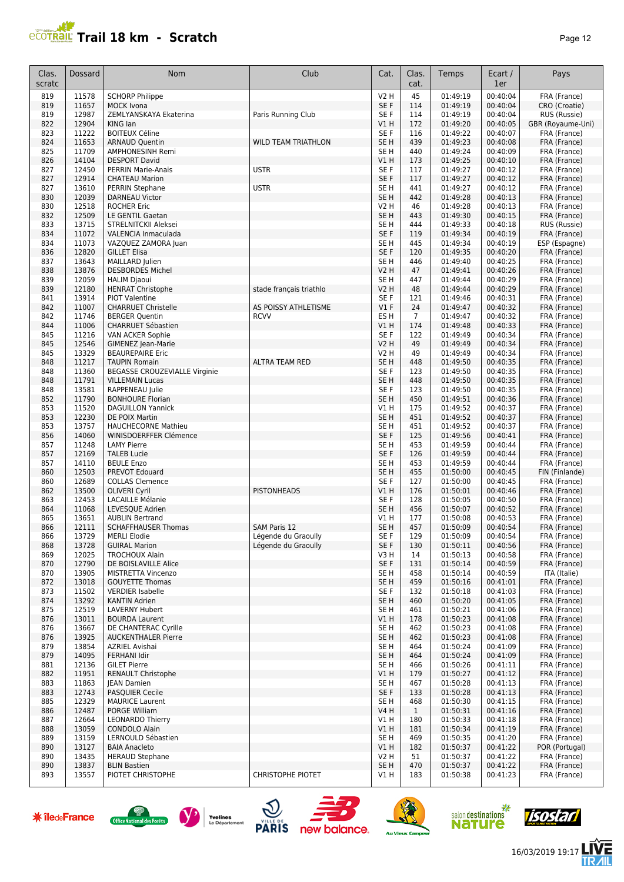# Trail 18 km - Scratch

| Clas. scratc | Dossard | Nom | Club | Cat. | Clas. cat. | Temps | Ecart / 1er | Pays |
|---|---|---|---|---|---|---|---|---|
| 819 | 11578 | SCHORP Philippe | | V2 H | 45 | 01:49:19 | 00:40:04 | FRA (France) |
| 819 | 11657 | MOCK Ivona | | SE F | 114 | 01:49:19 | 00:40:04 | CRO (Croatie) |
| 819 | 12987 | ZEMLYANSKAYA Ekaterina | Paris Running Club | SE F | 114 | 01:49:19 | 00:40:04 | RUS (Russie) |
| 822 | 12904 | KING Ian | | V1 H | 172 | 01:49:20 | 00:40:05 | GBR (Royaume-Uni) |
| 823 | 11222 | BOITEUX Céline | | SE F | 116 | 01:49:22 | 00:40:07 | FRA (France) |
| 824 | 11653 | ARNAUD Quentin | WILD TEAM TRIATHLON | SE H | 439 | 01:49:23 | 00:40:08 | FRA (France) |
| 825 | 11709 | AMPHONESINH Remi | | SE H | 440 | 01:49:24 | 00:40:09 | FRA (France) |
| 826 | 14104 | DESPORT David | | V1 H | 173 | 01:49:25 | 00:40:10 | FRA (France) |
| 827 | 12450 | PERRIN Marie-Anais | USTR | SE F | 117 | 01:49:27 | 00:40:12 | FRA (France) |
| 827 | 12914 | CHATEAU Marion | | SE F | 117 | 01:49:27 | 00:40:12 | FRA (France) |
| 827 | 13610 | PERRIN Stephane | USTR | SE H | 441 | 01:49:27 | 00:40:12 | FRA (France) |
| 830 | 12039 | DARNEAU Victor | | SE H | 442 | 01:49:28 | 00:40:13 | FRA (France) |
| 830 | 12518 | ROCHER Eric | | V2 H | 46 | 01:49:28 | 00:40:13 | FRA (France) |
| 832 | 12509 | LE GENTIL Gaetan | | SE H | 443 | 01:49:30 | 00:40:15 | FRA (France) |
| 833 | 13715 | STRELNITCKII Aleksei | | SE H | 444 | 01:49:33 | 00:40:18 | RUS (Russie) |
| 834 | 11072 | VALENCIA Inmaculada | | SE F | 119 | 01:49:34 | 00:40:19 | FRA (France) |
| 834 | 11073 | VAZQUEZ ZAMORA Juan | | SE H | 445 | 01:49:34 | 00:40:19 | ESP (Espagne) |
| 836 | 12820 | GILLET Elisa | | SE F | 120 | 01:49:35 | 00:40:20 | FRA (France) |
| 837 | 13643 | MAILLARD Julien | | SE H | 446 | 01:49:40 | 00:40:25 | FRA (France) |
| 838 | 13876 | DESBORDES Michel | | V2 H | 47 | 01:49:41 | 00:40:26 | FRA (France) |
| 839 | 12059 | HALIM Djaoui | | SE H | 447 | 01:49:44 | 00:40:29 | FRA (France) |
| 839 | 12180 | HENRAT Christophe | stade français triathlo | V2 H | 48 | 01:49:44 | 00:40:29 | FRA (France) |
| 841 | 13914 | PIOT Valentine | | SE F | 121 | 01:49:46 | 00:40:31 | FRA (France) |
| 842 | 11007 | CHARRUET Christelle | AS POISSY ATHLETISME | V1 F | 24 | 01:49:47 | 00:40:32 | FRA (France) |
| 842 | 11746 | BERGER Quentin | RCVV | ES H | 7 | 01:49:47 | 00:40:32 | FRA (France) |
| 844 | 11006 | CHARRUET Sébastien | | V1 H | 174 | 01:49:48 | 00:40:33 | FRA (France) |
| 845 | 11216 | VAN ACKER Sophie | | SE F | 122 | 01:49:49 | 00:40:34 | FRA (France) |
| 845 | 12546 | GIMENEZ Jean-Marie | | V2 H | 49 | 01:49:49 | 00:40:34 | FRA (France) |
| 845 | 13329 | BEAUREPAIRE Eric | | V2 H | 49 | 01:49:49 | 00:40:34 | FRA (France) |
| 848 | 11217 | TAUPIN Romain | ALTRA TEAM RED | SE H | 448 | 01:49:50 | 00:40:35 | FRA (France) |
| 848 | 11360 | BEGASSE CROUZEVIALLE Virginie | | SE F | 123 | 01:49:50 | 00:40:35 | FRA (France) |
| 848 | 11791 | VILLEMAIN Lucas | | SE H | 448 | 01:49:50 | 00:40:35 | FRA (France) |
| 848 | 13581 | RAPPENEAU Julie | | SE F | 123 | 01:49:50 | 00:40:35 | FRA (France) |
| 852 | 11790 | BONHOURE Florian | | SE H | 450 | 01:49:51 | 00:40:36 | FRA (France) |
| 853 | 11520 | DAGUILLON Yannick | | V1 H | 175 | 01:49:52 | 00:40:37 | FRA (France) |
| 853 | 12230 | DE POIX Martin | | SE H | 451 | 01:49:52 | 00:40:37 | FRA (France) |
| 853 | 13757 | HAUCHECORNE Mathieu | | SE H | 451 | 01:49:52 | 00:40:37 | FRA (France) |
| 856 | 14060 | WINISDOERFFER Clémence | | SE F | 125 | 01:49:56 | 00:40:41 | FRA (France) |
| 857 | 11248 | LAMY Pierre | | SE H | 453 | 01:49:59 | 00:40:44 | FRA (France) |
| 857 | 12169 | TALEB Lucie | | SE F | 126 | 01:49:59 | 00:40:44 | FRA (France) |
| 857 | 14110 | BEULE Enzo | | SE H | 453 | 01:49:59 | 00:40:44 | FRA (France) |
| 860 | 12503 | PREVOT Edouard | | SE H | 455 | 01:50:00 | 00:40:45 | FIN (Finlande) |
| 860 | 12689 | COLLAS Clemence | | SE F | 127 | 01:50:00 | 00:40:45 | FRA (France) |
| 862 | 13500 | OLIVERI Cyril | PISTONHEADS | V1 H | 176 | 01:50:01 | 00:40:46 | FRA (France) |
| 863 | 12453 | LACAILLE Mélanie | | SE F | 128 | 01:50:05 | 00:40:50 | FRA (France) |
| 864 | 11068 | LEVESQUE Adrien | | SE H | 456 | 01:50:07 | 00:40:52 | FRA (France) |
| 865 | 13651 | AUBLIN Bertrand | | V1 H | 177 | 01:50:08 | 00:40:53 | FRA (France) |
| 866 | 12111 | SCHAFFHAUSER Thomas | SAM Paris 12 | SE H | 457 | 01:50:09 | 00:40:54 | FRA (France) |
| 866 | 13729 | MERLI Elodie | Légende du Graoully | SE F | 129 | 01:50:09 | 00:40:54 | FRA (France) |
| 868 | 13728 | GUIRAL Marion | Légende du Graoully | SE F | 130 | 01:50:11 | 00:40:56 | FRA (France) |
| 869 | 12025 | TROCHOUX Alain | | V3 H | 14 | 01:50:13 | 00:40:58 | FRA (France) |
| 870 | 12790 | DE BOISLAVILLE Alice | | SE F | 131 | 01:50:14 | 00:40:59 | FRA (France) |
| 870 | 13905 | MISTRETTA Vincenzo | | SE H | 458 | 01:50:14 | 00:40:59 | ITA (Italie) |
| 872 | 13018 | GOUYETTE Thomas | | SE H | 459 | 01:50:16 | 00:41:01 | FRA (France) |
| 873 | 11502 | VERDIER Isabelle | | SE F | 132 | 01:50:18 | 00:41:03 | FRA (France) |
| 874 | 13292 | KANTIN Adrien | | SE H | 460 | 01:50:20 | 00:41:05 | FRA (France) |
| 875 | 12519 | LAVERNY Hubert | | SE H | 461 | 01:50:21 | 00:41:06 | FRA (France) |
| 876 | 13011 | BOURDA Laurent | | V1 H | 178 | 01:50:23 | 00:41:08 | FRA (France) |
| 876 | 13667 | DE CHANTERAC Cyrille | | SE H | 462 | 01:50:23 | 00:41:08 | FRA (France) |
| 876 | 13925 | AUCKENTHALER Pierre | | SE H | 462 | 01:50:23 | 00:41:08 | FRA (France) |
| 879 | 13854 | AZRIEL Avishai | | SE H | 464 | 01:50:24 | 00:41:09 | FRA (France) |
| 879 | 14095 | FERHANI Idir | | SE H | 464 | 01:50:24 | 00:41:09 | FRA (France) |
| 881 | 12136 | GILET Pierre | | SE H | 466 | 01:50:26 | 00:41:11 | FRA (France) |
| 882 | 11951 | RENAULT Christophe | | V1 H | 179 | 01:50:27 | 00:41:12 | FRA (France) |
| 883 | 11863 | JEAN Damien | | SE H | 467 | 01:50:28 | 00:41:13 | FRA (France) |
| 883 | 12743 | PASQUIER Cecile | | SE F | 133 | 01:50:28 | 00:41:13 | FRA (France) |
| 885 | 12329 | MAURICE Laurent | | SE H | 468 | 01:50:30 | 00:41:15 | FRA (France) |
| 886 | 12487 | PORGE William | | V4 H | 1 | 01:50:31 | 00:41:16 | FRA (France) |
| 887 | 12664 | LEONARDO Thierry | | V1 H | 180 | 01:50:33 | 00:41:18 | FRA (France) |
| 888 | 13059 | CONDOLO Alain | | V1 H | 181 | 01:50:34 | 00:41:19 | FRA (France) |
| 889 | 13159 | LERNOULD Sébastien | | SE H | 469 | 01:50:35 | 00:41:20 | FRA (France) |
| 890 | 13127 | BAIA Anacleto | | V1 H | 182 | 01:50:37 | 00:41:22 | POR (Portugal) |
| 890 | 13435 | HERAUD Stephane | | V2 H | 51 | 01:50:37 | 00:41:22 | FRA (France) |
| 890 | 13837 | BLIN Bastien | | SE H | 470 | 01:50:37 | 00:41:22 | FRA (France) |
| 893 | 13557 | PIOTET CHRISTOPHE | CHRISTOPHE PIOTET | V1 H | 183 | 01:50:38 | 00:41:23 | FRA (France) |

16/03/2019 19:17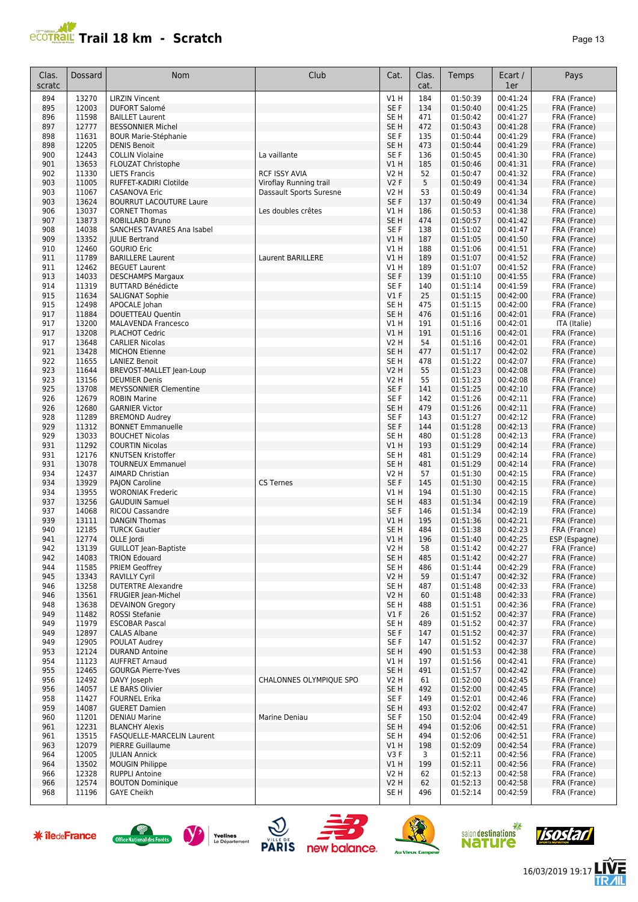# Trail 18 km - Scratch

| Clas. scratc | Dossard | Nom | Club | Cat. | Clas. cat. | Temps | Ecart / 1er | Pays |
|---|---|---|---|---|---|---|---|---|
| 894 | 13270 | LIRZIN Vincent | | V1 H | 184 | 01:50:39 | 00:41:24 | FRA (France) |
| 895 | 12003 | DUFORT Salomé | | SE F | 134 | 01:50:40 | 00:41:25 | FRA (France) |
| 896 | 11598 | BAILLET Laurent | | SE H | 471 | 01:50:42 | 00:41:27 | FRA (France) |
| 897 | 12777 | BESSONNIER Michel | | SE H | 472 | 01:50:43 | 00:41:28 | FRA (France) |
| 898 | 11631 | BOUR Marie-Stéphanie | | SE F | 135 | 01:50:44 | 00:41:29 | FRA (France) |
| 898 | 12205 | DENIS Benoit | | SE H | 473 | 01:50:44 | 00:41:29 | FRA (France) |
| 900 | 12443 | COLLIN Violaine | La vaillante | SE F | 136 | 01:50:45 | 00:41:30 | FRA (France) |
| 901 | 13653 | FLOUZAT Christophe | | V1 H | 185 | 01:50:46 | 00:41:31 | FRA (France) |
| 902 | 11330 | LIETS Francis | RCF ISSY AVIA | V2 H | 52 | 01:50:47 | 00:41:32 | FRA (France) |
| 903 | 11005 | RUFFET-KADIRI Clotilde | Viroflay Running trail | V2 F | 5 | 01:50:49 | 00:41:34 | FRA (France) |
| 903 | 11067 | CASANOVA Eric | Dassault Sports Suresne | V2 H | 53 | 01:50:49 | 00:41:34 | FRA (France) |
| 903 | 13624 | BOURRUT LACOUTURE Laure | | SE F | 137 | 01:50:49 | 00:41:34 | FRA (France) |
| 906 | 13037 | CORNET Thomas | Les doubles crêtes | V1 H | 186 | 01:50:53 | 00:41:38 | FRA (France) |
| 907 | 13873 | ROBILLARD Bruno | | SE H | 474 | 01:50:57 | 00:41:42 | FRA (France) |
| 908 | 14038 | SANCHES TAVARES Ana Isabel | | SE F | 138 | 01:51:02 | 00:41:47 | FRA (France) |
| 909 | 13352 | JULIE Bertrand | | V1 H | 187 | 01:51:05 | 00:41:50 | FRA (France) |
| 910 | 12460 | GOURIO Eric | | V1 H | 188 | 01:51:06 | 00:41:51 | FRA (France) |
| 911 | 11789 | BARILLERE Laurent | Laurent BARILLERE | V1 H | 189 | 01:51:07 | 00:41:52 | FRA (France) |
| 911 | 12462 | BEGUET Laurent | | V1 H | 189 | 01:51:07 | 00:41:52 | FRA (France) |
| 913 | 14033 | DESCHAMPS Margaux | | SE F | 139 | 01:51:10 | 00:41:55 | FRA (France) |
| 914 | 11319 | BUTTARD Bénédicte | | SE F | 140 | 01:51:14 | 00:41:59 | FRA (France) |
| 915 | 11634 | SALIGNAT Sophie | | V1 F | 25 | 01:51:15 | 00:42:00 | FRA (France) |
| 915 | 12498 | APOCALE Johan | | SE H | 475 | 01:51:15 | 00:42:00 | FRA (France) |
| 917 | 11884 | DOUETTEAU Quentin | | SE H | 476 | 01:51:16 | 00:42:01 | FRA (France) |
| 917 | 13200 | MALAVENDA Francesco | | V1 H | 191 | 01:51:16 | 00:42:01 | ITA (Italie) |
| 917 | 13208 | PLACHOT Cedric | | V1 H | 191 | 01:51:16 | 00:42:01 | FRA (France) |
| 917 | 13648 | CARLIER Nicolas | | V2 H | 54 | 01:51:16 | 00:42:01 | FRA (France) |
| 921 | 13428 | MICHON Etienne | | SE H | 477 | 01:51:17 | 00:42:02 | FRA (France) |
| 922 | 11655 | LANIEZ Benoit | | SE H | 478 | 01:51:22 | 00:42:07 | FRA (France) |
| 923 | 11644 | BREVOST-MALLET Jean-Loup | | V2 H | 55 | 01:51:23 | 00:42:08 | FRA (France) |
| 923 | 13156 | DEUMIER Denis | | V2 H | 55 | 01:51:23 | 00:42:08 | FRA (France) |
| 925 | 13708 | MEYSSONNIER Clementine | | SE F | 141 | 01:51:25 | 00:42:10 | FRA (France) |
| 926 | 12679 | ROBIN Marine | | SE F | 142 | 01:51:26 | 00:42:11 | FRA (France) |
| 926 | 12680 | GARNIER Victor | | SE H | 479 | 01:51:26 | 00:42:11 | FRA (France) |
| 928 | 11289 | BREMOND Audrey | | SE F | 143 | 01:51:27 | 00:42:12 | FRA (France) |
| 929 | 11312 | BONNET Emmanuelle | | SE F | 144 | 01:51:28 | 00:42:13 | FRA (France) |
| 929 | 13033 | BOUCHET Nicolas | | SE H | 480 | 01:51:28 | 00:42:13 | FRA (France) |
| 931 | 11292 | COURTIN Nicolas | | V1 H | 193 | 01:51:29 | 00:42:14 | FRA (France) |
| 931 | 12176 | KNUTSEN Kristoffer | | SE H | 481 | 01:51:29 | 00:42:14 | FRA (France) |
| 931 | 13078 | TOURNEUX Emmanuel | | SE H | 481 | 01:51:29 | 00:42:14 | FRA (France) |
| 934 | 12437 | AIMARD Christian | | V2 H | 57 | 01:51:30 | 00:42:15 | FRA (France) |
| 934 | 13929 | PAJON Caroline | CS Ternes | SE F | 145 | 01:51:30 | 00:42:15 | FRA (France) |
| 934 | 13955 | WORONIAK Frederic | | V1 H | 194 | 01:51:30 | 00:42:15 | FRA (France) |
| 937 | 13256 | GAUDUIN Samuel | | SE H | 483 | 01:51:34 | 00:42:19 | FRA (France) |
| 937 | 14068 | RICOU Cassandre | | SE F | 146 | 01:51:34 | 00:42:19 | FRA (France) |
| 939 | 13111 | DANGIN Thomas | | V1 H | 195 | 01:51:36 | 00:42:21 | FRA (France) |
| 940 | 12185 | TURCK Gautier | | SE H | 484 | 01:51:38 | 00:42:23 | FRA (France) |
| 941 | 12774 | OLLE Jordi | | V1 H | 196 | 01:51:40 | 00:42:25 | ESP (Espagne) |
| 942 | 13139 | GUILLOT Jean-Baptiste | | V2 H | 58 | 01:51:42 | 00:42:27 | FRA (France) |
| 942 | 14083 | TRION Edouard | | SE H | 485 | 01:51:42 | 00:42:27 | FRA (France) |
| 944 | 11585 | PRIEM Geoffrey | | SE H | 486 | 01:51:44 | 00:42:29 | FRA (France) |
| 945 | 13343 | RAVILLY Cyril | | V2 H | 59 | 01:51:47 | 00:42:32 | FRA (France) |
| 946 | 13258 | DUTERTRE Alexandre | | SE H | 487 | 01:51:48 | 00:42:33 | FRA (France) |
| 946 | 13561 | FRUGIER Jean-Michel | | V2 H | 60 | 01:51:48 | 00:42:33 | FRA (France) |
| 948 | 13638 | DEVAINON Gregory | | SE H | 488 | 01:51:51 | 00:42:36 | FRA (France) |
| 949 | 11482 | ROSSI Stefanie | | V1 F | 26 | 01:51:52 | 00:42:37 | FRA (France) |
| 949 | 11979 | ESCOBAR Pascal | | SE H | 489 | 01:51:52 | 00:42:37 | FRA (France) |
| 949 | 12897 | CALAS Albane | | SE F | 147 | 01:51:52 | 00:42:37 | FRA (France) |
| 949 | 12905 | POULAT Audrey | | SE F | 147 | 01:51:52 | 00:42:37 | FRA (France) |
| 953 | 12124 | DURAND Antoine | | SE H | 490 | 01:51:53 | 00:42:38 | FRA (France) |
| 954 | 11123 | AUFFRET Arnaud | | V1 H | 197 | 01:51:56 | 00:42:41 | FRA (France) |
| 955 | 12465 | GOURGA Pierre-Yves | | SE H | 491 | 01:51:57 | 00:42:42 | FRA (France) |
| 956 | 12492 | DAVY Joseph | CHALONNES OLYMPIQUE SPO | V2 H | 61 | 01:52:00 | 00:42:45 | FRA (France) |
| 956 | 14057 | LE BARS Olivier | | SE H | 492 | 01:52:00 | 00:42:45 | FRA (France) |
| 958 | 11427 | FOURNEL Erika | | SE F | 149 | 01:52:01 | 00:42:46 | FRA (France) |
| 959 | 14087 | GUERET Damien | | SE H | 493 | 01:52:02 | 00:42:47 | FRA (France) |
| 960 | 11201 | DENIAU Marine | Marine Deniau | SE F | 150 | 01:52:04 | 00:42:49 | FRA (France) |
| 961 | 12231 | BLANCHY Alexis | | SE H | 494 | 01:52:06 | 00:42:51 | FRA (France) |
| 961 | 13515 | FASQUELLE-MARCELIN Laurent | | SE H | 494 | 01:52:06 | 00:42:51 | FRA (France) |
| 963 | 12079 | PIERRE Guillaume | | V1 H | 198 | 01:52:09 | 00:42:54 | FRA (France) |
| 964 | 12005 | JULIAN Annick | | V3 F | 3 | 01:52:11 | 00:42:56 | FRA (France) |
| 964 | 13502 | MOUGIN Philippe | | V1 H | 199 | 01:52:11 | 00:42:56 | FRA (France) |
| 966 | 12328 | RUPPLI Antoine | | V2 H | 62 | 01:52:13 | 00:42:58 | FRA (France) |
| 966 | 12574 | BOUTON Dominique | | V2 H | 62 | 01:52:13 | 00:42:58 | FRA (France) |
| 968 | 11196 | GAYE Cheikh | | SE H | 496 | 01:52:14 | 00:42:59 | FRA (France) |

16/03/2019 19:17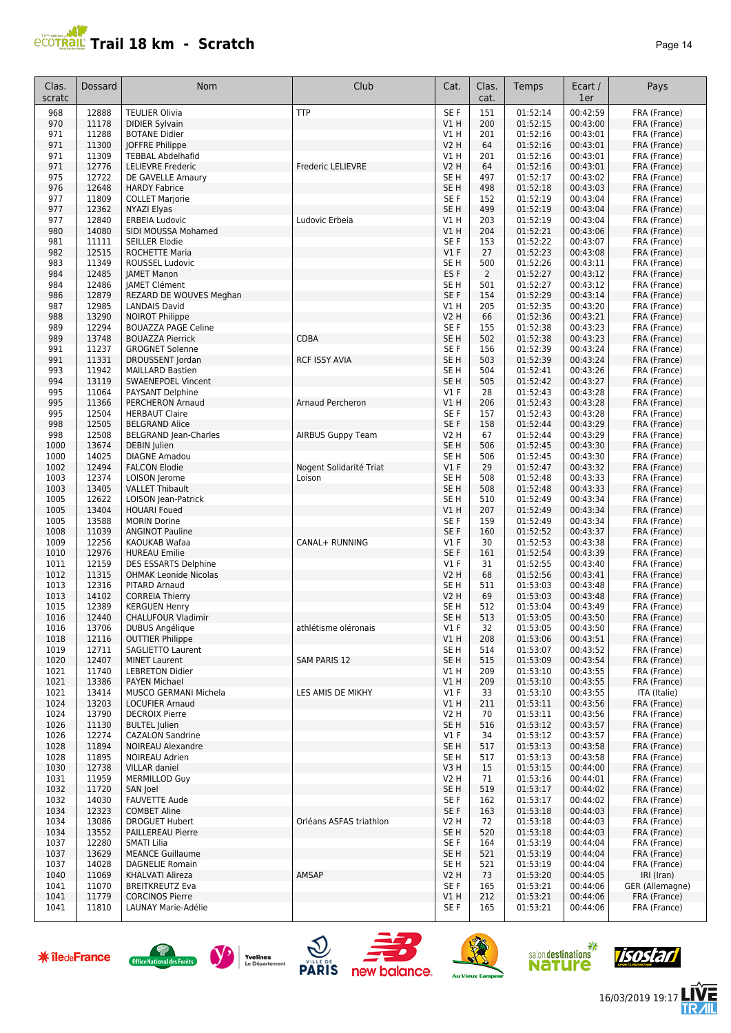# Trail 18 km - Scratch

| Clas. scratc | Dossard | Nom | Club | Cat. | Clas. cat. | Temps | Ecart / 1er | Pays |
|---|---|---|---|---|---|---|---|---|
| 968 | 12888 | TEULIER Olivia | TTP | SE F | 151 | 01:52:14 | 00:42:59 | FRA (France) |
| 970 | 11178 | DIDIER Sylvain | | V1 H | 200 | 01:52:15 | 00:43:00 | FRA (France) |
| 971 | 11288 | BOTANE Didier | | V1 H | 201 | 01:52:16 | 00:43:01 | FRA (France) |
| 971 | 11300 | JOFFRE Philippe | | V2 H | 64 | 01:52:16 | 00:43:01 | FRA (France) |
| 971 | 11309 | TEBBAL Abdelhafid | | V1 H | 201 | 01:52:16 | 00:43:01 | FRA (France) |
| 971 | 12776 | LELIEVRE Frederic | Frederic LELIEVRE | V2 H | 64 | 01:52:16 | 00:43:01 | FRA (France) |
| 975 | 12722 | DE GAVELLE Amaury | | SE H | 497 | 01:52:17 | 00:43:02 | FRA (France) |
| 976 | 12648 | HARDY Fabrice | | SE H | 498 | 01:52:18 | 00:43:03 | FRA (France) |
| 977 | 11809 | COLLET Marjorie | | SE F | 152 | 01:52:19 | 00:43:04 | FRA (France) |
| 977 | 12362 | NYAZI Elyas | | SE H | 499 | 01:52:19 | 00:43:04 | FRA (France) |
| 977 | 12840 | ERBEIA Ludovic | Ludovic Erbeia | V1 H | 203 | 01:52:19 | 00:43:04 | FRA (France) |
| 980 | 14080 | SIDI MOUSSA Mohamed | | V1 H | 204 | 01:52:21 | 00:43:06 | FRA (France) |
| 981 | 11111 | SEILLER Elodie | | SE F | 153 | 01:52:22 | 00:43:07 | FRA (France) |
| 982 | 12515 | ROCHETTE Maria | | V1 F | 27 | 01:52:23 | 00:43:08 | FRA (France) |
| 983 | 11349 | ROUSSEL Ludovic | | SE H | 500 | 01:52:26 | 00:43:11 | FRA (France) |
| 984 | 12485 | JAMET Manon | | ES F | 2 | 01:52:27 | 00:43:12 | FRA (France) |
| 984 | 12486 | JAMET Clément | | SE H | 501 | 01:52:27 | 00:43:12 | FRA (France) |
| 986 | 12879 | REZARD DE WOUVES Meghan | | SE F | 154 | 01:52:29 | 00:43:14 | FRA (France) |
| 987 | 12985 | LANDAIS David | | V1 H | 205 | 01:52:35 | 00:43:20 | FRA (France) |
| 988 | 13290 | NOIROT Philippe | | V2 H | 66 | 01:52:36 | 00:43:21 | FRA (France) |
| 989 | 12294 | BOUAZZA PAGE Celine | | SE F | 155 | 01:52:38 | 00:43:23 | FRA (France) |
| 989 | 13748 | BOUAZZA Pierrick | CDBA | SE H | 502 | 01:52:38 | 00:43:23 | FRA (France) |
| 991 | 11237 | GROGNET Solenne | | SE F | 156 | 01:52:39 | 00:43:24 | FRA (France) |
| 991 | 11331 | DROUSSENT Jordan | RCF ISSY AVIA | SE H | 503 | 01:52:39 | 00:43:24 | FRA (France) |
| 993 | 11942 | MAILLARD Bastien | | SE H | 504 | 01:52:41 | 00:43:26 | FRA (France) |
| 994 | 13119 | SWAENEPOEL Vincent | | SE H | 505 | 01:52:42 | 00:43:27 | FRA (France) |
| 995 | 11064 | PAYSANT Delphine | | V1 F | 28 | 01:52:43 | 00:43:28 | FRA (France) |
| 995 | 11366 | PERCHERON Arnaud | Arnaud Percheron | V1 H | 206 | 01:52:43 | 00:43:28 | FRA (France) |
| 995 | 12504 | HERBAUT Claire | | SE F | 157 | 01:52:43 | 00:43:28 | FRA (France) |
| 998 | 12505 | BELGRAND Alice | | SE F | 158 | 01:52:44 | 00:43:29 | FRA (France) |
| 998 | 12508 | BELGRAND Jean-Charles | AIRBUS Guppy Team | V2 H | 67 | 01:52:44 | 00:43:29 | FRA (France) |
| 1000 | 13674 | DEBIN Julien | | SE H | 506 | 01:52:45 | 00:43:30 | FRA (France) |
| 1000 | 14025 | DIAGNE Amadou | | SE H | 506 | 01:52:45 | 00:43:30 | FRA (France) |
| 1002 | 12494 | FALCON Elodie | Nogent Solidarité Triat | V1 F | 29 | 01:52:47 | 00:43:32 | FRA (France) |
| 1003 | 12374 | LOISON Jerome | Loison | SE H | 508 | 01:52:48 | 00:43:33 | FRA (France) |
| 1003 | 13405 | VALLET Thibault | | SE H | 508 | 01:52:48 | 00:43:33 | FRA (France) |
| 1005 | 12622 | LOISON Jean-Patrick | | SE H | 510 | 01:52:49 | 00:43:34 | FRA (France) |
| 1005 | 13404 | HOUARI Foued | | V1 H | 207 | 01:52:49 | 00:43:34 | FRA (France) |
| 1005 | 13588 | MORIN Dorine | | SE F | 159 | 01:52:49 | 00:43:34 | FRA (France) |
| 1008 | 11039 | ANGINOT Pauline | | SE F | 160 | 01:52:52 | 00:43:37 | FRA (France) |
| 1009 | 12256 | KAOUKAB Wafaa | CANAL+ RUNNING | V1 F | 30 | 01:52:53 | 00:43:38 | FRA (France) |
| 1010 | 12976 | HUREAU Emilie | | SE F | 161 | 01:52:54 | 00:43:39 | FRA (France) |
| 1011 | 12159 | DES ESSARTS Delphine | | V1 F | 31 | 01:52:55 | 00:43:40 | FRA (France) |
| 1012 | 11315 | OHMAK Leonide Nicolas | | V2 H | 68 | 01:52:56 | 00:43:41 | FRA (France) |
| 1013 | 12316 | PITARD Arnaud | | SE H | 511 | 01:53:03 | 00:43:48 | FRA (France) |
| 1013 | 14102 | CORREIA Thierry | | V2 H | 69 | 01:53:03 | 00:43:48 | FRA (France) |
| 1015 | 12389 | KERGUEN Henry | | SE H | 512 | 01:53:04 | 00:43:49 | FRA (France) |
| 1016 | 12440 | CHALUFOUR Vladimir | | SE H | 513 | 01:53:05 | 00:43:50 | FRA (France) |
| 1016 | 13706 | DUBUS Angélique | athlétisme oléronais | V1 F | 32 | 01:53:05 | 00:43:50 | FRA (France) |
| 1018 | 12116 | OUTTIER Philippe | | V1 H | 208 | 01:53:06 | 00:43:51 | FRA (France) |
| 1019 | 12711 | SAGLIETTO Laurent | | SE H | 514 | 01:53:07 | 00:43:52 | FRA (France) |
| 1020 | 12407 | MINET Laurent | SAM PARIS 12 | SE H | 515 | 01:53:09 | 00:43:54 | FRA (France) |
| 1021 | 11740 | LEBRETON Didier | | V1 H | 209 | 01:53:10 | 00:43:55 | FRA (France) |
| 1021 | 13386 | PAYEN Michael | | V1 H | 209 | 01:53:10 | 00:43:55 | FRA (France) |
| 1021 | 13414 | MUSCO GERMANI Michela | LES AMIS DE MIKHY | V1 F | 33 | 01:53:10 | 00:43:55 | ITA (Italie) |
| 1024 | 13203 | LOCUFIER Arnaud | | V1 H | 211 | 01:53:11 | 00:43:56 | FRA (France) |
| 1024 | 13790 | DECROIX Pierre | | V2 H | 70 | 01:53:11 | 00:43:56 | FRA (France) |
| 1026 | 11130 | BULTEL Julien | | SE H | 516 | 01:53:12 | 00:43:57 | FRA (France) |
| 1026 | 12274 | CAZALON Sandrine | | V1 F | 34 | 01:53:12 | 00:43:57 | FRA (France) |
| 1028 | 11894 | NOIREAU Alexandre | | SE H | 517 | 01:53:13 | 00:43:58 | FRA (France) |
| 1028 | 11895 | NOIREAU Adrien | | SE H | 517 | 01:53:13 | 00:43:58 | FRA (France) |
| 1030 | 12738 | VILLAR daniel | | V3 H | 15 | 01:53:15 | 00:44:00 | FRA (France) |
| 1031 | 11959 | MERMILLOD Guy | | V2 H | 71 | 01:53:16 | 00:44:01 | FRA (France) |
| 1032 | 11720 | SAN Joel | | SE H | 519 | 01:53:17 | 00:44:02 | FRA (France) |
| 1032 | 14030 | FAUVETTE Aude | | SE F | 162 | 01:53:17 | 00:44:02 | FRA (France) |
| 1034 | 12323 | COMBET Aline | | SE F | 163 | 01:53:18 | 00:44:03 | FRA (France) |
| 1034 | 13086 | DROGUET Hubert | Orléans ASFAS triathlon | V2 H | 72 | 01:53:18 | 00:44:03 | FRA (France) |
| 1034 | 13552 | PAILLEREAU Pierre | | SE H | 520 | 01:53:18 | 00:44:03 | FRA (France) |
| 1037 | 12280 | SMATI Lilia | | SE F | 164 | 01:53:19 | 00:44:04 | FRA (France) |
| 1037 | 13629 | MEANCE Guillaume | | SE H | 521 | 01:53:19 | 00:44:04 | FRA (France) |
| 1037 | 14028 | DAGNELIE Romain | | SE H | 521 | 01:53:19 | 00:44:04 | FRA (France) |
| 1040 | 11069 | KHALVATI Alireza | AMSAP | V2 H | 73 | 01:53:20 | 00:44:05 | IRI (Iran) |
| 1041 | 11070 | BREITKREUTZ Eva | | SE F | 165 | 01:53:21 | 00:44:06 | GER (Allemagne) |
| 1041 | 11779 | CORCINOS Pierre | | V1 H | 212 | 01:53:21 | 00:44:06 | FRA (France) |
| 1041 | 11810 | LAUNAY Marie-Adélie | | SE F | 165 | 01:53:21 | 00:44:06 | FRA (France) |

16/03/2019 19:17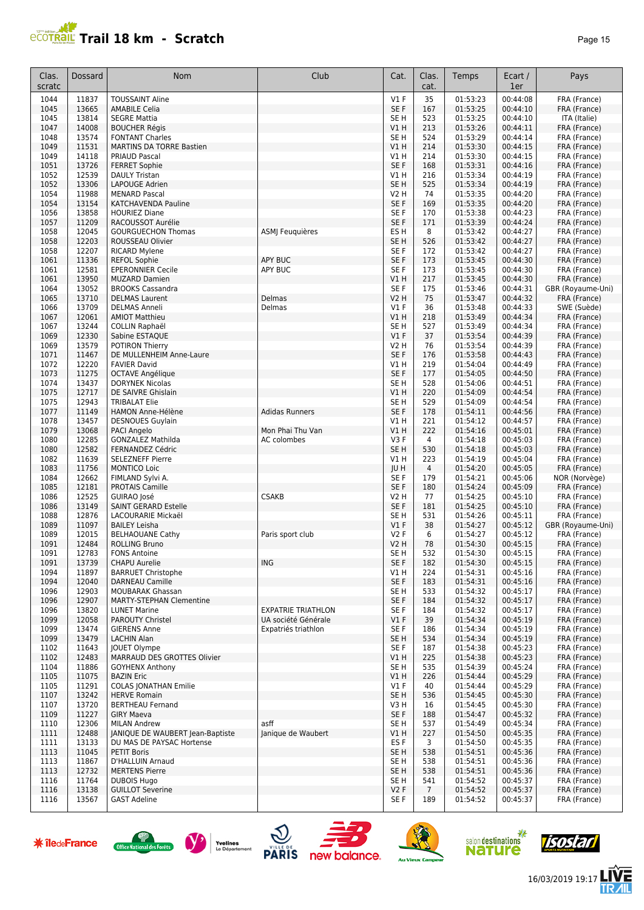# Trail 18 km - Scratch

| Clas. scratc | Dossard | Nom | Club | Cat. | Clas. cat. | Temps | Ecart / 1er | Pays |
|---|---|---|---|---|---|---|---|---|
| 1044 | 11837 | TOUSSAINT Aline | | V1 F | 35 | 01:53:23 | 00:44:08 | FRA (France) |
| 1045 | 13665 | AMABILE Celia | | SE F | 167 | 01:53:25 | 00:44:10 | FRA (France) |
| 1045 | 13814 | SEGRE Mattia | | SE H | 523 | 01:53:25 | 00:44:10 | ITA (Italie) |
| 1047 | 14008 | BOUCHER Régis | | V1 H | 213 | 01:53:26 | 00:44:11 | FRA (France) |
| 1048 | 13574 | FONTANT Charles | | SE H | 524 | 01:53:29 | 00:44:14 | FRA (France) |
| 1049 | 11531 | MARTINS DA TORRE Bastien | | V1 H | 214 | 01:53:30 | 00:44:15 | FRA (France) |
| 1049 | 14118 | PRIAUD Pascal | | V1 H | 214 | 01:53:30 | 00:44:15 | FRA (France) |
| 1051 | 13726 | FERRET Sophie | | SE F | 168 | 01:53:31 | 00:44:16 | FRA (France) |
| 1052 | 12539 | DAULY Tristan | | V1 H | 216 | 01:53:34 | 00:44:19 | FRA (France) |
| 1052 | 13306 | LAPOUGE Adrien | | SE H | 525 | 01:53:34 | 00:44:19 | FRA (France) |
| 1054 | 11988 | MENARD Pascal | | V2 H | 74 | 01:53:35 | 00:44:20 | FRA (France) |
| 1054 | 13154 | KATCHAVENDA Pauline | | SE F | 169 | 01:53:35 | 00:44:20 | FRA (France) |
| 1056 | 13858 | HOURIEZ Diane | | SE F | 170 | 01:53:38 | 00:44:23 | FRA (France) |
| 1057 | 11209 | RACOUSSOT Aurélie | | SE F | 171 | 01:53:39 | 00:44:24 | FRA (France) |
| 1058 | 12045 | GOURGUECHON Thomas | ASMJ Feuquières | ES H | 8 | 01:53:42 | 00:44:27 | FRA (France) |
| 1058 | 12203 | ROUSSEAU Olivier | | SE H | 526 | 01:53:42 | 00:44:27 | FRA (France) |
| 1058 | 12207 | RICARD Mylene | | SE F | 172 | 01:53:42 | 00:44:27 | FRA (France) |
| 1061 | 11336 | REFOL Sophie | APY BUC | SE F | 173 | 01:53:45 | 00:44:30 | FRA (France) |
| 1061 | 12581 | EPERONNIER Cecile | APY BUC | SE F | 173 | 01:53:45 | 00:44:30 | FRA (France) |
| 1061 | 13950 | MUZARD Damien | | V1 H | 217 | 01:53:45 | 00:44:30 | FRA (France) |
| 1064 | 13052 | BROOKS Cassandra | | SE F | 175 | 01:53:46 | 00:44:31 | GBR (Royaume-Uni) |
| 1065 | 13710 | DELMAS Laurent | Delmas | V2 H | 75 | 01:53:47 | 00:44:32 | FRA (France) |
| 1066 | 13709 | DELMAS Anneli | Delmas | V1 F | 36 | 01:53:48 | 00:44:33 | SWE (Suède) |
| 1067 | 12061 | AMIOT Matthieu | | V1 H | 218 | 01:53:49 | 00:44:34 | FRA (France) |
| 1067 | 13244 | COLLIN Raphaël | | SE H | 527 | 01:53:49 | 00:44:34 | FRA (France) |
| 1069 | 12330 | Sabine ESTAQUE | | V1 F | 37 | 01:53:54 | 00:44:39 | FRA (France) |
| 1069 | 13579 | POTIRON Thierry | | V2 H | 76 | 01:53:54 | 00:44:39 | FRA (France) |
| 1071 | 11467 | DE MULLENHEIM Anne-Laure | | SE F | 176 | 01:53:58 | 00:44:43 | FRA (France) |
| 1072 | 12220 | FAVIER David | | V1 H | 219 | 01:54:04 | 00:44:49 | FRA (France) |
| 1073 | 11275 | OCTAVE Angélique | | SE F | 177 | 01:54:05 | 00:44:50 | FRA (France) |
| 1074 | 13437 | DORYNEK Nicolas | | SE H | 528 | 01:54:06 | 00:44:51 | FRA (France) |
| 1075 | 12717 | DE SAIVRE Ghislain | | V1 H | 220 | 01:54:09 | 00:44:54 | FRA (France) |
| 1075 | 12943 | TRIBALAT Elie | | SE H | 529 | 01:54:09 | 00:44:54 | FRA (France) |
| 1077 | 11149 | HAMON Anne-Hélène | Adidas Runners | SE F | 178 | 01:54:11 | 00:44:56 | FRA (France) |
| 1078 | 13457 | DESNOUES Guylain | | V1 H | 221 | 01:54:12 | 00:44:57 | FRA (France) |
| 1079 | 13068 | PACI Angelo | Mon Phai Thu Van | V1 H | 222 | 01:54:16 | 00:45:01 | FRA (France) |
| 1080 | 12285 | GONZALEZ Mathilda | AC colombes | V3 F | 4 | 01:54:18 | 00:45:03 | FRA (France) |
| 1080 | 12582 | FERNANDEZ Cédric | | SE H | 530 | 01:54:18 | 00:45:03 | FRA (France) |
| 1082 | 11639 | SELEZNEFF Pierre | | V1 H | 223 | 01:54:19 | 00:45:04 | FRA (France) |
| 1083 | 11756 | MONTICO Loic | | JU H | 4 | 01:54:20 | 00:45:05 | FRA (France) |
| 1084 | 12662 | FIMLAND Sylvi A. | | SE F | 179 | 01:54:21 | 00:45:06 | NOR (Norvège) |
| 1085 | 12181 | PROTAIS Camille | | SE F | 180 | 01:54:24 | 00:45:09 | FRA (France) |
| 1086 | 12525 | GUIRAO José | CSAKB | V2 H | 77 | 01:54:25 | 00:45:10 | FRA (France) |
| 1086 | 13149 | SAINT GERARD Estelle | | SE F | 181 | 01:54:25 | 00:45:10 | FRA (France) |
| 1088 | 12876 | LACOURARIE Mickaël | | SE H | 531 | 01:54:26 | 00:45:11 | FRA (France) |
| 1089 | 11097 | BAILEY Leisha | | V1 F | 38 | 01:54:27 | 00:45:12 | GBR (Royaume-Uni) |
| 1089 | 12015 | BELHAOUANE Cathy | Paris sport club | V2 F | 6 | 01:54:27 | 00:45:12 | FRA (France) |
| 1091 | 12484 | ROLLING Bruno | | V2 H | 78 | 01:54:30 | 00:45:15 | FRA (France) |
| 1091 | 12783 | FONS Antoine | | SE H | 532 | 01:54:30 | 00:45:15 | FRA (France) |
| 1091 | 13739 | CHAPU Aurelie | ING | SE F | 182 | 01:54:30 | 00:45:15 | FRA (France) |
| 1094 | 11897 | BARRUET Christophe | | V1 H | 224 | 01:54:31 | 00:45:16 | FRA (France) |
| 1094 | 12040 | DARNEAU Camille | | SE F | 183 | 01:54:31 | 00:45:16 | FRA (France) |
| 1096 | 12903 | MOUBARAK Ghassan | | SE H | 533 | 01:54:32 | 00:45:17 | FRA (France) |
| 1096 | 12907 | MARTY-STEPHAN Clementine | | SE F | 184 | 01:54:32 | 00:45:17 | FRA (France) |
| 1096 | 13820 | LUNET Marine | EXPATRIE TRIATHLON | SE F | 184 | 01:54:32 | 00:45:17 | FRA (France) |
| 1099 | 12058 | PAROUTY Christel | UA société Générale | V1 F | 39 | 01:54:34 | 00:45:19 | FRA (France) |
| 1099 | 13474 | GIERENS Anne | Expatriés triathlon | SE F | 186 | 01:54:34 | 00:45:19 | FRA (France) |
| 1099 | 13479 | LACHIN Alan | | SE H | 534 | 01:54:34 | 00:45:19 | FRA (France) |
| 1102 | 11643 | JOUET Olympe | | SE F | 187 | 01:54:38 | 00:45:23 | FRA (France) |
| 1102 | 12483 | MARRAUD DES GROTTES Olivier | | V1 H | 225 | 01:54:38 | 00:45:23 | FRA (France) |
| 1104 | 11886 | GOYHENX Anthony | | SE H | 535 | 01:54:39 | 00:45:24 | FRA (France) |
| 1105 | 11075 | BAZIN Eric | | V1 H | 226 | 01:54:44 | 00:45:29 | FRA (France) |
| 1105 | 11291 | COLAS JONATHAN Emilie | | V1 F | 40 | 01:54:44 | 00:45:29 | FRA (France) |
| 1107 | 13242 | HERVE Romain | | SE H | 536 | 01:54:45 | 00:45:30 | FRA (France) |
| 1107 | 13720 | BERTHEAU Fernand | | V3 H | 16 | 01:54:45 | 00:45:30 | FRA (France) |
| 1109 | 11227 | GIRY Maeva | | SE F | 188 | 01:54:47 | 00:45:32 | FRA (France) |
| 1110 | 12306 | MILAN Andrew | asff | SE H | 537 | 01:54:49 | 00:45:34 | FRA (France) |
| 1111 | 12488 | JANIQUE DE WAUBERT Jean-Baptiste | Janique de Waubert | V1 H | 227 | 01:54:50 | 00:45:35 | FRA (France) |
| 1111 | 13133 | DU MAS DE PAYSAC Hortense | | ES F | 3 | 01:54:50 | 00:45:35 | FRA (France) |
| 1113 | 11045 | PETIT Boris | | SE H | 538 | 01:54:51 | 00:45:36 | FRA (France) |
| 1113 | 11867 | D'HALLUIN Arnaud | | SE H | 538 | 01:54:51 | 00:45:36 | FRA (France) |
| 1113 | 12732 | MERTENS Pierre | | SE H | 538 | 01:54:51 | 00:45:36 | FRA (France) |
| 1116 | 11764 | DUBOIS Hugo | | SE H | 541 | 01:54:52 | 00:45:37 | FRA (France) |
| 1116 | 13138 | GUILLOT Severine | | V2 F | 7 | 01:54:52 | 00:45:37 | FRA (France) |
| 1116 | 13567 | GAST Adeline | | SE F | 189 | 01:54:52 | 00:45:37 | FRA (France) |

16/03/2019 19:17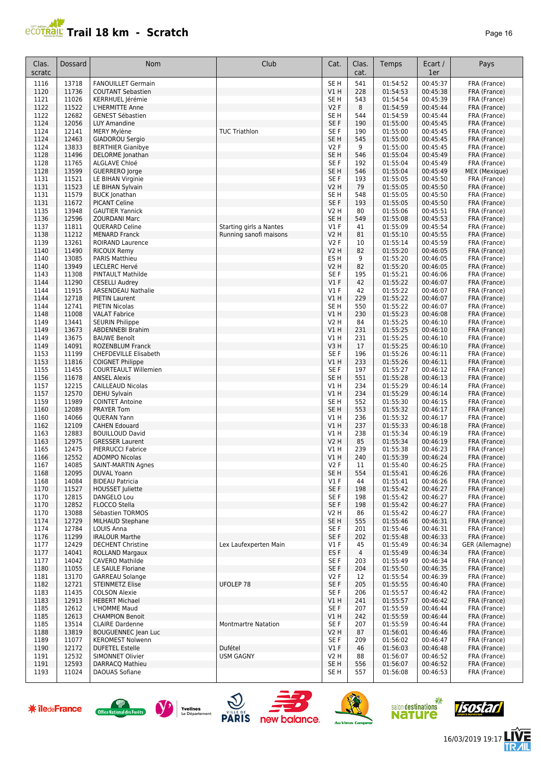# Trail 18 km - Scratch

| Clas. scratc | Dossard | Nom | Club | Cat. | Clas. cat. | Temps | Ecart / 1er | Pays |
|---|---|---|---|---|---|---|---|---|
| 1116 | 13718 | FANOUILLET Germain | | SE H | 541 | 01:54:52 | 00:45:37 | FRA (France) |
| 1120 | 11736 | COUTANT Sebastien | | V1 H | 228 | 01:54:53 | 00:45:38 | FRA (France) |
| 1121 | 11026 | KERRHUEL Jérémie | | SE H | 543 | 01:54:54 | 00:45:39 | FRA (France) |
| 1122 | 11522 | L'HERMITTE Anne | | V2 F | 8 | 01:54:59 | 00:45:44 | FRA (France) |
| 1122 | 12682 | GENEST Sébastien | | SE H | 544 | 01:54:59 | 00:45:44 | FRA (France) |
| 1124 | 12056 | LUY Amandine | | SE F | 190 | 01:55:00 | 00:45:45 | FRA (France) |
| 1124 | 12141 | MERY Mylène | TUC Triathlon | SE F | 190 | 01:55:00 | 00:45:45 | FRA (France) |
| 1124 | 12463 | GIADOROU Sergio | | SE H | 545 | 01:55:00 | 00:45:45 | FRA (France) |
| 1124 | 13833 | BERTHIER Gianibye | | V2 F | 9 | 01:55:00 | 00:45:45 | FRA (France) |
| 1128 | 11496 | DELORME Jonathan | | SE H | 546 | 01:55:04 | 00:45:49 | FRA (France) |
| 1128 | 11765 | ALGLAVE Chloé | | SE F | 192 | 01:55:04 | 00:45:49 | FRA (France) |
| 1128 | 13599 | GUERRERO Jorge | | SE H | 546 | 01:55:04 | 00:45:49 | MEX (Mexique) |
| 1131 | 11521 | LE BIHAN Virginie | | SE F | 193 | 01:55:05 | 00:45:50 | FRA (France) |
| 1131 | 11523 | LE BIHAN Sylvain | | V2 H | 79 | 01:55:05 | 00:45:50 | FRA (France) |
| 1131 | 11579 | BUCK Jonathan | | SE H | 548 | 01:55:05 | 00:45:50 | FRA (France) |
| 1131 | 11672 | PICANT Celine | | SE F | 193 | 01:55:05 | 00:45:50 | FRA (France) |
| 1135 | 13948 | GAUTIER Yannick | | V2 H | 80 | 01:55:06 | 00:45:51 | FRA (France) |
| 1136 | 12596 | ZOURDANI Marc | | SE H | 549 | 01:55:08 | 00:45:53 | FRA (France) |
| 1137 | 11811 | QUERARD Celine | Starting girls a Nantes | V1 F | 41 | 01:55:09 | 00:45:54 | FRA (France) |
| 1138 | 11212 | MENARD Franck | Running sanofi maisons | V2 H | 81 | 01:55:10 | 00:45:55 | FRA (France) |
| 1139 | 13261 | ROIRAND Laurence | | V2 F | 10 | 01:55:14 | 00:45:59 | FRA (France) |
| 1140 | 11490 | RICOUX Remy | | V2 H | 82 | 01:55:20 | 00:46:05 | FRA (France) |
| 1140 | 13085 | PARIS Matthieu | | ES H | 9 | 01:55:20 | 00:46:05 | FRA (France) |
| 1140 | 13949 | LECLERC Hervé | | V2 H | 82 | 01:55:20 | 00:46:05 | FRA (France) |
| 1143 | 11308 | PINTAULT Mathilde | | SE F | 195 | 01:55:21 | 00:46:06 | FRA (France) |
| 1144 | 11290 | CESELLI Audrey | | V1 F | 42 | 01:55:22 | 00:46:07 | FRA (France) |
| 1144 | 11915 | ARSENDEAU Nathalie | | V1 F | 42 | 01:55:22 | 00:46:07 | FRA (France) |
| 1144 | 12718 | PIETIN Laurent | | V1 H | 229 | 01:55:22 | 00:46:07 | FRA (France) |
| 1144 | 12741 | PIETIN Nicolas | | SE H | 550 | 01:55:22 | 00:46:07 | FRA (France) |
| 1148 | 11008 | VALAT Fabrice | | V1 H | 230 | 01:55:23 | 00:46:08 | FRA (France) |
| 1149 | 13441 | SEURIN Philippe | | V2 H | 84 | 01:55:25 | 00:46:10 | FRA (France) |
| 1149 | 13673 | ABDENNEBI Brahim | | V1 H | 231 | 01:55:25 | 00:46:10 | FRA (France) |
| 1149 | 13675 | BAUWE Benoît | | V1 H | 231 | 01:55:25 | 00:46:10 | FRA (France) |
| 1149 | 14091 | ROZENBLUM Franck | | V3 H | 17 | 01:55:25 | 00:46:10 | FRA (France) |
| 1153 | 11199 | CHEFDEVILLE Elisabeth | | SE F | 196 | 01:55:26 | 00:46:11 | FRA (France) |
| 1153 | 11816 | COIGNET Philippe | | V1 H | 233 | 01:55:26 | 00:46:11 | FRA (France) |
| 1155 | 11455 | COURTEAULT Willemien | | SE F | 197 | 01:55:27 | 00:46:12 | FRA (France) |
| 1156 | 11678 | ANSEL Alexis | | SE H | 551 | 01:55:28 | 00:46:13 | FRA (France) |
| 1157 | 12215 | CAILLEAUD Nicolas | | V1 H | 234 | 01:55:29 | 00:46:14 | FRA (France) |
| 1157 | 12570 | DEHU Sylvain | | V1 H | 234 | 01:55:29 | 00:46:14 | FRA (France) |
| 1159 | 11989 | COINTET Antoine | | SE H | 552 | 01:55:30 | 00:46:15 | FRA (France) |
| 1160 | 12089 | PRAYER Tom | | SE H | 553 | 01:55:32 | 00:46:17 | FRA (France) |
| 1160 | 14066 | QUERAN Yann | | V1 H | 236 | 01:55:32 | 00:46:17 | FRA (France) |
| 1162 | 12109 | CAHEN Edouard | | V1 H | 237 | 01:55:33 | 00:46:18 | FRA (France) |
| 1163 | 12883 | BOUILLOUD David | | V1 H | 238 | 01:55:34 | 00:46:19 | FRA (France) |
| 1163 | 12975 | GRESSER Laurent | | V2 H | 85 | 01:55:34 | 00:46:19 | FRA (France) |
| 1165 | 12475 | PIERRUCCI Fabrice | | V1 H | 239 | 01:55:38 | 00:46:23 | FRA (France) |
| 1166 | 12552 | ADOMPO Nicolas | | V1 H | 240 | 01:55:39 | 00:46:24 | FRA (France) |
| 1167 | 14085 | SAINT-MARTIN Agnes | | V2 F | 11 | 01:55:40 | 00:46:25 | FRA (France) |
| 1168 | 12095 | DUVAL Yoann | | SE H | 554 | 01:55:41 | 00:46:26 | FRA (France) |
| 1168 | 14084 | BIDEAU Patricia | | V1 F | 44 | 01:55:41 | 00:46:26 | FRA (France) |
| 1170 | 11527 | HOUSSET Juliette | | SE F | 198 | 01:55:42 | 00:46:27 | FRA (France) |
| 1170 | 12815 | DANGELO Lou | | SE F | 198 | 01:55:42 | 00:46:27 | FRA (France) |
| 1170 | 12852 | FLOCCO Stella | | SE F | 198 | 01:55:42 | 00:46:27 | FRA (France) |
| 1170 | 13088 | Sébastien TORMOS | | V2 H | 86 | 01:55:42 | 00:46:27 | FRA (France) |
| 1174 | 12729 | MILHAUD Stephane | | SE H | 555 | 01:55:46 | 00:46:31 | FRA (France) |
| 1174 | 12784 | LOUIS Anna | | SE F | 201 | 01:55:46 | 00:46:31 | FRA (France) |
| 1176 | 11299 | IRALOUR Marthe | | SE F | 202 | 01:55:48 | 00:46:33 | FRA (France) |
| 1177 | 12429 | DECHENT Christine | Lex Laufexperten Main | V1 F | 45 | 01:55:49 | 00:46:34 | GER (Allemagne) |
| 1177 | 14041 | ROLLAND Margaux | | ES F | 4 | 01:55:49 | 00:46:34 | FRA (France) |
| 1177 | 14042 | CAVERO Mathilde | | SE F | 203 | 01:55:49 | 00:46:34 | FRA (France) |
| 1180 | 11055 | LE SAULE Floriane | | SE F | 204 | 01:55:50 | 00:46:35 | FRA (France) |
| 1181 | 13170 | GARREAU Solange | | V2 F | 12 | 01:55:54 | 00:46:39 | FRA (France) |
| 1182 | 12721 | STEINMETZ Elise | UFOLEP 78 | SE F | 205 | 01:55:55 | 00:46:40 | FRA (France) |
| 1183 | 11435 | COLSON Alexie | | SE F | 206 | 01:55:57 | 00:46:42 | FRA (France) |
| 1183 | 12913 | HEBERT Michael | | V1 H | 241 | 01:55:57 | 00:46:42 | FRA (France) |
| 1185 | 12612 | L'HOMME Maud | | SE F | 207 | 01:55:59 | 00:46:44 | FRA (France) |
| 1185 | 12613 | CHAMPION Benoit | | V1 H | 242 | 01:55:59 | 00:46:44 | FRA (France) |
| 1185 | 13514 | CLAIRE Dardenne | Montmartre Natation | SE F | 207 | 01:55:59 | 00:46:44 | FRA (France) |
| 1188 | 13819 | BOUGUENNEC Jean Luc | | V2 H | 87 | 01:56:01 | 00:46:46 | FRA (France) |
| 1189 | 11077 | KEROMEST Nolwenn | | SE F | 209 | 01:56:02 | 00:46:47 | FRA (France) |
| 1190 | 12172 | DUFETEL Estelle | Dufétel | V1 F | 46 | 01:56:03 | 00:46:48 | FRA (France) |
| 1191 | 12532 | SIMONNET Olivier | USM GAGNY | V2 H | 88 | 01:56:07 | 00:46:52 | FRA (France) |
| 1191 | 12593 | DARRACQ Mathieu | | SE H | 556 | 01:56:07 | 00:46:52 | FRA (France) |
| 1193 | 11024 | DAOUAS Sofiane | | SE H | 557 | 01:56:08 | 00:46:53 | FRA (France) |

16/03/2019 19:17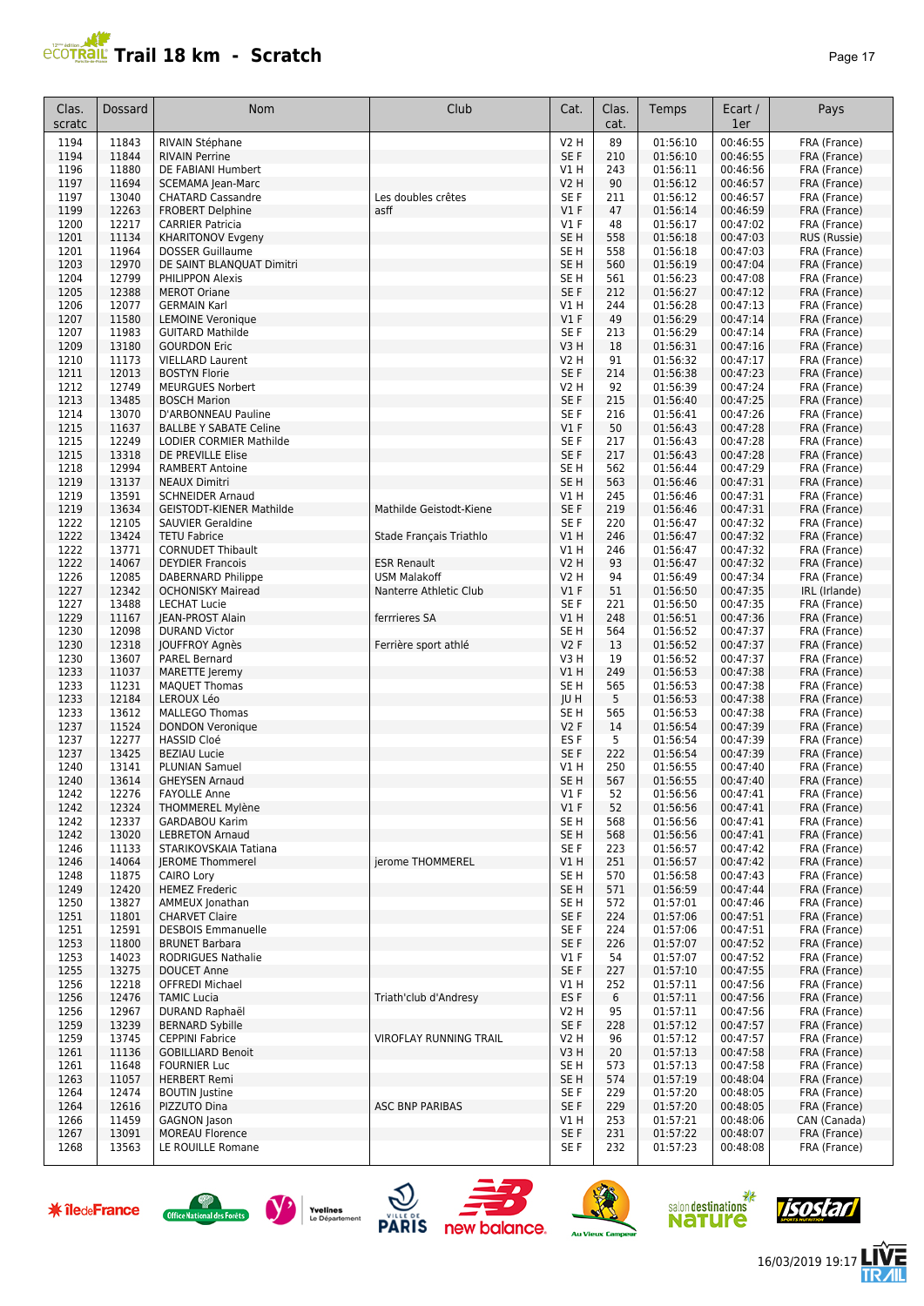# Trail 18 km - Scratch

| Clas. scratc | Dossard | Nom | Club | Cat. | Clas. cat. | Temps | Ecart / 1er | Pays |
|---|---|---|---|---|---|---|---|---|
| 1194 | 11843 | RIVAIN Stéphane | | V2 H | 89 | 01:56:10 | 00:46:55 | FRA (France) |
| 1194 | 11844 | RIVAIN Perrine | | SE F | 210 | 01:56:10 | 00:46:55 | FRA (France) |
| 1196 | 11880 | DE FABIANI Humbert | | V1 H | 243 | 01:56:11 | 00:46:56 | FRA (France) |
| 1197 | 11694 | SCEMAMA Jean-Marc | | V2 H | 90 | 01:56:12 | 00:46:57 | FRA (France) |
| 1197 | 13040 | CHATARD Cassandre | Les doubles crêtes | SE F | 211 | 01:56:12 | 00:46:57 | FRA (France) |
| 1199 | 12263 | FROBERT Delphine | asff | V1 F | 47 | 01:56:14 | 00:46:59 | FRA (France) |
| 1200 | 12217 | CARRIER Patricia | | V1 F | 48 | 01:56:17 | 00:47:02 | FRA (France) |
| 1201 | 11134 | KHARITONOV Evgeny | | SE H | 558 | 01:56:18 | 00:47:03 | RUS (Russie) |
| 1201 | 11964 | DOSSER Guillaume | | SE H | 558 | 01:56:18 | 00:47:03 | FRA (France) |
| 1203 | 12970 | DE SAINT BLANQUAT Dimitri | | SE H | 560 | 01:56:19 | 00:47:04 | FRA (France) |
| 1204 | 12799 | PHILIPPON Alexis | | SE H | 561 | 01:56:23 | 00:47:08 | FRA (France) |
| 1205 | 12388 | MEROT Oriane | | SE F | 212 | 01:56:27 | 00:47:12 | FRA (France) |
| 1206 | 12077 | GERMAIN Karl | | V1 H | 244 | 01:56:28 | 00:47:13 | FRA (France) |
| 1207 | 11580 | LEMOINE Veronique | | V1 F | 49 | 01:56:29 | 00:47:14 | FRA (France) |
| 1207 | 11983 | GUITARD Mathilde | | SE F | 213 | 01:56:29 | 00:47:14 | FRA (France) |
| 1209 | 13180 | GOURDON Eric | | V3 H | 18 | 01:56:31 | 00:47:16 | FRA (France) |
| 1210 | 11173 | VIELLARD Laurent | | V2 H | 91 | 01:56:32 | 00:47:17 | FRA (France) |
| 1211 | 12013 | BOSTYN Florie | | SE F | 214 | 01:56:38 | 00:47:23 | FRA (France) |
| 1212 | 12749 | MEURGUES Norbert | | V2 H | 92 | 01:56:39 | 00:47:24 | FRA (France) |
| 1213 | 13485 | BOSCH Marion | | SE F | 215 | 01:56:40 | 00:47:25 | FRA (France) |
| 1214 | 13070 | D'ARBONNEAU Pauline | | SE F | 216 | 01:56:41 | 00:47:26 | FRA (France) |
| 1215 | 11637 | BALLBE Y SABATE Celine | | V1 F | 50 | 01:56:43 | 00:47:28 | FRA (France) |
| 1215 | 12249 | LODIER CORMIER Mathilde | | SE F | 217 | 01:56:43 | 00:47:28 | FRA (France) |
| 1215 | 13318 | DE PREVILLE Elise | | SE F | 217 | 01:56:43 | 00:47:28 | FRA (France) |
| 1218 | 12994 | RAMBERT Antoine | | SE H | 562 | 01:56:44 | 00:47:29 | FRA (France) |
| 1219 | 13137 | NEAUX Dimitri | | SE H | 563 | 01:56:46 | 00:47:31 | FRA (France) |
| 1219 | 13591 | SCHNEIDER Arnaud | | V1 H | 245 | 01:56:46 | 00:47:31 | FRA (France) |
| 1219 | 13634 | GEISTODT-KIENER Mathilde | Mathilde Geistodt-Kiene | SE F | 219 | 01:56:46 | 00:47:31 | FRA (France) |
| 1222 | 12105 | SAUVIER Geraldine | | SE F | 220 | 01:56:47 | 00:47:32 | FRA (France) |
| 1222 | 13424 | TETU Fabrice | Stade Français Triathlo | V1 H | 246 | 01:56:47 | 00:47:32 | FRA (France) |
| 1222 | 13771 | CORNUDET Thibault | | V1 H | 246 | 01:56:47 | 00:47:32 | FRA (France) |
| 1222 | 14067 | DEYDIER Francois | ESR Renault | V2 H | 93 | 01:56:47 | 00:47:32 | FRA (France) |
| 1226 | 12085 | DABERNARD Philippe | USM Malakoff | V2 H | 94 | 01:56:49 | 00:47:34 | FRA (France) |
| 1227 | 12342 | OCHONISKY Mairead | Nanterre Athletic Club | V1 F | 51 | 01:56:50 | 00:47:35 | IRL (Irlande) |
| 1227 | 13488 | LECHAT Lucie | | SE F | 221 | 01:56:50 | 00:47:35 | FRA (France) |
| 1229 | 11167 | JEAN-PROST Alain | ferrrieres SA | V1 H | 248 | 01:56:51 | 00:47:36 | FRA (France) |
| 1230 | 12098 | DURAND Victor | | SE H | 564 | 01:56:52 | 00:47:37 | FRA (France) |
| 1230 | 12318 | JOUFFROY Agnès | Ferrière sport athlé | V2 F | 13 | 01:56:52 | 00:47:37 | FRA (France) |
| 1230 | 13607 | PAREL Bernard | | V3 H | 19 | 01:56:52 | 00:47:37 | FRA (France) |
| 1233 | 11037 | MARETTE Jeremy | | V1 H | 249 | 01:56:53 | 00:47:38 | FRA (France) |
| 1233 | 11231 | MAQUET Thomas | | SE H | 565 | 01:56:53 | 00:47:38 | FRA (France) |
| 1233 | 12184 | LEROUX Léo | | JU H | 5 | 01:56:53 | 00:47:38 | FRA (France) |
| 1233 | 13612 | MALLEGO Thomas | | SE H | 565 | 01:56:53 | 00:47:38 | FRA (France) |
| 1237 | 11524 | DONDON Veronique | | V2 F | 14 | 01:56:54 | 00:47:39 | FRA (France) |
| 1237 | 12277 | HASSID Cloé | | ES F | 5 | 01:56:54 | 00:47:39 | FRA (France) |
| 1237 | 13425 | BEZIAU Lucie | | SE F | 222 | 01:56:54 | 00:47:39 | FRA (France) |
| 1240 | 13141 | PLUNIAN Samuel | | V1 H | 250 | 01:56:55 | 00:47:40 | FRA (France) |
| 1240 | 13614 | GHEYSEN Arnaud | | SE H | 567 | 01:56:55 | 00:47:40 | FRA (France) |
| 1242 | 12276 | FAYOLLE Anne | | V1 F | 52 | 01:56:56 | 00:47:41 | FRA (France) |
| 1242 | 12324 | THOMMEREL Mylène | | V1 F | 52 | 01:56:56 | 00:47:41 | FRA (France) |
| 1242 | 12337 | GARDABOU Karim | | SE H | 568 | 01:56:56 | 00:47:41 | FRA (France) |
| 1242 | 13020 | LEBRETON Arnaud | | SE H | 568 | 01:56:56 | 00:47:41 | FRA (France) |
| 1246 | 11133 | STARIKOVSKAIA Tatiana | | SE F | 223 | 01:56:57 | 00:47:42 | FRA (France) |
| 1246 | 14064 | JEROME Thommerel | jerome THOMMEREL | V1 H | 251 | 01:56:57 | 00:47:42 | FRA (France) |
| 1248 | 11875 | CAIRO Lory | | SE H | 570 | 01:56:58 | 00:47:43 | FRA (France) |
| 1249 | 12420 | HEMEZ Frederic | | SE H | 571 | 01:56:59 | 00:47:44 | FRA (France) |
| 1250 | 13827 | AMMEUX Jonathan | | SE H | 572 | 01:57:01 | 00:47:46 | FRA (France) |
| 1251 | 11801 | CHARVET Claire | | SE F | 224 | 01:57:06 | 00:47:51 | FRA (France) |
| 1251 | 12591 | DESBOIS Emmanuelle | | SE F | 224 | 01:57:06 | 00:47:51 | FRA (France) |
| 1253 | 11800 | BRUNET Barbara | | SE F | 226 | 01:57:07 | 00:47:52 | FRA (France) |
| 1253 | 14023 | RODRIGUES Nathalie | | V1 F | 54 | 01:57:07 | 00:47:52 | FRA (France) |
| 1255 | 13275 | DOUCET Anne | | SE F | 227 | 01:57:10 | 00:47:55 | FRA (France) |
| 1256 | 12218 | OFFREDI Michael | | V1 H | 252 | 01:57:11 | 00:47:56 | FRA (France) |
| 1256 | 12476 | TAMIC Lucia | Triath'club d'Andresy | ES F | 6 | 01:57:11 | 00:47:56 | FRA (France) |
| 1256 | 12967 | DURAND Raphaël | | V2 H | 95 | 01:57:11 | 00:47:56 | FRA (France) |
| 1259 | 13239 | BERNARD Sybille | | SE F | 228 | 01:57:12 | 00:47:57 | FRA (France) |
| 1259 | 13745 | CEPPINI Fabrice | VIROFLAY RUNNING TRAIL | V2 H | 96 | 01:57:12 | 00:47:57 | FRA (France) |
| 1261 | 11136 | GOBILLIARD Benoit | | V3 H | 20 | 01:57:13 | 00:47:58 | FRA (France) |
| 1261 | 11648 | FOURNIER Luc | | SE H | 573 | 01:57:13 | 00:47:58 | FRA (France) |
| 1263 | 11057 | HERBERT Remi | | SE H | 574 | 01:57:19 | 00:48:04 | FRA (France) |
| 1264 | 12474 | BOUTIN Justine | | SE F | 229 | 01:57:20 | 00:48:05 | FRA (France) |
| 1264 | 12616 | PIZZUTO Dina | ASC BNP PARIBAS | SE F | 229 | 01:57:20 | 00:48:05 | FRA (France) |
| 1266 | 11459 | GAGNON Jason | | V1 H | 253 | 01:57:21 | 00:48:06 | CAN (Canada) |
| 1267 | 13091 | MOREAU Florence | | SE F | 231 | 01:57:22 | 00:48:07 | FRA (France) |
| 1268 | 13563 | LE ROUILLE Romane | | SE F | 232 | 01:57:23 | 00:48:08 | FRA (France) |

16/03/2019 19:17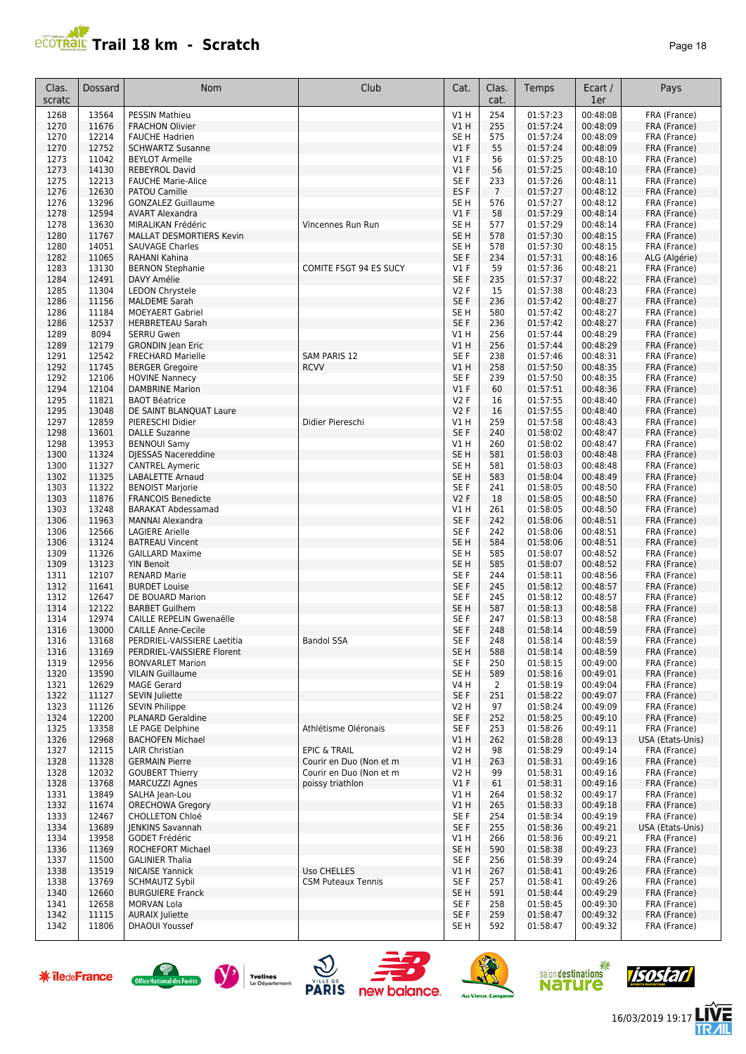# Trail 18 km - Scratch

| Clas. scratc | Dossard | Nom | Club | Cat. | Clas. cat. | Temps | Ecart / 1er | Pays |
|---|---|---|---|---|---|---|---|---|
| 1268 | 13564 | PESSIN Mathieu | | V1 H | 254 | 01:57:23 | 00:48:08 | FRA (France) |
| 1270 | 11676 | FRACHON Olivier | | V1 H | 255 | 01:57:24 | 00:48:09 | FRA (France) |
| 1270 | 12214 | FAUCHE Hadrien | | SE H | 575 | 01:57:24 | 00:48:09 | FRA (France) |
| 1270 | 12752 | SCHWARTZ Susanne | | V1 F | 55 | 01:57:24 | 00:48:09 | FRA (France) |
| 1273 | 11042 | BEYLOT Armelle | | V1 F | 56 | 01:57:25 | 00:48:10 | FRA (France) |
| 1273 | 14130 | REBEYROL David | | V1 F | 56 | 01:57:25 | 00:48:10 | FRA (France) |
| 1275 | 12213 | FAUCHE Marie-Alice | | SE F | 233 | 01:57:26 | 00:48:11 | FRA (France) |
| 1276 | 12630 | PATOU Camille | | ES F | 7 | 01:57:27 | 00:48:12 | FRA (France) |
| 1276 | 13296 | GONZALEZ Guillaume | | SE H | 576 | 01:57:27 | 00:48:12 | FRA (France) |
| 1278 | 12594 | AVART Alexandra | | V1 F | 58 | 01:57:29 | 00:48:14 | FRA (France) |
| 1278 | 13630 | MIRALIKAN Frédéric | Vincennes Run Run | SE H | 577 | 01:57:29 | 00:48:14 | FRA (France) |
| 1280 | 11767 | MALLAT DESMORTIERS Kevin | | SE H | 578 | 01:57:30 | 00:48:15 | FRA (France) |
| 1280 | 14051 | SAUVAGE Charles | | SE H | 578 | 01:57:30 | 00:48:15 | FRA (France) |
| 1282 | 11065 | RAHANI Kahina | | SE F | 234 | 01:57:31 | 00:48:16 | ALG (Algérie) |
| 1283 | 13130 | BERNON Stephanie | COMITE FSGT 94 ES SUCY | V1 F | 59 | 01:57:36 | 00:48:21 | FRA (France) |
| 1284 | 12491 | DAVY Amélie | | SE F | 235 | 01:57:37 | 00:48:22 | FRA (France) |
| 1285 | 11304 | LEDON Chrystele | | V2 F | 15 | 01:57:38 | 00:48:23 | FRA (France) |
| 1286 | 11156 | MALDEME Sarah | | SE F | 236 | 01:57:42 | 00:48:27 | FRA (France) |
| 1286 | 11184 | MOEYAERT Gabriel | | SE H | 580 | 01:57:42 | 00:48:27 | FRA (France) |
| 1286 | 12537 | HERBRETEAU Sarah | | SE F | 236 | 01:57:42 | 00:48:27 | FRA (France) |
| 1289 | 8094 | SERRU Gwen | | V1 H | 256 | 01:57:44 | 00:48:29 | FRA (France) |
| 1289 | 12179 | GRONDIN Jean Eric | | V1 H | 256 | 01:57:44 | 00:48:29 | FRA (France) |
| 1291 | 12542 | FRECHARD Marielle | SAM PARIS 12 | SE F | 238 | 01:57:46 | 00:48:31 | FRA (France) |
| 1292 | 11745 | BERGER Gregoire | RCVV | V1 H | 258 | 01:57:50 | 00:48:35 | FRA (France) |
| 1292 | 12106 | HOVINE Nannecy | | SE F | 239 | 01:57:50 | 00:48:35 | FRA (France) |
| 1294 | 12104 | DAMBRINE Marion | | V1 F | 60 | 01:57:51 | 00:48:36 | FRA (France) |
| 1295 | 11821 | BAOT Béatrice | | V2 F | 16 | 01:57:55 | 00:48:40 | FRA (France) |
| 1295 | 13048 | DE SAINT BLANQUAT Laure | | V2 F | 16 | 01:57:55 | 00:48:40 | FRA (France) |
| 1297 | 12859 | PIERESCHI Didier | Didier Piereschi | V1 H | 259 | 01:57:58 | 00:48:43 | FRA (France) |
| 1298 | 13601 | DALLE Suzanne | | SE F | 240 | 01:58:02 | 00:48:47 | FRA (France) |
| 1298 | 13953 | BENNOUI Samy | | V1 H | 260 | 01:58:02 | 00:48:47 | FRA (France) |
| 1300 | 11324 | DJESSAS Nacereddine | | SE H | 581 | 01:58:03 | 00:48:48 | FRA (France) |
| 1300 | 11327 | CANTREL Aymeric | | SE H | 581 | 01:58:03 | 00:48:48 | FRA (France) |
| 1302 | 11325 | LABALETTE Arnaud | | SE H | 583 | 01:58:04 | 00:48:49 | FRA (France) |
| 1303 | 11322 | BENOIST Marjorie | | SE F | 241 | 01:58:05 | 00:48:50 | FRA (France) |
| 1303 | 11876 | FRANCOIS Benedicte | | V2 F | 18 | 01:58:05 | 00:48:50 | FRA (France) |
| 1303 | 13248 | BARAKAT Abdessamad | | V1 H | 261 | 01:58:05 | 00:48:50 | FRA (France) |
| 1306 | 11963 | MANNAI Alexandra | | SE F | 242 | 01:58:06 | 00:48:51 | FRA (France) |
| 1306 | 12566 | LAGIERE Arielle | | SE F | 242 | 01:58:06 | 00:48:51 | FRA (France) |
| 1306 | 13124 | BATREAU Vincent | | SE H | 584 | 01:58:06 | 00:48:51 | FRA (France) |
| 1309 | 11326 | GAILLARD Maxime | | SE H | 585 | 01:58:07 | 00:48:52 | FRA (France) |
| 1309 | 13123 | YIN Benoit | | SE H | 585 | 01:58:07 | 00:48:52 | FRA (France) |
| 1311 | 12107 | RENARD Marie | | SE F | 244 | 01:58:11 | 00:48:56 | FRA (France) |
| 1312 | 11641 | BURDET Louise | | SE F | 245 | 01:58:12 | 00:48:57 | FRA (France) |
| 1312 | 12647 | DE BOUARD Marion | | SE F | 245 | 01:58:12 | 00:48:57 | FRA (France) |
| 1314 | 12122 | BARBET Guilhem | | SE H | 587 | 01:58:13 | 00:48:58 | FRA (France) |
| 1314 | 12974 | CAILLE REPELIN Gwenaëlle | | SE F | 247 | 01:58:13 | 00:48:58 | FRA (France) |
| 1316 | 13000 | CAILLE Anne-Cecile | | SE F | 248 | 01:58:14 | 00:48:59 | FRA (France) |
| 1316 | 13168 | PERDRIEL-VAISSIERE Laetitia | Bandol SSA | SE F | 248 | 01:58:14 | 00:48:59 | FRA (France) |
| 1316 | 13169 | PERDRIEL-VAISSIERE Florent | | SE H | 588 | 01:58:14 | 00:48:59 | FRA (France) |
| 1319 | 12956 | BONVARLET Marion | | SE F | 250 | 01:58:15 | 00:49:00 | FRA (France) |
| 1320 | 13590 | VILAIN Guillaume | | SE H | 589 | 01:58:16 | 00:49:01 | FRA (France) |
| 1321 | 12629 | MAGE Gerard | | V4 H | 2 | 01:58:19 | 00:49:04 | FRA (France) |
| 1322 | 11127 | SEVIN Juliette | | SE F | 251 | 01:58:22 | 00:49:07 | FRA (France) |
| 1323 | 11126 | SEVIN Philippe | | V2 H | 97 | 01:58:24 | 00:49:09 | FRA (France) |
| 1324 | 12200 | PLANARD Geraldine | | SE F | 252 | 01:58:25 | 00:49:10 | FRA (France) |
| 1325 | 13358 | LE PAGE Delphine | Athlétisme Oléronais | SE F | 253 | 01:58:26 | 00:49:11 | FRA (France) |
| 1326 | 12968 | BACHOFEN Michael | | V1 H | 262 | 01:58:28 | 00:49:13 | USA (Etats-Unis) |
| 1327 | 12115 | LAIR Christian | EPIC & TRAIL | V2 H | 98 | 01:58:29 | 00:49:14 | FRA (France) |
| 1328 | 11328 | GERMAIN Pierre | Courir en Duo (Non et m | V1 H | 263 | 01:58:31 | 00:49:16 | FRA (France) |
| 1328 | 12032 | GOUBERT Thierry | Courir en Duo (Non et m | V2 H | 99 | 01:58:31 | 00:49:16 | FRA (France) |
| 1328 | 13768 | MARCUZZI Agnes | poissy triathlon | V1 F | 61 | 01:58:31 | 00:49:16 | FRA (France) |
| 1331 | 13849 | SALHA Jean-Lou | | V1 H | 264 | 01:58:32 | 00:49:17 | FRA (France) |
| 1332 | 11674 | ORECHOWA Gregory | | V1 H | 265 | 01:58:33 | 00:49:18 | FRA (France) |
| 1333 | 12467 | CHOLLETON Chloé | | SE F | 254 | 01:58:34 | 00:49:19 | FRA (France) |
| 1334 | 13689 | JENKINS Savannah | | SE F | 255 | 01:58:36 | 00:49:21 | USA (Etats-Unis) |
| 1334 | 13958 | GODET Frédéric | | V1 H | 266 | 01:58:36 | 00:49:21 | FRA (France) |
| 1336 | 11369 | ROCHEFORT Michael | | SE H | 590 | 01:58:38 | 00:49:23 | FRA (France) |
| 1337 | 11500 | GALINIER Thalia | | SE F | 256 | 01:58:39 | 00:49:24 | FRA (France) |
| 1338 | 13519 | NICAISE Yannick | Uso CHELLES | V1 H | 267 | 01:58:41 | 00:49:26 | FRA (France) |
| 1338 | 13769 | SCHMAUTZ Sybil | CSM Puteaux Tennis | SE F | 257 | 01:58:41 | 00:49:26 | FRA (France) |
| 1340 | 12660 | BURGUIERE Franck | | SE H | 591 | 01:58:44 | 00:49:29 | FRA (France) |
| 1341 | 12658 | MORVAN Lola | | SE F | 258 | 01:58:45 | 00:49:30 | FRA (France) |
| 1342 | 11115 | AURAIX Juliette | | SE F | 259 | 01:58:47 | 00:49:32 | FRA (France) |
| 1342 | 11806 | DHAOUI Youssef | | SE H | 592 | 01:58:47 | 00:49:32 | FRA (France) |

16/03/2019 19:17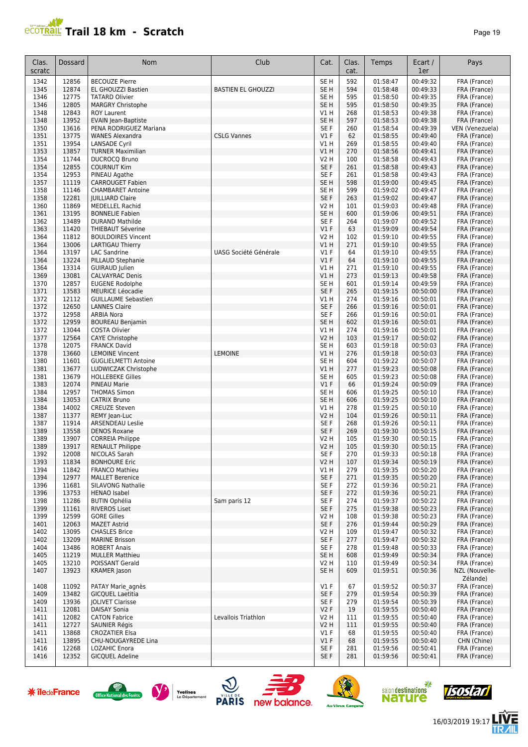# Trail 18 km - Scratch

| Clas. scratc | Dossard | Nom | Club | Cat. | Clas. cat. | Temps | Ecart / 1er | Pays |
|---|---|---|---|---|---|---|---|---|
| 1342 | 12856 | BECOUZE Pierre | | SE H | 592 | 01:58:47 | 00:49:32 | FRA (France) |
| 1345 | 12874 | EL GHOUZZI Bastien | BASTIEN EL GHOUZZI | SE H | 594 | 01:58:48 | 00:49:33 | FRA (France) |
| 1346 | 12775 | TATARD Olivier | | SE H | 595 | 01:58:50 | 00:49:35 | FRA (France) |
| 1346 | 12805 | MARGRY Christophe | | SE H | 595 | 01:58:50 | 00:49:35 | FRA (France) |
| 1348 | 12843 | ROY Laurent | | V1 H | 268 | 01:58:53 | 00:49:38 | FRA (France) |
| 1348 | 13952 | EVAIN Jean-Baptiste | | SE H | 597 | 01:58:53 | 00:49:38 | FRA (France) |
| 1350 | 13616 | PENA RODRIGUEZ Mariana | | SE F | 260 | 01:58:54 | 00:49:39 | VEN (Venezuela) |
| 1351 | 13775 | WANES Alexandra | CSLG Vannes | V1 F | 62 | 01:58:55 | 00:49:40 | FRA (France) |
| 1351 | 13954 | LANSADE Cyril | | V1 H | 269 | 01:58:55 | 00:49:40 | FRA (France) |
| 1353 | 13857 | TURNER Maximilian | | V1 H | 270 | 01:58:56 | 00:49:41 | FRA (France) |
| 1354 | 11744 | DUCROCQ Bruno | | V2 H | 100 | 01:58:58 | 00:49:43 | FRA (France) |
| 1354 | 12855 | COURNUT Kim | | SE F | 261 | 01:58:58 | 00:49:43 | FRA (France) |
| 1354 | 12953 | PINEAU Agathe | | SE F | 261 | 01:58:58 | 00:49:43 | FRA (France) |
| 1357 | 11119 | CARROUGET Fabien | | SE H | 598 | 01:59:00 | 00:49:45 | FRA (France) |
| 1358 | 11146 | CHAMBARET Antoine | | SE H | 599 | 01:59:02 | 00:49:47 | FRA (France) |
| 1358 | 12281 | JUILLIARD Claire | | SE F | 263 | 01:59:02 | 00:49:47 | FRA (France) |
| 1360 | 11869 | MEDELLEL Rachid | | V2 H | 101 | 01:59:03 | 00:49:48 | FRA (France) |
| 1361 | 13195 | BONNELIE Fabien | | SE H | 600 | 01:59:06 | 00:49:51 | FRA (France) |
| 1362 | 13489 | DURAND Mathilde | | SE F | 264 | 01:59:07 | 00:49:52 | FRA (France) |
| 1363 | 11420 | THIEBAUT Séverine | | V1 F | 63 | 01:59:09 | 00:49:54 | FRA (France) |
| 1364 | 11812 | BOULDOIRES Vincent | | V2 H | 102 | 01:59:10 | 00:49:55 | FRA (France) |
| 1364 | 13006 | LARTIGAU Thierry | | V1 H | 271 | 01:59:10 | 00:49:55 | FRA (France) |
| 1364 | 13197 | LAC Sandrine | UASG Société Générale | V1 F | 64 | 01:59:10 | 00:49:55 | FRA (France) |
| 1364 | 13224 | PILLAUD Stephanie | | V1 F | 64 | 01:59:10 | 00:49:55 | FRA (France) |
| 1364 | 13314 | GUIRAUD Julien | | V1 H | 271 | 01:59:10 | 00:49:55 | FRA (France) |
| 1369 | 13081 | CALVAYRAC Denis | | V1 H | 273 | 01:59:13 | 00:49:58 | FRA (France) |
| 1370 | 12857 | EUGENE Rodolphe | | SE H | 601 | 01:59:14 | 00:49:59 | FRA (France) |
| 1371 | 13583 | MEURICE Léocadie | | SE F | 265 | 01:59:15 | 00:50:00 | FRA (France) |
| 1372 | 12112 | GUILLAUME Sebastien | | V1 H | 274 | 01:59:16 | 00:50:01 | FRA (France) |
| 1372 | 12650 | LANNES Claire | | SE F | 266 | 01:59:16 | 00:50:01 | FRA (France) |
| 1372 | 12958 | ARBIA Nora | | SE F | 266 | 01:59:16 | 00:50:01 | FRA (France) |
| 1372 | 12959 | BOUREAU Benjamin | | SE H | 602 | 01:59:16 | 00:50:01 | FRA (France) |
| 1372 | 13044 | COSTA Olivier | | V1 H | 274 | 01:59:16 | 00:50:01 | FRA (France) |
| 1377 | 12564 | CAYE Christophe | | V2 H | 103 | 01:59:17 | 00:50:02 | FRA (France) |
| 1378 | 12075 | FRANCK David | | SE H | 603 | 01:59:18 | 00:50:03 | FRA (France) |
| 1378 | 13660 | LEMOINE Vincent | LEMOINE | V1 H | 276 | 01:59:18 | 00:50:03 | FRA (France) |
| 1380 | 11601 | GUGLIELMETTI Antoine | | SE H | 604 | 01:59:22 | 00:50:07 | FRA (France) |
| 1381 | 13677 | LUDWICZAK Christophe | | V1 H | 277 | 01:59:23 | 00:50:08 | FRA (France) |
| 1381 | 13679 | HOLLEBEKE Gilles | | SE H | 605 | 01:59:23 | 00:50:08 | FRA (France) |
| 1383 | 12074 | PINEAU Marie | | V1 F | 66 | 01:59:24 | 00:50:09 | FRA (France) |
| 1384 | 12957 | THOMAS Simon | | SE H | 606 | 01:59:25 | 00:50:10 | FRA (France) |
| 1384 | 13053 | CATRIX Bruno | | SE H | 606 | 01:59:25 | 00:50:10 | FRA (France) |
| 1384 | 14002 | CREUZE Steven | | V1 H | 278 | 01:59:25 | 00:50:10 | FRA (France) |
| 1387 | 11377 | REMY Jean-Luc | | V2 H | 104 | 01:59:26 | 00:50:11 | FRA (France) |
| 1387 | 11914 | ARSENDEAU Leslie | | SE F | 268 | 01:59:26 | 00:50:11 | FRA (France) |
| 1389 | 13558 | DENOS Roxane | | SE F | 269 | 01:59:30 | 00:50:15 | FRA (France) |
| 1389 | 13907 | CORREIA Philippe | | V2 H | 105 | 01:59:30 | 00:50:15 | FRA (France) |
| 1389 | 13917 | RENAULT Philippe | | V2 H | 105 | 01:59:30 | 00:50:15 | FRA (France) |
| 1392 | 12008 | NICOLAS Sarah | | SE F | 270 | 01:59:33 | 00:50:18 | FRA (France) |
| 1393 | 11834 | BONHOURE Eric | | V2 H | 107 | 01:59:34 | 00:50:19 | FRA (France) |
| 1394 | 11842 | FRANCO Mathieu | | V1 H | 279 | 01:59:35 | 00:50:20 | FRA (France) |
| 1394 | 12977 | MALLET Berenice | | SE F | 271 | 01:59:35 | 00:50:20 | FRA (France) |
| 1396 | 11681 | SILAVONG Nathalie | | SE F | 272 | 01:59:36 | 00:50:21 | FRA (France) |
| 1396 | 13753 | HENAO Isabel | | SE F | 272 | 01:59:36 | 00:50:21 | FRA (France) |
| 1398 | 11286 | BUTIN Ophélia | Sam paris 12 | SE F | 274 | 01:59:37 | 00:50:22 | FRA (France) |
| 1399 | 11161 | RIVEROS Liset | | SE F | 275 | 01:59:38 | 00:50:23 | FRA (France) |
| 1399 | 12599 | GORE Gilles | | V2 H | 108 | 01:59:38 | 00:50:23 | FRA (France) |
| 1401 | 12063 | MAZET Astrid | | SE F | 276 | 01:59:44 | 00:50:29 | FRA (France) |
| 1402 | 13095 | CHASLES Brice | | V2 H | 109 | 01:59:47 | 00:50:32 | FRA (France) |
| 1402 | 13209 | MARINE Brisson | | SE F | 277 | 01:59:47 | 00:50:32 | FRA (France) |
| 1404 | 13486 | ROBERT Anais | | SE F | 278 | 01:59:48 | 00:50:33 | FRA (France) |
| 1405 | 11219 | MULLER Matthieu | | SE H | 608 | 01:59:49 | 00:50:34 | FRA (France) |
| 1405 | 13210 | POISSANT Gerald | | V2 H | 110 | 01:59:49 | 00:50:34 | FRA (France) |
| 1407 | 13923 | KRAMER Jason | | SE H | 609 | 01:59:51 | 00:50:36 | NZL (Nouvelle-Zélande) |
| 1408 | 11092 | PATAY Marie_agnès | | V1 F | 67 | 01:59:52 | 00:50:37 | FRA (France) |
| 1409 | 13482 | GICQUEL Laetitia | | SE F | 279 | 01:59:54 | 00:50:39 | FRA (France) |
| 1409 | 13936 | JOLIVET Clarisse | | SE F | 279 | 01:59:54 | 00:50:39 | FRA (France) |
| 1411 | 12081 | DAISAY Sonia | | V2 F | 19 | 01:59:55 | 00:50:40 | FRA (France) |
| 1411 | 12082 | CATON Fabrice | Levallois Triathlon | V2 H | 111 | 01:59:55 | 00:50:40 | FRA (France) |
| 1411 | 12727 | SAUNIER Régis | | V2 H | 111 | 01:59:55 | 00:50:40 | FRA (France) |
| 1411 | 13868 | CROZATIER Elsa | | V1 F | 68 | 01:59:55 | 00:50:40 | FRA (France) |
| 1411 | 13895 | CHU-NOUGAYREDE Lina | | V1 F | 68 | 01:59:55 | 00:50:40 | CHN (Chine) |
| 1416 | 12268 | LOZAHIC Enora | | SE F | 281 | 01:59:56 | 00:50:41 | FRA (France) |
| 1416 | 12352 | GICQUEL Adeline | | SE F | 281 | 01:59:56 | 00:50:41 | FRA (France) |

16/03/2019 19:17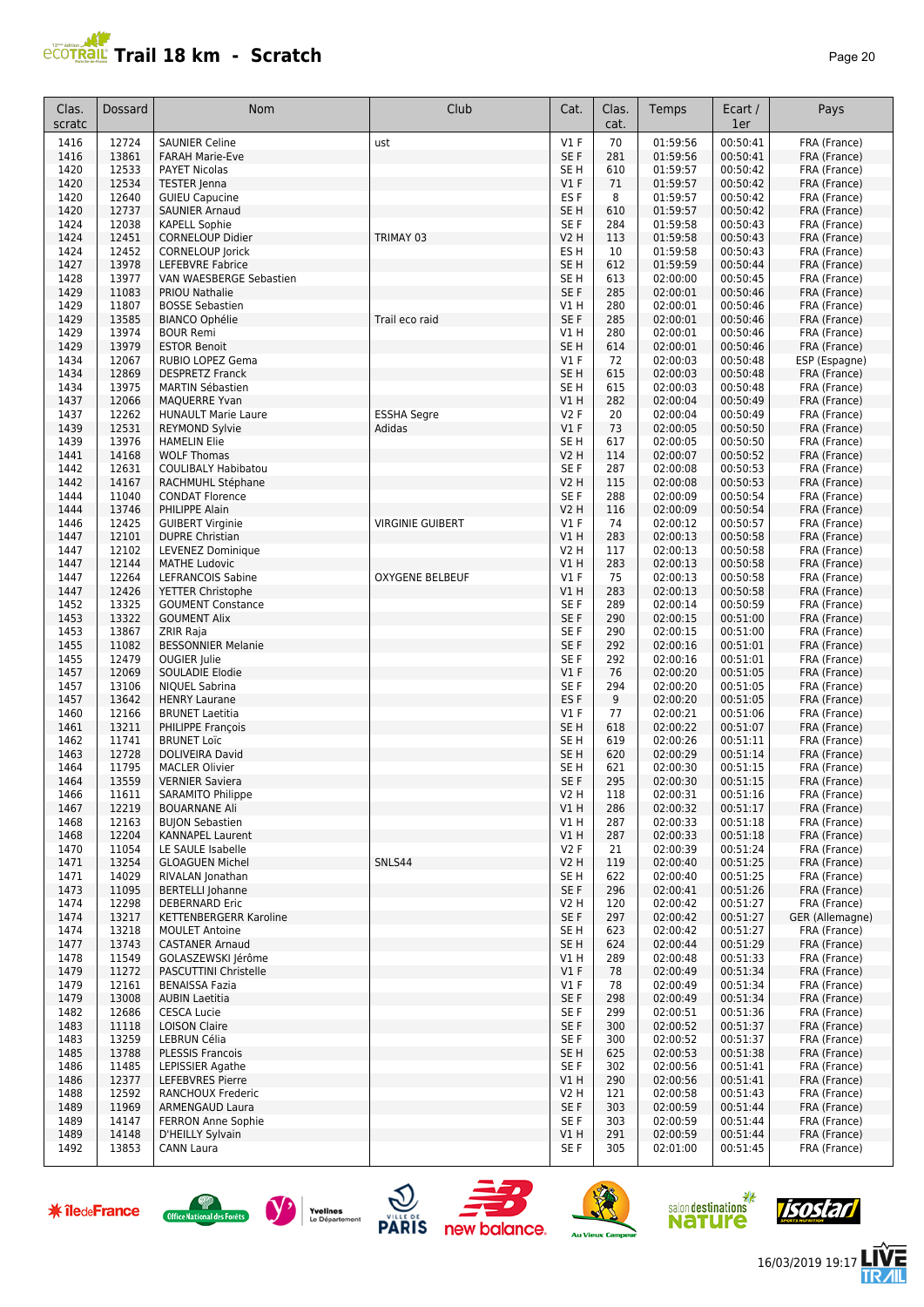# Trail 18 km - Scratch

| Clas. scratc | Dossard | Nom | Club | Cat. | Clas. cat. | Temps | Ecart / 1er | Pays |
|---|---|---|---|---|---|---|---|---|
| 1416 | 12724 | SAUNIER Celine | ust | V1 F | 70 | 01:59:56 | 00:50:41 | FRA (France) |
| 1416 | 13861 | FARAH Marie-Eve | | SE F | 281 | 01:59:56 | 00:50:41 | FRA (France) |
| 1420 | 12533 | PAYET Nicolas | | SE H | 610 | 01:59:57 | 00:50:42 | FRA (France) |
| 1420 | 12534 | TESTER Jenna | | V1 F | 71 | 01:59:57 | 00:50:42 | FRA (France) |
| 1420 | 12640 | GUIEU Capucine | | ES F | 8 | 01:59:57 | 00:50:42 | FRA (France) |
| 1420 | 12737 | SAUNIER Arnaud | | SE H | 610 | 01:59:57 | 00:50:42 | FRA (France) |
| 1424 | 12038 | KAPELL Sophie | | SE F | 284 | 01:59:58 | 00:50:43 | FRA (France) |
| 1424 | 12451 | CORNELOUP Didier | TRIMAY 03 | V2 H | 113 | 01:59:58 | 00:50:43 | FRA (France) |
| 1424 | 12452 | CORNELOUP Jorick | | ES H | 10 | 01:59:58 | 00:50:43 | FRA (France) |
| 1427 | 13978 | LEFEBVRE Fabrice | | SE H | 612 | 01:59:59 | 00:50:44 | FRA (France) |
| 1428 | 13977 | VAN WAESBERGE Sebastien | | SE H | 613 | 02:00:00 | 00:50:45 | FRA (France) |
| 1429 | 11083 | PRIOU Nathalie | | SE F | 285 | 02:00:01 | 00:50:46 | FRA (France) |
| 1429 | 11807 | BOSSE Sebastien | | V1 H | 280 | 02:00:01 | 00:50:46 | FRA (France) |
| 1429 | 13585 | BIANCO Ophélie | Trail eco raid | SE F | 285 | 02:00:01 | 00:50:46 | FRA (France) |
| 1429 | 13974 | BOUR Remi | | V1 H | 280 | 02:00:01 | 00:50:46 | FRA (France) |
| 1429 | 13979 | ESTOR Benoit | | SE H | 614 | 02:00:01 | 00:50:46 | FRA (France) |
| 1434 | 12067 | RUBIO LOPEZ Gema | | V1 F | 72 | 02:00:03 | 00:50:48 | ESP (Espagne) |
| 1434 | 12869 | DESPRETZ Franck | | SE H | 615 | 02:00:03 | 00:50:48 | FRA (France) |
| 1434 | 13975 | MARTIN Sébastien | | SE H | 615 | 02:00:03 | 00:50:48 | FRA (France) |
| 1437 | 12066 | MAQUERRE Yvan | | V1 H | 282 | 02:00:04 | 00:50:49 | FRA (France) |
| 1437 | 12262 | HUNAULT Marie Laure | ESSHA Segre | V2 F | 20 | 02:00:04 | 00:50:49 | FRA (France) |
| 1439 | 12531 | REYMOND Sylvie | Adidas | V1 F | 73 | 02:00:05 | 00:50:50 | FRA (France) |
| 1439 | 13976 | HAMELIN Elie | | SE H | 617 | 02:00:05 | 00:50:50 | FRA (France) |
| 1441 | 14168 | WOLF Thomas | | V2 H | 114 | 02:00:07 | 00:50:52 | FRA (France) |
| 1442 | 12631 | COULIBALY Habibatou | | SE F | 287 | 02:00:08 | 00:50:53 | FRA (France) |
| 1442 | 14167 | RACHMUHL Stéphane | | V2 H | 115 | 02:00:08 | 00:50:53 | FRA (France) |
| 1444 | 11040 | CONDAT Florence | | SE F | 288 | 02:00:09 | 00:50:54 | FRA (France) |
| 1444 | 13746 | PHILIPPE Alain | | V2 H | 116 | 02:00:09 | 00:50:54 | FRA (France) |
| 1446 | 12425 | GUIBERT Virginie | VIRGINIE GUIBERT | V1 F | 74 | 02:00:12 | 00:50:57 | FRA (France) |
| 1447 | 12101 | DUPRE Christian | | V1 H | 283 | 02:00:13 | 00:50:58 | FRA (France) |
| 1447 | 12102 | LEVENEZ Dominique | | V2 H | 117 | 02:00:13 | 00:50:58 | FRA (France) |
| 1447 | 12144 | MATHE Ludovic | | V1 H | 283 | 02:00:13 | 00:50:58 | FRA (France) |
| 1447 | 12264 | LEFRANCOIS Sabine | OXYGENE BELBEUF | V1 F | 75 | 02:00:13 | 00:50:58 | FRA (France) |
| 1447 | 12426 | YETTER Christophe | | V1 H | 283 | 02:00:13 | 00:50:58 | FRA (France) |
| 1452 | 13325 | GOUMENT Constance | | SE F | 289 | 02:00:14 | 00:50:59 | FRA (France) |
| 1453 | 13322 | GOUMENT Alix | | SE F | 290 | 02:00:15 | 00:51:00 | FRA (France) |
| 1453 | 13867 | ZRIR Raja | | SE F | 290 | 02:00:15 | 00:51:00 | FRA (France) |
| 1455 | 11082 | BESSONNIER Melanie | | SE F | 292 | 02:00:16 | 00:51:01 | FRA (France) |
| 1455 | 12479 | OUGIER Julie | | SE F | 292 | 02:00:16 | 00:51:01 | FRA (France) |
| 1457 | 12069 | SOULADIE Elodie | | V1 F | 76 | 02:00:20 | 00:51:05 | FRA (France) |
| 1457 | 13106 | NIQUEL Sabrina | | SE F | 294 | 02:00:20 | 00:51:05 | FRA (France) |
| 1457 | 13642 | HENRY Laurane | | ES F | 9 | 02:00:20 | 00:51:05 | FRA (France) |
| 1460 | 12166 | BRUNET Laetitia | | V1 F | 77 | 02:00:21 | 00:51:06 | FRA (France) |
| 1461 | 13211 | PHILIPPE François | | SE H | 618 | 02:00:22 | 00:51:07 | FRA (France) |
| 1462 | 11741 | BRUNET Loïc | | SE H | 619 | 02:00:26 | 00:51:11 | FRA (France) |
| 1463 | 12728 | DOLIVEIRA David | | SE H | 620 | 02:00:29 | 00:51:14 | FRA (France) |
| 1464 | 11795 | MACLER Olivier | | SE H | 621 | 02:00:30 | 00:51:15 | FRA (France) |
| 1464 | 13559 | VERNIER Saviera | | SE F | 295 | 02:00:30 | 00:51:15 | FRA (France) |
| 1466 | 11611 | SARAMITO Philippe | | V2 H | 118 | 02:00:31 | 00:51:16 | FRA (France) |
| 1467 | 12219 | BOUARNANE Ali | | V1 H | 286 | 02:00:32 | 00:51:17 | FRA (France) |
| 1468 | 12163 | BUJON Sebastien | | V1 H | 287 | 02:00:33 | 00:51:18 | FRA (France) |
| 1468 | 12204 | KANNAPEL Laurent | | V1 H | 287 | 02:00:33 | 00:51:18 | FRA (France) |
| 1470 | 11054 | LE SAULE Isabelle | | V2 F | 21 | 02:00:39 | 00:51:24 | FRA (France) |
| 1471 | 13254 | GLOAGUEN Michel | SNLS44 | V2 H | 119 | 02:00:40 | 00:51:25 | FRA (France) |
| 1471 | 14029 | RIVALAN Jonathan | | SE H | 622 | 02:00:40 | 00:51:25 | FRA (France) |
| 1473 | 11095 | BERTELLI Johanne | | SE F | 296 | 02:00:41 | 00:51:26 | FRA (France) |
| 1474 | 12298 | DEBERNARD Eric | | V2 H | 120 | 02:00:42 | 00:51:27 | FRA (France) |
| 1474 | 13217 | KETTENBERGERR Karoline | | SE F | 297 | 02:00:42 | 00:51:27 | GER (Allemagne) |
| 1474 | 13218 | MOULET Antoine | | SE H | 623 | 02:00:42 | 00:51:27 | FRA (France) |
| 1477 | 13743 | CASTANER Arnaud | | SE H | 624 | 02:00:44 | 00:51:29 | FRA (France) |
| 1478 | 11549 | GOLASZEWSKI Jérôme | | V1 H | 289 | 02:00:48 | 00:51:33 | FRA (France) |
| 1479 | 11272 | PASCUTTINI Christelle | | V1 F | 78 | 02:00:49 | 00:51:34 | FRA (France) |
| 1479 | 12161 | BENAISSA Fazia | | V1 F | 78 | 02:00:49 | 00:51:34 | FRA (France) |
| 1479 | 13008 | AUBIN Laetitia | | SE F | 298 | 02:00:49 | 00:51:34 | FRA (France) |
| 1482 | 12686 | CESCA Lucie | | SE F | 299 | 02:00:51 | 00:51:36 | FRA (France) |
| 1483 | 11118 | LOISON Claire | | SE F | 300 | 02:00:52 | 00:51:37 | FRA (France) |
| 1483 | 13259 | LEBRUN Célia | | SE F | 300 | 02:00:52 | 00:51:37 | FRA (France) |
| 1485 | 13788 | PLESSIS Francois | | SE H | 625 | 02:00:53 | 00:51:38 | FRA (France) |
| 1486 | 11485 | LEPISSIER Agathe | | SE F | 302 | 02:00:56 | 00:51:41 | FRA (France) |
| 1486 | 12377 | LEFEBVRES Pierre | | V1 H | 290 | 02:00:56 | 00:51:41 | FRA (France) |
| 1488 | 12592 | RANCHOUX Frederic | | V2 H | 121 | 02:00:58 | 00:51:43 | FRA (France) |
| 1489 | 11969 | ARMENGAUD Laura | | SE F | 303 | 02:00:59 | 00:51:44 | FRA (France) |
| 1489 | 14147 | FERRON Anne Sophie | | SE F | 303 | 02:00:59 | 00:51:44 | FRA (France) |
| 1489 | 14148 | D'HEILLY Sylvain | | V1 H | 291 | 02:00:59 | 00:51:44 | FRA (France) |
| 1492 | 13853 | CANN Laura | | SE F | 305 | 02:01:00 | 00:51:45 | FRA (France) |

16/03/2019 19:17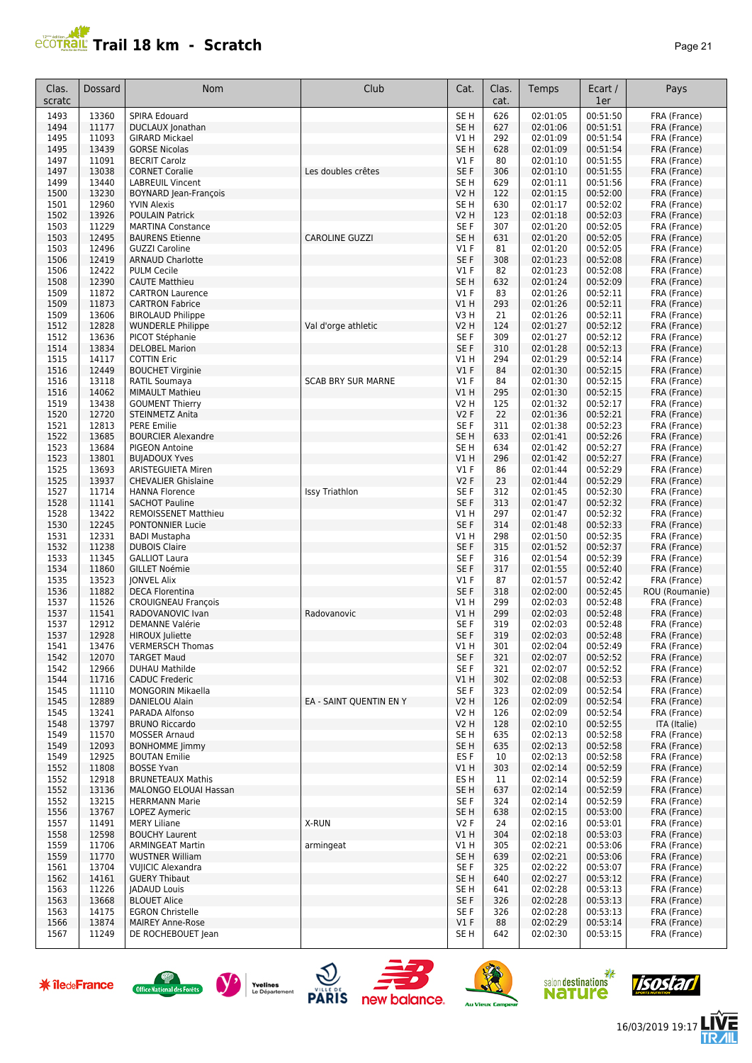# Trail 18 km - Scratch

| Clas. scratc | Dossard | Nom | Club | Cat. | Clas. cat. | Temps | Ecart / 1er | Pays |
|---|---|---|---|---|---|---|---|---|
| 1493 | 13360 | SPIRA Edouard | | SE H | 626 | 02:01:05 | 00:51:50 | FRA (France) |
| 1494 | 11177 | DUCLAUX Jonathan | | SE H | 627 | 02:01:06 | 00:51:51 | FRA (France) |
| 1495 | 11093 | GIRARD Mickael | | V1 H | 292 | 02:01:09 | 00:51:54 | FRA (France) |
| 1495 | 13439 | GORSE Nicolas | | SE H | 628 | 02:01:09 | 00:51:54 | FRA (France) |
| 1497 | 11091 | BECRIT Carolz | | V1 F | 80 | 02:01:10 | 00:51:55 | FRA (France) |
| 1497 | 13038 | CORNET Coralie | Les doubles crêtes | SE F | 306 | 02:01:10 | 00:51:55 | FRA (France) |
| 1499 | 13440 | LABREUIL Vincent | | SE H | 629 | 02:01:11 | 00:51:56 | FRA (France) |
| 1500 | 13230 | BOYNARD Jean-François | | V2 H | 122 | 02:01:15 | 00:52:00 | FRA (France) |
| 1501 | 12960 | YVIN Alexis | | SE H | 630 | 02:01:17 | 00:52:02 | FRA (France) |
| 1502 | 13926 | POULAIN Patrick | | V2 H | 123 | 02:01:18 | 00:52:03 | FRA (France) |
| 1503 | 11229 | MARTINA Constance | | SE F | 307 | 02:01:20 | 00:52:05 | FRA (France) |
| 1503 | 12495 | BAURENS Etienne | CAROLINE GUZZI | SE H | 631 | 02:01:20 | 00:52:05 | FRA (France) |
| 1503 | 12496 | GUZZI Caroline | | V1 F | 81 | 02:01:20 | 00:52:05 | FRA (France) |
| 1506 | 12419 | ARNAUD Charlotte | | SE F | 308 | 02:01:23 | 00:52:08 | FRA (France) |
| 1506 | 12422 | PULM Cecile | | V1 F | 82 | 02:01:23 | 00:52:08 | FRA (France) |
| 1508 | 12390 | CAUTE Matthieu | | SE H | 632 | 02:01:24 | 00:52:09 | FRA (France) |
| 1509 | 11872 | CARTRON Laurence | | V1 F | 83 | 02:01:26 | 00:52:11 | FRA (France) |
| 1509 | 11873 | CARTRON Fabrice | | V1 H | 293 | 02:01:26 | 00:52:11 | FRA (France) |
| 1509 | 13606 | BIROLAUD Philippe | | V3 H | 21 | 02:01:26 | 00:52:11 | FRA (France) |
| 1512 | 12828 | WUNDERLE Philippe | Val d'orge athletic | V2 H | 124 | 02:01:27 | 00:52:12 | FRA (France) |
| 1512 | 13636 | PICOT Stéphanie | | SE F | 309 | 02:01:27 | 00:52:12 | FRA (France) |
| 1514 | 13834 | DELOBEL Marion | | SE F | 310 | 02:01:28 | 00:52:13 | FRA (France) |
| 1515 | 14117 | COTTIN Eric | | V1 H | 294 | 02:01:29 | 00:52:14 | FRA (France) |
| 1516 | 12449 | BOUCHET Virginie | | V1 F | 84 | 02:01:30 | 00:52:15 | FRA (France) |
| 1516 | 13118 | RATIL Soumaya | SCAB BRY SUR MARNE | V1 F | 84 | 02:01:30 | 00:52:15 | FRA (France) |
| 1516 | 14062 | MIMAULT Mathieu | | V1 H | 295 | 02:01:30 | 00:52:15 | FRA (France) |
| 1519 | 13438 | GOUMENT Thierry | | V2 H | 125 | 02:01:32 | 00:52:17 | FRA (France) |
| 1520 | 12720 | STEINMETZ Anita | | V2 F | 22 | 02:01:36 | 00:52:21 | FRA (France) |
| 1521 | 12813 | PERE Emilie | | SE F | 311 | 02:01:38 | 00:52:23 | FRA (France) |
| 1522 | 13685 | BOURCIER Alexandre | | SE H | 633 | 02:01:41 | 00:52:26 | FRA (France) |
| 1523 | 13684 | PIGEON Antoine | | SE H | 634 | 02:01:42 | 00:52:27 | FRA (France) |
| 1523 | 13801 | BUJADOUX Yves | | V1 H | 296 | 02:01:42 | 00:52:27 | FRA (France) |
| 1525 | 13693 | ARISTEGUIETA Miren | | V1 F | 86 | 02:01:44 | 00:52:29 | FRA (France) |
| 1525 | 13937 | CHEVALIER Ghislaine | | V2 F | 23 | 02:01:44 | 00:52:29 | FRA (France) |
| 1527 | 11714 | HANNA Florence | Issy Triathlon | SE F | 312 | 02:01:45 | 00:52:30 | FRA (France) |
| 1528 | 11141 | SACHOT Pauline | | SE F | 313 | 02:01:47 | 00:52:32 | FRA (France) |
| 1528 | 13422 | REMOISSENET Matthieu | | V1 H | 297 | 02:01:47 | 00:52:32 | FRA (France) |
| 1530 | 12245 | PONTONNIER Lucie | | SE F | 314 | 02:01:48 | 00:52:33 | FRA (France) |
| 1531 | 12331 | BADI Mustapha | | V1 H | 298 | 02:01:50 | 00:52:35 | FRA (France) |
| 1532 | 11238 | DUBOIS Claire | | SE F | 315 | 02:01:52 | 00:52:37 | FRA (France) |
| 1533 | 11345 | GALLIOT Laura | | SE F | 316 | 02:01:54 | 00:52:39 | FRA (France) |
| 1534 | 11860 | GILLET Noémie | | SE F | 317 | 02:01:55 | 00:52:40 | FRA (France) |
| 1535 | 13523 | JONVEL Alix | | V1 F | 87 | 02:01:57 | 00:52:42 | FRA (France) |
| 1536 | 11882 | DECA Florentina | | SE F | 318 | 02:02:00 | 00:52:45 | ROU (Roumanie) |
| 1537 | 11526 | CROUIGNEAU François | | V1 H | 299 | 02:02:03 | 00:52:48 | FRA (France) |
| 1537 | 11541 | RADOVANOVIC Ivan | Radovanovic | V1 H | 299 | 02:02:03 | 00:52:48 | FRA (France) |
| 1537 | 12912 | DEMANNE Valérie | | SE F | 319 | 02:02:03 | 00:52:48 | FRA (France) |
| 1537 | 12928 | HIROUX Juliette | | SE F | 319 | 02:02:03 | 00:52:48 | FRA (France) |
| 1541 | 13476 | VERMERSCH Thomas | | V1 H | 301 | 02:02:04 | 00:52:49 | FRA (France) |
| 1542 | 12070 | TARGET Maud | | SE F | 321 | 02:02:07 | 00:52:52 | FRA (France) |
| 1542 | 12966 | DUHAU Mathilde | | SE F | 321 | 02:02:07 | 00:52:52 | FRA (France) |
| 1544 | 11716 | CADUC Frederic | | V1 H | 302 | 02:02:08 | 00:52:53 | FRA (France) |
| 1545 | 11110 | MONGORIN Mikaella | | SE F | 323 | 02:02:09 | 00:52:54 | FRA (France) |
| 1545 | 12889 | DANIELOU Alain | EA - SAINT QUENTIN EN Y | V2 H | 126 | 02:02:09 | 00:52:54 | FRA (France) |
| 1545 | 13241 | PARADA Alfonso | | V2 H | 126 | 02:02:09 | 00:52:54 | FRA (France) |
| 1548 | 13797 | BRUNO Riccardo | | V2 H | 128 | 02:02:10 | 00:52:55 | ITA (Italie) |
| 1549 | 11570 | MOSSER Arnaud | | SE H | 635 | 02:02:13 | 00:52:58 | FRA (France) |
| 1549 | 12093 | BONHOMME Jimmy | | SE H | 635 | 02:02:13 | 00:52:58 | FRA (France) |
| 1549 | 12925 | BOUTAN Emilie | | ES F | 10 | 02:02:13 | 00:52:58 | FRA (France) |
| 1552 | 11808 | BOSSE Yvan | | V1 H | 303 | 02:02:14 | 00:52:59 | FRA (France) |
| 1552 | 12918 | BRUNETEAUX Mathis | | ES H | 11 | 02:02:14 | 00:52:59 | FRA (France) |
| 1552 | 13136 | MALONGO ELOUAI Hassan | | SE H | 637 | 02:02:14 | 00:52:59 | FRA (France) |
| 1552 | 13215 | HERRMANN Marie | | SE F | 324 | 02:02:14 | 00:52:59 | FRA (France) |
| 1556 | 13767 | LOPEZ Aymeric | | SE H | 638 | 02:02:15 | 00:53:00 | FRA (France) |
| 1557 | 11491 | MERY Liliane | X-RUN | V2 F | 24 | 02:02:16 | 00:53:01 | FRA (France) |
| 1558 | 12598 | BOUCHY Laurent | | V1 H | 304 | 02:02:18 | 00:53:03 | FRA (France) |
| 1559 | 11706 | ARMINGEAT Martin | armingeat | V1 H | 305 | 02:02:21 | 00:53:06 | FRA (France) |
| 1559 | 11770 | WUSTNER William | | SE H | 639 | 02:02:21 | 00:53:06 | FRA (France) |
| 1561 | 13704 | VUJICIC Alexandra | | SE F | 325 | 02:02:22 | 00:53:07 | FRA (France) |
| 1562 | 14161 | GUERY Thibaut | | SE H | 640 | 02:02:27 | 00:53:12 | FRA (France) |
| 1563 | 11226 | JADAUD Louis | | SE H | 641 | 02:02:28 | 00:53:13 | FRA (France) |
| 1563 | 13668 | BLOUET Alice | | SE F | 326 | 02:02:28 | 00:53:13 | FRA (France) |
| 1563 | 14175 | EGRON Christelle | | SE F | 326 | 02:02:28 | 00:53:13 | FRA (France) |
| 1566 | 13874 | MAIREY Anne-Rose | | V1 F | 88 | 02:02:29 | 00:53:14 | FRA (France) |
| 1567 | 11249 | DE ROCHEBOUET Jean | | SE H | 642 | 02:02:30 | 00:53:15 | FRA (France) |

16/03/2019 19:17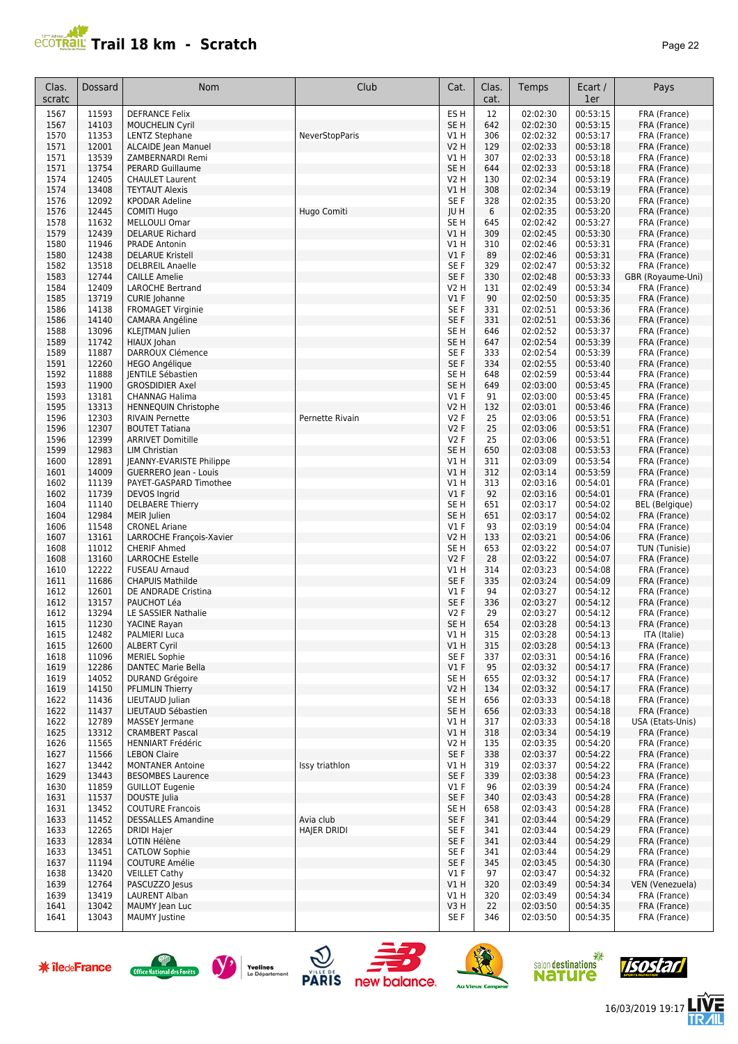# Trail 18 km - Scratch

| Clas. scratc | Dossard | Nom | Club | Cat. | Clas. cat. | Temps | Ecart / 1er | Pays |
|---|---|---|---|---|---|---|---|---|
| 1567 | 11593 | DEFRANCE Felix | | ES H | 12 | 02:02:30 | 00:53:15 | FRA (France) |
| 1567 | 14103 | MOUCHELIN Cyril | | SE H | 642 | 02:02:30 | 00:53:15 | FRA (France) |
| 1570 | 11353 | LENTZ Stephane | NeverStopParis | V1 H | 306 | 02:02:32 | 00:53:17 | FRA (France) |
| 1571 | 12001 | ALCAIDE Jean Manuel | | V2 H | 129 | 02:02:33 | 00:53:18 | FRA (France) |
| 1571 | 13539 | ZAMBERNARDI Remi | | V1 H | 307 | 02:02:33 | 00:53:18 | FRA (France) |
| 1571 | 13754 | PERARD Guillaume | | SE H | 644 | 02:02:33 | 00:53:18 | FRA (France) |
| 1574 | 12405 | CHAULET Laurent | | V2 H | 130 | 02:02:34 | 00:53:19 | FRA (France) |
| 1574 | 13408 | TEYTAUT Alexis | | V1 H | 308 | 02:02:34 | 00:53:19 | FRA (France) |
| 1576 | 12092 | KPODAR Adeline | | SE F | 328 | 02:02:35 | 00:53:20 | FRA (France) |
| 1576 | 12445 | COMITI Hugo | Hugo Comiti | JU H | 6 | 02:02:35 | 00:53:20 | FRA (France) |
| 1578 | 11632 | MELLOULI Omar | | SE H | 645 | 02:02:42 | 00:53:27 | FRA (France) |
| 1579 | 12439 | DELARUE Richard | | V1 H | 309 | 02:02:45 | 00:53:30 | FRA (France) |
| 1580 | 11946 | PRADE Antonin | | V1 H | 310 | 02:02:46 | 00:53:31 | FRA (France) |
| 1580 | 12438 | DELARUE Kristell | | V1 F | 89 | 02:02:46 | 00:53:31 | FRA (France) |
| 1582 | 13518 | DELBREIL Anaelle | | SE F | 329 | 02:02:47 | 00:53:32 | FRA (France) |
| 1583 | 12744 | CAILLE Amelie | | SE F | 330 | 02:02:48 | 00:53:33 | GBR (Royaume-Uni) |
| 1584 | 12409 | LAROCHE Bertrand | | V2 H | 131 | 02:02:49 | 00:53:34 | FRA (France) |
| 1585 | 13719 | CURIE Johanne | | V1 F | 90 | 02:02:50 | 00:53:35 | FRA (France) |
| 1586 | 14138 | FROMAGET Virginie | | SE F | 331 | 02:02:51 | 00:53:36 | FRA (France) |
| 1586 | 14140 | CAMARA Angéline | | SE F | 331 | 02:02:51 | 00:53:36 | FRA (France) |
| 1588 | 13096 | KLEJTMAN Julien | | SE H | 646 | 02:02:52 | 00:53:37 | FRA (France) |
| 1589 | 11742 | HIAUX Johan | | SE H | 647 | 02:02:54 | 00:53:39 | FRA (France) |
| 1589 | 11887 | DARROUX Clémence | | SE F | 333 | 02:02:54 | 00:53:39 | FRA (France) |
| 1591 | 12260 | HEGO Angélique | | SE F | 334 | 02:02:55 | 00:53:40 | FRA (France) |
| 1592 | 11888 | JENTILE Sébastien | | SE H | 648 | 02:02:59 | 00:53:44 | FRA (France) |
| 1593 | 11900 | GROSDIDIER Axel | | SE H | 649 | 02:03:00 | 00:53:45 | FRA (France) |
| 1593 | 13181 | CHANNAG Halima | | V1 F | 91 | 02:03:00 | 00:53:45 | FRA (France) |
| 1595 | 13313 | HENNEQUIN Christophe | | V2 H | 132 | 02:03:01 | 00:53:46 | FRA (France) |
| 1596 | 12303 | RIVAIN Pernette | Pernette Rivain | V2 F | 25 | 02:03:06 | 00:53:51 | FRA (France) |
| 1596 | 12307 | BOUTET Tatiana | | V2 F | 25 | 02:03:06 | 00:53:51 | FRA (France) |
| 1596 | 12399 | ARRIVET Domitille | | V2 F | 25 | 02:03:06 | 00:53:51 | FRA (France) |
| 1599 | 12983 | LIM Christian | | SE H | 650 | 02:03:08 | 00:53:53 | FRA (France) |
| 1600 | 12891 | JEANNY-EVARISTE Philippe | | V1 H | 311 | 02:03:09 | 00:53:54 | FRA (France) |
| 1601 | 14009 | GUERRERO Jean - Louis | | V1 H | 312 | 02:03:14 | 00:53:59 | FRA (France) |
| 1602 | 11139 | PAYET-GASPARD Timothee | | V1 H | 313 | 02:03:16 | 00:54:01 | FRA (France) |
| 1602 | 11739 | DEVOS Ingrid | | V1 F | 92 | 02:03:16 | 00:54:01 | FRA (France) |
| 1604 | 11140 | DELBAERE Thierry | | SE H | 651 | 02:03:17 | 00:54:02 | BEL (Belgique) |
| 1604 | 12984 | MEIR Julien | | SE H | 651 | 02:03:17 | 00:54:02 | FRA (France) |
| 1606 | 11548 | CRONEL Ariane | | V1 F | 93 | 02:03:19 | 00:54:04 | FRA (France) |
| 1607 | 13161 | LARROCHE François-Xavier | | V2 H | 133 | 02:03:21 | 00:54:06 | FRA (France) |
| 1608 | 11012 | CHERIF Ahmed | | SE H | 653 | 02:03:22 | 00:54:07 | TUN (Tunisie) |
| 1608 | 13160 | LARROCHE Estelle | | V2 F | 28 | 02:03:22 | 00:54:07 | FRA (France) |
| 1610 | 12222 | FUSEAU Arnaud | | V1 H | 314 | 02:03:23 | 00:54:08 | FRA (France) |
| 1611 | 11686 | CHAPUIS Mathilde | | SE F | 335 | 02:03:24 | 00:54:09 | FRA (France) |
| 1612 | 12601 | DE ANDRADE Cristina | | V1 F | 94 | 02:03:27 | 00:54:12 | FRA (France) |
| 1612 | 13157 | PAUCHOT Léa | | SE F | 336 | 02:03:27 | 00:54:12 | FRA (France) |
| 1612 | 13294 | LE SASSIER Nathalie | | V2 F | 29 | 02:03:27 | 00:54:12 | FRA (France) |
| 1615 | 11230 | YACINE Rayan | | SE H | 654 | 02:03:28 | 00:54:13 | FRA (France) |
| 1615 | 12482 | PALMIERI Luca | | V1 H | 315 | 02:03:28 | 00:54:13 | ITA (Italie) |
| 1615 | 12600 | ALBERT Cyril | | V1 H | 315 | 02:03:28 | 00:54:13 | FRA (France) |
| 1618 | 11096 | MERIEL Sophie | | SE F | 337 | 02:03:31 | 00:54:16 | FRA (France) |
| 1619 | 12286 | DANTEC Marie Bella | | V1 F | 95 | 02:03:32 | 00:54:17 | FRA (France) |
| 1619 | 14052 | DURAND Grégoire | | SE H | 655 | 02:03:32 | 00:54:17 | FRA (France) |
| 1619 | 14150 | PFLIMLIN Thierry | | V2 H | 134 | 02:03:32 | 00:54:17 | FRA (France) |
| 1622 | 11436 | LIEUTAUD Julian | | SE H | 656 | 02:03:33 | 00:54:18 | FRA (France) |
| 1622 | 11437 | LIEUTAUD Sébastien | | SE H | 656 | 02:03:33 | 00:54:18 | FRA (France) |
| 1622 | 12789 | MASSEY Jermane | | V1 H | 317 | 02:03:33 | 00:54:18 | USA (Etats-Unis) |
| 1625 | 13312 | CRAMBERT Pascal | | V1 H | 318 | 02:03:34 | 00:54:19 | FRA (France) |
| 1626 | 11565 | HENNIART Frédéric | | V2 H | 135 | 02:03:35 | 00:54:20 | FRA (France) |
| 1627 | 11566 | LEBON Claire | | SE F | 338 | 02:03:37 | 00:54:22 | FRA (France) |
| 1627 | 13442 | MONTANER Antoine | Issy triathlon | V1 H | 319 | 02:03:37 | 00:54:22 | FRA (France) |
| 1629 | 13443 | BESOMBES Laurence | | SE F | 339 | 02:03:38 | 00:54:23 | FRA (France) |
| 1630 | 11859 | GUILLOT Eugenie | | V1 F | 96 | 02:03:39 | 00:54:24 | FRA (France) |
| 1631 | 11537 | DOUSTE Julia | | SE F | 340 | 02:03:43 | 00:54:28 | FRA (France) |
| 1631 | 13452 | COUTURE Francois | | SE H | 658 | 02:03:43 | 00:54:28 | FRA (France) |
| 1633 | 11452 | DESSALLES Amandine | Avia club | SE F | 341 | 02:03:44 | 00:54:29 | FRA (France) |
| 1633 | 12265 | DRIDI Hajer | HAJER DRIDI | SE F | 341 | 02:03:44 | 00:54:29 | FRA (France) |
| 1633 | 12834 | LOTIN Hélène | | SE F | 341 | 02:03:44 | 00:54:29 | FRA (France) |
| 1633 | 13451 | CATLOW Sophie | | SE F | 341 | 02:03:44 | 00:54:29 | FRA (France) |
| 1637 | 11194 | COUTURE Amélie | | SE F | 345 | 02:03:45 | 00:54:30 | FRA (France) |
| 1638 | 13420 | VEILLET Cathy | | V1 F | 97 | 02:03:47 | 00:54:32 | FRA (France) |
| 1639 | 12764 | PASCUZZO Jesus | | V1 H | 320 | 02:03:49 | 00:54:34 | VEN (Venezuela) |
| 1639 | 13419 | LAURENT Alban | | V1 H | 320 | 02:03:49 | 00:54:34 | FRA (France) |
| 1641 | 13042 | MAUMY Jean Luc | | V3 H | 22 | 02:03:50 | 00:54:35 | FRA (France) |
| 1641 | 13043 | MAUMY Justine | | SE F | 346 | 02:03:50 | 00:54:35 | FRA (France) |

16/03/2019 19:17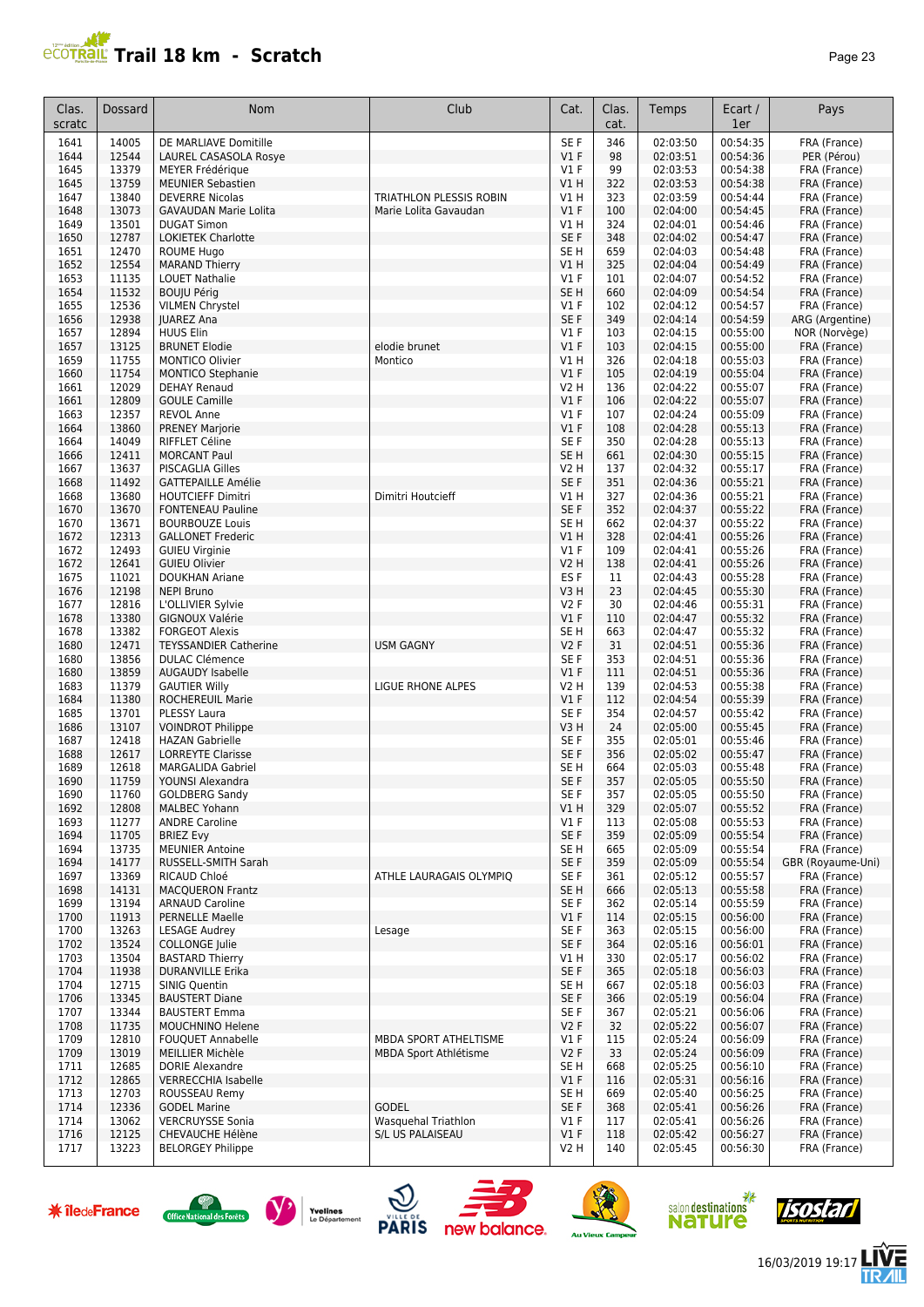# Trail 18 km - Scratch

| Clas. scratc | Dossard | Nom | Club | Cat. | Clas. cat. | Temps | Ecart / 1er | Pays |
|---|---|---|---|---|---|---|---|---|
| 1641 | 14005 | DE MARLIAVE Domitille | | SE F | 346 | 02:03:50 | 00:54:35 | FRA (France) |
| 1644 | 12544 | LAUREL CASASOLA Rosye | | V1 F | 98 | 02:03:51 | 00:54:36 | PER (Pérou) |
| 1645 | 13379 | MEYER Frédérique | | V1 F | 99 | 02:03:53 | 00:54:38 | FRA (France) |
| 1645 | 13759 | MEUNIER Sebastien | | V1 H | 322 | 02:03:53 | 00:54:38 | FRA (France) |
| 1647 | 13840 | DEVERRE Nicolas | TRIATHLON PLESSIS ROBIN | V1 H | 323 | 02:03:59 | 00:54:44 | FRA (France) |
| 1648 | 13073 | GAVAUDAN Marie Lolita | Marie Lolita Gavaudan | V1 F | 100 | 02:04:00 | 00:54:45 | FRA (France) |
| 1649 | 13501 | DUGAT Simon | | V1 H | 324 | 02:04:01 | 00:54:46 | FRA (France) |
| 1650 | 12787 | LOKIETEK Charlotte | | SE F | 348 | 02:04:02 | 00:54:47 | FRA (France) |
| 1651 | 12470 | ROUME Hugo | | SE H | 659 | 02:04:03 | 00:54:48 | FRA (France) |
| 1652 | 12554 | MARAND Thierry | | V1 H | 325 | 02:04:04 | 00:54:49 | FRA (France) |
| 1653 | 11135 | LOUET Nathalie | | V1 F | 101 | 02:04:07 | 00:54:52 | FRA (France) |
| 1654 | 11532 | BOUJU Périg | | SE H | 660 | 02:04:09 | 00:54:54 | FRA (France) |
| 1655 | 12536 | VILMEN Chrystel | | V1 F | 102 | 02:04:12 | 00:54:57 | FRA (France) |
| 1656 | 12938 | JUAREZ Ana | | SE F | 349 | 02:04:14 | 00:54:59 | ARG (Argentine) |
| 1657 | 12894 | HUUS Elin | | V1 F | 103 | 02:04:15 | 00:55:00 | NOR (Norvège) |
| 1657 | 13125 | BRUNET Elodie | elodie brunet | V1 F | 103 | 02:04:15 | 00:55:00 | FRA (France) |
| 1659 | 11755 | MONTICO Olivier | Montico | V1 H | 326 | 02:04:18 | 00:55:03 | FRA (France) |
| 1660 | 11754 | MONTICO Stephanie | | V1 F | 105 | 02:04:19 | 00:55:04 | FRA (France) |
| 1661 | 12029 | DEHAY Renaud | | V2 H | 136 | 02:04:22 | 00:55:07 | FRA (France) |
| 1661 | 12809 | GOULE Camille | | V1 F | 106 | 02:04:22 | 00:55:07 | FRA (France) |
| 1663 | 12357 | REVOL Anne | | V1 F | 107 | 02:04:24 | 00:55:09 | FRA (France) |
| 1664 | 13860 | PRENEY Marjorie | | V1 F | 108 | 02:04:28 | 00:55:13 | FRA (France) |
| 1664 | 14049 | RIFFLET Céline | | SE F | 350 | 02:04:28 | 00:55:13 | FRA (France) |
| 1666 | 12411 | MORCANT Paul | | SE H | 661 | 02:04:30 | 00:55:15 | FRA (France) |
| 1667 | 13637 | PISCAGLIA Gilles | | V2 H | 137 | 02:04:32 | 00:55:17 | FRA (France) |
| 1668 | 11492 | GATTEPAILLE Amélie | | SE F | 351 | 02:04:36 | 00:55:21 | FRA (France) |
| 1668 | 13680 | HOUTCIEFF Dimitri | Dimitri Houtcieff | V1 H | 327 | 02:04:36 | 00:55:21 | FRA (France) |
| 1670 | 13670 | FONTENEAU Pauline | | SE F | 352 | 02:04:37 | 00:55:22 | FRA (France) |
| 1670 | 13671 | BOURBOUZE Louis | | SE H | 662 | 02:04:37 | 00:55:22 | FRA (France) |
| 1672 | 12313 | GALLONET Frederic | | V1 H | 328 | 02:04:41 | 00:55:26 | FRA (France) |
| 1672 | 12493 | GUIEU Virginie | | V1 F | 109 | 02:04:41 | 00:55:26 | FRA (France) |
| 1672 | 12641 | GUIEU Olivier | | V2 H | 138 | 02:04:41 | 00:55:26 | FRA (France) |
| 1675 | 11021 | DOUKHAN Ariane | | ES F | 11 | 02:04:43 | 00:55:28 | FRA (France) |
| 1676 | 12198 | NEPI Bruno | | V3 H | 23 | 02:04:45 | 00:55:30 | FRA (France) |
| 1677 | 12816 | L'OLLIVIER Sylvie | | V2 F | 30 | 02:04:46 | 00:55:31 | FRA (France) |
| 1678 | 13380 | GIGNOUX Valérie | | V1 F | 110 | 02:04:47 | 00:55:32 | FRA (France) |
| 1678 | 13382 | FORGEOT Alexis | | SE H | 663 | 02:04:47 | 00:55:32 | FRA (France) |
| 1680 | 12471 | TEYSSANDIER Catherine | USM GAGNY | V2 F | 31 | 02:04:51 | 00:55:36 | FRA (France) |
| 1680 | 13856 | DULAC Clémence | | SE F | 353 | 02:04:51 | 00:55:36 | FRA (France) |
| 1680 | 13859 | AUGAUDY Isabelle | | V1 F | 111 | 02:04:51 | 00:55:36 | FRA (France) |
| 1683 | 11379 | GAUTIER Willy | LIGUE RHONE ALPES | V2 H | 139 | 02:04:53 | 00:55:38 | FRA (France) |
| 1684 | 11380 | ROCHEREUIL Marie | | V1 F | 112 | 02:04:54 | 00:55:39 | FRA (France) |
| 1685 | 13701 | PLESSY Laura | | SE F | 354 | 02:04:57 | 00:55:42 | FRA (France) |
| 1686 | 13107 | VOINDROT Philippe | | V3 H | 24 | 02:05:00 | 00:55:45 | FRA (France) |
| 1687 | 12418 | HAZAN Gabrielle | | SE F | 355 | 02:05:01 | 00:55:46 | FRA (France) |
| 1688 | 12617 | LORREYTE Clarisse | | SE F | 356 | 02:05:02 | 00:55:47 | FRA (France) |
| 1689 | 12618 | MARGALIDA Gabriel | | SE H | 664 | 02:05:03 | 00:55:48 | FRA (France) |
| 1690 | 11759 | YOUNSI Alexandra | | SE F | 357 | 02:05:05 | 00:55:50 | FRA (France) |
| 1690 | 11760 | GOLDBERG Sandy | | SE F | 357 | 02:05:05 | 00:55:50 | FRA (France) |
| 1692 | 12808 | MALBEC Yohann | | V1 H | 329 | 02:05:07 | 00:55:52 | FRA (France) |
| 1693 | 11277 | ANDRE Caroline | | V1 F | 113 | 02:05:08 | 00:55:53 | FRA (France) |
| 1694 | 11705 | BRIEZ Evy | | SE F | 359 | 02:05:09 | 00:55:54 | FRA (France) |
| 1694 | 13735 | MEUNIER Antoine | | SE H | 665 | 02:05:09 | 00:55:54 | FRA (France) |
| 1694 | 14177 | RUSSELL-SMITH Sarah | | SE F | 359 | 02:05:09 | 00:55:54 | GBR (Royaume-Uni) |
| 1697 | 13369 | RICAUD Chloé | ATHLE LAURAGAIS OLYMPIQ | SE F | 361 | 02:05:12 | 00:55:57 | FRA (France) |
| 1698 | 14131 | MACQUERON Frantz | | SE H | 666 | 02:05:13 | 00:55:58 | FRA (France) |
| 1699 | 13194 | ARNAUD Caroline | | SE F | 362 | 02:05:14 | 00:55:59 | FRA (France) |
| 1700 | 11913 | PERNELLE Maelle | | V1 F | 114 | 02:05:15 | 00:56:00 | FRA (France) |
| 1700 | 13263 | LESAGE Audrey | Lesage | SE F | 363 | 02:05:15 | 00:56:00 | FRA (France) |
| 1702 | 13524 | COLLONGE Julie | | SE F | 364 | 02:05:16 | 00:56:01 | FRA (France) |
| 1703 | 13504 | BASTARD Thierry | | V1 H | 330 | 02:05:17 | 00:56:02 | FRA (France) |
| 1704 | 11938 | DURANVILLE Erika | | SE F | 365 | 02:05:18 | 00:56:03 | FRA (France) |
| 1704 | 12715 | SINIG Quentin | | SE H | 667 | 02:05:18 | 00:56:03 | FRA (France) |
| 1706 | 13345 | BAUSTERT Diane | | SE F | 366 | 02:05:19 | 00:56:04 | FRA (France) |
| 1707 | 13344 | BAUSTERT Emma | | SE F | 367 | 02:05:21 | 00:56:06 | FRA (France) |
| 1708 | 11735 | MOUCHNINO Helene | | V2 F | 32 | 02:05:22 | 00:56:07 | FRA (France) |
| 1709 | 12810 | FOUQUET Annabelle | MBDA SPORT ATHELTISME | V1 F | 115 | 02:05:24 | 00:56:09 | FRA (France) |
| 1709 | 13019 | MEILLIER Michèle | MBDA Sport Athlétisme | V2 F | 33 | 02:05:24 | 00:56:09 | FRA (France) |
| 1711 | 12685 | DORIE Alexandre | | SE H | 668 | 02:05:25 | 00:56:10 | FRA (France) |
| 1712 | 12865 | VERRECCHIA Isabelle | | V1 F | 116 | 02:05:31 | 00:56:16 | FRA (France) |
| 1713 | 12703 | ROUSSEAU Remy | | SE H | 669 | 02:05:40 | 00:56:25 | FRA (France) |
| 1714 | 12336 | GODEL Marine | GODEL | SE F | 368 | 02:05:41 | 00:56:26 | FRA (France) |
| 1714 | 13062 | VERCRUYSSE Sonia | Wasquehal Triathlon | V1 F | 117 | 02:05:41 | 00:56:26 | FRA (France) |
| 1716 | 12125 | CHEVAUCHE Hélène | S/L US PALAISEAU | V1 F | 118 | 02:05:42 | 00:56:27 | FRA (France) |
| 1717 | 13223 | BELORGEY Philippe | | V2 H | 140 | 02:05:45 | 00:56:30 | FRA (France) |

16/03/2019 19:17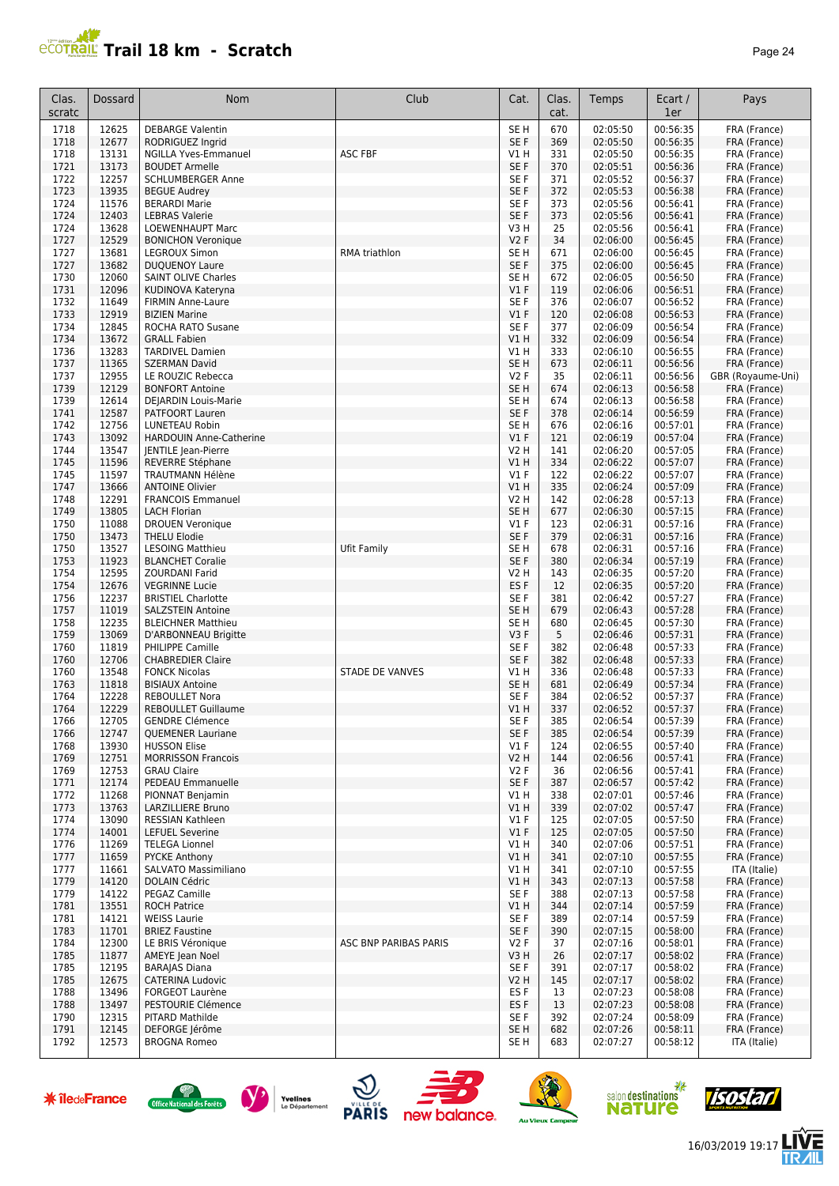# Trail 18 km - Scratch

| Clas. scratc | Dossard | Nom | Club | Cat. | Clas. cat. | Temps | Ecart / 1er | Pays |
|---|---|---|---|---|---|---|---|---|
| 1718 | 12625 | DEBARGE Valentin | | SE H | 670 | 02:05:50 | 00:56:35 | FRA (France) |
| 1718 | 12677 | RODRIGUEZ Ingrid | | SE F | 369 | 02:05:50 | 00:56:35 | FRA (France) |
| 1718 | 13131 | NGILLA Yves-Emmanuel | ASC FBF | V1 H | 331 | 02:05:50 | 00:56:35 | FRA (France) |
| 1721 | 13173 | BOUDET Armelle | | SE F | 370 | 02:05:51 | 00:56:36 | FRA (France) |
| 1722 | 12257 | SCHLUMBERGER Anne | | SE F | 371 | 02:05:52 | 00:56:37 | FRA (France) |
| 1723 | 13935 | BEGUE Audrey | | SE F | 372 | 02:05:53 | 00:56:38 | FRA (France) |
| 1724 | 11576 | BERARDI Marie | | SE F | 373 | 02:05:56 | 00:56:41 | FRA (France) |
| 1724 | 12403 | LEBRAS Valerie | | SE F | 373 | 02:05:56 | 00:56:41 | FRA (France) |
| 1724 | 13628 | LOEWENHAUPT Marc | | V3 H | 25 | 02:05:56 | 00:56:41 | FRA (France) |
| 1727 | 12529 | BONICHON Veronique | | V2 F | 34 | 02:06:00 | 00:56:45 | FRA (France) |
| 1727 | 13681 | LEGROUX Simon | RMA triathlon | SE H | 671 | 02:06:00 | 00:56:45 | FRA (France) |
| 1727 | 13682 | DUQUENOY Laure | | SE F | 375 | 02:06:00 | 00:56:45 | FRA (France) |
| 1730 | 12060 | SAINT OLIVE Charles | | SE H | 672 | 02:06:05 | 00:56:50 | FRA (France) |
| 1731 | 12096 | KUDINOVA Kateryna | | V1 F | 119 | 02:06:06 | 00:56:51 | FRA (France) |
| 1732 | 11649 | FIRMIN Anne-Laure | | SE F | 376 | 02:06:07 | 00:56:52 | FRA (France) |
| 1733 | 12919 | BIZIEN Marine | | V1 F | 120 | 02:06:08 | 00:56:53 | FRA (France) |
| 1734 | 12845 | ROCHA RATO Susane | | SE F | 377 | 02:06:09 | 00:56:54 | FRA (France) |
| 1734 | 13672 | GRALL Fabien | | V1 H | 332 | 02:06:09 | 00:56:54 | FRA (France) |
| 1736 | 13283 | TARDIVEL Damien | | V1 H | 333 | 02:06:10 | 00:56:55 | FRA (France) |
| 1737 | 11365 | SZERMAN David | | SE H | 673 | 02:06:11 | 00:56:56 | FRA (France) |
| 1737 | 12955 | LE ROUZIC Rebecca | | V2 F | 35 | 02:06:11 | 00:56:56 | GBR (Royaume-Uni) |
| 1739 | 12129 | BONFORT Antoine | | SE H | 674 | 02:06:13 | 00:56:58 | FRA (France) |
| 1739 | 12614 | DEJARDIN Louis-Marie | | SE H | 674 | 02:06:13 | 00:56:58 | FRA (France) |
| 1741 | 12587 | PATFOORT Lauren | | SE F | 378 | 02:06:14 | 00:56:59 | FRA (France) |
| 1742 | 12756 | LUNETEAU Robin | | SE H | 676 | 02:06:16 | 00:57:01 | FRA (France) |
| 1743 | 13092 | HARDOUIN Anne-Catherine | | V1 F | 121 | 02:06:19 | 00:57:04 | FRA (France) |
| 1744 | 13547 | JENTILE Jean-Pierre | | V2 H | 141 | 02:06:20 | 00:57:05 | FRA (France) |
| 1745 | 11596 | REVERRE Stéphane | | V1 H | 334 | 02:06:22 | 00:57:07 | FRA (France) |
| 1745 | 11597 | TRAUTMANN Hélène | | V1 F | 122 | 02:06:22 | 00:57:07 | FRA (France) |
| 1747 | 13666 | ANTOINE Olivier | | V1 H | 335 | 02:06:24 | 00:57:09 | FRA (France) |
| 1748 | 12291 | FRANCOIS Emmanuel | | V2 H | 142 | 02:06:28 | 00:57:13 | FRA (France) |
| 1749 | 13805 | LACH Florian | | SE H | 677 | 02:06:30 | 00:57:15 | FRA (France) |
| 1750 | 11088 | DROUEN Veronique | | V1 F | 123 | 02:06:31 | 00:57:16 | FRA (France) |
| 1750 | 13473 | THELU Elodie | | SE F | 379 | 02:06:31 | 00:57:16 | FRA (France) |
| 1750 | 13527 | LESOING Matthieu | Ufit Family | SE H | 678 | 02:06:31 | 00:57:16 | FRA (France) |
| 1753 | 11923 | BLANCHET Coralie | | SE F | 380 | 02:06:34 | 00:57:19 | FRA (France) |
| 1754 | 12595 | ZOURDANI Farid | | V2 H | 143 | 02:06:35 | 00:57:20 | FRA (France) |
| 1754 | 12676 | VEGRINNE Lucie | | ES F | 12 | 02:06:35 | 00:57:20 | FRA (France) |
| 1756 | 12237 | BRISTIEL Charlotte | | SE F | 381 | 02:06:42 | 00:57:27 | FRA (France) |
| 1757 | 11019 | SALZSTEIN Antoine | | SE H | 679 | 02:06:43 | 00:57:28 | FRA (France) |
| 1758 | 12235 | BLEICHNER Matthieu | | SE H | 680 | 02:06:45 | 00:57:30 | FRA (France) |
| 1759 | 13069 | D'ARBONNEAU Brigitte | | V3 F | 5 | 02:06:46 | 00:57:31 | FRA (France) |
| 1760 | 11819 | PHILIPPE Camille | | SE F | 382 | 02:06:48 | 00:57:33 | FRA (France) |
| 1760 | 12706 | CHABREDIER Claire | | SE F | 382 | 02:06:48 | 00:57:33 | FRA (France) |
| 1760 | 13548 | FONCK Nicolas | STADE DE VANVES | V1 H | 336 | 02:06:48 | 00:57:33 | FRA (France) |
| 1763 | 11818 | BISIAUX Antoine | | SE H | 681 | 02:06:49 | 00:57:34 | FRA (France) |
| 1764 | 12228 | REBOULLET Nora | | SE F | 384 | 02:06:52 | 00:57:37 | FRA (France) |
| 1764 | 12229 | REBOULLET Guillaume | | V1 H | 337 | 02:06:52 | 00:57:37 | FRA (France) |
| 1766 | 12705 | GENDRE Clémence | | SE F | 385 | 02:06:54 | 00:57:39 | FRA (France) |
| 1766 | 12747 | QUEMENER Lauriane | | SE F | 385 | 02:06:54 | 00:57:39 | FRA (France) |
| 1768 | 13930 | HUSSON Elise | | V1 F | 124 | 02:06:55 | 00:57:40 | FRA (France) |
| 1769 | 12751 | MORRISSON Francois | | V2 H | 144 | 02:06:56 | 00:57:41 | FRA (France) |
| 1769 | 12753 | GRAU Claire | | V2 F | 36 | 02:06:56 | 00:57:41 | FRA (France) |
| 1771 | 12174 | PEDEAU Emmanuelle | | SE F | 387 | 02:06:57 | 00:57:42 | FRA (France) |
| 1772 | 11268 | PIONNAT Benjamin | | V1 H | 338 | 02:07:01 | 00:57:46 | FRA (France) |
| 1773 | 13763 | LARZILLIERE Bruno | | V1 H | 339 | 02:07:02 | 00:57:47 | FRA (France) |
| 1774 | 13090 | RESSIAN Kathleen | | V1 F | 125 | 02:07:05 | 00:57:50 | FRA (France) |
| 1774 | 14001 | LEFUEL Severine | | V1 F | 125 | 02:07:05 | 00:57:50 | FRA (France) |
| 1776 | 11269 | TELEGA Lionnel | | V1 H | 340 | 02:07:06 | 00:57:51 | FRA (France) |
| 1777 | 11659 | PYCKE Anthony | | V1 H | 341 | 02:07:10 | 00:57:55 | FRA (France) |
| 1777 | 11661 | SALVATO Massimiliano | | V1 H | 341 | 02:07:10 | 00:57:55 | ITA (Italie) |
| 1779 | 14120 | DOLAIN Cédric | | V1 H | 343 | 02:07:13 | 00:57:58 | FRA (France) |
| 1779 | 14122 | PEGAZ Camille | | SE F | 388 | 02:07:13 | 00:57:58 | FRA (France) |
| 1781 | 13551 | ROCH Patrice | | V1 H | 344 | 02:07:14 | 00:57:59 | FRA (France) |
| 1781 | 14121 | WEISS Laurie | | SE F | 389 | 02:07:14 | 00:57:59 | FRA (France) |
| 1783 | 11701 | BRIEZ Faustine | | SE F | 390 | 02:07:15 | 00:58:00 | FRA (France) |
| 1784 | 12300 | LE BRIS Véronique | ASC BNP PARIBAS PARIS | V2 F | 37 | 02:07:16 | 00:58:01 | FRA (France) |
| 1785 | 11877 | AMEYE Jean Noel | | V3 H | 26 | 02:07:17 | 00:58:02 | FRA (France) |
| 1785 | 12195 | BARAJAS Diana | | SE F | 391 | 02:07:17 | 00:58:02 | FRA (France) |
| 1785 | 12675 | CATERINA Ludovic | | V2 H | 145 | 02:07:17 | 00:58:02 | FRA (France) |
| 1788 | 13496 | FORGEOT Laurène | | ES F | 13 | 02:07:23 | 00:58:08 | FRA (France) |
| 1788 | 13497 | PESTOURIE Clémence | | ES F | 13 | 02:07:23 | 00:58:08 | FRA (France) |
| 1790 | 12315 | PITARD Mathilde | | SE F | 392 | 02:07:24 | 00:58:09 | FRA (France) |
| 1791 | 12145 | DEFORGE Jérôme | | SE H | 682 | 02:07:26 | 00:58:11 | FRA (France) |
| 1792 | 12573 | BROGNA Romeo | | SE H | 683 | 02:07:27 | 00:58:12 | ITA (Italie) |

16/03/2019 19:17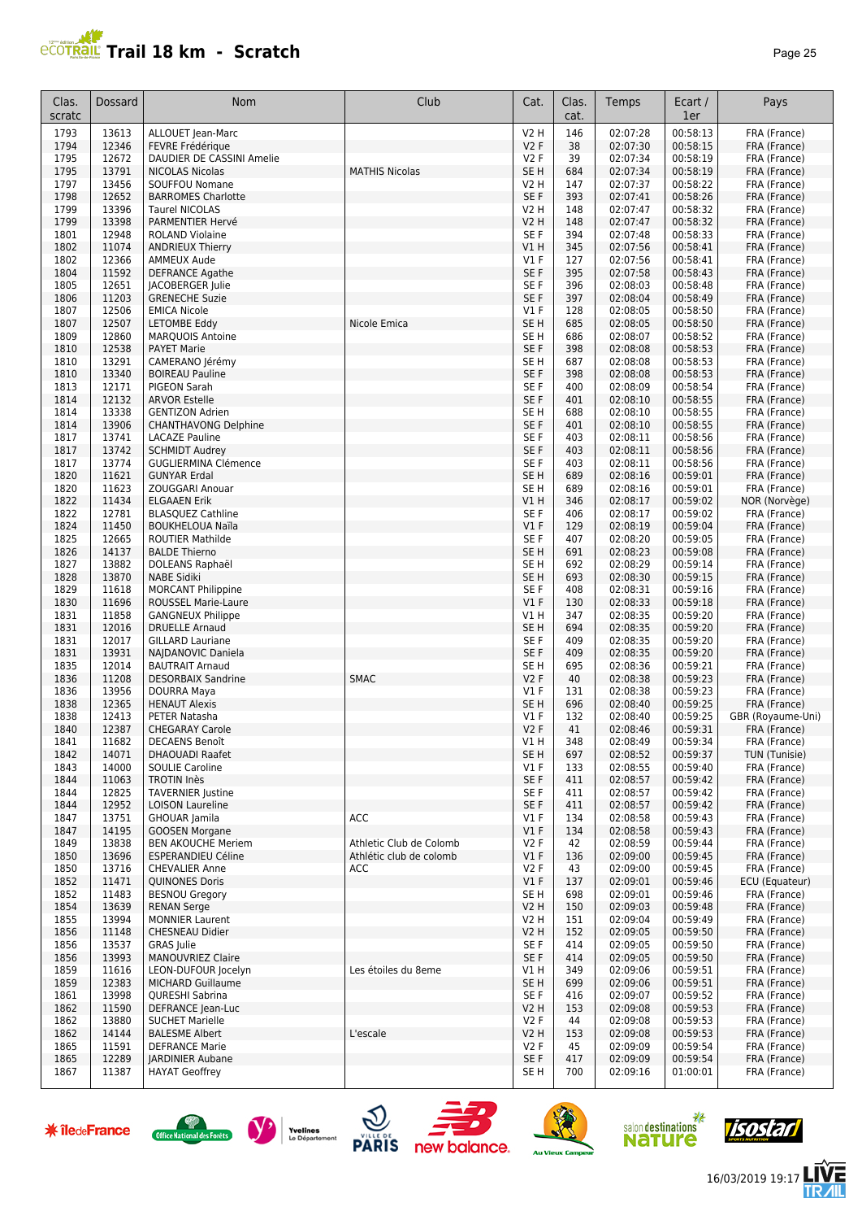# Trail 18 km - Scratch

| Clas. scratc | Dossard | Nom | Club | Cat. | Clas. cat. | Temps | Ecart / 1er | Pays |
|---|---|---|---|---|---|---|---|---|
| 1793 | 13613 | ALLOUET Jean-Marc | | V2 H | 146 | 02:07:28 | 00:58:13 | FRA (France) |
| 1794 | 12346 | FEVRE Frédérique | | V2 F | 38 | 02:07:30 | 00:58:15 | FRA (France) |
| 1795 | 12672 | DAUDIER DE CASSINI Amelie | | V2 F | 39 | 02:07:34 | 00:58:19 | FRA (France) |
| 1795 | 13791 | NICOLAS Nicolas | MATHIS Nicolas | SE H | 684 | 02:07:34 | 00:58:19 | FRA (France) |
| 1797 | 13456 | SOUFFOU Nomane | | V2 H | 147 | 02:07:37 | 00:58:22 | FRA (France) |
| 1798 | 12652 | BARROMES Charlotte | | SE F | 393 | 02:07:41 | 00:58:26 | FRA (France) |
| 1799 | 13396 | Taurel NICOLAS | | V2 H | 148 | 02:07:47 | 00:58:32 | FRA (France) |
| 1799 | 13398 | PARMENTIER Hervé | | V2 H | 148 | 02:07:47 | 00:58:32 | FRA (France) |
| 1801 | 12948 | ROLAND Violaine | | SE F | 394 | 02:07:48 | 00:58:33 | FRA (France) |
| 1802 | 11074 | ANDRIEUX Thierry | | V1 H | 345 | 02:07:56 | 00:58:41 | FRA (France) |
| 1802 | 12366 | AMMEUX Aude | | V1 F | 127 | 02:07:56 | 00:58:41 | FRA (France) |
| 1804 | 11592 | DEFRANCE Agathe | | SE F | 395 | 02:07:58 | 00:58:43 | FRA (France) |
| 1805 | 12651 | JACOBERGER Julie | | SE F | 396 | 02:08:03 | 00:58:48 | FRA (France) |
| 1806 | 11203 | GRENECHE Suzie | | SE F | 397 | 02:08:04 | 00:58:49 | FRA (France) |
| 1807 | 12506 | EMICA Nicole | | V1 F | 128 | 02:08:05 | 00:58:50 | FRA (France) |
| 1807 | 12507 | LETOMBE Eddy | Nicole Emica | SE H | 685 | 02:08:05 | 00:58:50 | FRA (France) |
| 1809 | 12860 | MARQUOIS Antoine | | SE H | 686 | 02:08:07 | 00:58:52 | FRA (France) |
| 1810 | 12538 | PAYET Marie | | SE F | 398 | 02:08:08 | 00:58:53 | FRA (France) |
| 1810 | 13291 | CAMERANO Jérémy | | SE H | 687 | 02:08:08 | 00:58:53 | FRA (France) |
| 1810 | 13340 | BOIREAU Pauline | | SE F | 398 | 02:08:08 | 00:58:53 | FRA (France) |
| 1813 | 12171 | PIGEON Sarah | | SE F | 400 | 02:08:09 | 00:58:54 | FRA (France) |
| 1814 | 12132 | ARVOR Estelle | | SE F | 401 | 02:08:10 | 00:58:55 | FRA (France) |
| 1814 | 13338 | GENTIZON Adrien | | SE H | 688 | 02:08:10 | 00:58:55 | FRA (France) |
| 1814 | 13906 | CHANTHAVONG Delphine | | SE F | 401 | 02:08:10 | 00:58:55 | FRA (France) |
| 1817 | 13741 | LACAZE Pauline | | SE F | 403 | 02:08:11 | 00:58:56 | FRA (France) |
| 1817 | 13742 | SCHMIDT Audrey | | SE F | 403 | 02:08:11 | 00:58:56 | FRA (France) |
| 1817 | 13774 | GUGLIERMINA Clémence | | SE F | 403 | 02:08:11 | 00:58:56 | FRA (France) |
| 1820 | 11621 | GUNYAR Erdal | | SE H | 689 | 02:08:16 | 00:59:01 | FRA (France) |
| 1820 | 11623 | ZOUGGARI Anouar | | SE H | 689 | 02:08:16 | 00:59:01 | FRA (France) |
| 1822 | 11434 | ELGAAEN Erik | | V1 H | 346 | 02:08:17 | 00:59:02 | NOR (Norvège) |
| 1822 | 12781 | BLASQUEZ Cathline | | SE F | 406 | 02:08:17 | 00:59:02 | FRA (France) |
| 1824 | 11450 | BOUKHELOUA Naïla | | V1 F | 129 | 02:08:19 | 00:59:04 | FRA (France) |
| 1825 | 12665 | ROUTIER Mathilde | | SE F | 407 | 02:08:20 | 00:59:05 | FRA (France) |
| 1826 | 14137 | BALDE Thierno | | SE H | 691 | 02:08:23 | 00:59:08 | FRA (France) |
| 1827 | 13882 | DOLEANS Raphaël | | SE H | 692 | 02:08:29 | 00:59:14 | FRA (France) |
| 1828 | 13870 | NABE Sidiki | | SE H | 693 | 02:08:30 | 00:59:15 | FRA (France) |
| 1829 | 11618 | MORCANT Philippine | | SE F | 408 | 02:08:31 | 00:59:16 | FRA (France) |
| 1830 | 11696 | ROUSSEL Marie-Laure | | V1 F | 130 | 02:08:33 | 00:59:18 | FRA (France) |
| 1831 | 11858 | GANGNEUX Philippe | | V1 H | 347 | 02:08:35 | 00:59:20 | FRA (France) |
| 1831 | 12016 | DRUELLE Arnaud | | SE H | 694 | 02:08:35 | 00:59:20 | FRA (France) |
| 1831 | 12017 | GILLARD Lauriane | | SE F | 409 | 02:08:35 | 00:59:20 | FRA (France) |
| 1831 | 13931 | NAJDANOVIC Daniela | | SE F | 409 | 02:08:35 | 00:59:20 | FRA (France) |
| 1835 | 12014 | BAUTRAIT Arnaud | | SE H | 695 | 02:08:36 | 00:59:21 | FRA (France) |
| 1836 | 11208 | DESORBAIX Sandrine | SMAC | V2 F | 40 | 02:08:38 | 00:59:23 | FRA (France) |
| 1836 | 13956 | DOURRA Maya | | V1 F | 131 | 02:08:38 | 00:59:23 | FRA (France) |
| 1838 | 12365 | HENAUT Alexis | | SE H | 696 | 02:08:40 | 00:59:25 | FRA (France) |
| 1838 | 12413 | PETER Natasha | | V1 F | 132 | 02:08:40 | 00:59:25 | GBR (Royaume-Uni) |
| 1840 | 12387 | CHEGARAY Carole | | V2 F | 41 | 02:08:46 | 00:59:31 | FRA (France) |
| 1841 | 11682 | DECAENS Benoît | | V1 H | 348 | 02:08:49 | 00:59:34 | FRA (France) |
| 1842 | 14071 | DHAOUADI Raafet | | SE H | 697 | 02:08:52 | 00:59:37 | TUN (Tunisie) |
| 1843 | 14000 | SOULIE Caroline | | V1 F | 133 | 02:08:55 | 00:59:40 | FRA (France) |
| 1844 | 11063 | TROTIN Inès | | SE F | 411 | 02:08:57 | 00:59:42 | FRA (France) |
| 1844 | 12825 | TAVERNIER Justine | | SE F | 411 | 02:08:57 | 00:59:42 | FRA (France) |
| 1844 | 12952 | LOISON Laureline | | SE F | 411 | 02:08:57 | 00:59:42 | FRA (France) |
| 1847 | 13751 | GHOUAR Jamila | ACC | V1 F | 134 | 02:08:58 | 00:59:43 | FRA (France) |
| 1847 | 14195 | GOOSEN Morgane | | V1 F | 134 | 02:08:58 | 00:59:43 | FRA (France) |
| 1849 | 13838 | BEN AKOUCHE Meriem | Athletic Club de Colomb | V2 F | 42 | 02:08:59 | 00:59:44 | FRA (France) |
| 1850 | 13696 | ESPERANDIEU Céline | Athlétic club de colomb | V1 F | 136 | 02:09:00 | 00:59:45 | FRA (France) |
| 1850 | 13716 | CHEVALIER Anne | ACC | V2 F | 43 | 02:09:00 | 00:59:45 | FRA (France) |
| 1852 | 11471 | QUINONES Doris | | V1 F | 137 | 02:09:01 | 00:59:46 | ECU (Equateur) |
| 1852 | 11483 | BESNOU Gregory | | SE H | 698 | 02:09:01 | 00:59:46 | FRA (France) |
| 1854 | 13639 | RENAN Serge | | V2 H | 150 | 02:09:03 | 00:59:48 | FRA (France) |
| 1855 | 13994 | MONNIER Laurent | | V2 H | 151 | 02:09:04 | 00:59:49 | FRA (France) |
| 1856 | 11148 | CHESNEAU Didier | | V2 H | 152 | 02:09:05 | 00:59:50 | FRA (France) |
| 1856 | 13537 | GRAS Julie | | SE F | 414 | 02:09:05 | 00:59:50 | FRA (France) |
| 1856 | 13993 | MANOUVRIEZ Claire | | SE F | 414 | 02:09:05 | 00:59:50 | FRA (France) |
| 1859 | 11616 | LEON-DUFOUR Jocelyn | Les étoiles du 8eme | V1 H | 349 | 02:09:06 | 00:59:51 | FRA (France) |
| 1859 | 12383 | MICHARD Guillaume | | SE H | 699 | 02:09:06 | 00:59:51 | FRA (France) |
| 1861 | 13998 | QURESHI Sabrina | | SE F | 416 | 02:09:07 | 00:59:52 | FRA (France) |
| 1862 | 11590 | DEFRANCE Jean-Luc | | V2 H | 153 | 02:09:08 | 00:59:53 | FRA (France) |
| 1862 | 13880 | SUCHET Marielle | | V2 F | 44 | 02:09:08 | 00:59:53 | FRA (France) |
| 1862 | 14144 | BALESME Albert | L'escale | V2 H | 153 | 02:09:08 | 00:59:53 | FRA (France) |
| 1865 | 11591 | DEFRANCE Marie | | V2 F | 45 | 02:09:09 | 00:59:54 | FRA (France) |
| 1865 | 12289 | JARDINIER Aubane | | SE F | 417 | 02:09:09 | 00:59:54 | FRA (France) |
| 1867 | 11387 | HAYAT Geoffrey | | SE H | 700 | 02:09:16 | 01:00:01 | FRA (France) |

16/03/2019 19:17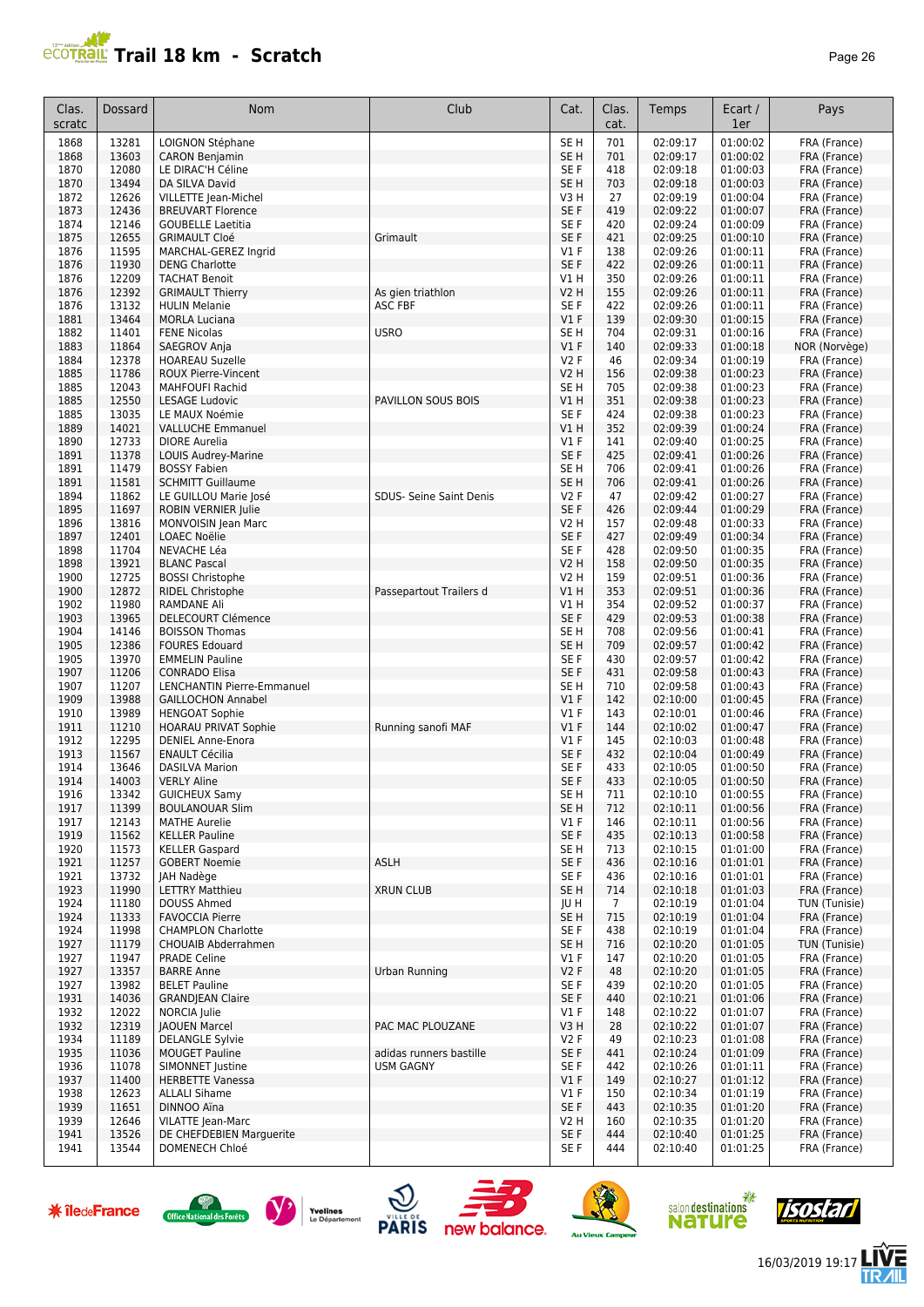# Trail 18 km - Scratch

| Clas. scratc | Dossard | Nom | Club | Cat. | Clas. cat. | Temps | Ecart / 1er | Pays |
|---|---|---|---|---|---|---|---|---|
| 1868 | 13281 | LOIGNON Stéphane | | SE H | 701 | 02:09:17 | 01:00:02 | FRA (France) |
| 1868 | 13603 | CARON Benjamin | | SE H | 701 | 02:09:17 | 01:00:02 | FRA (France) |
| 1870 | 12080 | LE DIRAC'H Céline | | SE F | 418 | 02:09:18 | 01:00:03 | FRA (France) |
| 1870 | 13494 | DA SILVA David | | SE H | 703 | 02:09:18 | 01:00:03 | FRA (France) |
| 1872 | 12626 | VILLETTE Jean-Michel | | V3 H | 27 | 02:09:19 | 01:00:04 | FRA (France) |
| 1873 | 12436 | BREUVART Florence | | SE F | 419 | 02:09:22 | 01:00:07 | FRA (France) |
| 1874 | 12146 | GOUBELLE Laetitia | | SE F | 420 | 02:09:24 | 01:00:09 | FRA (France) |
| 1875 | 12655 | GRIMAULT Cloé | Grimault | SE F | 421 | 02:09:25 | 01:00:10 | FRA (France) |
| 1876 | 11595 | MARCHAL-GEREZ Ingrid | | V1 F | 138 | 02:09:26 | 01:00:11 | FRA (France) |
| 1876 | 11930 | DENG Charlotte | | SE F | 422 | 02:09:26 | 01:00:11 | FRA (France) |
| 1876 | 12209 | TACHAT Benoit | | V1 H | 350 | 02:09:26 | 01:00:11 | FRA (France) |
| 1876 | 12392 | GRIMAULT Thierry | As gien triathlon | V2 H | 155 | 02:09:26 | 01:00:11 | FRA (France) |
| 1876 | 13132 | HULIN Melanie | ASC FBF | SE F | 422 | 02:09:26 | 01:00:11 | FRA (France) |
| 1881 | 13464 | MORLA Luciana | | V1 F | 139 | 02:09:30 | 01:00:15 | FRA (France) |
| 1882 | 11401 | FENE Nicolas | USRO | SE H | 704 | 02:09:31 | 01:00:16 | FRA (France) |
| 1883 | 11864 | SAEGROV Anja | | V1 F | 140 | 02:09:33 | 01:00:18 | NOR (Norvège) |
| 1884 | 12378 | HOAREAU Suzelle | | V2 F | 46 | 02:09:34 | 01:00:19 | FRA (France) |
| 1885 | 11786 | ROUX Pierre-Vincent | | V2 H | 156 | 02:09:38 | 01:00:23 | FRA (France) |
| 1885 | 12043 | MAHFOUFI Rachid | | SE H | 705 | 02:09:38 | 01:00:23 | FRA (France) |
| 1885 | 12550 | LESAGE Ludovic | PAVILLON SOUS BOIS | V1 H | 351 | 02:09:38 | 01:00:23 | FRA (France) |
| 1885 | 13035 | LE MAUX Noémie | | SE F | 424 | 02:09:38 | 01:00:23 | FRA (France) |
| 1889 | 14021 | VALLUCHE Emmanuel | | V1 H | 352 | 02:09:39 | 01:00:24 | FRA (France) |
| 1890 | 12733 | DIORE Aurelia | | V1 F | 141 | 02:09:40 | 01:00:25 | FRA (France) |
| 1891 | 11378 | LOUIS Audrey-Marine | | SE F | 425 | 02:09:41 | 01:00:26 | FRA (France) |
| 1891 | 11479 | BOSSY Fabien | | SE H | 706 | 02:09:41 | 01:00:26 | FRA (France) |
| 1891 | 11581 | SCHMITT Guillaume | | SE H | 706 | 02:09:41 | 01:00:26 | FRA (France) |
| 1894 | 11862 | LE GUILLOU Marie José | SDUS- Seine Saint Denis | V2 F | 47 | 02:09:42 | 01:00:27 | FRA (France) |
| 1895 | 11697 | ROBIN VERNIER Julie | | SE F | 426 | 02:09:44 | 01:00:29 | FRA (France) |
| 1896 | 13816 | MONVOISIN Jean Marc | | V2 H | 157 | 02:09:48 | 01:00:33 | FRA (France) |
| 1897 | 12401 | LOAEC Noëlie | | SE F | 427 | 02:09:49 | 01:00:34 | FRA (France) |
| 1898 | 11704 | NEVACHE Léa | | SE F | 428 | 02:09:50 | 01:00:35 | FRA (France) |
| 1898 | 13921 | BLANC Pascal | | V2 H | 158 | 02:09:50 | 01:00:35 | FRA (France) |
| 1900 | 12725 | BOSSI Christophe | | V2 H | 159 | 02:09:51 | 01:00:36 | FRA (France) |
| 1900 | 12872 | RIDEL Christophe | Passepartout Trailers d | V1 H | 353 | 02:09:51 | 01:00:36 | FRA (France) |
| 1902 | 11980 | RAMDANE Ali | | V1 H | 354 | 02:09:52 | 01:00:37 | FRA (France) |
| 1903 | 13965 | DELECOURT Clémence | | SE F | 429 | 02:09:53 | 01:00:38 | FRA (France) |
| 1904 | 14146 | BOISSON Thomas | | SE H | 708 | 02:09:56 | 01:00:41 | FRA (France) |
| 1905 | 12386 | FOURES Edouard | | SE H | 709 | 02:09:57 | 01:00:42 | FRA (France) |
| 1905 | 13970 | EMMELIN Pauline | | SE F | 430 | 02:09:57 | 01:00:42 | FRA (France) |
| 1907 | 11206 | CONRADO Elisa | | SE F | 431 | 02:09:58 | 01:00:43 | FRA (France) |
| 1907 | 11207 | LENCHANTIN Pierre-Emmanuel | | SE H | 710 | 02:09:58 | 01:00:43 | FRA (France) |
| 1909 | 13988 | GAILLOCHON Annabel | | V1 F | 142 | 02:10:00 | 01:00:45 | FRA (France) |
| 1910 | 13989 | HENGOAT Sophie | | V1 F | 143 | 02:10:01 | 01:00:46 | FRA (France) |
| 1911 | 11210 | HOARAU PRIVAT Sophie | Running sanofi MAF | V1 F | 144 | 02:10:02 | 01:00:47 | FRA (France) |
| 1912 | 12295 | DENIEL Anne-Enora | | V1 F | 145 | 02:10:03 | 01:00:48 | FRA (France) |
| 1913 | 11567 | ENAULT Cécilia | | SE F | 432 | 02:10:04 | 01:00:49 | FRA (France) |
| 1914 | 13646 | DASILVA Marion | | SE F | 433 | 02:10:05 | 01:00:50 | FRA (France) |
| 1914 | 14003 | VERLY Aline | | SE F | 433 | 02:10:05 | 01:00:50 | FRA (France) |
| 1916 | 13342 | GUICHEUX Samy | | SE H | 711 | 02:10:10 | 01:00:55 | FRA (France) |
| 1917 | 11399 | BOULANOUAR Slim | | SE H | 712 | 02:10:11 | 01:00:56 | FRA (France) |
| 1917 | 12143 | MATHE Aurelie | | V1 F | 146 | 02:10:11 | 01:00:56 | FRA (France) |
| 1919 | 11562 | KELLER Pauline | | SE F | 435 | 02:10:13 | 01:00:58 | FRA (France) |
| 1920 | 11573 | KELLER Gaspard | | SE H | 713 | 02:10:15 | 01:01:00 | FRA (France) |
| 1921 | 11257 | GOBERT Noemie | ASLH | SE F | 436 | 02:10:16 | 01:01:01 | FRA (France) |
| 1921 | 13732 | JAH Nadège | | SE F | 436 | 02:10:16 | 01:01:01 | FRA (France) |
| 1923 | 11990 | LETTRY Matthieu | XRUN CLUB | SE H | 714 | 02:10:18 | 01:01:03 | FRA (France) |
| 1924 | 11180 | DOUSS Ahmed | | JU H | 7 | 02:10:19 | 01:01:04 | TUN (Tunisie) |
| 1924 | 11333 | FAVOCCIA Pierre | | SE H | 715 | 02:10:19 | 01:01:04 | FRA (France) |
| 1924 | 11998 | CHAMPLON Charlotte | | SE F | 438 | 02:10:19 | 01:01:04 | FRA (France) |
| 1927 | 11179 | CHOUAIB Abderrahmen | | SE H | 716 | 02:10:20 | 01:01:05 | TUN (Tunisie) |
| 1927 | 11947 | PRADE Coline | | V1 F | 147 | 02:10:20 | 01:01:05 | FRA (France) |
| 1927 | 13357 | BARRE Anne | Urban Running | V2 F | 48 | 02:10:20 | 01:01:05 | FRA (France) |
| 1927 | 13982 | BELET Pauline | | SE F | 439 | 02:10:20 | 01:01:05 | FRA (France) |
| 1931 | 14036 | GRANDJEAN Claire | | SE F | 440 | 02:10:21 | 01:01:06 | FRA (France) |
| 1932 | 12022 | NORCIA Julie | | V1 F | 148 | 02:10:22 | 01:01:07 | FRA (France) |
| 1932 | 12319 | JAOUEN Marcel | PAC MAC PLOUZANE | V3 H | 28 | 02:10:22 | 01:01:07 | FRA (France) |
| 1934 | 11189 | DELANGLE Sylvie | | V2 F | 49 | 02:10:23 | 01:01:08 | FRA (France) |
| 1935 | 11036 | MOUGET Pauline | adidas runners bastille | SE F | 441 | 02:10:24 | 01:01:09 | FRA (France) |
| 1936 | 11078 | SIMONNET Justine | USM GAGNY | SE F | 442 | 02:10:26 | 01:01:11 | FRA (France) |
| 1937 | 11400 | HERBETTE Vanessa | | V1 F | 149 | 02:10:27 | 01:01:12 | FRA (France) |
| 1938 | 12623 | ALLALI Sihame | | V1 F | 150 | 02:10:34 | 01:01:19 | FRA (France) |
| 1939 | 11651 | DINNOO Aïna | | SE F | 443 | 02:10:35 | 01:01:20 | FRA (France) |
| 1939 | 12646 | VILATTE Jean-Marc | | V2 H | 160 | 02:10:35 | 01:01:20 | FRA (France) |
| 1941 | 13526 | DE CHEFDEBIEN Marguerite | | SE F | 444 | 02:10:40 | 01:01:25 | FRA (France) |
| 1941 | 13544 | DOMENECH Chloé | | SE F | 444 | 02:10:40 | 01:01:25 | FRA (France) |

16/03/2019 19:17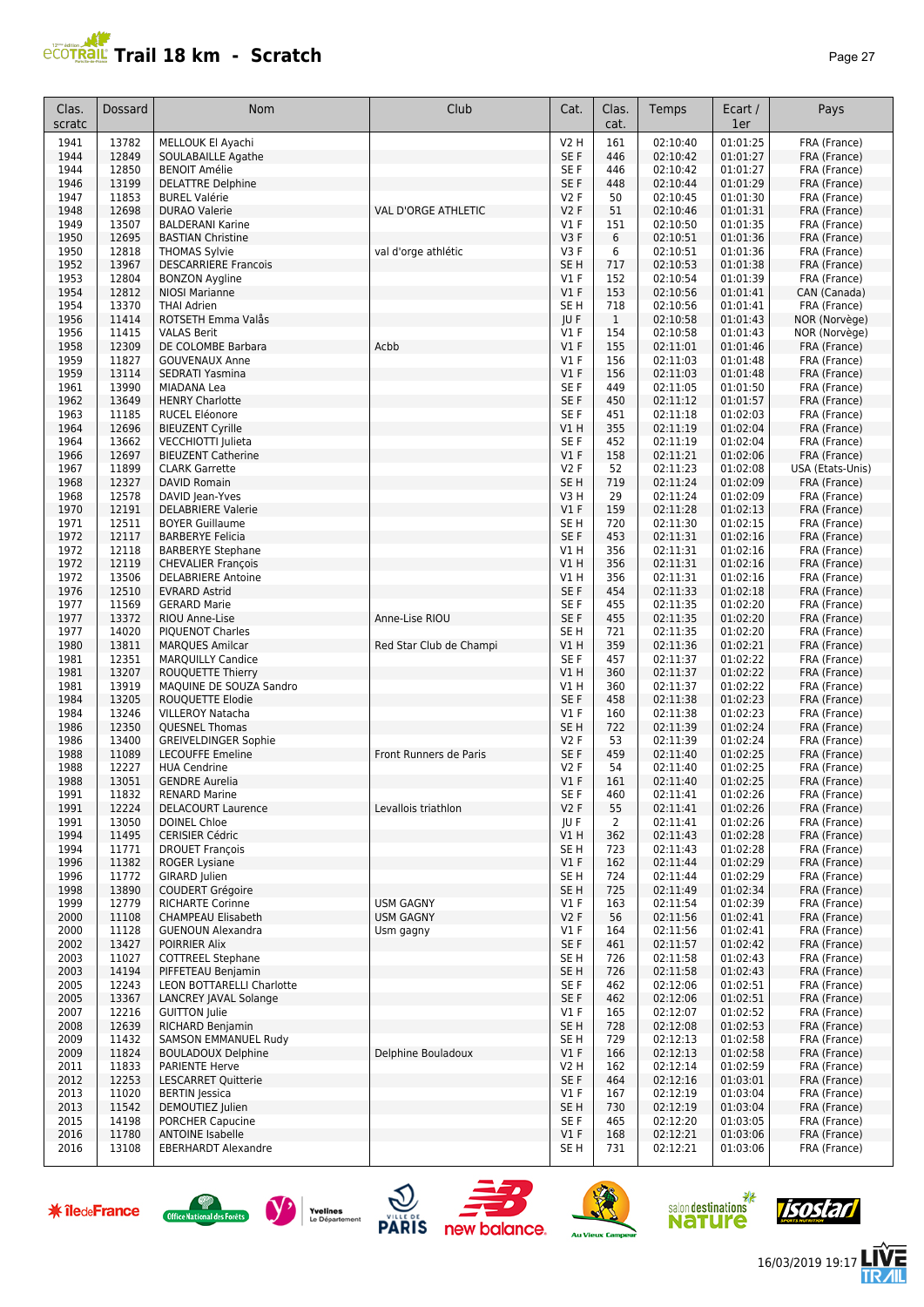# Trail 18 km - Scratch

| Clas. scratc | Dossard | Nom | Club | Cat. | Clas. cat. | Temps | Ecart / 1er | Pays |
|---|---|---|---|---|---|---|---|---|
| 1941 | 13782 | MELLOUK El Ayachi | | V2 H | 161 | 02:10:40 | 01:01:25 | FRA (France) |
| 1944 | 12849 | SOULABAILLE Agathe | | SE F | 446 | 02:10:42 | 01:01:27 | FRA (France) |
| 1944 | 12850 | BENOIT Amélie | | SE F | 446 | 02:10:42 | 01:01:27 | FRA (France) |
| 1946 | 13199 | DELATTRE Delphine | | SE F | 448 | 02:10:44 | 01:01:29 | FRA (France) |
| 1947 | 11853 | BUREL Valérie | | V2 F | 50 | 02:10:45 | 01:01:30 | FRA (France) |
| 1948 | 12698 | DURAO Valerie | VAL D'ORGE ATHLETIC | V2 F | 51 | 02:10:46 | 01:01:31 | FRA (France) |
| 1949 | 13507 | BALDERANI Karine | | V1 F | 151 | 02:10:50 | 01:01:35 | FRA (France) |
| 1950 | 12695 | BASTIAN Christine | | V3 F | 6 | 02:10:51 | 01:01:36 | FRA (France) |
| 1950 | 12818 | THOMAS Sylvie | val d'orge athlétic | V3 F | 6 | 02:10:51 | 01:01:36 | FRA (France) |
| 1952 | 13967 | DESCARRIERE Francois | | SE H | 717 | 02:10:53 | 01:01:38 | FRA (France) |
| 1953 | 12804 | BONZON Aygline | | V1 F | 152 | 02:10:54 | 01:01:39 | FRA (France) |
| 1954 | 12812 | NIOSI Marianne | | V1 F | 153 | 02:10:56 | 01:01:41 | CAN (Canada) |
| 1954 | 13370 | THAI Adrien | | SE H | 718 | 02:10:56 | 01:01:41 | FRA (France) |
| 1956 | 11414 | ROTSETH Emma Valås | | JU F | 1 | 02:10:58 | 01:01:43 | NOR (Norvège) |
| 1956 | 11415 | VALAS Berit | | V1 F | 154 | 02:10:58 | 01:01:43 | NOR (Norvège) |
| 1958 | 12309 | DE COLOMBE Barbara | Acbb | V1 F | 155 | 02:11:01 | 01:01:46 | FRA (France) |
| 1959 | 11827 | GOUVENAUX Anne | | V1 F | 156 | 02:11:03 | 01:01:48 | FRA (France) |
| 1959 | 13114 | SEDRATI Yasmina | | V1 F | 156 | 02:11:03 | 01:01:48 | FRA (France) |
| 1961 | 13990 | MIADANA Lea | | SE F | 449 | 02:11:05 | 01:01:50 | FRA (France) |
| 1962 | 13649 | HENRY Charlotte | | SE F | 450 | 02:11:12 | 01:01:57 | FRA (France) |
| 1963 | 11185 | RUCEL Eléonore | | SE F | 451 | 02:11:18 | 01:02:03 | FRA (France) |
| 1964 | 12696 | BIEUZENT Cyrille | | V1 H | 355 | 02:11:19 | 01:02:04 | FRA (France) |
| 1964 | 13662 | VECCHIOTTI Julieta | | SE F | 452 | 02:11:19 | 01:02:04 | FRA (France) |
| 1966 | 12697 | BIEUZENT Catherine | | V1 F | 158 | 02:11:21 | 01:02:06 | FRA (France) |
| 1967 | 11899 | CLARK Garrette | | V2 F | 52 | 02:11:23 | 01:02:08 | USA (Etats-Unis) |
| 1968 | 12327 | DAVID Romain | | SE H | 719 | 02:11:24 | 01:02:09 | FRA (France) |
| 1968 | 12578 | DAVID Jean-Yves | | V3 H | 29 | 02:11:24 | 01:02:09 | FRA (France) |
| 1970 | 12191 | DELABRIERE Valerie | | V1 F | 159 | 02:11:28 | 01:02:13 | FRA (France) |
| 1971 | 12511 | BOYER Guillaume | | SE H | 720 | 02:11:30 | 01:02:15 | FRA (France) |
| 1972 | 12117 | BARBERYE Felicia | | SE F | 453 | 02:11:31 | 01:02:16 | FRA (France) |
| 1972 | 12118 | BARBERYE Stephane | | V1 H | 356 | 02:11:31 | 01:02:16 | FRA (France) |
| 1972 | 12119 | CHEVALIER François | | V1 H | 356 | 02:11:31 | 01:02:16 | FRA (France) |
| 1972 | 13506 | DELABRIERE Antoine | | V1 H | 356 | 02:11:31 | 01:02:16 | FRA (France) |
| 1976 | 12510 | EVRARD Astrid | | SE F | 454 | 02:11:33 | 01:02:18 | FRA (France) |
| 1977 | 11569 | GERARD Marie | | SE F | 455 | 02:11:35 | 01:02:20 | FRA (France) |
| 1977 | 13372 | RIOU Anne-Lise | Anne-Lise RIOU | SE F | 455 | 02:11:35 | 01:02:20 | FRA (France) |
| 1977 | 14020 | PIQUENOT Charles | | SE H | 721 | 02:11:35 | 01:02:20 | FRA (France) |
| 1980 | 13811 | MARQUES Amilcar | Red Star Club de Champi | V1 H | 359 | 02:11:36 | 01:02:21 | FRA (France) |
| 1981 | 12351 | MARQUILLY Candice | | SE F | 457 | 02:11:37 | 01:02:22 | FRA (France) |
| 1981 | 13207 | ROUQUETTE Thierry | | V1 H | 360 | 02:11:37 | 01:02:22 | FRA (France) |
| 1981 | 13919 | MAQUINE DE SOUZA Sandro | | V1 H | 360 | 02:11:37 | 01:02:22 | FRA (France) |
| 1984 | 13205 | ROUQUETTE Elodie | | SE F | 458 | 02:11:38 | 01:02:23 | FRA (France) |
| 1984 | 13246 | VILLEROY Natacha | | V1 F | 160 | 02:11:38 | 01:02:23 | FRA (France) |
| 1986 | 12350 | QUESNEL Thomas | | SE H | 722 | 02:11:39 | 01:02:24 | FRA (France) |
| 1986 | 13400 | GREIVELDINGER Sophie | | V2 F | 53 | 02:11:39 | 01:02:24 | FRA (France) |
| 1988 | 11089 | LECOUFFE Emeline | Front Runners de Paris | SE F | 459 | 02:11:40 | 01:02:25 | FRA (France) |
| 1988 | 12227 | HUA Cendrine | | V2 F | 54 | 02:11:40 | 01:02:25 | FRA (France) |
| 1988 | 13051 | GENDRE Aurelia | | V1 F | 161 | 02:11:40 | 01:02:25 | FRA (France) |
| 1991 | 11832 | RENARD Marine | | SE F | 460 | 02:11:41 | 01:02:26 | FRA (France) |
| 1991 | 12224 | DELACOURT Laurence | Levallois triathlon | V2 F | 55 | 02:11:41 | 01:02:26 | FRA (France) |
| 1991 | 13050 | DOINEL Chloe | | JU F | 2 | 02:11:41 | 01:02:26 | FRA (France) |
| 1994 | 11495 | CERISIER Cédric | | V1 H | 362 | 02:11:43 | 01:02:28 | FRA (France) |
| 1994 | 11771 | DROUET François | | SE H | 723 | 02:11:43 | 01:02:28 | FRA (France) |
| 1996 | 11382 | ROGER Lysiane | | V1 F | 162 | 02:11:44 | 01:02:29 | FRA (France) |
| 1996 | 11772 | GIRARD Julien | | SE H | 724 | 02:11:44 | 01:02:29 | FRA (France) |
| 1998 | 13890 | COUDERT Grégoire | | SE H | 725 | 02:11:49 | 01:02:34 | FRA (France) |
| 1999 | 12779 | RICHARTE Corinne | USM GAGNY | V1 F | 163 | 02:11:54 | 01:02:39 | FRA (France) |
| 2000 | 11108 | CHAMPEAU Elisabeth | USM GAGNY | V2 F | 56 | 02:11:56 | 01:02:41 | FRA (France) |
| 2000 | 11128 | GUENOUN Alexandra | Usm gagny | V1 F | 164 | 02:11:56 | 01:02:41 | FRA (France) |
| 2002 | 13427 | POIRRIER Alix | | SE F | 461 | 02:11:57 | 01:02:42 | FRA (France) |
| 2003 | 11027 | COTTREEL Stephane | | SE H | 726 | 02:11:58 | 01:02:43 | FRA (France) |
| 2003 | 14194 | PIFFETEAU Benjamin | | SE H | 726 | 02:11:58 | 01:02:43 | FRA (France) |
| 2005 | 12243 | LEON BOTTARELLI Charlotte | | SE F | 462 | 02:12:06 | 01:02:51 | FRA (France) |
| 2005 | 13367 | LANCREY JAVAL Solange | | SE F | 462 | 02:12:06 | 01:02:51 | FRA (France) |
| 2007 | 12216 | GUITTON Julie | | V1 F | 165 | 02:12:07 | 01:02:52 | FRA (France) |
| 2008 | 12639 | RICHARD Benjamin | | SE H | 728 | 02:12:08 | 01:02:53 | FRA (France) |
| 2009 | 11432 | SAMSON EMMANUEL Rudy | | SE H | 729 | 02:12:13 | 01:02:58 | FRA (France) |
| 2009 | 11824 | BOULADOUX Delphine | Delphine Bouladoux | V1 F | 166 | 02:12:13 | 01:02:58 | FRA (France) |
| 2011 | 11833 | PARIENTE Herve | | V2 H | 162 | 02:12:14 | 01:02:59 | FRA (France) |
| 2012 | 12253 | LESCARRET Quitterie | | SE F | 464 | 02:12:16 | 01:03:01 | FRA (France) |
| 2013 | 11020 | BERTIN Jessica | | V1 F | 167 | 02:12:19 | 01:03:04 | FRA (France) |
| 2013 | 11542 | DEMOUTIEZ Julien | | SE H | 730 | 02:12:19 | 01:03:04 | FRA (France) |
| 2015 | 14198 | PORCHER Capucine | | SE F | 465 | 02:12:20 | 01:03:05 | FRA (France) |
| 2016 | 11780 | ANTOINE Isabelle | | V1 F | 168 | 02:12:21 | 01:03:06 | FRA (France) |
| 2016 | 13108 | EBERHARDT Alexandre | | SE H | 731 | 02:12:21 | 01:03:06 | FRA (France) |

16/03/2019 19:17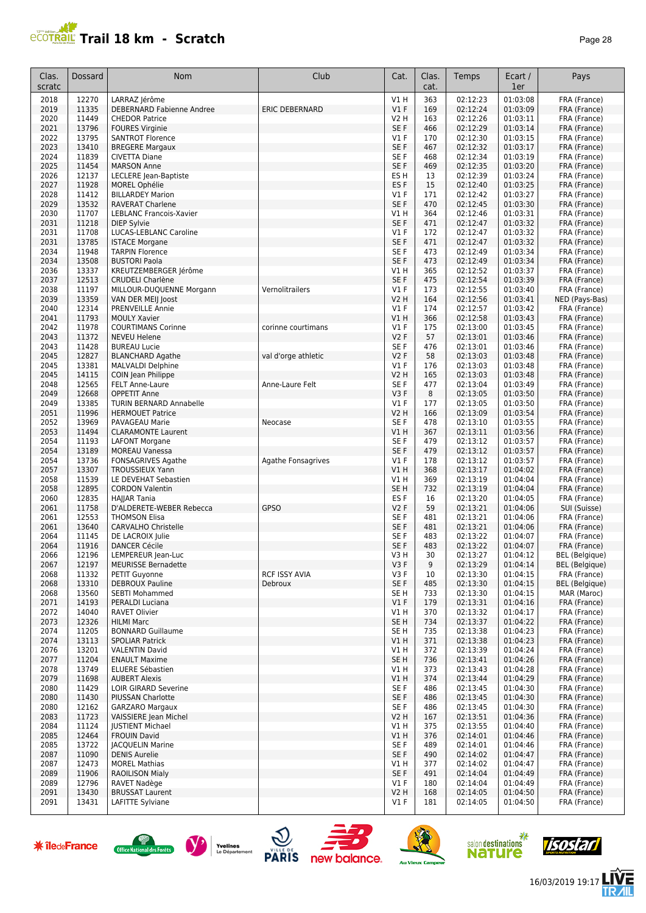# Trail 18 km - Scratch

| Clas. scratc | Dossard | Nom | Club | Cat. | Clas. cat. | Temps | Ecart / 1er | Pays |
|---|---|---|---|---|---|---|---|---|
| 2018 | 12270 | LARRAZ Jérôme | | V1 H | 363 | 02:12:23 | 01:03:08 | FRA (France) |
| 2019 | 11335 | DEBERNARD Fabienne Andree | ERIC DEBERNARD | V1 F | 169 | 02:12:24 | 01:03:09 | FRA (France) |
| 2020 | 11449 | CHEDOR Patrice | | V2 H | 163 | 02:12:26 | 01:03:11 | FRA (France) |
| 2021 | 13796 | FOURES Virginie | | SE F | 466 | 02:12:29 | 01:03:14 | FRA (France) |
| 2022 | 13795 | SANTROT Florence | | V1 F | 170 | 02:12:30 | 01:03:15 | FRA (France) |
| 2023 | 13410 | BREGERE Margaux | | SE F | 467 | 02:12:32 | 01:03:17 | FRA (France) |
| 2024 | 11839 | CIVETTA Diane | | SE F | 468 | 02:12:34 | 01:03:19 | FRA (France) |
| 2025 | 11454 | MARSON Anne | | SE F | 469 | 02:12:35 | 01:03:20 | FRA (France) |
| 2026 | 12137 | LECLERE Jean-Baptiste | | ES H | 13 | 02:12:39 | 01:03:24 | FRA (France) |
| 2027 | 11928 | MOREL Ophélie | | ES F | 15 | 02:12:40 | 01:03:25 | FRA (France) |
| 2028 | 11412 | BILLARDEY Marion | | V1 F | 171 | 02:12:42 | 01:03:27 | FRA (France) |
| 2029 | 13532 | RAVERAT Charlene | | SE F | 470 | 02:12:45 | 01:03:30 | FRA (France) |
| 2030 | 11707 | LEBLANC Francois-Xavier | | V1 H | 364 | 02:12:46 | 01:03:31 | FRA (France) |
| 2031 | 11218 | DIEP Sylvie | | SE F | 471 | 02:12:47 | 01:03:32 | FRA (France) |
| 2031 | 11708 | LUCAS-LEBLANC Caroline | | V1 F | 172 | 02:12:47 | 01:03:32 | FRA (France) |
| 2031 | 13785 | ISTACE Morgane | | SE F | 471 | 02:12:47 | 01:03:32 | FRA (France) |
| 2034 | 11948 | TARPIN Florence | | SE F | 473 | 02:12:49 | 01:03:34 | FRA (France) |
| 2034 | 13508 | BUSTORI Paola | | SE F | 473 | 02:12:49 | 01:03:34 | FRA (France) |
| 2036 | 13337 | KREUTZEMBERGER Jérôme | | V1 H | 365 | 02:12:52 | 01:03:37 | FRA (France) |
| 2037 | 12513 | CRUDELI Charlène | | SE F | 475 | 02:12:54 | 01:03:39 | FRA (France) |
| 2038 | 11197 | MILLOUR-DUQUENNE Morgann | Vernolitrailers | V1 F | 173 | 02:12:55 | 01:03:40 | FRA (France) |
| 2039 | 13359 | VAN DER MEIJ Joost | | V2 H | 164 | 02:12:56 | 01:03:41 | NED (Pays-Bas) |
| 2040 | 12314 | PRENVEILLE Annie | | V1 F | 174 | 02:12:57 | 01:03:42 | FRA (France) |
| 2041 | 11793 | MOULY Xavier | | V1 H | 366 | 02:12:58 | 01:03:43 | FRA (France) |
| 2042 | 11978 | COURTIMANS Corinne | corinne courtimans | V1 F | 175 | 02:13:00 | 01:03:45 | FRA (France) |
| 2043 | 11372 | NEVEU Helene | | V2 F | 57 | 02:13:01 | 01:03:46 | FRA (France) |
| 2043 | 11428 | BUREAU Lucie | | SE F | 476 | 02:13:01 | 01:03:46 | FRA (France) |
| 2045 | 12827 | BLANCHARD Agathe | val d'orge athletic | V2 F | 58 | 02:13:03 | 01:03:48 | FRA (France) |
| 2045 | 13381 | MALVALDI Delphine | | V1 F | 176 | 02:13:03 | 01:03:48 | FRA (France) |
| 2045 | 14115 | COIN Jean Philippe | | V2 H | 165 | 02:13:03 | 01:03:48 | FRA (France) |
| 2048 | 12565 | FELT Anne-Laure | Anne-Laure Felt | SE F | 477 | 02:13:04 | 01:03:49 | FRA (France) |
| 2049 | 12668 | OPPETIT Anne | | V3 F | 8 | 02:13:05 | 01:03:50 | FRA (France) |
| 2049 | 13385 | TURIN BERNARD Annabelle | | V1 F | 177 | 02:13:05 | 01:03:50 | FRA (France) |
| 2051 | 11996 | HERMOUET Patrice | | V2 H | 166 | 02:13:09 | 01:03:54 | FRA (France) |
| 2052 | 13969 | PAVAGEAU Marie | Neocase | SE F | 478 | 02:13:10 | 01:03:55 | FRA (France) |
| 2053 | 11494 | CLARAMONTE Laurent | | V1 H | 367 | 02:13:11 | 01:03:56 | FRA (France) |
| 2054 | 11193 | LAFONT Morgane | | SE F | 479 | 02:13:12 | 01:03:57 | FRA (France) |
| 2054 | 13189 | MOREAU Vanessa | | SE F | 479 | 02:13:12 | 01:03:57 | FRA (France) |
| 2054 | 13736 | FONSAGRIVES Agathe | Agathe Fonsagrives | V1 F | 178 | 02:13:12 | 01:03:57 | FRA (France) |
| 2057 | 13307 | TROUSSIEUX Yann | | V1 H | 368 | 02:13:17 | 01:04:02 | FRA (France) |
| 2058 | 11539 | LE DEVEHAT Sebastien | | V1 H | 369 | 02:13:19 | 01:04:04 | FRA (France) |
| 2058 | 12895 | CORDON Valentin | | SE H | 732 | 02:13:19 | 01:04:04 | FRA (France) |
| 2060 | 12835 | HAJJAR Tania | | ES F | 16 | 02:13:20 | 01:04:05 | FRA (France) |
| 2061 | 11758 | D'ALDERETE-WEBER Rebecca | GPSO | V2 F | 59 | 02:13:21 | 01:04:06 | SUI (Suisse) |
| 2061 | 12553 | THOMSON Elisa | | SE F | 481 | 02:13:21 | 01:04:06 | FRA (France) |
| 2061 | 13640 | CARVALHO Christelle | | SE F | 481 | 02:13:21 | 01:04:06 | FRA (France) |
| 2064 | 11145 | DE LACROIX Julie | | SE F | 483 | 02:13:22 | 01:04:07 | FRA (France) |
| 2064 | 11916 | DANCER Cécile | | SE F | 483 | 02:13:22 | 01:04:07 | FRA (France) |
| 2066 | 12196 | LEMPEREUR Jean-Luc | | V3 H | 30 | 02:13:27 | 01:04:12 | BEL (Belgique) |
| 2067 | 12197 | MEURISSE Bernadette | | V3 F | 9 | 02:13:29 | 01:04:14 | BEL (Belgique) |
| 2068 | 11332 | PETIT Guyonne | RCF ISSY AVIA | V3 F | 10 | 02:13:30 | 01:04:15 | FRA (France) |
| 2068 | 13310 | DEBROUX Pauline | Debroux | SE F | 485 | 02:13:30 | 01:04:15 | BEL (Belgique) |
| 2068 | 13560 | SEBTI Mohammed | | SE H | 733 | 02:13:30 | 01:04:15 | MAR (Maroc) |
| 2071 | 14193 | PERALDI Luciana | | V1 F | 179 | 02:13:31 | 01:04:16 | FRA (France) |
| 2072 | 14040 | RAVET Olivier | | V1 H | 370 | 02:13:32 | 01:04:17 | FRA (France) |
| 2073 | 12326 | HILMI Marc | | SE H | 734 | 02:13:37 | 01:04:22 | FRA (France) |
| 2074 | 11205 | BONNARD Guillaume | | SE H | 735 | 02:13:38 | 01:04:23 | FRA (France) |
| 2074 | 13113 | SPOLIAR Patrick | | V1 H | 371 | 02:13:38 | 01:04:23 | FRA (France) |
| 2076 | 13201 | VALENTIN David | | V1 H | 372 | 02:13:39 | 01:04:24 | FRA (France) |
| 2077 | 11204 | ENAULT Maxime | | SE H | 736 | 02:13:41 | 01:04:26 | FRA (France) |
| 2078 | 13749 | ELUERE Sébastien | | V1 H | 373 | 02:13:43 | 01:04:28 | FRA (France) |
| 2079 | 11698 | AUBERT Alexis | | V1 H | 374 | 02:13:44 | 01:04:29 | FRA (France) |
| 2080 | 11429 | LOIR GIRARD Severine | | SE F | 486 | 02:13:45 | 01:04:30 | FRA (France) |
| 2080 | 11430 | PIUSSAN Charlotte | | SE F | 486 | 02:13:45 | 01:04:30 | FRA (France) |
| 2080 | 12162 | GARZARO Margaux | | SE F | 486 | 02:13:45 | 01:04:30 | FRA (France) |
| 2083 | 11723 | VAISSIERE Jean Michel | | V2 H | 167 | 02:13:51 | 01:04:36 | FRA (France) |
| 2084 | 11124 | JUSTIENT Michael | | V1 H | 375 | 02:13:55 | 01:04:40 | FRA (France) |
| 2085 | 12464 | FROUIN David | | V1 H | 376 | 02:14:01 | 01:04:46 | FRA (France) |
| 2085 | 13722 | JACQUELIN Marine | | SE F | 489 | 02:14:01 | 01:04:46 | FRA (France) |
| 2087 | 11090 | DENIS Aurelie | | SE F | 490 | 02:14:02 | 01:04:47 | FRA (France) |
| 2087 | 12473 | MOREL Mathias | | V1 H | 377 | 02:14:02 | 01:04:47 | FRA (France) |
| 2089 | 11906 | RAOILISON Mialy | | SE F | 491 | 02:14:04 | 01:04:49 | FRA (France) |
| 2089 | 12796 | RAVET Nadège | | V1 F | 180 | 02:14:04 | 01:04:49 | FRA (France) |
| 2091 | 13430 | BRUSSAT Laurent | | V2 H | 168 | 02:14:05 | 01:04:50 | FRA (France) |
| 2091 | 13431 | LAFITTE Sylviane | | V1 F | 181 | 02:14:05 | 01:04:50 | FRA (France) |

16/03/2019 19:17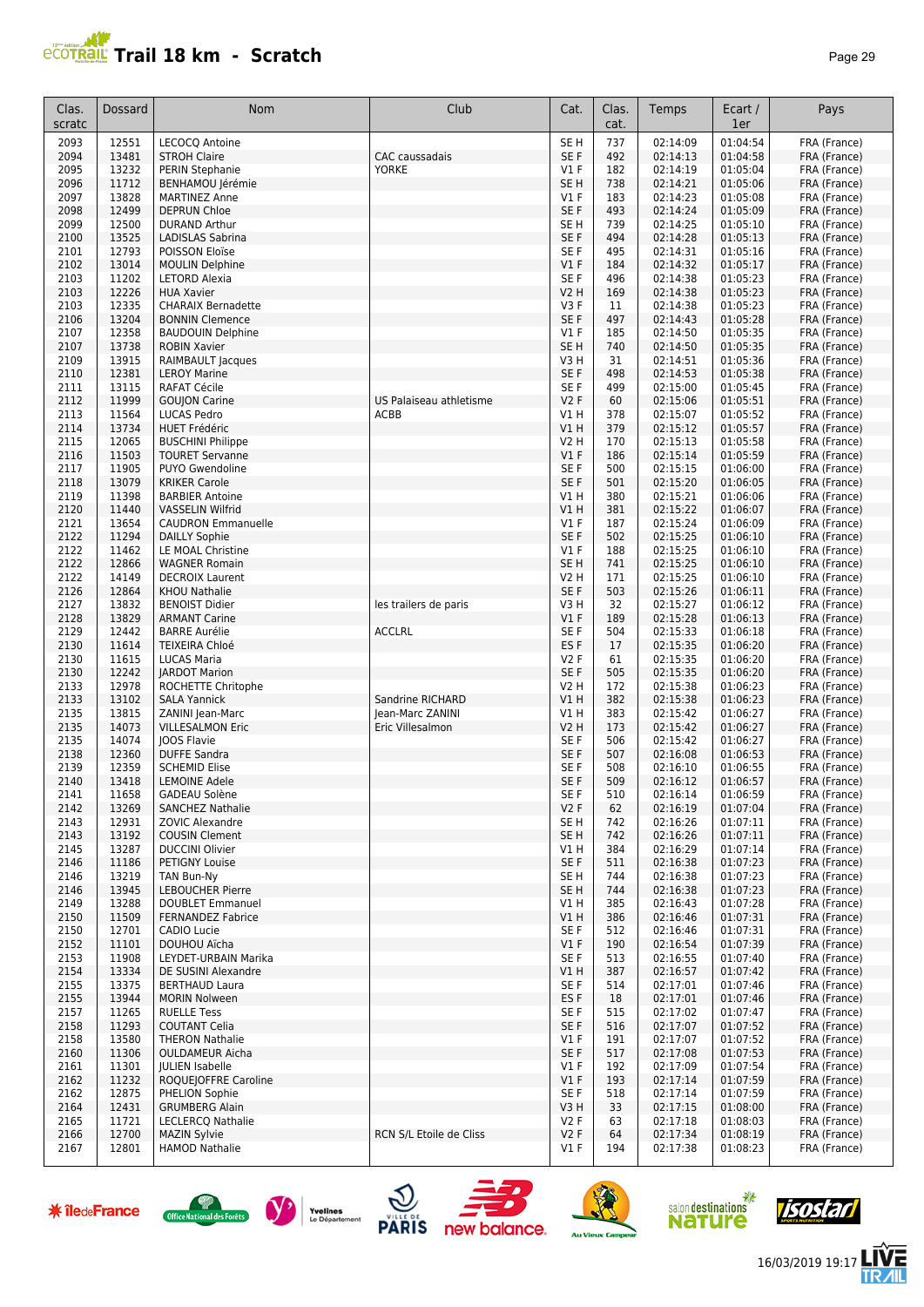# Trail 18 km - Scratch

| Clas. scratc | Dossard | Nom | Club | Cat. | Clas. cat. | Temps | Ecart / 1er | Pays |
|---|---|---|---|---|---|---|---|---|
| 2093 | 12551 | LECOCQ Antoine | | SE H | 737 | 02:14:09 | 01:04:54 | FRA (France) |
| 2094 | 13481 | STROH Claire | CAC caussadais | SE F | 492 | 02:14:13 | 01:04:58 | FRA (France) |
| 2095 | 13232 | PERIN Stephanie | YORKE | V1 F | 182 | 02:14:19 | 01:05:04 | FRA (France) |
| 2096 | 11712 | BENHAMOU Jérémie | | SE H | 738 | 02:14:21 | 01:05:06 | FRA (France) |
| 2097 | 13828 | MARTINEZ Anne | | V1 F | 183 | 02:14:23 | 01:05:08 | FRA (France) |
| 2098 | 12499 | DEPRUN Chloe | | SE F | 493 | 02:14:24 | 01:05:09 | FRA (France) |
| 2099 | 12500 | DURAND Arthur | | SE H | 739 | 02:14:25 | 01:05:10 | FRA (France) |
| 2100 | 13525 | LADISLAS Sabrina | | SE F | 494 | 02:14:28 | 01:05:13 | FRA (France) |
| 2101 | 12793 | POISSON Eloïse | | SE F | 495 | 02:14:31 | 01:05:16 | FRA (France) |
| 2102 | 13014 | MOULIN Delphine | | V1 F | 184 | 02:14:32 | 01:05:17 | FRA (France) |
| 2103 | 11202 | LETORD Alexia | | SE F | 496 | 02:14:38 | 01:05:23 | FRA (France) |
| 2103 | 12226 | HUA Xavier | | V2 H | 169 | 02:14:38 | 01:05:23 | FRA (France) |
| 2103 | 12335 | CHARAIX Bernadette | | V3 F | 11 | 02:14:38 | 01:05:23 | FRA (France) |
| 2106 | 13204 | BONNIN Clemence | | SE F | 497 | 02:14:43 | 01:05:28 | FRA (France) |
| 2107 | 12358 | BAUDOUIN Delphine | | V1 F | 185 | 02:14:50 | 01:05:35 | FRA (France) |
| 2107 | 13738 | ROBIN Xavier | | SE H | 740 | 02:14:50 | 01:05:35 | FRA (France) |
| 2109 | 13915 | RAIMBAULT Jacques | | V3 H | 31 | 02:14:51 | 01:05:36 | FRA (France) |
| 2110 | 12381 | LEROY Marine | | SE F | 498 | 02:14:53 | 01:05:38 | FRA (France) |
| 2111 | 13115 | RAFAT Cécile | | SE F | 499 | 02:15:00 | 01:05:45 | FRA (France) |
| 2112 | 11999 | GOUJON Carine | US Palaiseau athletisme | V2 F | 60 | 02:15:06 | 01:05:51 | FRA (France) |
| 2113 | 11564 | LUCAS Pedro | ACBB | V1 H | 378 | 02:15:07 | 01:05:52 | FRA (France) |
| 2114 | 13734 | HUET Frédéric | | V1 H | 379 | 02:15:12 | 01:05:57 | FRA (France) |
| 2115 | 12065 | BUSCHINI Philippe | | V2 H | 170 | 02:15:13 | 01:05:58 | FRA (France) |
| 2116 | 11503 | TOURET Servanne | | V1 F | 186 | 02:15:14 | 01:05:59 | FRA (France) |
| 2117 | 11905 | PUYO Gwendoline | | SE F | 500 | 02:15:15 | 01:06:00 | FRA (France) |
| 2118 | 13079 | KRIKER Carole | | SE F | 501 | 02:15:20 | 01:06:05 | FRA (France) |
| 2119 | 11398 | BARBIER Antoine | | V1 H | 380 | 02:15:21 | 01:06:06 | FRA (France) |
| 2120 | 11440 | VASSELIN Wilfrid | | V1 H | 381 | 02:15:22 | 01:06:07 | FRA (France) |
| 2121 | 13654 | CAUDRON Emmanuelle | | V1 F | 187 | 02:15:24 | 01:06:09 | FRA (France) |
| 2122 | 11294 | DAILLY Sophie | | SE F | 502 | 02:15:25 | 01:06:10 | FRA (France) |
| 2122 | 11462 | LE MOAL Christine | | V1 F | 188 | 02:15:25 | 01:06:10 | FRA (France) |
| 2122 | 12866 | WAGNER Romain | | SE H | 741 | 02:15:25 | 01:06:10 | FRA (France) |
| 2122 | 14149 | DECROIX Laurent | | V2 H | 171 | 02:15:25 | 01:06:10 | FRA (France) |
| 2126 | 12864 | KHOU Nathalie | | SE F | 503 | 02:15:26 | 01:06:11 | FRA (France) |
| 2127 | 13832 | BENOIST Didier | les trailers de paris | V3 H | 32 | 02:15:27 | 01:06:12 | FRA (France) |
| 2128 | 13829 | ARMANT Carine | | V1 F | 189 | 02:15:28 | 01:06:13 | FRA (France) |
| 2129 | 12442 | BARRE Aurélie | ACCLRL | SE F | 504 | 02:15:33 | 01:06:18 | FRA (France) |
| 2130 | 11614 | TEIXEIRA Chloé | | ES F | 17 | 02:15:35 | 01:06:20 | FRA (France) |
| 2130 | 11615 | LUCAS Maria | | V2 F | 61 | 02:15:35 | 01:06:20 | FRA (France) |
| 2130 | 12242 | JARDOT Marion | | SE F | 505 | 02:15:35 | 01:06:20 | FRA (France) |
| 2133 | 12978 | ROCHETTE Chritophe | | V2 H | 172 | 02:15:38 | 01:06:23 | FRA (France) |
| 2133 | 13102 | SALA Yannick | Sandrine RICHARD | V1 H | 382 | 02:15:38 | 01:06:23 | FRA (France) |
| 2135 | 13815 | ZANINI Jean-Marc | Jean-Marc ZANINI | V1 H | 383 | 02:15:42 | 01:06:27 | FRA (France) |
| 2135 | 14073 | VILLESALMON Eric | Eric Villesalmon | V2 H | 173 | 02:15:42 | 01:06:27 | FRA (France) |
| 2135 | 14074 | JOOS Flavie | | SE F | 506 | 02:15:42 | 01:06:27 | FRA (France) |
| 2138 | 12360 | DUFFE Sandra | | SE F | 507 | 02:16:08 | 01:06:53 | FRA (France) |
| 2139 | 12359 | SCHEMID Elise | | SE F | 508 | 02:16:10 | 01:06:55 | FRA (France) |
| 2140 | 13418 | LEMOINE Adele | | SE F | 509 | 02:16:12 | 01:06:57 | FRA (France) |
| 2141 | 11658 | GADEAU Solène | | SE F | 510 | 02:16:14 | 01:06:59 | FRA (France) |
| 2142 | 13269 | SANCHEZ Nathalie | | V2 F | 62 | 02:16:19 | 01:07:04 | FRA (France) |
| 2143 | 12931 | ZOVIC Alexandre | | SE H | 742 | 02:16:26 | 01:07:11 | FRA (France) |
| 2143 | 13192 | COUSIN Clement | | SE H | 742 | 02:16:26 | 01:07:11 | FRA (France) |
| 2145 | 13287 | DUCCINI Olivier | | V1 H | 384 | 02:16:29 | 01:07:14 | FRA (France) |
| 2146 | 11186 | PETIGNY Louise | | SE F | 511 | 02:16:38 | 01:07:23 | FRA (France) |
| 2146 | 13219 | TAN Bun-Ny | | SE H | 744 | 02:16:38 | 01:07:23 | FRA (France) |
| 2146 | 13945 | LEBOUCHER Pierre | | SE H | 744 | 02:16:38 | 01:07:23 | FRA (France) |
| 2149 | 13288 | DOUBLET Emmanuel | | V1 H | 385 | 02:16:43 | 01:07:28 | FRA (France) |
| 2150 | 11509 | FERNANDEZ Fabrice | | V1 H | 386 | 02:16:46 | 01:07:31 | FRA (France) |
| 2150 | 12701 | CADIO Lucie | | SE F | 512 | 02:16:46 | 01:07:31 | FRA (France) |
| 2152 | 11101 | DOUHOU Aïcha | | V1 F | 190 | 02:16:54 | 01:07:39 | FRA (France) |
| 2153 | 11908 | LEYDET-URBAIN Marika | | SE F | 513 | 02:16:55 | 01:07:40 | FRA (France) |
| 2154 | 13334 | DE SUSINI Alexandre | | V1 H | 387 | 02:16:57 | 01:07:42 | FRA (France) |
| 2155 | 13375 | BERTHAUD Laura | | SE F | 514 | 02:17:01 | 01:07:46 | FRA (France) |
| 2155 | 13944 | MORIN Nolween | | ES F | 18 | 02:17:01 | 01:07:46 | FRA (France) |
| 2157 | 11265 | RUELLE Tess | | SE F | 515 | 02:17:02 | 01:07:47 | FRA (France) |
| 2158 | 11293 | COUTANT Celia | | SE F | 516 | 02:17:07 | 01:07:52 | FRA (France) |
| 2158 | 13580 | THERON Nathalie | | V1 F | 191 | 02:17:07 | 01:07:52 | FRA (France) |
| 2160 | 11306 | OULDAMEUR Aicha | | SE F | 517 | 02:17:08 | 01:07:53 | FRA (France) |
| 2161 | 11301 | JULIEN Isabelle | | V1 F | 192 | 02:17:09 | 01:07:54 | FRA (France) |
| 2162 | 11232 | ROQUEJOFFRE Caroline | | V1 F | 193 | 02:17:14 | 01:07:59 | FRA (France) |
| 2162 | 12875 | PHELION Sophie | | SE F | 518 | 02:17:14 | 01:07:59 | FRA (France) |
| 2164 | 12431 | GRUMBERG Alain | | V3 H | 33 | 02:17:15 | 01:08:00 | FRA (France) |
| 2165 | 11721 | LECLERCQ Nathalie | | V2 F | 63 | 02:17:18 | 01:08:03 | FRA (France) |
| 2166 | 12700 | MAZIN Sylvie | RCN S/L Etoile de Cliss | V2 F | 64 | 02:17:34 | 01:08:19 | FRA (France) |
| 2167 | 12801 | HAMOD Nathalie | | V1 F | 194 | 02:17:38 | 01:08:23 | FRA (France) |

16/03/2019 19:17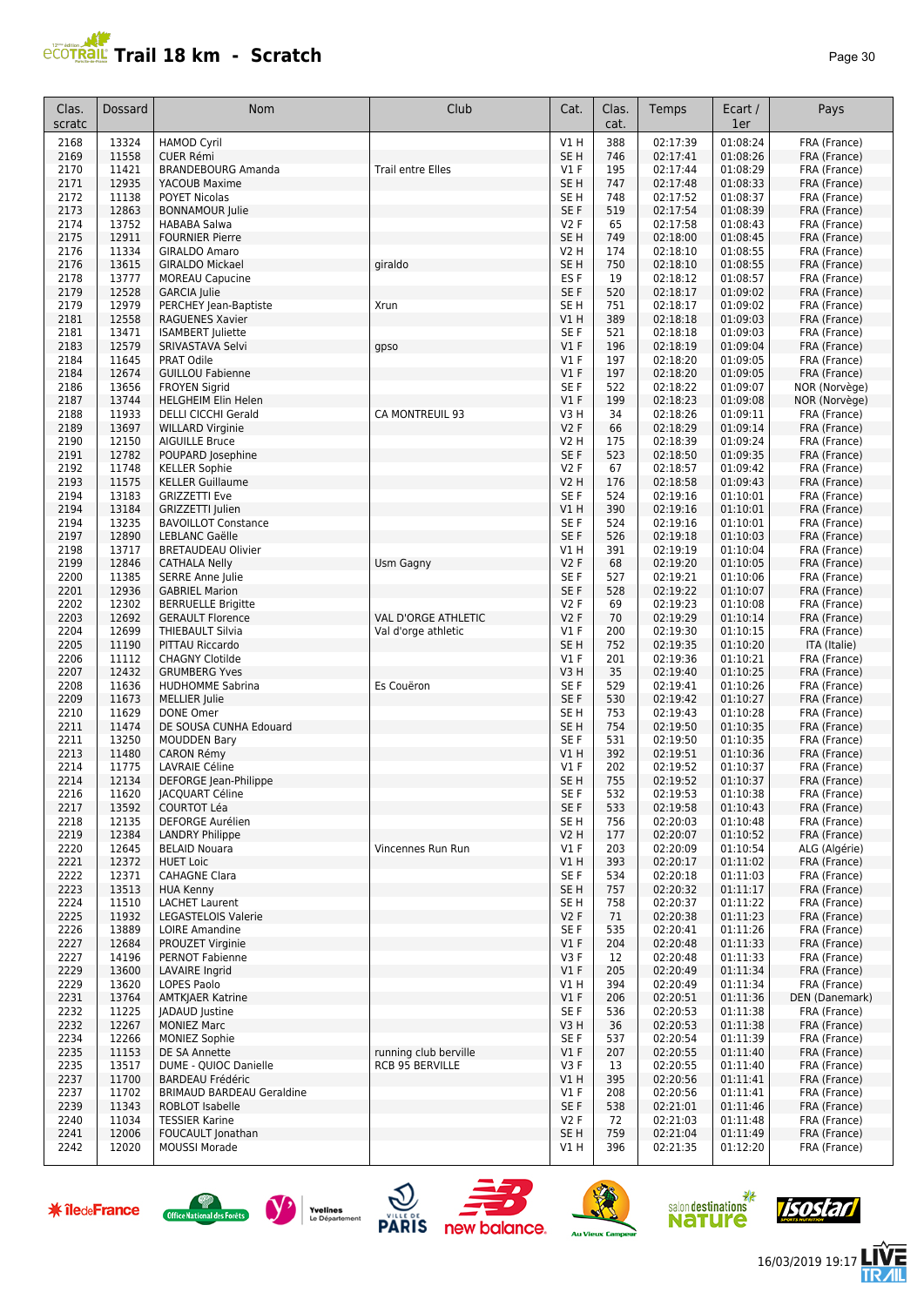# Trail 18 km - Scratch

| Clas. scratc | Dossard | Nom | Club | Cat. | Clas. cat. | Temps | Ecart / 1er | Pays |
|---|---|---|---|---|---|---|---|---|
| 2168 | 13324 | HAMOD Cyril | | V1 H | 388 | 02:17:39 | 01:08:24 | FRA (France) |
| 2169 | 11558 | CUER Rémi | | SE H | 746 | 02:17:41 | 01:08:26 | FRA (France) |
| 2170 | 11421 | BRANDEBOURG Amanda | Trail entre Elles | V1 F | 195 | 02:17:44 | 01:08:29 | FRA (France) |
| 2171 | 12935 | YACOUB Maxime | | SE H | 747 | 02:17:48 | 01:08:33 | FRA (France) |
| 2172 | 11138 | POYET Nicolas | | SE H | 748 | 02:17:52 | 01:08:37 | FRA (France) |
| 2173 | 12863 | BONNAMOUR Julie | | SE F | 519 | 02:17:54 | 01:08:39 | FRA (France) |
| 2174 | 13752 | HABABA Salwa | | V2 F | 65 | 02:17:58 | 01:08:43 | FRA (France) |
| 2175 | 12911 | FOURNIER Pierre | | SE H | 749 | 02:18:00 | 01:08:45 | FRA (France) |
| 2176 | 11334 | GIRALDO Amaro | | V2 H | 174 | 02:18:10 | 01:08:55 | FRA (France) |
| 2176 | 13615 | GIRALDO Mickael | giraldo | SE H | 750 | 02:18:10 | 01:08:55 | FRA (France) |
| 2178 | 13777 | MOREAU Capucine | | ES F | 19 | 02:18:12 | 01:08:57 | FRA (France) |
| 2179 | 12528 | GARCIA Julie | | SE F | 520 | 02:18:17 | 01:09:02 | FRA (France) |
| 2179 | 12979 | PERCHEY Jean-Baptiste | Xrun | SE H | 751 | 02:18:17 | 01:09:02 | FRA (France) |
| 2181 | 12558 | RAGUENES Xavier | | V1 H | 389 | 02:18:18 | 01:09:03 | FRA (France) |
| 2181 | 13471 | ISAMBERT Juliette | | SE F | 521 | 02:18:18 | 01:09:03 | FRA (France) |
| 2183 | 12579 | SRIVASTAVA Selvi | gpso | V1 F | 196 | 02:18:19 | 01:09:04 | FRA (France) |
| 2184 | 11645 | PRAT Odile | | V1 F | 197 | 02:18:20 | 01:09:05 | FRA (France) |
| 2184 | 12674 | GUILLOU Fabienne | | V1 F | 197 | 02:18:20 | 01:09:05 | FRA (France) |
| 2186 | 13656 | FROYEN Sigrid | | SE F | 522 | 02:18:22 | 01:09:07 | NOR (Norvège) |
| 2187 | 13744 | HELGHEIM Elin Helen | | V1 F | 199 | 02:18:23 | 01:09:08 | NOR (Norvège) |
| 2188 | 11933 | DELLI CICCHI Gerald | CA MONTREUIL 93 | V3 H | 34 | 02:18:26 | 01:09:11 | FRA (France) |
| 2189 | 13697 | WILLARD Virginie | | V2 F | 66 | 02:18:29 | 01:09:14 | FRA (France) |
| 2190 | 12150 | AIGUILLE Bruce | | V2 H | 175 | 02:18:39 | 01:09:24 | FRA (France) |
| 2191 | 12782 | POUPARD Josephine | | SE F | 523 | 02:18:50 | 01:09:35 | FRA (France) |
| 2192 | 11748 | KELLER Sophie | | V2 F | 67 | 02:18:57 | 01:09:42 | FRA (France) |
| 2193 | 11575 | KELLER Guillaume | | V2 H | 176 | 02:18:58 | 01:09:43 | FRA (France) |
| 2194 | 13183 | GRIZZETTI Eve | | SE F | 524 | 02:19:16 | 01:10:01 | FRA (France) |
| 2194 | 13184 | GRIZZETTI Julien | | V1 H | 390 | 02:19:16 | 01:10:01 | FRA (France) |
| 2194 | 13235 | BAVOILLOT Constance | | SE F | 524 | 02:19:16 | 01:10:01 | FRA (France) |
| 2197 | 12890 | LEBLANC Gaëlle | | SE F | 526 | 02:19:18 | 01:10:03 | FRA (France) |
| 2198 | 13717 | BRETAUDEAU Olivier | | V1 H | 391 | 02:19:19 | 01:10:04 | FRA (France) |
| 2199 | 12846 | CATHALA Nelly | Usm Gagny | V2 F | 68 | 02:19:20 | 01:10:05 | FRA (France) |
| 2200 | 11385 | SERRE Anne Julie | | SE F | 527 | 02:19:21 | 01:10:06 | FRA (France) |
| 2201 | 12936 | GABRIEL Marion | | SE F | 528 | 02:19:22 | 01:10:07 | FRA (France) |
| 2202 | 12302 | BERRUELLE Brigitte | | V2 F | 69 | 02:19:23 | 01:10:08 | FRA (France) |
| 2203 | 12692 | GERAULT Florence | VAL D'ORGE ATHLETIC | V2 F | 70 | 02:19:29 | 01:10:14 | FRA (France) |
| 2204 | 12699 | THIEBAULT Silvia | Val d'orge athletic | V1 F | 200 | 02:19:30 | 01:10:15 | FRA (France) |
| 2205 | 11190 | PITTAU Riccardo | | SE H | 752 | 02:19:35 | 01:10:20 | ITA (Italie) |
| 2206 | 11112 | CHAGNY Clotilde | | V1 F | 201 | 02:19:36 | 01:10:21 | FRA (France) |
| 2207 | 12432 | GRUMBERG Yves | | V3 H | 35 | 02:19:40 | 01:10:25 | FRA (France) |
| 2208 | 11636 | HUDHOMME Sabrina | Es Couëron | SE F | 529 | 02:19:41 | 01:10:26 | FRA (France) |
| 2209 | 11673 | MELLIER Julie | | SE F | 530 | 02:19:42 | 01:10:27 | FRA (France) |
| 2210 | 11629 | DONE Omer | | SE H | 753 | 02:19:43 | 01:10:28 | FRA (France) |
| 2211 | 11474 | DE SOUSA CUNHA Edouard | | SE H | 754 | 02:19:50 | 01:10:35 | FRA (France) |
| 2211 | 13250 | MOUDDEN Bary | | SE F | 531 | 02:19:50 | 01:10:35 | FRA (France) |
| 2213 | 11480 | CARON Rémy | | V1 H | 392 | 02:19:51 | 01:10:36 | FRA (France) |
| 2214 | 11775 | LAVRAIE Céline | | V1 F | 202 | 02:19:52 | 01:10:37 | FRA (France) |
| 2214 | 12134 | DEFORGE Jean-Philippe | | SE H | 755 | 02:19:52 | 01:10:37 | FRA (France) |
| 2216 | 11620 | JACQUART Céline | | SE F | 532 | 02:19:53 | 01:10:38 | FRA (France) |
| 2217 | 13592 | COURTOT Léa | | SE F | 533 | 02:19:58 | 01:10:43 | FRA (France) |
| 2218 | 12135 | DEFORGE Aurélien | | SE H | 756 | 02:20:03 | 01:10:48 | FRA (France) |
| 2219 | 12384 | LANDRY Philippe | | V2 H | 177 | 02:20:07 | 01:10:52 | FRA (France) |
| 2220 | 12645 | BELAID Nouara | Vincennes Run Run | V1 F | 203 | 02:20:09 | 01:10:54 | ALG (Algérie) |
| 2221 | 12372 | HUET Loic | | V1 H | 393 | 02:20:17 | 01:11:02 | FRA (France) |
| 2222 | 12371 | CAHAGNE Clara | | SE F | 534 | 02:20:18 | 01:11:03 | FRA (France) |
| 2223 | 13513 | HUA Kenny | | SE H | 757 | 02:20:32 | 01:11:17 | FRA (France) |
| 2224 | 11510 | LACHET Laurent | | SE H | 758 | 02:20:37 | 01:11:22 | FRA (France) |
| 2225 | 11932 | LEGASTELOIS Valerie | | V2 F | 71 | 02:20:38 | 01:11:23 | FRA (France) |
| 2226 | 13889 | LOIRE Amandine | | SE F | 535 | 02:20:41 | 01:11:26 | FRA (France) |
| 2227 | 12684 | PROUZET Virginie | | V1 F | 204 | 02:20:48 | 01:11:33 | FRA (France) |
| 2227 | 14196 | PERNOT Fabienne | | V3 F | 12 | 02:20:48 | 01:11:33 | FRA (France) |
| 2229 | 13600 | LAVAIRE Ingrid | | V1 F | 205 | 02:20:49 | 01:11:34 | FRA (France) |
| 2229 | 13620 | LOPES Paolo | | V1 H | 394 | 02:20:49 | 01:11:34 | FRA (France) |
| 2231 | 13764 | AMTKJAER Katrine | | V1 F | 206 | 02:20:51 | 01:11:36 | DEN (Danemark) |
| 2232 | 11225 | JADAUD Justine | | SE F | 536 | 02:20:53 | 01:11:38 | FRA (France) |
| 2232 | 12267 | MONIEZ Marc | | V3 H | 36 | 02:20:53 | 01:11:38 | FRA (France) |
| 2234 | 12266 | MONIEZ Sophie | | SE F | 537 | 02:20:54 | 01:11:39 | FRA (France) |
| 2235 | 11153 | DE SA Annette | running club berville | V1 F | 207 | 02:20:55 | 01:11:40 | FRA (France) |
| 2235 | 13517 | DUME - QUIOC Danielle | RCB 95 BERVILLE | V3 F | 13 | 02:20:55 | 01:11:40 | FRA (France) |
| 2237 | 11700 | BARDEAU Frédéric | | V1 H | 395 | 02:20:56 | 01:11:41 | FRA (France) |
| 2237 | 11702 | BRIMAUD BARDEAU Geraldine | | V1 F | 208 | 02:20:56 | 01:11:41 | FRA (France) |
| 2239 | 11343 | ROBLOT Isabelle | | SE F | 538 | 02:21:01 | 01:11:46 | FRA (France) |
| 2240 | 11034 | TESSIER Karine | | V2 F | 72 | 02:21:03 | 01:11:48 | FRA (France) |
| 2241 | 12006 | FOUCAULT Jonathan | | SE H | 759 | 02:21:04 | 01:11:49 | FRA (France) |
| 2242 | 12020 | MOUSSI Morade | | V1 H | 396 | 02:21:35 | 01:12:20 | FRA (France) |

16/03/2019 19:17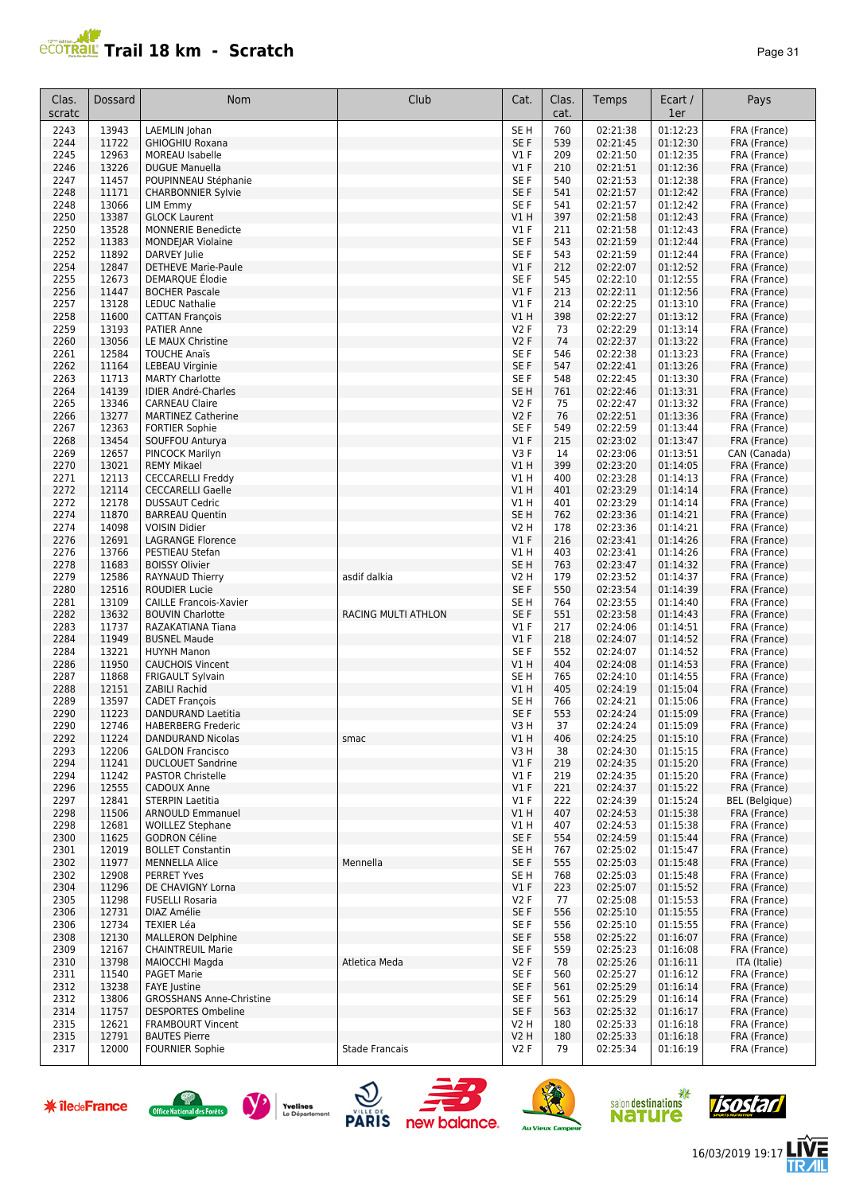# Trail 18 km - Scratch

| Clas. scratc | Dossard | Nom | Club | Cat. | Clas. cat. | Temps | Ecart / 1er | Pays |
|---|---|---|---|---|---|---|---|---|
| 2243 | 13943 | LAEMLIN Johan | | SE H | 760 | 02:21:38 | 01:12:23 | FRA (France) |
| 2244 | 11722 | GHIOGHIU Roxana | | SE F | 539 | 02:21:45 | 01:12:30 | FRA (France) |
| 2245 | 12963 | MOREAU Isabelle | | V1 F | 209 | 02:21:50 | 01:12:35 | FRA (France) |
| 2246 | 13226 | DUGUE Manuella | | V1 F | 210 | 02:21:51 | 01:12:36 | FRA (France) |
| 2247 | 11457 | POUPINNEAU Stéphanie | | SE F | 540 | 02:21:53 | 01:12:38 | FRA (France) |
| 2248 | 11171 | CHARBONNIER Sylvie | | SE F | 541 | 02:21:57 | 01:12:42 | FRA (France) |
| 2248 | 13066 | LIM Emmy | | SE F | 541 | 02:21:57 | 01:12:42 | FRA (France) |
| 2250 | 13387 | GLOCK Laurent | | V1 H | 397 | 02:21:58 | 01:12:43 | FRA (France) |
| 2250 | 13528 | MONNERIE Benedicte | | V1 F | 211 | 02:21:58 | 01:12:43 | FRA (France) |
| 2252 | 11383 | MONDEJAR Violaine | | SE F | 543 | 02:21:59 | 01:12:44 | FRA (France) |
| 2252 | 11892 | DARVEY Julie | | SE F | 543 | 02:21:59 | 01:12:44 | FRA (France) |
| 2254 | 12847 | DETHEVE Marie-Paule | | V1 F | 212 | 02:22:07 | 01:12:52 | FRA (France) |
| 2255 | 12673 | DEMARQUE Élodie | | SE F | 545 | 02:22:10 | 01:12:55 | FRA (France) |
| 2256 | 11447 | BOCHER Pascale | | V1 F | 213 | 02:22:11 | 01:12:56 | FRA (France) |
| 2257 | 13128 | LEDUC Nathalie | | V1 F | 214 | 02:22:25 | 01:13:10 | FRA (France) |
| 2258 | 11600 | CATTAN François | | V1 H | 398 | 02:22:27 | 01:13:12 | FRA (France) |
| 2259 | 13193 | PATIER Anne | | V2 F | 73 | 02:22:29 | 01:13:14 | FRA (France) |
| 2260 | 13056 | LE MAUX Christine | | V2 F | 74 | 02:22:37 | 01:13:22 | FRA (France) |
| 2261 | 12584 | TOUCHE Anaïs | | SE F | 546 | 02:22:38 | 01:13:23 | FRA (France) |
| 2262 | 11164 | LEBEAU Virginie | | SE F | 547 | 02:22:41 | 01:13:26 | FRA (France) |
| 2263 | 11713 | MARTY Charlotte | | SE F | 548 | 02:22:45 | 01:13:30 | FRA (France) |
| 2264 | 14139 | IDIER André-Charles | | SE H | 761 | 02:22:46 | 01:13:31 | FRA (France) |
| 2265 | 13346 | CARNEAU Claire | | V2 F | 75 | 02:22:47 | 01:13:32 | FRA (France) |
| 2266 | 13277 | MARTINEZ Catherine | | V2 F | 76 | 02:22:51 | 01:13:36 | FRA (France) |
| 2267 | 12363 | FORTIER Sophie | | SE F | 549 | 02:22:59 | 01:13:44 | FRA (France) |
| 2268 | 13454 | SOUFFOU Anturya | | V1 F | 215 | 02:23:02 | 01:13:47 | FRA (France) |
| 2269 | 12657 | PINCOCK Marilyn | | V3 F | 14 | 02:23:06 | 01:13:51 | CAN (Canada) |
| 2270 | 13021 | REMY Mikael | | V1 H | 399 | 02:23:20 | 01:14:05 | FRA (France) |
| 2271 | 12113 | CECCARELLI Freddy | | V1 H | 400 | 02:23:28 | 01:14:13 | FRA (France) |
| 2272 | 12114 | CECCARELLI Gaelle | | V1 H | 401 | 02:23:29 | 01:14:14 | FRA (France) |
| 2272 | 12178 | DUSSAUT Cedric | | V1 H | 401 | 02:23:29 | 01:14:14 | FRA (France) |
| 2274 | 11870 | BARREAU Quentin | | SE H | 762 | 02:23:36 | 01:14:21 | FRA (France) |
| 2274 | 14098 | VOISIN Didier | | V2 H | 178 | 02:23:36 | 01:14:21 | FRA (France) |
| 2276 | 12691 | LAGRANGE Florence | | V1 F | 216 | 02:23:41 | 01:14:26 | FRA (France) |
| 2276 | 13766 | PESTIEAU Stefan | | V1 H | 403 | 02:23:41 | 01:14:26 | FRA (France) |
| 2278 | 11683 | BOISSY Olivier | | SE H | 763 | 02:23:47 | 01:14:32 | FRA (France) |
| 2279 | 12586 | RAYNAUD Thierry | asdif dalkia | V2 H | 179 | 02:23:52 | 01:14:37 | FRA (France) |
| 2280 | 12516 | ROUDIER Lucie | | SE F | 550 | 02:23:54 | 01:14:39 | FRA (France) |
| 2281 | 13109 | CAILLE Francois-Xavier | | SE H | 764 | 02:23:55 | 01:14:40 | FRA (France) |
| 2282 | 13632 | BOUVIN Charlotte | RACING MULTI ATHLON | SE F | 551 | 02:23:58 | 01:14:43 | FRA (France) |
| 2283 | 11737 | RAZAKATIANA Tiana | | V1 F | 217 | 02:24:06 | 01:14:51 | FRA (France) |
| 2284 | 11949 | BUSNEL Maude | | V1 F | 218 | 02:24:07 | 01:14:52 | FRA (France) |
| 2284 | 13221 | HUYNH Manon | | SE F | 552 | 02:24:07 | 01:14:52 | FRA (France) |
| 2286 | 11950 | CAUCHOIS Vincent | | V1 H | 404 | 02:24:08 | 01:14:53 | FRA (France) |
| 2287 | 11868 | FRIGAULT Sylvain | | SE H | 765 | 02:24:10 | 01:14:55 | FRA (France) |
| 2288 | 12151 | ZABILI Rachid | | V1 H | 405 | 02:24:19 | 01:15:04 | FRA (France) |
| 2289 | 13597 | CADET François | | SE H | 766 | 02:24:21 | 01:15:06 | FRA (France) |
| 2290 | 11223 | DANDURAND Laetitia | | SE F | 553 | 02:24:24 | 01:15:09 | FRA (France) |
| 2290 | 12746 | HABERBERG Frederic | | V3 H | 37 | 02:24:24 | 01:15:09 | FRA (France) |
| 2292 | 11224 | DANDURAND Nicolas | smac | V1 H | 406 | 02:24:25 | 01:15:10 | FRA (France) |
| 2293 | 12206 | GALDON Francisco | | V3 H | 38 | 02:24:30 | 01:15:15 | FRA (France) |
| 2294 | 11241 | DUCLOUET Sandrine | | V1 F | 219 | 02:24:35 | 01:15:20 | FRA (France) |
| 2294 | 11242 | PASTOR Christelle | | V1 F | 219 | 02:24:35 | 01:15:20 | FRA (France) |
| 2296 | 12555 | CADOUX Anne | | V1 F | 221 | 02:24:37 | 01:15:22 | FRA (France) |
| 2297 | 12841 | STERPIN Laetitia | | V1 F | 222 | 02:24:39 | 01:15:24 | BEL (Belgique) |
| 2298 | 11506 | ARNOULD Emmanuel | | V1 H | 407 | 02:24:53 | 01:15:38 | FRA (France) |
| 2298 | 12681 | WOILLEZ Stephane | | V1 H | 407 | 02:24:53 | 01:15:38 | FRA (France) |
| 2300 | 11625 | GODRON Céline | | SE F | 554 | 02:24:59 | 01:15:44 | FRA (France) |
| 2301 | 12019 | BOLLET Constantin | | SE H | 767 | 02:25:02 | 01:15:47 | FRA (France) |
| 2302 | 11977 | MENNELLA Alice | Mennella | SE F | 555 | 02:25:03 | 01:15:48 | FRA (France) |
| 2302 | 12908 | PERRET Yves | | SE H | 768 | 02:25:03 | 01:15:48 | FRA (France) |
| 2304 | 11296 | DE CHAVIGNY Lorna | | V1 F | 223 | 02:25:07 | 01:15:52 | FRA (France) |
| 2305 | 11298 | FUSELLI Rosaria | | V2 F | 77 | 02:25:08 | 01:15:53 | FRA (France) |
| 2306 | 12731 | DIAZ Amélie | | SE F | 556 | 02:25:10 | 01:15:55 | FRA (France) |
| 2306 | 12734 | TEXIER Léa | | SE F | 556 | 02:25:10 | 01:15:55 | FRA (France) |
| 2308 | 12130 | MALLERON Delphine | | SE F | 558 | 02:25:22 | 01:16:07 | FRA (France) |
| 2309 | 12167 | CHAINTREUIL Marie | | SE F | 559 | 02:25:23 | 01:16:08 | FRA (France) |
| 2310 | 13798 | MAIOCCHI Magda | Atletica Meda | V2 F | 78 | 02:25:26 | 01:16:11 | ITA (Italie) |
| 2311 | 11540 | PAGET Marie | | SE F | 560 | 02:25:27 | 01:16:12 | FRA (France) |
| 2312 | 13238 | FAYE Justine | | SE F | 561 | 02:25:29 | 01:16:14 | FRA (France) |
| 2312 | 13806 | GROSSHANS Anne-Christine | | SE F | 561 | 02:25:29 | 01:16:14 | FRA (France) |
| 2314 | 11757 | DESPORTES Ombeline | | SE F | 563 | 02:25:32 | 01:16:17 | FRA (France) |
| 2315 | 12621 | FRAMBOURT Vincent | | V2 H | 180 | 02:25:33 | 01:16:18 | FRA (France) |
| 2315 | 12791 | BAUTES Pierre | | V2 H | 180 | 02:25:33 | 01:16:18 | FRA (France) |
| 2317 | 12000 | FOURNIER Sophie | Stade Francais | V2 F | 79 | 02:25:34 | 01:16:19 | FRA (France) |

16/03/2019 19:17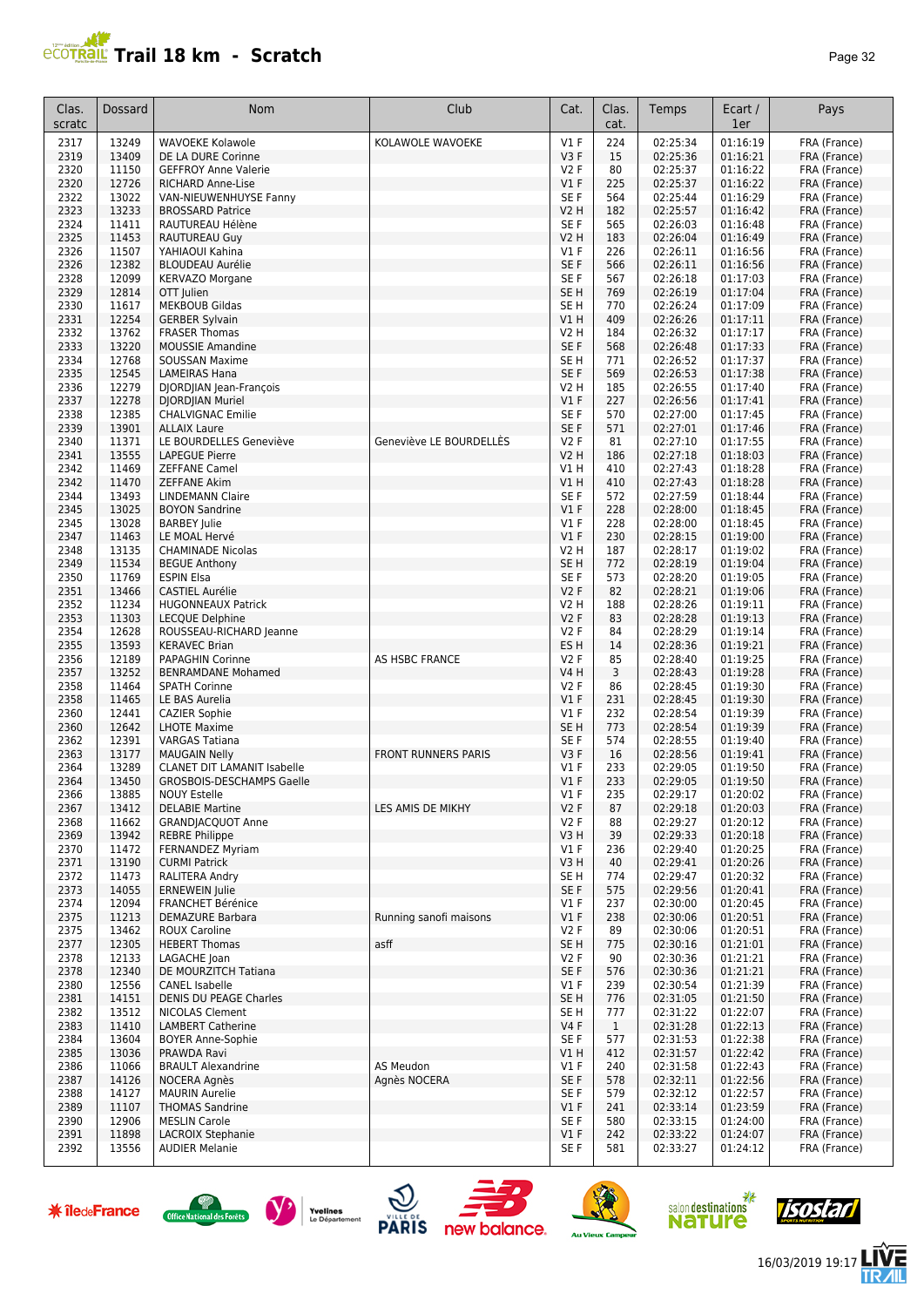# Trail 18 km - Scratch

| Clas. scratc | Dossard | Nom | Club | Cat. | Clas. cat. | Temps | Ecart / 1er | Pays |
|---|---|---|---|---|---|---|---|---|
| 2317 | 13249 | WAVOEKE Kolawole | KOLAWOLE WAVOEKE | V1 F | 224 | 02:25:34 | 01:16:19 | FRA (France) |
| 2319 | 13409 | DE LA DURE Corinne | | V3 F | 15 | 02:25:36 | 01:16:21 | FRA (France) |
| 2320 | 11150 | GEFFROY Anne Valerie | | V2 F | 80 | 02:25:37 | 01:16:22 | FRA (France) |
| 2320 | 12726 | RICHARD Anne-Lise | | V1 F | 225 | 02:25:37 | 01:16:22 | FRA (France) |
| 2322 | 13022 | VAN-NIEUWENHUYSE Fanny | | SE F | 564 | 02:25:44 | 01:16:29 | FRA (France) |
| 2323 | 13233 | BROSSARD Patrice | | V2 H | 182 | 02:25:57 | 01:16:42 | FRA (France) |
| 2324 | 11411 | RAUTUREAU Hélène | | SE F | 565 | 02:26:03 | 01:16:48 | FRA (France) |
| 2325 | 11453 | RAUTUREAU Guy | | V2 H | 183 | 02:26:04 | 01:16:49 | FRA (France) |
| 2326 | 11507 | YAHIAOUI Kahina | | V1 F | 226 | 02:26:11 | 01:16:56 | FRA (France) |
| 2326 | 12382 | BLOUDEAU Aurélie | | SE F | 566 | 02:26:11 | 01:16:56 | FRA (France) |
| 2328 | 12099 | KERVAZO Morgane | | SE F | 567 | 02:26:18 | 01:17:03 | FRA (France) |
| 2329 | 12814 | OTT Julien | | SE H | 769 | 02:26:19 | 01:17:04 | FRA (France) |
| 2330 | 11617 | MEKBOUB Gildas | | SE H | 770 | 02:26:24 | 01:17:09 | FRA (France) |
| 2331 | 12254 | GERBER Sylvain | | V1 H | 409 | 02:26:26 | 01:17:11 | FRA (France) |
| 2332 | 13762 | FRASER Thomas | | V2 H | 184 | 02:26:32 | 01:17:17 | FRA (France) |
| 2333 | 13220 | MOUSSIE Amandine | | SE F | 568 | 02:26:48 | 01:17:33 | FRA (France) |
| 2334 | 12768 | SOUSSAN Maxime | | SE H | 771 | 02:26:52 | 01:17:37 | FRA (France) |
| 2335 | 12545 | LAMEIRAS Hana | | SE F | 569 | 02:26:53 | 01:17:38 | FRA (France) |
| 2336 | 12279 | DJORDJIAN Jean-François | | V2 H | 185 | 02:26:55 | 01:17:40 | FRA (France) |
| 2337 | 12278 | DJORDJIAN Muriel | | V1 F | 227 | 02:26:56 | 01:17:41 | FRA (France) |
| 2338 | 12385 | CHALVIGNAC Emilie | | SE F | 570 | 02:27:00 | 01:17:45 | FRA (France) |
| 2339 | 13901 | ALLAIX Laure | | SE F | 571 | 02:27:01 | 01:17:46 | FRA (France) |
| 2340 | 11371 | LE BOURDELLES Geneviève | Geneviève LE BOURDELLÈS | V2 F | 81 | 02:27:10 | 01:17:55 | FRA (France) |
| 2341 | 13555 | LAPEGUE Pierre | | V2 H | 186 | 02:27:18 | 01:18:03 | FRA (France) |
| 2342 | 11469 | ZEFFANE Camel | | V1 H | 410 | 02:27:43 | 01:18:28 | FRA (France) |
| 2342 | 11470 | ZEFFANE Akim | | V1 H | 410 | 02:27:43 | 01:18:28 | FRA (France) |
| 2344 | 13493 | LINDEMANN Claire | | SE F | 572 | 02:27:59 | 01:18:44 | FRA (France) |
| 2345 | 13025 | BOYON Sandrine | | V1 F | 228 | 02:28:00 | 01:18:45 | FRA (France) |
| 2345 | 13028 | BARBEY Julie | | V1 F | 228 | 02:28:00 | 01:18:45 | FRA (France) |
| 2347 | 11463 | LE MOAL Hervé | | V1 F | 230 | 02:28:15 | 01:19:00 | FRA (France) |
| 2348 | 13135 | CHAMINADE Nicolas | | V2 H | 187 | 02:28:17 | 01:19:02 | FRA (France) |
| 2349 | 11534 | BEGUE Anthony | | SE H | 772 | 02:28:19 | 01:19:04 | FRA (France) |
| 2350 | 11769 | ESPIN Elsa | | SE F | 573 | 02:28:20 | 01:19:05 | FRA (France) |
| 2351 | 13466 | CASTIEL Aurélie | | V2 F | 82 | 02:28:21 | 01:19:06 | FRA (France) |
| 2352 | 11234 | HUGONNEAUX Patrick | | V2 H | 188 | 02:28:26 | 01:19:11 | FRA (France) |
| 2353 | 11303 | LECQUE Delphine | | V2 F | 83 | 02:28:28 | 01:19:13 | FRA (France) |
| 2354 | 12628 | ROUSSEAU-RICHARD Jeanne | | V2 F | 84 | 02:28:29 | 01:19:14 | FRA (France) |
| 2355 | 13593 | KERAVEC Brian | | ES H | 14 | 02:28:36 | 01:19:21 | FRA (France) |
| 2356 | 12189 | PAPAGHIN Corinne | AS HSBC FRANCE | V2 F | 85 | 02:28:40 | 01:19:25 | FRA (France) |
| 2357 | 13252 | BENRAMDANE Mohamed | | V4 H | 3 | 02:28:43 | 01:19:28 | FRA (France) |
| 2358 | 11464 | SPATH Corinne | | V2 F | 86 | 02:28:45 | 01:19:30 | FRA (France) |
| 2358 | 11465 | LE BAS Aurelia | | V1 F | 231 | 02:28:45 | 01:19:30 | FRA (France) |
| 2360 | 12441 | CAZIER Sophie | | V1 F | 232 | 02:28:54 | 01:19:39 | FRA (France) |
| 2360 | 12642 | LHOTE Maxime | | SE H | 773 | 02:28:54 | 01:19:39 | FRA (France) |
| 2362 | 12391 | VARGAS Tatiana | | SE F | 574 | 02:28:55 | 01:19:40 | FRA (France) |
| 2363 | 13177 | MAUGAIN Nelly | FRONT RUNNERS PARIS | V3 F | 16 | 02:28:56 | 01:19:41 | FRA (France) |
| 2364 | 13289 | CLANET DIT LAMANIT Isabelle | | V1 F | 233 | 02:29:05 | 01:19:50 | FRA (France) |
| 2364 | 13450 | GROSBOIS-DESCHAMPS Gaelle | | V1 F | 233 | 02:29:05 | 01:19:50 | FRA (France) |
| 2366 | 13885 | NOUY Estelle | | V1 F | 235 | 02:29:17 | 01:20:02 | FRA (France) |
| 2367 | 13412 | DELABIE Martine | LES AMIS DE MIKHY | V2 F | 87 | 02:29:18 | 01:20:03 | FRA (France) |
| 2368 | 11662 | GRANDJACQUOT Anne | | V2 F | 88 | 02:29:27 | 01:20:12 | FRA (France) |
| 2369 | 13942 | REBRE Philippe | | V3 H | 39 | 02:29:33 | 01:20:18 | FRA (France) |
| 2370 | 11472 | FERNANDEZ Myriam | | V1 F | 236 | 02:29:40 | 01:20:25 | FRA (France) |
| 2371 | 13190 | CURMI Patrick | | V3 H | 40 | 02:29:41 | 01:20:26 | FRA (France) |
| 2372 | 11473 | RALITERA Andry | | SE H | 774 | 02:29:47 | 01:20:32 | FRA (France) |
| 2373 | 14055 | ERNEWEIN Julie | | SE F | 575 | 02:29:56 | 01:20:41 | FRA (France) |
| 2374 | 12094 | FRANCHET Bérénice | | V1 F | 237 | 02:30:00 | 01:20:45 | FRA (France) |
| 2375 | 11213 | DEMAZURE Barbara | Running sanofi maisons | V1 F | 238 | 02:30:06 | 01:20:51 | FRA (France) |
| 2375 | 13462 | ROUX Caroline | | V2 F | 89 | 02:30:06 | 01:20:51 | FRA (France) |
| 2377 | 12305 | HEBERT Thomas | asff | SE H | 775 | 02:30:16 | 01:21:01 | FRA (France) |
| 2378 | 12133 | LAGACHE Joan | | V2 F | 90 | 02:30:36 | 01:21:21 | FRA (France) |
| 2378 | 12340 | DE MOURZITCH Tatiana | | SE F | 576 | 02:30:36 | 01:21:21 | FRA (France) |
| 2380 | 12556 | CANEL Isabelle | | V1 F | 239 | 02:30:54 | 01:21:39 | FRA (France) |
| 2381 | 14151 | DENIS DU PEAGE Charles | | SE H | 776 | 02:31:05 | 01:21:50 | FRA (France) |
| 2382 | 13512 | NICOLAS Clement | | SE H | 777 | 02:31:22 | 01:22:07 | FRA (France) |
| 2383 | 11410 | LAMBERT Catherine | | V4 F | 1 | 02:31:28 | 01:22:13 | FRA (France) |
| 2384 | 13604 | BOYER Anne-Sophie | | SE F | 577 | 02:31:53 | 01:22:38 | FRA (France) |
| 2385 | 13036 | PRAWDA Ravi | | V1 H | 412 | 02:31:57 | 01:22:42 | FRA (France) |
| 2386 | 11066 | BRAULT Alexandrine | AS Meudon | V1 F | 240 | 02:31:58 | 01:22:43 | FRA (France) |
| 2387 | 14126 | NOCERA Agnès | Agnès NOCERA | SE F | 578 | 02:32:11 | 01:22:56 | FRA (France) |
| 2388 | 14127 | MAURIN Aurelie | | SE F | 579 | 02:32:12 | 01:22:57 | FRA (France) |
| 2389 | 11107 | THOMAS Sandrine | | V1 F | 241 | 02:33:14 | 01:23:59 | FRA (France) |
| 2390 | 12906 | MESLIN Carole | | SE F | 580 | 02:33:15 | 01:24:00 | FRA (France) |
| 2391 | 11898 | LACROIX Stephanie | | V1 F | 242 | 02:33:22 | 01:24:07 | FRA (France) |
| 2392 | 13556 | AUDIER Melanie | | SE F | 581 | 02:33:27 | 01:24:12 | FRA (France) |

16/03/2019 19:17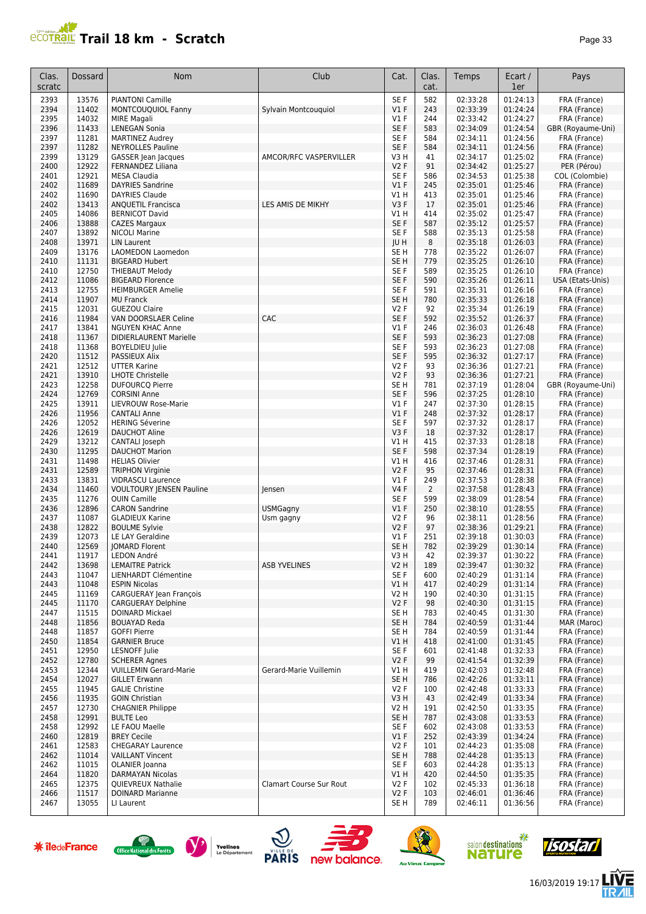# Trail 18 km - Scratch

| Clas. scratc | Dossard | Nom | Club | Cat. | Clas. cat. | Temps | Ecart / 1er | Pays |
|---|---|---|---|---|---|---|---|---|
| 2393 | 13576 | PIANTONI Camille | | SE F | 582 | 02:33:28 | 01:24:13 | FRA (France) |
| 2394 | 11402 | MONTCOUQUIOL Fanny | Sylvain Montcouquiol | V1 F | 243 | 02:33:39 | 01:24:24 | FRA (France) |
| 2395 | 14032 | MIRE Magali | | V1 F | 244 | 02:33:42 | 01:24:27 | FRA (France) |
| 2396 | 11433 | LENEGAN Sonia | | SE F | 583 | 02:34:09 | 01:24:54 | GBR (Royaume-Uni) |
| 2397 | 11281 | MARTINEZ Audrey | | SE F | 584 | 02:34:11 | 01:24:56 | FRA (France) |
| 2397 | 11282 | NEYROLLES Pauline | | SE F | 584 | 02:34:11 | 01:24:56 | FRA (France) |
| 2399 | 13129 | GASSER Jean Jacques | AMCOR/RFC VASPERVILLER | V3 H | 41 | 02:34:17 | 01:25:02 | FRA (France) |
| 2400 | 12922 | FERNANDEZ Liliana | | V2 F | 91 | 02:34:42 | 01:25:27 | PER (Pérou) |
| 2401 | 12921 | MESA Claudia | | SE F | 586 | 02:34:53 | 01:25:38 | COL (Colombie) |
| 2402 | 11689 | DAYRIES Sandrine | | V1 F | 245 | 02:35:01 | 01:25:46 | FRA (France) |
| 2402 | 11690 | DAYRIES Claude | | V1 H | 413 | 02:35:01 | 01:25:46 | FRA (France) |
| 2402 | 13413 | ANQUETIL Francisca | LES AMIS DE MIKHY | V3 F | 17 | 02:35:01 | 01:25:46 | FRA (France) |
| 2405 | 14086 | BERNICOT David | | V1 H | 414 | 02:35:02 | 01:25:47 | FRA (France) |
| 2406 | 13888 | CAZES Margaux | | SE F | 587 | 02:35:12 | 01:25:57 | FRA (France) |
| 2407 | 13892 | NICOLI Marine | | SE F | 588 | 02:35:13 | 01:25:58 | FRA (France) |
| 2408 | 13971 | LIN Laurent | | JU H | 8 | 02:35:18 | 01:26:03 | FRA (France) |
| 2409 | 13176 | LAOMEDON Laomedon | | SE H | 778 | 02:35:22 | 01:26:07 | FRA (France) |
| 2410 | 11131 | BIGEARD Hubert | | SE H | 779 | 02:35:25 | 01:26:10 | FRA (France) |
| 2410 | 12750 | THIEBAUT Melody | | SE F | 589 | 02:35:25 | 01:26:10 | FRA (France) |
| 2412 | 11086 | BIGEARD Florence | | SE F | 590 | 02:35:26 | 01:26:11 | USA (Etats-Unis) |
| 2413 | 12755 | HEIMBURGER Amelie | | SE F | 591 | 02:35:31 | 01:26:16 | FRA (France) |
| 2414 | 11907 | MU Franck | | SE H | 780 | 02:35:33 | 01:26:18 | FRA (France) |
| 2415 | 12031 | GUEZOU Claire | | V2 F | 92 | 02:35:34 | 01:26:19 | FRA (France) |
| 2416 | 11984 | VAN DOORSLAER Celine | CAC | SE F | 592 | 02:35:52 | 01:26:37 | FRA (France) |
| 2417 | 13841 | NGUYEN KHAC Anne | | V1 F | 246 | 02:36:03 | 01:26:48 | FRA (France) |
| 2418 | 11367 | DIDIERLAURENT Marielle | | SE F | 593 | 02:36:23 | 01:27:08 | FRA (France) |
| 2418 | 11368 | BOYELDIEU Julie | | SE F | 593 | 02:36:23 | 01:27:08 | FRA (France) |
| 2420 | 11512 | PASSIEUX Alix | | SE F | 595 | 02:36:32 | 01:27:17 | FRA (France) |
| 2421 | 12512 | UTTER Karine | | V2 F | 93 | 02:36:36 | 01:27:21 | FRA (France) |
| 2421 | 13910 | LHOTE Christelle | | V2 F | 93 | 02:36:36 | 01:27:21 | FRA (France) |
| 2423 | 12258 | DUFOURCQ Pierre | | SE H | 781 | 02:37:19 | 01:28:04 | GBR (Royaume-Uni) |
| 2424 | 12769 | CORSINI Anne | | SE F | 596 | 02:37:25 | 01:28:10 | FRA (France) |
| 2425 | 13911 | LIEVROUW Rose-Marie | | V1 F | 247 | 02:37:30 | 01:28:15 | FRA (France) |
| 2426 | 11956 | CANTALI Anne | | V1 F | 248 | 02:37:32 | 01:28:17 | FRA (France) |
| 2426 | 12052 | HERING Séverine | | SE F | 597 | 02:37:32 | 01:28:17 | FRA (France) |
| 2426 | 12619 | DAUCHOT Aline | | V3 F | 18 | 02:37:32 | 01:28:17 | FRA (France) |
| 2429 | 13212 | CANTALI Joseph | | V1 H | 415 | 02:37:33 | 01:28:18 | FRA (France) |
| 2430 | 11295 | DAUCHOT Marion | | SE F | 598 | 02:37:34 | 01:28:19 | FRA (France) |
| 2431 | 11498 | HELIAS Olivier | | V1 H | 416 | 02:37:46 | 01:28:31 | FRA (France) |
| 2431 | 12589 | TRIPHON Virginie | | V2 F | 95 | 02:37:46 | 01:28:31 | FRA (France) |
| 2433 | 13831 | VIDRASCU Laurence | | V1 F | 249 | 02:37:53 | 01:28:38 | FRA (France) |
| 2434 | 11460 | VOULTOURY JENSEN Pauline | Jensen | V4 F | 2 | 02:37:58 | 01:28:43 | FRA (France) |
| 2435 | 11276 | OUIN Camille | | SE F | 599 | 02:38:09 | 01:28:54 | FRA (France) |
| 2436 | 12896 | CARON Sandrine | USMGagny | V1 F | 250 | 02:38:10 | 01:28:55 | FRA (France) |
| 2437 | 11087 | GLADIEUX Karine | Usm gagny | V2 F | 96 | 02:38:11 | 01:28:56 | FRA (France) |
| 2438 | 12822 | BOULME Sylvie | | V2 F | 97 | 02:38:36 | 01:29:21 | FRA (France) |
| 2439 | 12073 | LE LAY Geraldine | | V1 F | 251 | 02:39:18 | 01:30:03 | FRA (France) |
| 2440 | 12569 | JOMARD Florent | | SE H | 782 | 02:39:29 | 01:30:14 | FRA (France) |
| 2441 | 11917 | LEDON André | | V3 H | 42 | 02:39:37 | 01:30:22 | FRA (France) |
| 2442 | 13698 | LEMAITRE Patrick | ASB YVELINES | V2 H | 189 | 02:39:47 | 01:30:32 | FRA (France) |
| 2443 | 11047 | LIENHARDT Clémentine | | SE F | 600 | 02:40:29 | 01:31:14 | FRA (France) |
| 2443 | 11048 | ESPIN Nicolas | | V1 H | 417 | 02:40:29 | 01:31:14 | FRA (France) |
| 2445 | 11169 | CARGUERAY Jean François | | V2 H | 190 | 02:40:30 | 01:31:15 | FRA (France) |
| 2445 | 11170 | CARGUERAY Delphine | | V2 F | 98 | 02:40:30 | 01:31:15 | FRA (France) |
| 2447 | 11515 | DOINARD Mickael | | SE H | 783 | 02:40:45 | 01:31:30 | FRA (France) |
| 2448 | 11856 | BOUAYAD Reda | | SE H | 784 | 02:40:59 | 01:31:44 | MAR (Maroc) |
| 2448 | 11857 | GOFFI Pierre | | SE H | 784 | 02:40:59 | 01:31:44 | FRA (France) |
| 2450 | 11854 | GARNIER Bruce | | V1 H | 418 | 02:41:00 | 01:31:45 | FRA (France) |
| 2451 | 12950 | LESNOFF Julie | | SE F | 601 | 02:41:48 | 01:32:33 | FRA (France) |
| 2452 | 12780 | SCHERER Agnes | | V2 F | 99 | 02:41:54 | 01:32:39 | FRA (France) |
| 2453 | 12344 | VUILLEMIN Gerard-Marie | Gerard-Marie Vuillemin | V1 H | 419 | 02:42:03 | 01:32:48 | FRA (France) |
| 2454 | 12027 | GILLET Erwann | | SE H | 786 | 02:42:26 | 01:33:11 | FRA (France) |
| 2455 | 11945 | GALIE Christine | | V2 F | 100 | 02:42:48 | 01:33:33 | FRA (France) |
| 2456 | 11935 | GOIN Christian | | V3 H | 43 | 02:42:49 | 01:33:34 | FRA (France) |
| 2457 | 12730 | CHAGNIER Philippe | | V2 H | 191 | 02:42:50 | 01:33:35 | FRA (France) |
| 2458 | 12991 | BULTE Leo | | SE H | 787 | 02:43:08 | 01:33:53 | FRA (France) |
| 2458 | 12992 | LE FAOU Maelle | | SE F | 602 | 02:43:08 | 01:33:53 | FRA (France) |
| 2460 | 12819 | BREY Cecile | | V1 F | 252 | 02:43:39 | 01:34:24 | FRA (France) |
| 2461 | 12583 | CHEGARAY Laurence | | V2 F | 101 | 02:44:23 | 01:35:08 | FRA (France) |
| 2462 | 11014 | VAILLANT Vincent | | SE H | 788 | 02:44:28 | 01:35:13 | FRA (France) |
| 2462 | 11015 | OLANIER Joanna | | SE F | 603 | 02:44:28 | 01:35:13 | FRA (France) |
| 2464 | 11820 | DARMAYAN Nicolas | | V1 H | 420 | 02:44:50 | 01:35:35 | FRA (France) |
| 2465 | 12375 | QUIEVREUX Nathalie | Clamart Course Sur Rout | V2 F | 102 | 02:45:33 | 01:36:18 | FRA (France) |
| 2466 | 11517 | DOINARD Marianne | | V2 F | 103 | 02:46:01 | 01:36:46 | FRA (France) |
| 2467 | 13055 | LI Laurent | | SE H | 789 | 02:46:11 | 01:36:56 | FRA (France) |

16/03/2019 19:17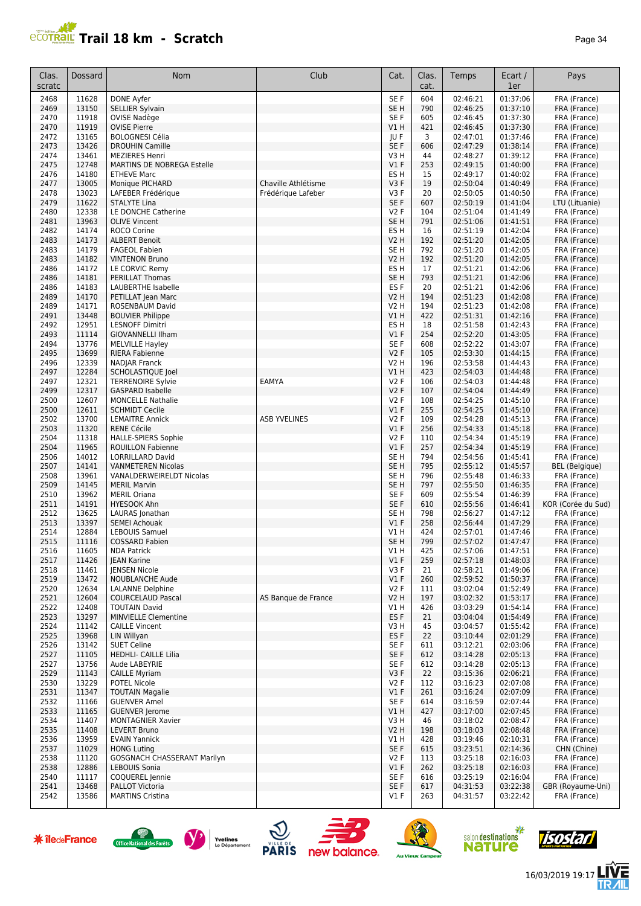# Trail 18 km - Scratch

| Clas. scratc | Dossard | Nom | Club | Cat. | Clas. cat. | Temps | Ecart / 1er | Pays |
|---|---|---|---|---|---|---|---|---|
| 2468 | 11628 | DONE Ayfer | | SE F | 604 | 02:46:21 | 01:37:06 | FRA (France) |
| 2469 | 13150 | SELLIER Sylvain | | SE H | 790 | 02:46:25 | 01:37:10 | FRA (France) |
| 2470 | 11918 | OVISE Nadège | | SE F | 605 | 02:46:45 | 01:37:30 | FRA (France) |
| 2470 | 11919 | OVISE Pierre | | V1 H | 421 | 02:46:45 | 01:37:30 | FRA (France) |
| 2472 | 13165 | BOLOGNESI Célia | | JU F | 3 | 02:47:01 | 01:37:46 | FRA (France) |
| 2473 | 13426 | DROUHIN Camille | | SE F | 606 | 02:47:29 | 01:38:14 | FRA (France) |
| 2474 | 13461 | MEZIERES Henri | | V3 H | 44 | 02:48:27 | 01:39:12 | FRA (France) |
| 2475 | 12748 | MARTINS DE NOBREGA Estelle | | V1 F | 253 | 02:49:15 | 01:40:00 | FRA (France) |
| 2476 | 14180 | ETHEVE Marc | | ES H | 15 | 02:49:17 | 01:40:02 | FRA (France) |
| 2477 | 13005 | Monique PICHARD | Chaville Athlétisme | V3 F | 19 | 02:50:04 | 01:40:49 | FRA (France) |
| 2478 | 13023 | LAFEBER Frédérique | Frédérique Lafeber | V3 F | 20 | 02:50:05 | 01:40:50 | FRA (France) |
| 2479 | 11622 | STALYTE Lina | | SE F | 607 | 02:50:19 | 01:41:04 | LTU (Lituanie) |
| 2480 | 12338 | LE DONCHE Catherine | | V2 F | 104 | 02:51:04 | 01:41:49 | FRA (France) |
| 2481 | 13963 | OLIVE Vincent | | SE H | 791 | 02:51:06 | 01:41:51 | FRA (France) |
| 2482 | 14174 | ROCO Corine | | ES H | 16 | 02:51:19 | 01:42:04 | FRA (France) |
| 2483 | 14173 | ALBERT Benoit | | V2 H | 192 | 02:51:20 | 01:42:05 | FRA (France) |
| 2483 | 14179 | FAGEOL Fabien | | SE H | 792 | 02:51:20 | 01:42:05 | FRA (France) |
| 2483 | 14182 | VINTENON Bruno | | V2 H | 192 | 02:51:20 | 01:42:05 | FRA (France) |
| 2486 | 14172 | LE CORVIC Remy | | ES H | 17 | 02:51:21 | 01:42:06 | FRA (France) |
| 2486 | 14181 | PERILLAT Thomas | | SE H | 793 | 02:51:21 | 01:42:06 | FRA (France) |
| 2486 | 14183 | LAUBERTHE Isabelle | | ES F | 20 | 02:51:21 | 01:42:06 | FRA (France) |
| 2489 | 14170 | PETILLAT Jean Marc | | V2 H | 194 | 02:51:23 | 01:42:08 | FRA (France) |
| 2489 | 14171 | ROSENBAUM David | | V2 H | 194 | 02:51:23 | 01:42:08 | FRA (France) |
| 2491 | 13448 | BOUVIER Philippe | | V1 H | 422 | 02:51:31 | 01:42:16 | FRA (France) |
| 2492 | 12951 | LESNOFF Dimitri | | ES H | 18 | 02:51:58 | 01:42:43 | FRA (France) |
| 2493 | 11114 | GIOVANNELLI Ilham | | V1 F | 254 | 02:52:20 | 01:43:05 | FRA (France) |
| 2494 | 13776 | MELVILLE Hayley | | SE F | 608 | 02:52:22 | 01:43:07 | FRA (France) |
| 2495 | 13699 | RIERA Fabienne | | V2 F | 105 | 02:53:30 | 01:44:15 | FRA (France) |
| 2496 | 12339 | NADJAR Franck | | V2 H | 196 | 02:53:58 | 01:44:43 | FRA (France) |
| 2497 | 12284 | SCHOLASTIQUE Joel | | V1 H | 423 | 02:54:03 | 01:44:48 | FRA (France) |
| 2497 | 12321 | TERRENOIRE Sylvie | EAMYA | V2 F | 106 | 02:54:03 | 01:44:48 | FRA (France) |
| 2499 | 12317 | GASPARD Isabelle | | V2 F | 107 | 02:54:04 | 01:44:49 | FRA (France) |
| 2500 | 12607 | MONCELLE Nathalie | | V2 F | 108 | 02:54:25 | 01:45:10 | FRA (France) |
| 2500 | 12611 | SCHMIDT Cecile | | V1 F | 255 | 02:54:25 | 01:45:10 | FRA (France) |
| 2502 | 13700 | LEMAITRE Annick | ASB YVELINES | V2 F | 109 | 02:54:28 | 01:45:13 | FRA (France) |
| 2503 | 11320 | RENE Cécile | | V1 F | 256 | 02:54:33 | 01:45:18 | FRA (France) |
| 2504 | 11318 | HALLE-SPIERS Sophie | | V2 F | 110 | 02:54:34 | 01:45:19 | FRA (France) |
| 2504 | 11965 | ROUILLON Fabienne | | V1 F | 257 | 02:54:34 | 01:45:19 | FRA (France) |
| 2506 | 14012 | LORRILLARD David | | SE H | 794 | 02:54:56 | 01:45:41 | FRA (France) |
| 2507 | 14141 | VANMETEREN Nicolas | | SE H | 795 | 02:55:12 | 01:45:57 | BEL (Belgique) |
| 2508 | 13961 | VANALDERWEIRELDT Nicolas | | SE H | 796 | 02:55:48 | 01:46:33 | FRA (France) |
| 2509 | 14145 | MERIL Marvin | | SE H | 797 | 02:55:50 | 01:46:35 | FRA (France) |
| 2510 | 13962 | MERIL Oriana | | SE F | 609 | 02:55:54 | 01:46:39 | FRA (France) |
| 2511 | 14191 | HYESOOK Ahn | | SE F | 610 | 02:55:56 | 01:46:41 | KOR (Corée du Sud) |
| 2512 | 13625 | LAURAS Jonathan | | SE H | 798 | 02:56:27 | 01:47:12 | FRA (France) |
| 2513 | 13397 | SEMEI Achouak | | V1 F | 258 | 02:56:44 | 01:47:29 | FRA (France) |
| 2514 | 12884 | LEBOUIS Samuel | | V1 H | 424 | 02:57:01 | 01:47:46 | FRA (France) |
| 2515 | 11116 | COSSARD Fabien | | SE H | 799 | 02:57:02 | 01:47:47 | FRA (France) |
| 2516 | 11605 | NDA Patrick | | V1 H | 425 | 02:57:06 | 01:47:51 | FRA (France) |
| 2517 | 11426 | JEAN Karine | | V1 F | 259 | 02:57:18 | 01:48:03 | FRA (France) |
| 2518 | 11461 | JENSEN Nicole | | V3 F | 21 | 02:58:21 | 01:49:06 | FRA (France) |
| 2519 | 13472 | NOUBLANCHE Aude | | V1 F | 260 | 02:59:52 | 01:50:37 | FRA (France) |
| 2520 | 12634 | LALANNE Delphine | | V2 F | 111 | 03:02:04 | 01:52:49 | FRA (France) |
| 2521 | 12604 | COURCELAUD Pascal | AS Banque de France | V2 H | 197 | 03:02:32 | 01:53:17 | FRA (France) |
| 2522 | 12408 | TOUTAIN David | | V1 H | 426 | 03:03:29 | 01:54:14 | FRA (France) |
| 2523 | 13297 | MINVIELLE Clementine | | ES F | 21 | 03:04:04 | 01:54:49 | FRA (France) |
| 2524 | 11142 | CAILLE Vincent | | V3 H | 45 | 03:04:57 | 01:55:42 | FRA (France) |
| 2525 | 13968 | LIN Willyan | | ES F | 22 | 03:10:44 | 02:01:29 | FRA (France) |
| 2526 | 13142 | SUET Celine | | SE F | 611 | 03:12:21 | 02:03:06 | FRA (France) |
| 2527 | 11105 | HEDHLI- CAILLE Lilia | | SE F | 612 | 03:14:28 | 02:05:13 | FRA (France) |
| 2527 | 13756 | Aude LABEYRIE | | SE F | 612 | 03:14:28 | 02:05:13 | FRA (France) |
| 2529 | 11143 | CAILLE Myriam | | V3 F | 22 | 03:15:36 | 02:06:21 | FRA (France) |
| 2530 | 13229 | POTEL Nicole | | V2 F | 112 | 03:16:23 | 02:07:08 | FRA (France) |
| 2531 | 11347 | TOUTAIN Magalie | | V1 F | 261 | 03:16:24 | 02:07:09 | FRA (France) |
| 2532 | 11166 | GUENVER Amel | | SE F | 614 | 03:16:59 | 02:07:44 | FRA (France) |
| 2533 | 11165 | GUENVER Jerome | | V1 H | 427 | 03:17:00 | 02:07:45 | FRA (France) |
| 2534 | 11407 | MONTAGNIER Xavier | | V3 H | 46 | 03:18:02 | 02:08:47 | FRA (France) |
| 2535 | 11408 | LEVERT Bruno | | V2 H | 198 | 03:18:03 | 02:08:48 | FRA (France) |
| 2536 | 13959 | EVAIN Yannick | | V1 H | 428 | 03:19:46 | 02:10:31 | FRA (France) |
| 2537 | 11029 | HONG Luting | | SE F | 615 | 03:23:51 | 02:14:36 | CHN (Chine) |
| 2538 | 11120 | GOSGNACH CHASSERANT Marilyn | | V2 F | 113 | 03:25:18 | 02:16:03 | FRA (France) |
| 2538 | 12886 | LEBOUIS Sonia | | V1 F | 262 | 03:25:18 | 02:16:03 | FRA (France) |
| 2540 | 11117 | COQUEREL Jennie | | SE F | 616 | 03:25:19 | 02:16:04 | FRA (France) |
| 2541 | 13468 | PALLOT Victoria | | SE F | 617 | 04:31:53 | 03:22:38 | GBR (Royaume-Uni) |
| 2542 | 13586 | MARTINS Cristina | | V1 F | 263 | 04:31:57 | 03:22:42 | FRA (France) |

16/03/2019 19:17